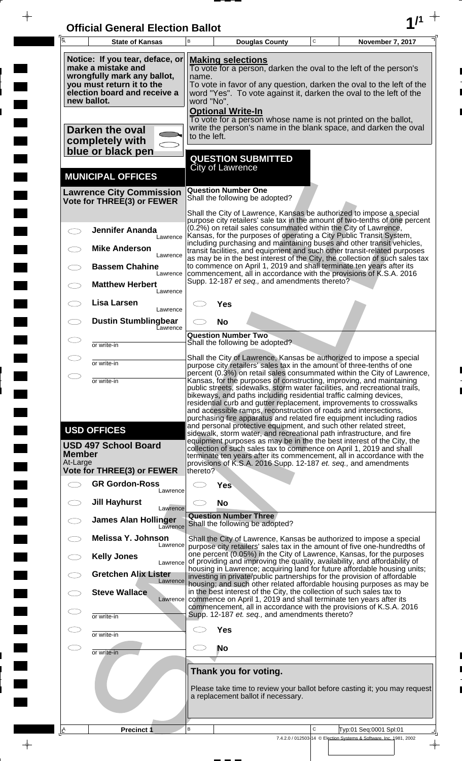# Official General Election Ballot

| State of Kansas | Douglas County | November 7, 2017 |
|---|---|---|

**Notice: If you tear, deface, or make a mistake and wrongfully mark any ballot, you must return it to the election board and receive a new ballot.**

**Darken the oval completely with blue or black pen**

**Making selections**
To vote for a person, darken the oval to the left of the person's name.
To vote in favor of any question, darken the oval to the left of the word "Yes". To vote against it, darken the oval to the left of the word "No".

**Optional Write-In**
To vote for a person whose name is not printed on the ballot, write the person's name in the blank space, and darken the oval to the left.

## MUNICIPAL OFFICES

### Lawrence City Commission
**Vote for THREE(3) or FEWER**

- ◯ **Jennifer Ananda** — Lawrence
- ◯ **Mike Anderson** — Lawrence
- ◯ **Bassem Chahine** — Lawrence
- ◯ **Matthew Herbert** — Lawrence
- ◯ **Lisa Larsen** — Lawrence
- ◯ **Dustin Stumblingbear** — Lawrence
- ◯ ________ or write-in
- ◯ ________ or write-in
- ◯ ________ or write-in

## USD OFFICES

### USD 497 School Board Member
At-Large
**Vote for THREE(3) or FEWER**

- ◯ **GR Gordon-Ross** — Lawrence
- ◯ **Jill Hayhurst** — Lawrence
- ◯ **James Alan Hollinger** — Lawrence
- ◯ **Melissa Y. Johnson** — Lawrence
- ◯ **Kelly Jones** — Lawrence
- ◯ **Gretchen Alix Lister** — Lawrence
- ◯ **Steve Wallace** — Lawrence
- ◯ ________ or write-in
- ◯ ________ or write-in
- ◯ ________ or write-in

## QUESTION SUBMITTED
City of Lawrence

### Question Number One
Shall the following be adopted?

Shall the City of Lawrence, Kansas be authorized to impose a special purpose city retailers' sale tax in the amount of two-tenths of one percent (0.2%) on retail sales consummated within the City of Lawrence, Kansas, for the purposes of operating a City Public Transit System, including purchasing and maintaining buses and other transit vehicles, transit facilities, and equipment and such other transit-related purposes as may be in the best interest of the City, the collection of such sales tax to commence on April 1, 2019 and shall terminate ten years after its commencement, all in accordance with the provisions of K.S.A. 2016 Supp. 12-187 *et seq.,* and amendments thereto?

- ◯ **Yes**
- ◯ **No**

### Question Number Two
Shall the following be adopted?

Shall the City of Lawrence, Kansas be authorized to impose a special purpose city retailers' sales tax in the amount of three-tenths of one percent (0.3%) on retail sales consummated within the City of Lawrence, Kansas, for the purposes of constructing, improving, and maintaining public streets, sidewalks, storm water facilities, and recreational trails, bikeways, and paths including residential traffic calming devices, residential curb and gutter replacement, improvements to crosswalks and accessible ramps, reconstruction of roads and intersections, purchasing fire apparatus and related fire equipment including radios and personal protective equipment, and such other related street, sidewalk, storm water, and recreational path infrastructure, and fire equipment purposes as may be in the best interest of the City, the collection of such sales tax to commence on April 1, 2019 and shall terminate ten years after its commencement, all in accordance with the provisions of K.S.A. 2016 Supp. 12-187 *et. seq.,* and amendments thereto?

- ◯ **Yes**
- ◯ **No**

### Question Number Three
Shall the following be adopted?

Shall the City of Lawrence, Kansas be authorized to impose a special purpose city retailers' sales tax in the amount of five one-hundredths of one percent (0.05%) in the City of Lawrence, Kansas, for the purposes of providing and improving the quality, availability, and affordability of housing in Lawrence; acquiring land for future affordable housing units; investing in private/public partnerships for the provision of affordable housing; and such other related affordable housing purposes as may be in the best interest of the City, the collection of such sales tax to commence on April 1, 2019 and shall terminate ten years after its commencement, all in accordance with the provisions of K.S.A. 2016 Supp. 12-187 *et. seq.,* and amendments thereto?

- ◯ **Yes**
- ◯ **No**

**Thank you for voting.**

Please take time to review your ballot before casting it; you may request a replacement ballot if necessary.

Precinct 1 | Typ:01 Seq:0001 Spl:01

7.4.2.0 / 012503-14 © Election Systems & Software, Inc. 1981, 2002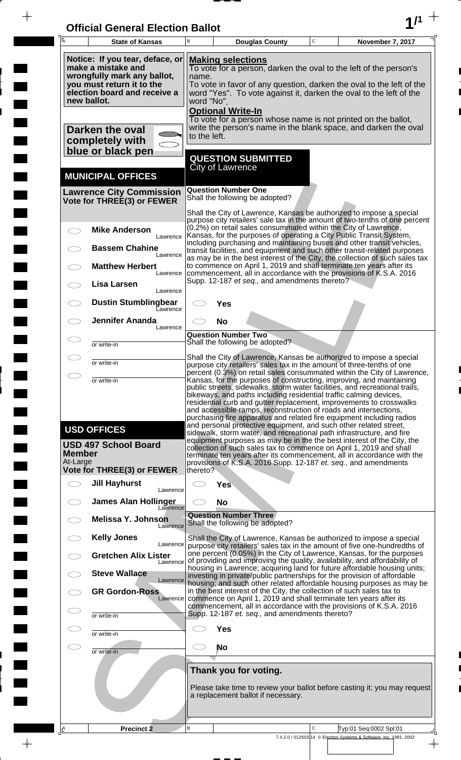# Official General Election Ballot

| State of Kansas | Douglas County | November 7, 2017 |
|---|---|---|

**Notice: If you tear, deface, or make a mistake and wrongfully mark any ballot, you must return it to the election board and receive a new ballot.**

**Darken the oval completely with blue or black pen**

**Making selections**
To vote for a person, darken the oval to the left of the person's name.
To vote in favor of any question, darken the oval to the left of the word "Yes". To vote against it, darken the oval to the left of the word "No".

**Optional Write-In**
To vote for a person whose name is not printed on the ballot, write the person's name in the blank space, and darken the oval to the left.

## MUNICIPAL OFFICES

### Lawrence City Commission
**Vote for THREE(3) or FEWER**

- ◯ **Mike Anderson** — Lawrence
- ◯ **Bassem Chahine** — Lawrence
- ◯ **Matthew Herbert** — Lawrence
- ◯ **Lisa Larsen** — Lawrence
- ◯ **Dustin Stumblingbear** — Lawrence
- ◯ **Jennifer Ananda** — Lawrence
- ◯ ________ or write-in
- ◯ ________ or write-in
- ◯ ________ or write-in

## USD OFFICES

### USD 497 School Board Member
At-Large
**Vote for THREE(3) or FEWER**

- ◯ **Jill Hayhurst** — Lawrence
- ◯ **James Alan Hollinger** — Lawrence
- ◯ **Melissa Y. Johnson** — Lawrence
- ◯ **Kelly Jones** — Lawrence
- ◯ **Gretchen Alix Lister** — Lawrence
- ◯ **Steve Wallace** — Lawrence
- ◯ **GR Gordon-Ross** — Lawrence
- ◯ ________ or write-in
- ◯ ________ or write-in
- ◯ ________ or write-in

## QUESTION SUBMITTED
City of Lawrence

### Question Number One
Shall the following be adopted?

Shall the City of Lawrence, Kansas be authorized to impose a special purpose city retailers' sale tax in the amount of two-tenths of one percent (0.2%) on retail sales consummated within the City of Lawrence, Kansas, for the purposes of operating a City Public Transit System, including purchasing and maintaining buses and other transit vehicles, transit facilities, and equipment and such other transit-related purposes as may be in the best interest of the City, the collection of such sales tax to commence on April 1, 2019 and shall terminate ten years after its commencement, all in accordance with the provisions of K.S.A. 2016 Supp. 12-187 *et seq.,* and amendments thereto?

- ◯ **Yes**
- ◯ **No**

### Question Number Two
Shall the following be adopted?

Shall the City of Lawrence, Kansas be authorized to impose a special purpose city retailers' sales tax in the amount of three-tenths of one percent (0.3%) on retail sales consummated within the City of Lawrence, Kansas, for the purposes of constructing, improving, and maintaining public streets, sidewalks, storm water facilities, and recreational trails, bikeways, and paths including residential traffic calming devices, residential curb and gutter replacement, improvements to crosswalks and accessible ramps, reconstruction of roads and intersections, purchasing fire apparatus and related fire equipment including radios and personal protective equipment, and such other related street, sidewalk, storm water, and recreational path infrastructure, and fire equipment purposes as may be in the the best interest of the City, the collection of such sales tax to commence on April 1, 2019 and shall terminate ten years after its commencement, all in accordance with the provisions of K.S.A. 2016 Supp. 12-187 *et. seq.,* and amendments thereto?

- ◯ **Yes**
- ◯ **No**

### Question Number Three
Shall the following be adopted?

Shall the City of Lawrence, Kansas be authorized to impose a special purpose city retailers' sales tax in the amount of five one-hundredths of one percent (0.05%) in the City of Lawrence, Kansas, for the purposes of providing and improving the quality, availability, and affordability of housing in Lawrence; acquiring land for future affordable housing units; investing in private/public partnerships for the provision of affordable housing; and such other related affordable housing purposes as may be in the best interest of the City, the collection of such sales tax to commence on April 1, 2019 and shall terminate ten years after its commencement, all in accordance with the provisions of K.S.A. 2016 Supp. 12-187 *et. seq.,* and amendments thereto?

- ◯ **Yes**
- ◯ **No**

**Thank you for voting.**

Please take time to review your ballot before casting it; you may request a replacement ballot if necessary.

| Precinct 2 | | Typ:01 Seq:0002 Spl:01 |
|---|---|---|

7.4.2.0 / 012503-14 © Election Systems & Software, Inc. 1981, 2002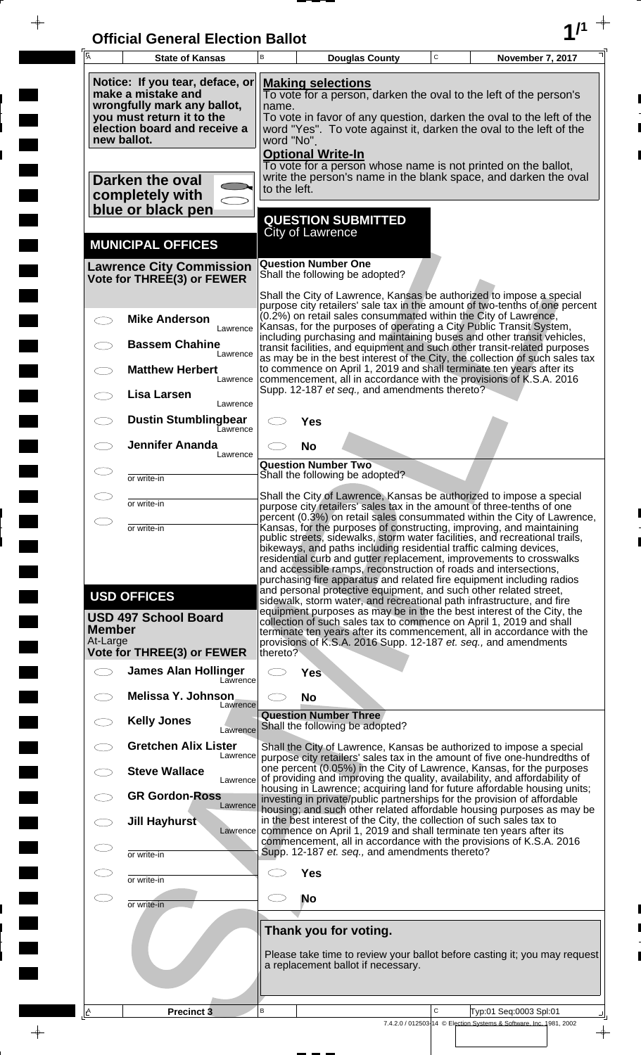# Official General Election Ballot

| State of Kansas | Douglas County | November 7, 2017 |
|---|---|---|

**Notice: If you tear, deface, or make a mistake and wrongfully mark any ballot, you must return it to the election board and receive a new ballot.**

**Darken the oval completely with blue or black pen**

**Making selections**

To vote for a person, darken the oval to the left of the person's name.

To vote in favor of any question, darken the oval to the left of the word "Yes". To vote against it, darken the oval to the left of the word "No".

**Optional Write-In**

To vote for a person whose name is not printed on the ballot, write the person's name in the blank space, and darken the oval to the left.

## MUNICIPAL OFFICES

### Lawrence City Commission
**Vote for THREE(3) or FEWER**

- ◯ **Mike Anderson** Lawrence
- ◯ **Bassem Chahine** Lawrence
- ◯ **Matthew Herbert** Lawrence
- ◯ **Lisa Larsen** Lawrence
- ◯ **Dustin Stumblingbear** Lawrence
- ◯ **Jennifer Ananda** Lawrence
- ◯ ______ or write-in
- ◯ ______ or write-in
- ◯ ______ or write-in

## USD OFFICES

### USD 497 School Board Member
At-Large
**Vote for THREE(3) or FEWER**

- ◯ **James Alan Hollinger** Lawrence
- ◯ **Melissa Y. Johnson** Lawrence
- ◯ **Kelly Jones** Lawrence
- ◯ **Gretchen Alix Lister** Lawrence
- ◯ **Steve Wallace** Lawrence
- ◯ **GR Gordon-Ross** Lawrence
- ◯ **Jill Hayhurst** Lawrence
- ◯ ______ or write-in
- ◯ ______ or write-in
- ◯ ______ or write-in

## QUESTION SUBMITTED
City of Lawrence

### Question Number One
Shall the following be adopted?

Shall the City of Lawrence, Kansas be authorized to impose a special purpose city retailers' sale tax in the amount of two-tenths of one percent (0.2%) on retail sales consummated within the City of Lawrence, Kansas, for the purposes of operating a City Public Transit System, including purchasing and maintaining buses and other transit vehicles, transit facilities, and equipment and such other transit-related purposes as may be in the best interest of the City, the collection of such sales tax to commence on April 1, 2019 and shall terminate ten years after its commencement, all in accordance with the provisions of K.S.A. 2016 Supp. 12-187 *et seq.,* and amendments thereto?

- ◯ **Yes**
- ◯ **No**

### Question Number Two
Shall the following be adopted?

Shall the City of Lawrence, Kansas be authorized to impose a special purpose city retailers' sales tax in the amount of three-tenths of one percent (0.3%) on retail sales consummated within the City of Lawrence, Kansas, for the purposes of constructing, improving, and maintaining public streets, sidewalks, storm water facilities, and recreational trails, bikeways, and paths including residential traffic calming devices, residential curb and gutter replacement, improvements to crosswalks and accessible ramps, reconstruction of roads and intersections, purchasing fire apparatus and related fire equipment including radios and personal protective equipment, and such other related street, sidewalk, storm water, and recreational path infrastructure, and fire equipment purposes as may be in the best interest of the City, the collection of such sales tax to commence on April 1, 2019 and shall terminate ten years after its commencement, all in accordance with the provisions of K.S.A. 2016 Supp. 12-187 *et. seq.,* and amendments thereto?

- ◯ **Yes**
- ◯ **No**

### Question Number Three
Shall the following be adopted?

Shall the City of Lawrence, Kansas be authorized to impose a special purpose city retailers' sales tax in the amount of five one-hundredths of one percent (0.05%) in the City of Lawrence, Kansas, for the purposes of providing and improving the quality, availability, and affordability of housing in Lawrence; acquiring land for future affordable housing units; investing in private/public partnerships for the provision of affordable housing; and such other related affordable housing purposes as may be in the best interest of the City, the collection of such sales tax to commence on April 1, 2019 and shall terminate ten years after its commencement, all in accordance with the provisions of K.S.A. 2016 Supp. 12-187 *et. seq.,* and amendments thereto?

- ◯ **Yes**
- ◯ **No**

**Thank you for voting.**

Please take time to review your ballot before casting it; you may request a replacement ballot if necessary.

**Precinct 3**

Typ:01 Seq:0003 Spl:01

7.4.2.0 / 012503-14 © Election Systems & Software, Inc. 1981, 2002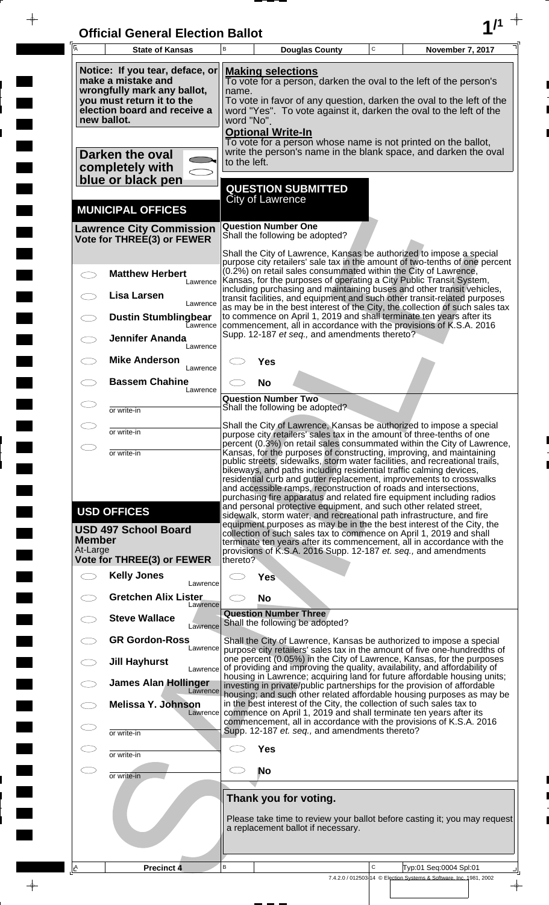# Official General Election Ballot

**State of Kansas** | **Douglas County** | **November 7, 2017**

**Notice: If you tear, deface, or make a mistake and wrongfully mark any ballot, you must return it to the election board and receive a new ballot.**

**Darken the oval completely with blue or black pen**

**Making selections**
To vote for a person, darken the oval to the left of the person's name.
To vote in favor of any question, darken the oval to the left of the word "Yes". To vote against it, darken the oval to the left of the word "No".

**Optional Write-In**
To vote for a person whose name is not printed on the ballot, write the person's name in the blank space, and darken the oval to the left.

## MUNICIPAL OFFICES

### Lawrence City Commission
**Vote for THREE(3) or FEWER**

- ◯ **Matthew Herbert** — Lawrence
- ◯ **Lisa Larsen** — Lawrence
- ◯ **Dustin Stumblingbear** — Lawrence
- ◯ **Jennifer Ananda** — Lawrence
- ◯ **Mike Anderson** — Lawrence
- ◯ **Bassem Chahine** — Lawrence
- ◯ ________ or write-in
- ◯ ________ or write-in
- ◯ ________ or write-in

## USD OFFICES

### USD 497 School Board Member
At-Large
**Vote for THREE(3) or FEWER**

- ◯ **Kelly Jones** — Lawrence
- ◯ **Gretchen Alix Lister** — Lawrence
- ◯ **Steve Wallace** — Lawrence
- ◯ **GR Gordon-Ross** — Lawrence
- ◯ **Jill Hayhurst** — Lawrence
- ◯ **James Alan Hollinger** — Lawrence
- ◯ **Melissa Y. Johnson** — Lawrence
- ◯ ________ or write-in
- ◯ ________ or write-in
- ◯ ________ or write-in

## QUESTION SUBMITTED
City of Lawrence

### Question Number One
Shall the following be adopted?

Shall the City of Lawrence, Kansas be authorized to impose a special purpose city retailers' sale tax in the amount of two-tenths of one percent (0.2%) on retail sales consummated within the City of Lawrence, Kansas, for the purposes of operating a City Public Transit System, including purchasing and maintaining buses and other transit vehicles, transit facilities, and equipment and such other transit-related purposes as may be in the best interest of the City, the collection of such sales tax to commence on April 1, 2019 and shall terminate ten years after its commencement, all in accordance with the provisions of K.S.A. 2016 Supp. 12-187 *et seq.,* and amendments thereto?

- ◯ **Yes**
- ◯ **No**

### Question Number Two
Shall the following be adopted?

Shall the City of Lawrence, Kansas be authorized to impose a special purpose city retailers' sales tax in the amount of three-tenths of one percent (0.3%) on retail sales consummated within the City of Lawrence, Kansas, for the purposes of constructing, improving, and maintaining public streets, sidewalks, storm water facilities, and recreational trails, bikeways, and paths including residential traffic calming devices, residential curb and gutter replacement, improvements to crosswalks and accessible ramps, reconstruction of roads and intersections, purchasing fire apparatus and related fire equipment including radios and personal protective equipment, and such other related street, sidewalk, storm water, and recreational path infrastructure, and fire equipment purposes as may be in the the best interest of the City, the collection of such sales tax to commence on April 1, 2019 and shall terminate ten years after its commencement, all in accordance with the provisions of K.S.A. 2016 Supp. 12-187 *et. seq.,* and amendments thereto?

- ◯ **Yes**
- ◯ **No**

### Question Number Three
Shall the following be adopted?

Shall the City of Lawrence, Kansas be authorized to impose a special purpose city retailers' sales tax in the amount of five one-hundredths of one percent (0.05%) in the City of Lawrence, Kansas, for the purposes of providing and improving the quality, availability, and affordability of housing in Lawrence; acquiring land for future affordable housing units; investing in private/public partnerships for the provision of affordable housing; and such other related affordable housing purposes as may be in the best interest of the City, the collection of such sales tax to commence on April 1, 2019 and shall terminate ten years after its commencement, all in accordance with the provisions of K.S.A. 2016 Supp. 12-187 *et. seq.,* and amendments thereto?

- ◯ **Yes**
- ◯ **No**

**Thank you for voting.**

Please take time to review your ballot before casting it; you may request a replacement ballot if necessary.

**Precinct 4** | Typ:01 Seq:0004 Spl:01

7.4.2.0 / 012503-14 © Election Systems & Software, Inc. 1981, 2002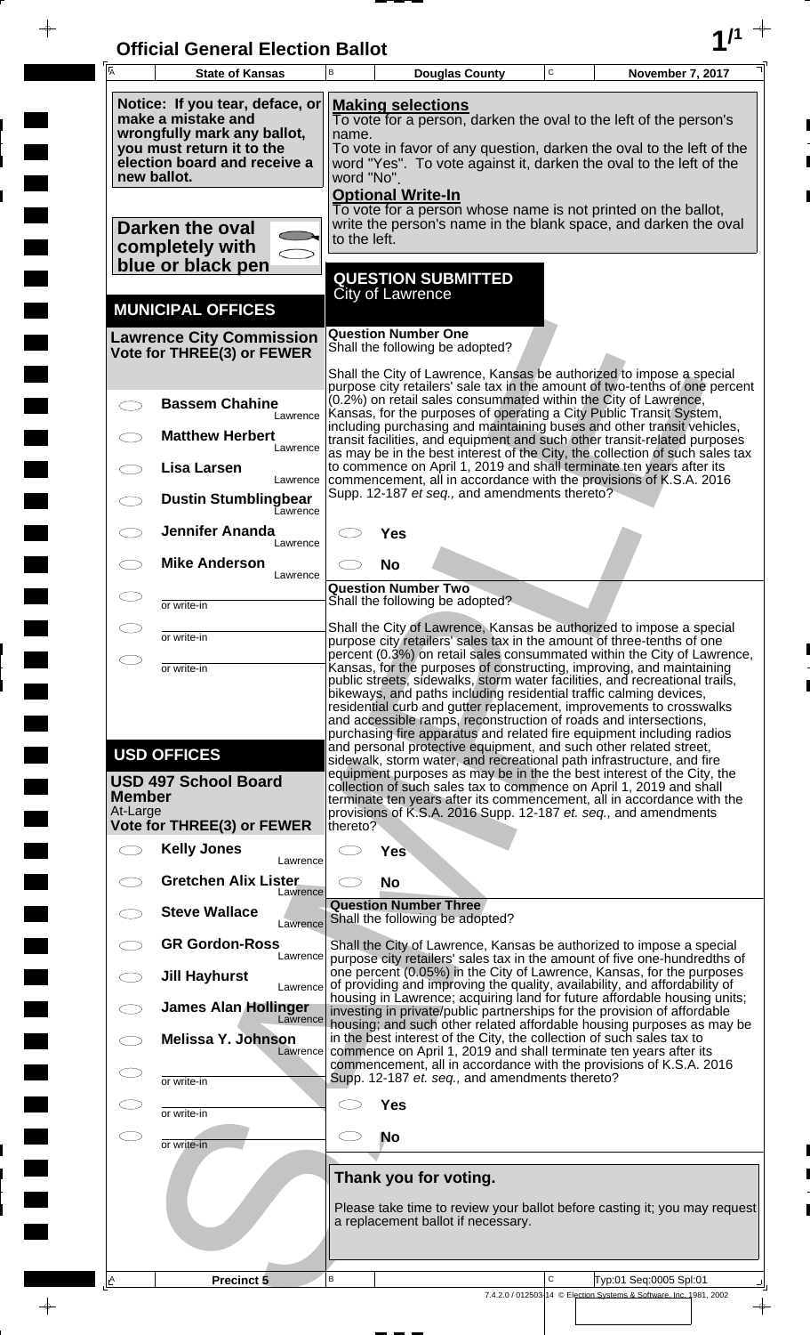# Official General Election Ballot

| State of Kansas | Douglas County | November 7, 2017 |
|---|---|---|

**Notice: If you tear, deface, or make a mistake and wrongfully mark any ballot, you must return it to the election board and receive a new ballot.**

**Darken the oval completely with blue or black pen**

**Making selections**
To vote for a person, darken the oval to the left of the person's name.
To vote in favor of any question, darken the oval to the left of the word "Yes". To vote against it, darken the oval to the left of the word "No".

**Optional Write-In**
To vote for a person whose name is not printed on the ballot, write the person's name in the blank space, and darken the oval to the left.

## MUNICIPAL OFFICES

### Lawrence City Commission
**Vote for THREE(3) or FEWER**

- ◯ **Bassem Chahine** — Lawrence
- ◯ **Matthew Herbert** — Lawrence
- ◯ **Lisa Larsen** — Lawrence
- ◯ **Dustin Stumblingbear** — Lawrence
- ◯ **Jennifer Ananda** — Lawrence
- ◯ **Mike Anderson** — Lawrence
- ◯ ______ or write-in
- ◯ ______ or write-in
- ◯ ______ or write-in

## USD OFFICES

### USD 497 School Board Member
At-Large
**Vote for THREE(3) or FEWER**

- ◯ **Kelly Jones** — Lawrence
- ◯ **Gretchen Alix Lister** — Lawrence
- ◯ **Steve Wallace** — Lawrence
- ◯ **GR Gordon-Ross** — Lawrence
- ◯ **Jill Hayhurst** — Lawrence
- ◯ **James Alan Hollinger** — Lawrence
- ◯ **Melissa Y. Johnson** — Lawrence
- ◯ ______ or write-in
- ◯ ______ or write-in
- ◯ ______ or write-in

## QUESTION SUBMITTED
City of Lawrence

### Question Number One
Shall the following be adopted?

Shall the City of Lawrence, Kansas be authorized to impose a special purpose city retailers' sale tax in the amount of two-tenths of one percent (0.2%) on retail sales consummated within the City of Lawrence, Kansas, for the purposes of operating a City Public Transit System, including purchasing and maintaining buses and other transit vehicles, transit facilities, and equipment and such other transit-related purposes as may be in the best interest of the City, the collection of such sales tax to commence on April 1, 2019 and shall terminate ten years after its commencement, all in accordance with the provisions of K.S.A. 2016 Supp. 12-187 *et seq.,* and amendments thereto?

- ◯ **Yes**
- ◯ **No**

### Question Number Two
Shall the following be adopted?

Shall the City of Lawrence, Kansas be authorized to impose a special purpose city retailers' sales tax in the amount of three-tenths of one percent (0.3%) on retail sales consummated within the City of Lawrence, Kansas, for the purposes of constructing, improving, and maintaining public streets, sidewalks, storm water facilities, and recreational trails, bikeways, and paths including residential traffic calming devices, residential curb and gutter replacement, improvements to crosswalks and accessible ramps, reconstruction of roads and intersections, purchasing fire apparatus and related fire equipment including radios and personal protective equipment, and such other related street, sidewalk, storm water, and recreational path infrastructure, and fire equipment purposes as may be in the best interest of the City, the collection of such sales tax to commence on April 1, 2019 and shall terminate ten years after its commencement, all in accordance with the provisions of K.S.A. 2016 Supp. 12-187 *et. seq.,* and amendments thereto?

- ◯ **Yes**
- ◯ **No**

### Question Number Three
Shall the following be adopted?

Shall the City of Lawrence, Kansas be authorized to impose a special purpose city retailers' sales tax in the amount of five one-hundredths of one percent (0.05%) in the City of Lawrence, Kansas, for the purposes of providing and improving the quality, availability, and affordability of housing in Lawrence; acquiring land for future affordable housing units; investing in private/public partnerships for the provision of affordable housing; and such other related affordable housing purposes as may be in the best interest of the City, the collection of such sales tax to commence on April 1, 2019 and shall terminate ten years after its commencement, all in accordance with the provisions of K.S.A. 2016 Supp. 12-187 *et. seq.,* and amendments thereto?

- ◯ **Yes**
- ◯ **No**

**Thank you for voting.**

Please take time to review your ballot before casting it; you may request a replacement ballot if necessary.

Precinct 5 | Typ:01 Seq:0005 Spl:01

7.4.2.0 / 012503-14 © Election Systems & Software, Inc. 1981, 2002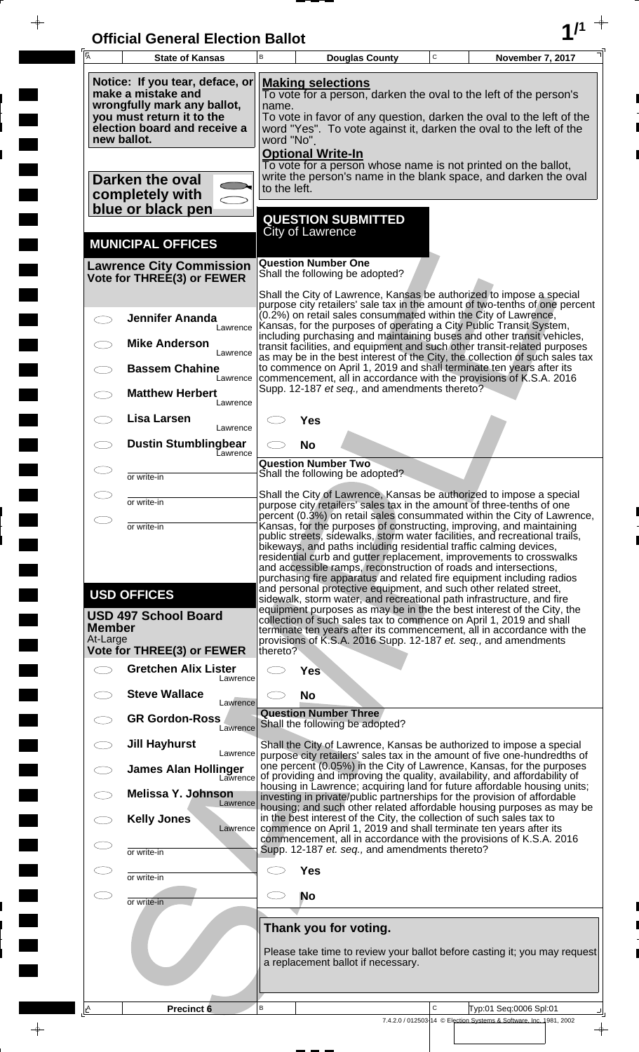# Official General Election Ballot

| State of Kansas | Douglas County | November 7, 2017 |
|---|---|---|

**Notice: If you tear, deface, or make a mistake and wrongfully mark any ballot, you must return it to the election board and receive a new ballot.**

**Darken the oval completely with blue or black pen**

**Making selections**
To vote for a person, darken the oval to the left of the person's name.
To vote in favor of any question, darken the oval to the left of the word "Yes". To vote against it, darken the oval to the left of the word "No".

**Optional Write-In**
To vote for a person whose name is not printed on the ballot, write the person's name in the blank space, and darken the oval to the left.

## MUNICIPAL OFFICES

### Lawrence City Commission
**Vote for THREE(3) or FEWER**

- Jennifer Ananda — Lawrence
- Mike Anderson — Lawrence
- Bassem Chahine — Lawrence
- Matthew Herbert — Lawrence
- Lisa Larsen — Lawrence
- Dustin Stumblingbear — Lawrence
- ________ or write-in
- ________ or write-in
- ________ or write-in

## USD OFFICES

### USD 497 School Board Member
At-Large
**Vote for THREE(3) or FEWER**

- Gretchen Alix Lister — Lawrence
- Steve Wallace — Lawrence
- GR Gordon-Ross — Lawrence
- Jill Hayhurst — Lawrence
- James Alan Hollinger — Lawrence
- Melissa Y. Johnson — Lawrence
- Kelly Jones — Lawrence
- ________ or write-in
- ________ or write-in
- ________ or write-in

## QUESTION SUBMITTED
City of Lawrence

### Question Number One
Shall the following be adopted?

Shall the City of Lawrence, Kansas be authorized to impose a special purpose city retailers' sale tax in the amount of two-tenths of one percent (0.2%) on retail sales consummated within the City of Lawrence, Kansas, for the purposes of operating a City Public Transit System, including purchasing and maintaining buses and other transit vehicles, transit facilities, and equipment and such other transit-related purposes as may be in the best interest of the City, the collection of such sales tax to commence on April 1, 2019 and shall terminate ten years after its commencement, all in accordance with the provisions of K.S.A. 2016 Supp. 12-187 *et seq.,* and amendments thereto?

- Yes
- No

### Question Number Two
Shall the following be adopted?

Shall the City of Lawrence, Kansas be authorized to impose a special purpose city retailers' sales tax in the amount of three-tenths of one percent (0.3%) on retail sales consummated within the City of Lawrence, Kansas, for the purposes of constructing, improving, and maintaining public streets, sidewalks, storm water facilities, and recreational trails, bikeways, and paths including residential traffic calming devices, residential curb and gutter replacement, improvements to crosswalks and accessible ramps, reconstruction of roads and intersections, purchasing fire apparatus and related fire equipment including radios and personal protective equipment, and such other related street, sidewalk, storm water, and recreational path infrastructure, and fire equipment purposes as may be in the best interest of the City, the collection of such sales tax to commence on April 1, 2019 and shall terminate ten years after its commencement, all in accordance with the provisions of K.S.A. 2016 Supp. 12-187 *et. seq.,* and amendments thereto?

- Yes
- No

### Question Number Three
Shall the following be adopted?

Shall the City of Lawrence, Kansas be authorized to impose a special purpose city retailers' sales tax in the amount of five one-hundredths of one percent (0.05%) in the City of Lawrence, Kansas, for the purposes of providing and improving the quality, availability, and affordability of housing in Lawrence; acquiring land for future affordable housing units; investing in private/public partnerships for the provision of affordable housing; and such other related affordable housing purposes as may be in the best interest of the City, the collection of such sales tax to commence on April 1, 2019 and shall terminate ten years after its commencement, all in accordance with the provisions of K.S.A. 2016 Supp. 12-187 *et. seq.,* and amendments thereto?

- Yes
- No

**Thank you for voting.**

Please take time to review your ballot before casting it; you may request a replacement ballot if necessary.

Precinct 6 — Typ:01 Seq:0006 Spl:01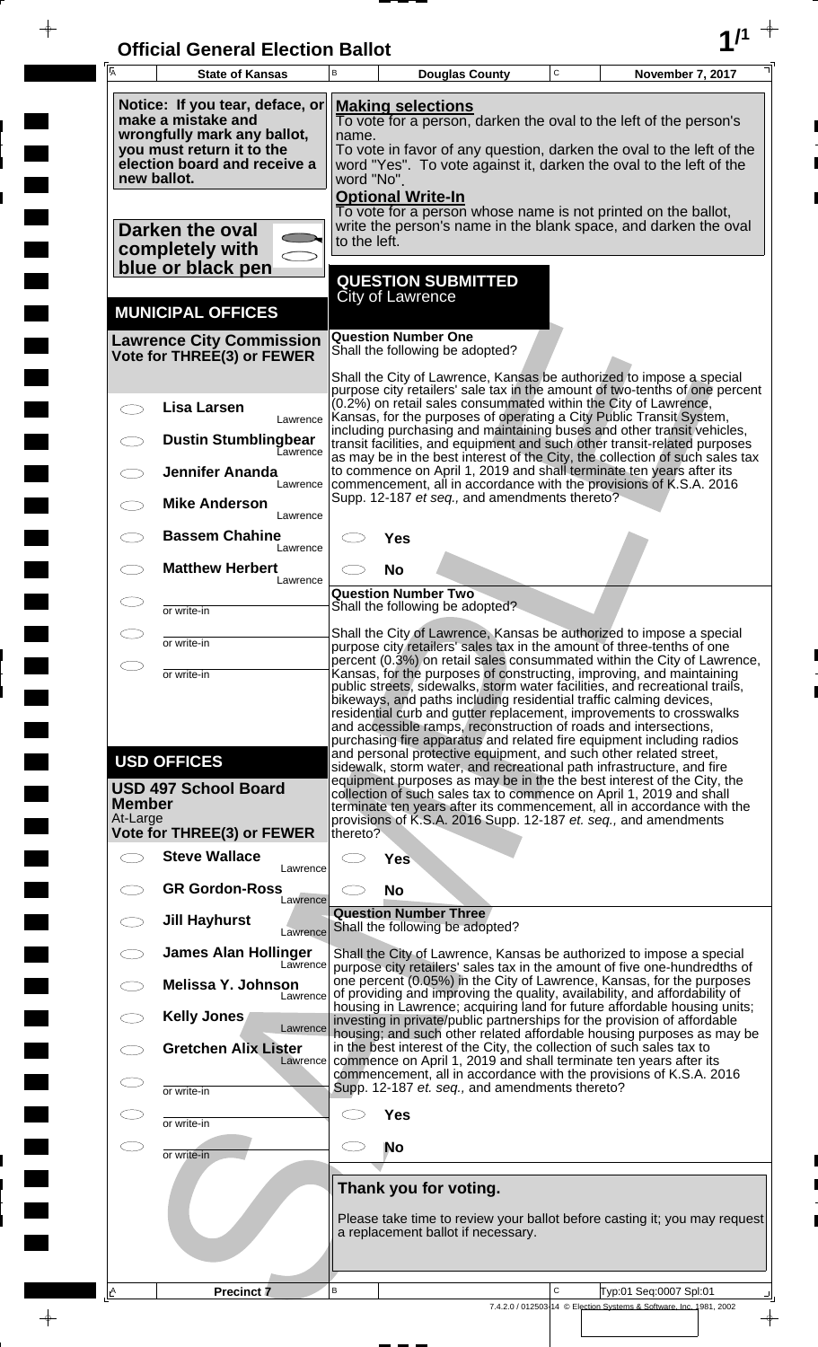# Official General Election Ballot

| State of Kansas | Douglas County | November 7, 2017 |
|---|---|---|

**Notice: If you tear, deface, or make a mistake and wrongfully mark any ballot, you must return it to the election board and receive a new ballot.**

**Darken the oval completely with blue or black pen**

**Making selections**
To vote for a person, darken the oval to the left of the person's name.
To vote in favor of any question, darken the oval to the left of the word "Yes". To vote against it, darken the oval to the left of the word "No".

**Optional Write-In**
To vote for a person whose name is not printed on the ballot, write the person's name in the blank space, and darken the oval to the left.

## MUNICIPAL OFFICES

### Lawrence City Commission
**Vote for THREE(3) or FEWER**

- ◯ **Lisa Larsen** — Lawrence
- ◯ **Dustin Stumblingbear** — Lawrence
- ◯ **Jennifer Ananda** — Lawrence
- ◯ **Mike Anderson** — Lawrence
- ◯ **Bassem Chahine** — Lawrence
- ◯ **Matthew Herbert** — Lawrence
- ◯ ______ or write-in
- ◯ ______ or write-in
- ◯ ______ or write-in

## USD OFFICES

### USD 497 School Board Member
At-Large
**Vote for THREE(3) or FEWER**

- ◯ **Steve Wallace** — Lawrence
- ◯ **GR Gordon-Ross** — Lawrence
- ◯ **Jill Hayhurst** — Lawrence
- ◯ **James Alan Hollinger** — Lawrence
- ◯ **Melissa Y. Johnson** — Lawrence
- ◯ **Kelly Jones** — Lawrence
- ◯ **Gretchen Alix Lister** — Lawrence
- ◯ ______ or write-in
- ◯ ______ or write-in
- ◯ ______ or write-in

## QUESTION SUBMITTED
City of Lawrence

### Question Number One
Shall the following be adopted?

Shall the City of Lawrence, Kansas be authorized to impose a special purpose city retailers' sale tax in the amount of two-tenths of one percent (0.2%) on retail sales consummated within the City of Lawrence, Kansas, for the purposes of operating a City Public Transit System, including purchasing and maintaining buses and other transit vehicles, transit facilities, and equipment and such other transit-related purposes as may be in the best interest of the City, the collection of such sales tax to commence on April 1, 2019 and shall terminate ten years after its commencement, all in accordance with the provisions of K.S.A. 2016 Supp. 12-187 *et seq.,* and amendments thereto?

- ◯ **Yes**
- ◯ **No**

### Question Number Two
Shall the following be adopted?

Shall the City of Lawrence, Kansas be authorized to impose a special purpose city retailers' sales tax in the amount of three-tenths of one percent (0.3%) on retail sales consummated within the City of Lawrence, Kansas, for the purposes of constructing, improving, and maintaining public streets, sidewalks, storm water facilities, and recreational trails, bikeways, and paths including residential traffic calming devices, residential curb and gutter replacement, improvements to crosswalks and accessible ramps, reconstruction of roads and intersections, purchasing fire apparatus and related fire equipment including radios and personal protective equipment, and such other related street, sidewalk, storm water, and recreational path infrastructure, and fire equipment purposes as may be in the the best interest of the City, the collection of such sales tax to commence on April 1, 2019 and shall terminate ten years after its commencement, all in accordance with the provisions of K.S.A. 2016 Supp. 12-187 *et. seq.,* and amendments thereto?

- ◯ **Yes**
- ◯ **No**

### Question Number Three
Shall the following be adopted?

Shall the City of Lawrence, Kansas be authorized to impose a special purpose city retailers' sales tax in the amount of five one-hundredths of one percent (0.05%) in the City of Lawrence, Kansas, for the purposes of providing and improving the quality, availability, and affordability of housing in Lawrence; acquiring land for future affordable housing units; investing in private/public partnerships for the provision of affordable housing; and such other related affordable housing purposes as may be in the best interest of the City, the collection of such sales tax to commence on April 1, 2019 and shall terminate ten years after its commencement, all in accordance with the provisions of K.S.A. 2016 Supp. 12-187 *et. seq.,* and amendments thereto?

- ◯ **Yes**
- ◯ **No**

**Thank you for voting.**

Please take time to review your ballot before casting it; you may request a replacement ballot if necessary.

Precinct 7 | Typ:01 Seq:0007 Spl:01

7.4.2.0 / 012503-14 © Election Systems & Software, Inc. 1981, 2002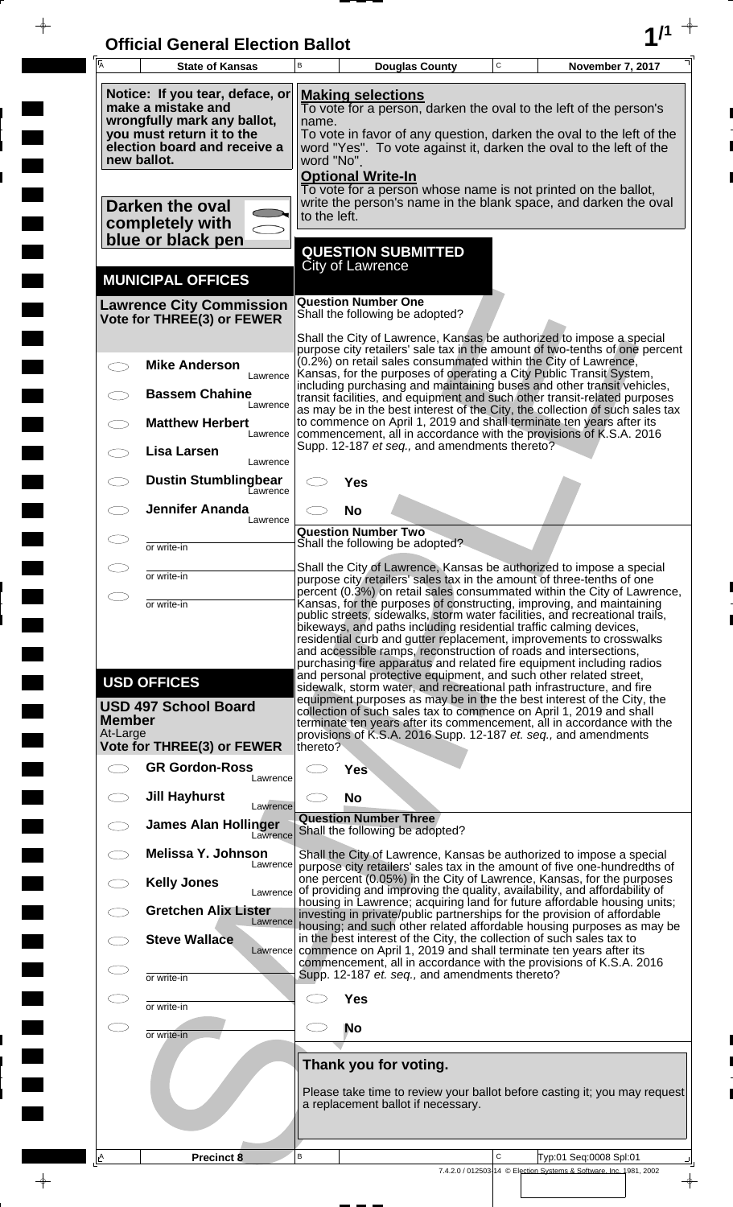# Official General Election Ballot

| State of Kansas | Douglas County | November 7, 2017 |
|---|---|---|

**Notice: If you tear, deface, or make a mistake and wrongfully mark any ballot, you must return it to the election board and receive a new ballot.**

**Darken the oval completely with blue or black pen**

**Making selections**
To vote for a person, darken the oval to the left of the person's name.
To vote in favor of any question, darken the oval to the left of the word "Yes". To vote against it, darken the oval to the left of the word "No".

**Optional Write-In**
To vote for a person whose name is not printed on the ballot, write the person's name in the blank space, and darken the oval to the left.

## MUNICIPAL OFFICES

### Lawrence City Commission
**Vote for THREE(3) or FEWER**

- ⬭ **Mike Anderson** — Lawrence
- ⬭ **Bassem Chahine** — Lawrence
- ⬭ **Matthew Herbert** — Lawrence
- ⬭ **Lisa Larsen** — Lawrence
- ⬭ **Dustin Stumblingbear** — Lawrence
- ⬭ **Jennifer Ananda** — Lawrence
- ⬭ ______ or write-in
- ⬭ ______ or write-in
- ⬭ ______ or write-in

## USD OFFICES

### USD 497 School Board Member
At-Large
**Vote for THREE(3) or FEWER**

- ⬭ **GR Gordon-Ross** — Lawrence
- ⬭ **Jill Hayhurst** — Lawrence
- ⬭ **James Alan Hollinger** — Lawrence
- ⬭ **Melissa Y. Johnson** — Lawrence
- ⬭ **Kelly Jones** — Lawrence
- ⬭ **Gretchen Alix Lister** — Lawrence
- ⬭ **Steve Wallace** — Lawrence
- ⬭ ______ or write-in
- ⬭ ______ or write-in
- ⬭ ______ or write-in

## QUESTION SUBMITTED
City of Lawrence

### Question Number One
Shall the following be adopted?

Shall the City of Lawrence, Kansas be authorized to impose a special purpose city retailers' sale tax in the amount of two-tenths of one percent (0.2%) on retail sales consummated within the City of Lawrence, Kansas, for the purposes of operating a City Public Transit System, including purchasing and maintaining buses and other transit vehicles, transit facilities, and equipment and such other transit-related purposes as may be in the best interest of the City, the collection of such sales tax to commence on April 1, 2019 and shall terminate ten years after its commencement, all in accordance with the provisions of K.S.A. 2016 Supp. 12-187 *et seq.,* and amendments thereto?

- ⬭ **Yes**
- ⬭ **No**

### Question Number Two
Shall the following be adopted?

Shall the City of Lawrence, Kansas be authorized to impose a special purpose city retailers' sales tax in the amount of three-tenths of one percent (0.3%) on retail sales consummated within the City of Lawrence, Kansas, for the purposes of constructing, improving, and maintaining public streets, sidewalks, storm water facilities, and recreational trails, bikeways, and paths including residential traffic calming devices, residential curb and gutter replacement, improvements to crosswalks and accessible ramps, reconstruction of roads and intersections, purchasing fire apparatus and related fire equipment including radios and personal protective equipment, and such other related street, sidewalk, storm water, and recreational path infrastructure, and fire equipment purposes as may be in the the best interest of the City, the collection of such sales tax to commence on April 1, 2019 and shall terminate ten years after its commencement, all in accordance with the provisions of K.S.A. 2016 Supp. 12-187 *et. seq.,* and amendments thereto?

- ⬭ **Yes**
- ⬭ **No**

### Question Number Three
Shall the following be adopted?

Shall the City of Lawrence, Kansas be authorized to impose a special purpose city retailers' sales tax in the amount of five one-hundredths of one percent (0.05%) in the City of Lawrence, Kansas, for the purposes of providing and improving the quality, availability, and affordability of housing in Lawrence; acquiring land for future affordable housing units; investing in private/public partnerships for the provision of affordable housing; and such other related affordable housing purposes as may be in the best interest of the City, the collection of such sales tax to commence on April 1, 2019 and shall terminate ten years after its commencement, all in accordance with the provisions of K.S.A. 2016 Supp. 12-187 *et. seq.,* and amendments thereto?

- ⬭ **Yes**
- ⬭ **No**

**Thank you for voting.**

Please take time to review your ballot before casting it; you may request a replacement ballot if necessary.

Precinct 8 — Typ:01 Seq:0008 Spl:01

7.4.2.0 / 012503-14 © Election Systems & Software, Inc. 1981, 2002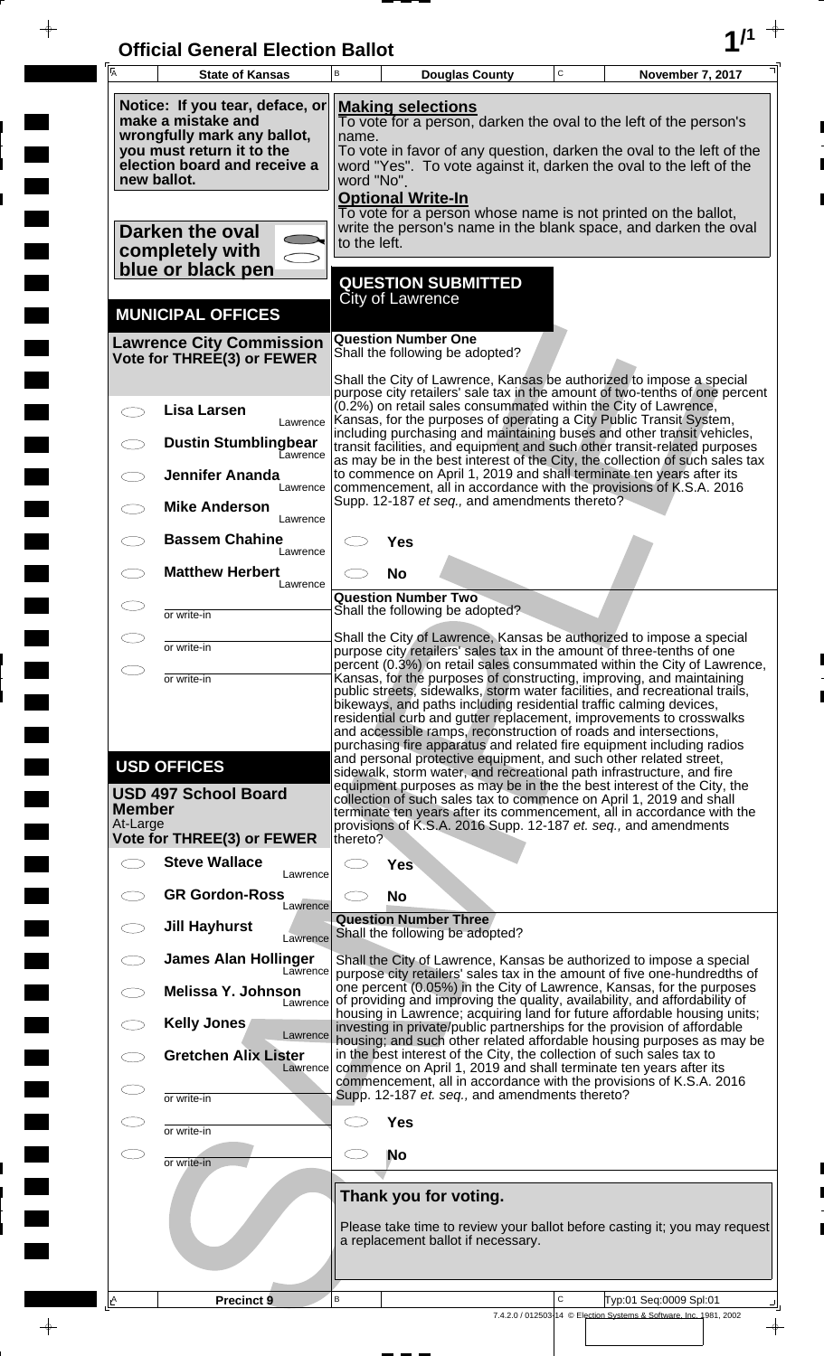# Official General Election Ballot

| State of Kansas | Douglas County | November 7, 2017 |
|---|---|---|

**Notice: If you tear, deface, or make a mistake and wrongfully mark any ballot, you must return it to the election board and receive a new ballot.**

**Darken the oval completely with blue or black pen**

**Making selections**
To vote for a person, darken the oval to the left of the person's name.
To vote in favor of any question, darken the oval to the left of the word "Yes". To vote against it, darken the oval to the left of the word "No".

**Optional Write-In**
To vote for a person whose name is not printed on the ballot, write the person's name in the blank space, and darken the oval to the left.

## MUNICIPAL OFFICES

### Lawrence City Commission
**Vote for THREE(3) or FEWER**

- ○ Lisa Larsen — Lawrence
- ○ Dustin Stumblingbear — Lawrence
- ○ Jennifer Ananda — Lawrence
- ○ Mike Anderson — Lawrence
- ○ Bassem Chahine — Lawrence
- ○ Matthew Herbert — Lawrence
- ○ ________ or write-in
- ○ ________ or write-in
- ○ ________ or write-in

## USD OFFICES

### USD 497 School Board Member
At-Large
**Vote for THREE(3) or FEWER**

- ○ Steve Wallace — Lawrence
- ○ GR Gordon-Ross — Lawrence
- ○ Jill Hayhurst — Lawrence
- ○ James Alan Hollinger — Lawrence
- ○ Melissa Y. Johnson — Lawrence
- ○ Kelly Jones — Lawrence
- ○ Gretchen Alix Lister — Lawrence
- ○ ________ or write-in
- ○ ________ or write-in
- ○ ________ or write-in

## QUESTION SUBMITTED
City of Lawrence

### Question Number One
Shall the following be adopted?

Shall the City of Lawrence, Kansas be authorized to impose a special purpose city retailers' sale tax in the amount of two-tenths of one percent (0.2%) on retail sales consummated within the City of Lawrence, Kansas, for the purposes of operating a City Public Transit System, including purchasing and maintaining buses and other transit vehicles, transit facilities, and equipment and such other transit-related purposes as may be in the best interest of the City, the collection of such sales tax to commence on April 1, 2019 and shall terminate ten years after its commencement, all in accordance with the provisions of K.S.A. 2016 Supp. 12-187 *et seq.,* and amendments thereto?

- ○ Yes
- ○ No

### Question Number Two
Shall the following be adopted?

Shall the City of Lawrence, Kansas be authorized to impose a special purpose city retailers' sales tax in the amount of three-tenths of one percent (0.3%) on retail sales consummated within the City of Lawrence, Kansas, for the purposes of constructing, improving, and maintaining public streets, sidewalks, storm water facilities, and recreational trails, bikeways, and paths including residential traffic calming devices, residential curb and gutter replacement, improvements to crosswalks and accessible ramps, reconstruction of roads and intersections, purchasing fire apparatus and related fire equipment including radios and personal protective equipment, and such other related street, sidewalk, storm water, and recreational path infrastructure, and fire equipment purposes as may be in the best interest of the City, the collection of such sales tax to commence on April 1, 2019 and shall terminate ten years after its commencement, all in accordance with the provisions of K.S.A. 2016 Supp. 12-187 *et. seq.,* and amendments thereto?

- ○ Yes
- ○ No

### Question Number Three
Shall the following be adopted?

Shall the City of Lawrence, Kansas be authorized to impose a special purpose city retailers' sales tax in the amount of five one-hundredths of one percent (0.05%) in the City of Lawrence, Kansas, for the purposes of providing and improving the quality, availability, and affordability of housing in Lawrence; acquiring land for future affordable housing units; investing in private/public partnerships for the provision of affordable housing; and such other related affordable housing purposes as may be in the best interest of the City, the collection of such sales tax to commence on April 1, 2019 and shall terminate ten years after its commencement, all in accordance with the provisions of K.S.A. 2016 Supp. 12-187 *et. seq.,* and amendments thereto?

- ○ Yes
- ○ No

**Thank you for voting.**

Please take time to review your ballot before casting it; you may request a replacement ballot if necessary.

Precinct 9 — Typ:01 Seq:0009 Spl:01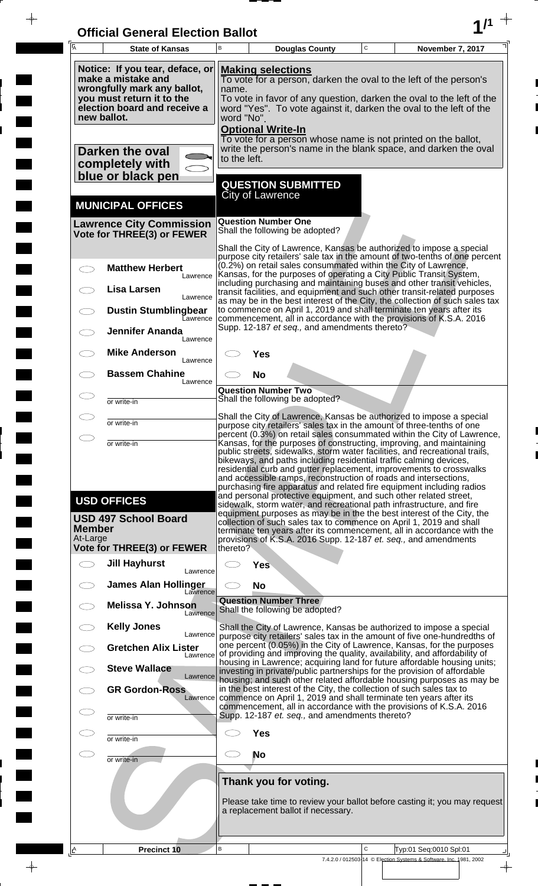# Official General Election Ballot

| State of Kansas | Douglas County | November 7, 2017 |
|---|---|---|

**Notice: If you tear, deface, or make a mistake and wrongfully mark any ballot, you must return it to the election board and receive a new ballot.**

**Darken the oval completely with blue or black pen**

**Making selections**
To vote for a person, darken the oval to the left of the person's name.
To vote in favor of any question, darken the oval to the left of the word "Yes". To vote against it, darken the oval to the left of the word "No".

**Optional Write-In**
To vote for a person whose name is not printed on the ballot, write the person's name in the blank space, and darken the oval to the left.

## MUNICIPAL OFFICES

### Lawrence City Commission
**Vote for THREE(3) or FEWER**

- ◯ **Matthew Herbert** — Lawrence
- ◯ **Lisa Larsen** — Lawrence
- ◯ **Dustin Stumblingbear** — Lawrence
- ◯ **Jennifer Ananda** — Lawrence
- ◯ **Mike Anderson** — Lawrence
- ◯ **Bassem Chahine** — Lawrence
- ◯ ________ or write-in
- ◯ ________ or write-in
- ◯ ________ or write-in

## USD OFFICES

### USD 497 School Board Member
At-Large
**Vote for THREE(3) or FEWER**

- ◯ **Jill Hayhurst** — Lawrence
- ◯ **James Alan Hollinger** — Lawrence
- ◯ **Melissa Y. Johnson** — Lawrence
- ◯ **Kelly Jones** — Lawrence
- ◯ **Gretchen Alix Lister** — Lawrence
- ◯ **Steve Wallace** — Lawrence
- ◯ **GR Gordon-Ross** — Lawrence
- ◯ ________ or write-in
- ◯ ________ or write-in
- ◯ ________ or write-in

## QUESTION SUBMITTED
City of Lawrence

### Question Number One
Shall the following be adopted?

Shall the City of Lawrence, Kansas be authorized to impose a special purpose city retailers' sale tax in the amount of two-tenths of one percent (0.2%) on retail sales consummated within the City of Lawrence, Kansas, for the purposes of operating a City Public Transit System, including purchasing and maintaining buses and other transit vehicles, transit facilities, and equipment and such other transit-related purposes as may be in the best interest of the City, the collection of such sales tax to commence on April 1, 2019 and shall terminate ten years after its commencement, all in accordance with the provisions of K.S.A. 2016 Supp. 12-187 *et seq.,* and amendments thereto?

- ◯ **Yes**
- ◯ **No**

### Question Number Two
Shall the following be adopted?

Shall the City of Lawrence, Kansas be authorized to impose a special purpose city retailers' sales tax in the amount of three-tenths of one percent (0.3%) on retail sales consummated within the City of Lawrence, Kansas, for the purposes of constructing, improving, and maintaining public streets, sidewalks, storm water facilities, and recreational trails, bikeways, and paths including residential traffic calming devices, residential curb and gutter replacement, improvements to crosswalks and accessible ramps, reconstruction of roads and intersections, purchasing fire apparatus and related fire equipment including radios and personal protective equipment, and such other related street, sidewalk, storm water, and recreational path infrastructure, and fire equipment purposes as may be in the best interest of the City, the collection of such sales tax to commence on April 1, 2019 and shall terminate ten years after its commencement, all in accordance with the provisions of K.S.A. 2016 Supp. 12-187 *et. seq.,* and amendments thereto?

- ◯ **Yes**
- ◯ **No**

### Question Number Three
Shall the following be adopted?

Shall the City of Lawrence, Kansas be authorized to impose a special purpose city retailers' sales tax in the amount of five one-hundredths of one percent (0.05%) in the City of Lawrence, Kansas, for the purposes of providing and improving the quality, availability, and affordability of housing in Lawrence; acquiring land for future affordable housing units; investing in private/public partnerships for the provision of affordable housing; and such other related affordable housing purposes as may be in the best interest of the City, the collection of such sales tax to commence on April 1, 2019 and shall terminate ten years after its commencement, all in accordance with the provisions of K.S.A. 2016 Supp. 12-187 *et. seq.,* and amendments thereto?

- ◯ **Yes**
- ◯ **No**

**Thank you for voting.**

Please take time to review your ballot before casting it; you may request a replacement ballot if necessary.

| Precinct 10 | | Typ:01 Seq:0010 Spl:01 |
|---|---|---|

7.4.2.0 / 012503-14 © Election Systems & Software, Inc. 1981, 2002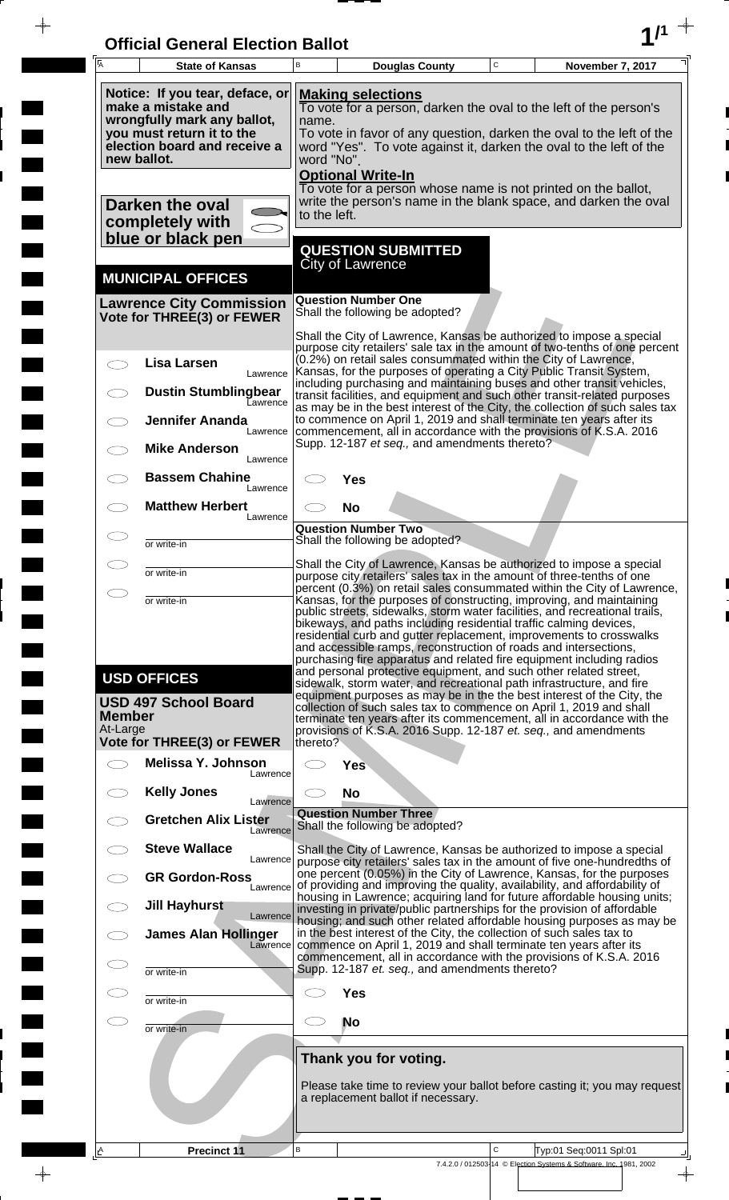# Official General Election Ballot

| State of Kansas | Douglas County | November 7, 2017 |
|---|---|---|

**Notice: If you tear, deface, or make a mistake and wrongfully mark any ballot, you must return it to the election board and receive a new ballot.**

**Darken the oval completely with blue or black pen**

**Making selections**
To vote for a person, darken the oval to the left of the person's name.
To vote in favor of any question, darken the oval to the left of the word "Yes". To vote against it, darken the oval to the left of the word "No".

**Optional Write-In**
To vote for a person whose name is not printed on the ballot, write the person's name in the blank space, and darken the oval to the left.

## MUNICIPAL OFFICES

### Lawrence City Commission
**Vote for THREE(3) or FEWER**

- ◯ **Lisa Larsen** — Lawrence
- ◯ **Dustin Stumblingbear** — Lawrence
- ◯ **Jennifer Ananda** — Lawrence
- ◯ **Mike Anderson** — Lawrence
- ◯ **Bassem Chahine** — Lawrence
- ◯ **Matthew Herbert** — Lawrence
- ◯ ________ or write-in
- ◯ ________ or write-in
- ◯ ________ or write-in

## USD OFFICES

### USD 497 School Board Member
At-Large
**Vote for THREE(3) or FEWER**

- ◯ **Melissa Y. Johnson** — Lawrence
- ◯ **Kelly Jones** — Lawrence
- ◯ **Gretchen Alix Lister** — Lawrence
- ◯ **Steve Wallace** — Lawrence
- ◯ **GR Gordon-Ross** — Lawrence
- ◯ **Jill Hayhurst** — Lawrence
- ◯ **James Alan Hollinger** — Lawrence
- ◯ ________ or write-in
- ◯ ________ or write-in
- ◯ ________ or write-in

## QUESTION SUBMITTED
City of Lawrence

### Question Number One
Shall the following be adopted?

Shall the City of Lawrence, Kansas be authorized to impose a special purpose city retailers' sale tax in the amount of two-tenths of one percent (0.2%) on retail sales consummated within the City of Lawrence, Kansas, for the purposes of operating a City Public Transit System, including purchasing and maintaining buses and other transit vehicles, transit facilities, and equipment and such other transit-related purposes as may be in the best interest of the City, the collection of such sales tax to commence on April 1, 2019 and shall terminate ten years after its commencement, all in accordance with the provisions of K.S.A. 2016 Supp. 12-187 *et seq.,* and amendments thereto?

- ◯ **Yes**
- ◯ **No**

### Question Number Two
Shall the following be adopted?

Shall the City of Lawrence, Kansas be authorized to impose a special purpose city retailers' sales tax in the amount of three-tenths of one percent (0.3%) on retail sales consummated within the City of Lawrence, Kansas, for the purposes of constructing, improving, and maintaining public streets, sidewalks, storm water facilities, and recreational trails, bikeways, and paths including residential traffic calming devices, residential curb and gutter replacement, improvements to crosswalks and accessible ramps, reconstruction of roads and intersections, purchasing fire apparatus and related fire equipment including radios and personal protective equipment, and such other related street, sidewalk, storm water, and recreational path infrastructure, and fire equipment purposes as may be in the best interest of the City, the collection of such sales tax to commence on April 1, 2019 and shall terminate ten years after its commencement, all in accordance with the provisions of K.S.A. 2016 Supp. 12-187 *et. seq.,* and amendments thereto?

- ◯ **Yes**
- ◯ **No**

### Question Number Three
Shall the following be adopted?

Shall the City of Lawrence, Kansas be authorized to impose a special purpose city retailers' sales tax in the amount of five one-hundredths of one percent (0.05%) in the City of Lawrence, Kansas, for the purposes of providing and improving the quality, availability, and affordability of housing in Lawrence; acquiring land for future affordable housing units; investing in private/public partnerships for the provision of affordable housing; and such other related affordable housing purposes as may be in the best interest of the City, the collection of such sales tax to commence on April 1, 2019 and shall terminate ten years after its commencement, all in accordance with the provisions of K.S.A. 2016 Supp. 12-187 *et. seq.,* and amendments thereto?

- ◯ **Yes**
- ◯ **No**

**Thank you for voting.**

Please take time to review your ballot before casting it; you may request a replacement ballot if necessary.

Precinct 11 | Typ:01 Seq:0011 Spl:01

7.4.2.0 / 012503-14 © Election Systems & Software, Inc. 1981, 2002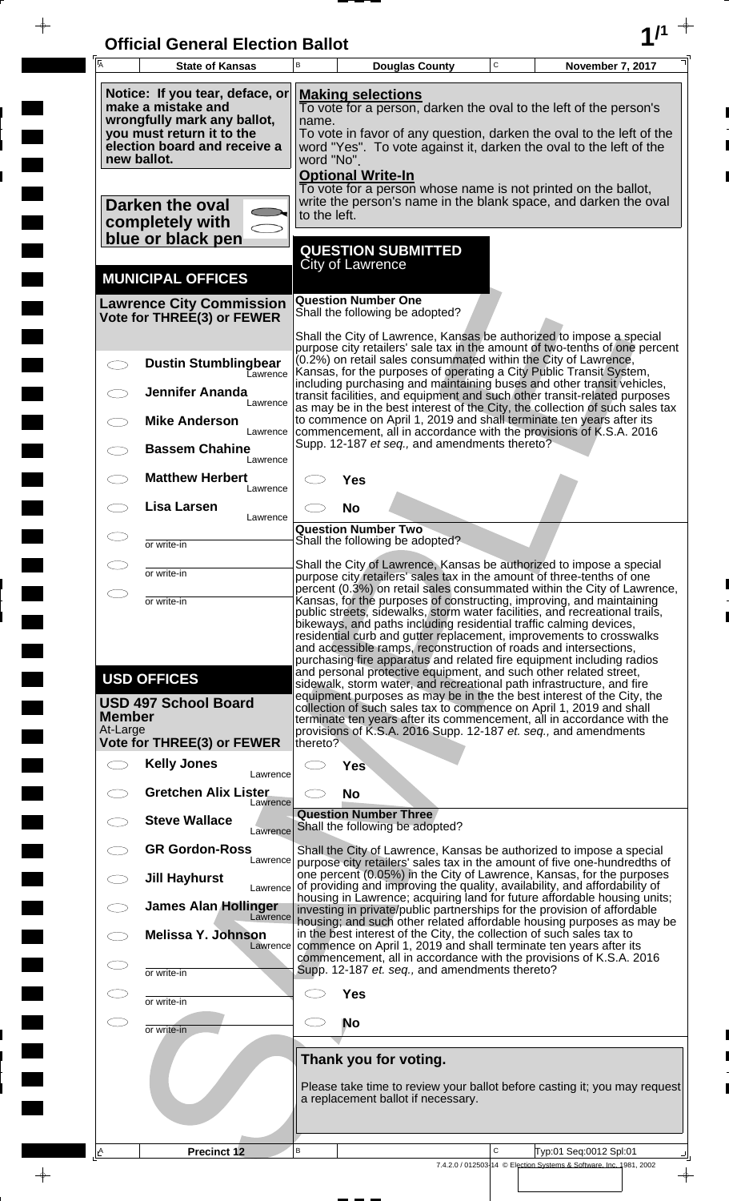# Official General Election Ballot

| State of Kansas | Douglas County | November 7, 2017 |
| --- | --- | --- |

**Notice: If you tear, deface, or make a mistake and wrongfully mark any ballot, you must return it to the election board and receive a new ballot.**

**Darken the oval completely with blue or black pen**

**Making selections**
To vote for a person, darken the oval to the left of the person's name.
To vote in favor of any question, darken the oval to the left of the word "Yes". To vote against it, darken the oval to the left of the word "No".

**Optional Write-In**
To vote for a person whose name is not printed on the ballot, write the person's name in the blank space, and darken the oval to the left.

## MUNICIPAL OFFICES

### Lawrence City Commission
**Vote for THREE(3) or FEWER**

- ◯ **Dustin Stumblingbear** — Lawrence
- ◯ **Jennifer Ananda** — Lawrence
- ◯ **Mike Anderson** — Lawrence
- ◯ **Bassem Chahine** — Lawrence
- ◯ **Matthew Herbert** — Lawrence
- ◯ **Lisa Larsen** — Lawrence
- ◯ ________ or write-in
- ◯ ________ or write-in
- ◯ ________ or write-in

## USD OFFICES

### USD 497 School Board Member
At-Large
**Vote for THREE(3) or FEWER**

- ◯ **Kelly Jones** — Lawrence
- ◯ **Gretchen Alix Lister** — Lawrence
- ◯ **Steve Wallace** — Lawrence
- ◯ **GR Gordon-Ross** — Lawrence
- ◯ **Jill Hayhurst** — Lawrence
- ◯ **James Alan Hollinger** — Lawrence
- ◯ **Melissa Y. Johnson** — Lawrence
- ◯ ________ or write-in
- ◯ ________ or write-in
- ◯ ________ or write-in

## QUESTION SUBMITTED
City of Lawrence

### Question Number One
Shall the following be adopted?

Shall the City of Lawrence, Kansas be authorized to impose a special purpose city retailers' sale tax in the amount of two-tenths of one percent (0.2%) on retail sales consummated within the City of Lawrence, Kansas, for the purposes of operating a City Public Transit System, including purchasing and maintaining buses and other transit vehicles, transit facilities, and equipment and such other transit-related purposes as may be in the best interest of the City, the collection of such sales tax to commence on April 1, 2019 and shall terminate ten years after its commencement, all in accordance with the provisions of K.S.A. 2016 Supp. 12-187 *et seq.,* and amendments thereto?

- ◯ **Yes**
- ◯ **No**

### Question Number Two
Shall the following be adopted?

Shall the City of Lawrence, Kansas be authorized to impose a special purpose city retailers' sales tax in the amount of three-tenths of one percent (0.3%) on retail sales consummated within the City of Lawrence, Kansas, for the purposes of constructing, improving, and maintaining public streets, sidewalks, storm water facilities, and recreational trails, bikeways, and paths including residential traffic calming devices, residential curb and gutter replacement, improvements to crosswalks and accessible ramps, reconstruction of roads and intersections, purchasing fire apparatus and related fire equipment including radios and personal protective equipment, and such other related street, sidewalk, storm water, and recreational path infrastructure, and fire equipment purposes as may be in the the best interest of the City, the collection of such sales tax to commence on April 1, 2019 and shall terminate ten years after its commencement, all in accordance with the provisions of K.S.A. 2016 Supp. 12-187 *et. seq.,* and amendments thereto?

- ◯ **Yes**
- ◯ **No**

### Question Number Three
Shall the following be adopted?

Shall the City of Lawrence, Kansas be authorized to impose a special purpose city retailers' sales tax in the amount of five one-hundredths of one percent (0.05%) in the City of Lawrence, Kansas, for the purposes of providing and improving the quality, availability, and affordability of housing in Lawrence; acquiring land for future affordable housing units; investing in private/public partnerships for the provision of affordable housing; and such other related affordable housing purposes as may be in the best interest of the City, the collection of such sales tax to commence on April 1, 2019 and shall terminate ten years after its commencement, all in accordance with the provisions of K.S.A. 2016 Supp. 12-187 *et. seq.,* and amendments thereto?

- ◯ **Yes**
- ◯ **No**

**Thank you for voting.**

Please take time to review your ballot before casting it; you may request a replacement ballot if necessary.

Precinct 12 — Typ:01 Seq:0012 Spl:01

7.4.2.0 / 012503-14 © Election Systems & Software, Inc. 1981, 2002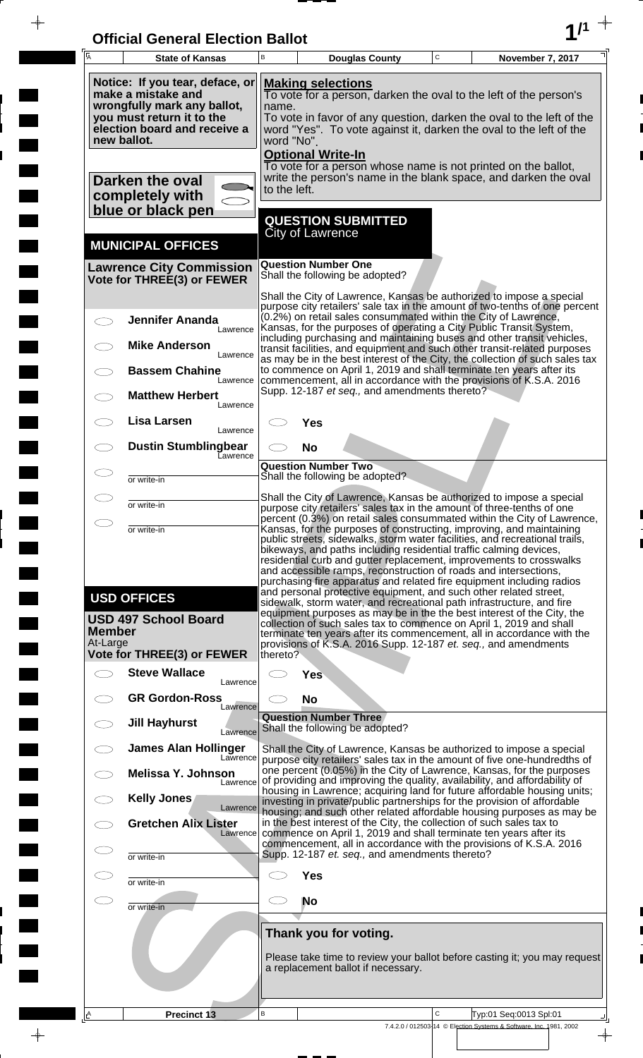# Official General Election Ballot

| State of Kansas | Douglas County | November 7, 2017 |
|---|---|---|

**Notice: If you tear, deface, or make a mistake and wrongfully mark any ballot, you must return it to the election board and receive a new ballot.**

**Darken the oval completely with blue or black pen**

**Making selections**
To vote for a person, darken the oval to the left of the person's name.
To vote in favor of any question, darken the oval to the left of the word "Yes". To vote against it, darken the oval to the left of the word "No".

**Optional Write-In**
To vote for a person whose name is not printed on the ballot, write the person's name in the blank space, and darken the oval to the left.

## MUNICIPAL OFFICES

### Lawrence City Commission
**Vote for THREE(3) or FEWER**

- ◯ **Jennifer Ananda** — Lawrence
- ◯ **Mike Anderson** — Lawrence
- ◯ **Bassem Chahine** — Lawrence
- ◯ **Matthew Herbert** — Lawrence
- ◯ **Lisa Larsen** — Lawrence
- ◯ **Dustin Stumblingbear** — Lawrence
- ◯ ________ or write-in
- ◯ ________ or write-in
- ◯ ________ or write-in

## USD OFFICES

### USD 497 School Board Member
At-Large
**Vote for THREE(3) or FEWER**

- ◯ **Steve Wallace** — Lawrence
- ◯ **GR Gordon-Ross** — Lawrence
- ◯ **Jill Hayhurst** — Lawrence
- ◯ **James Alan Hollinger** — Lawrence
- ◯ **Melissa Y. Johnson** — Lawrence
- ◯ **Kelly Jones** — Lawrence
- ◯ **Gretchen Alix Lister** — Lawrence
- ◯ ________ or write-in
- ◯ ________ or write-in
- ◯ ________ or write-in

## QUESTION SUBMITTED
City of Lawrence

### Question Number One
Shall the following be adopted?

Shall the City of Lawrence, Kansas be authorized to impose a special purpose city retailers' sale tax in the amount of two-tenths of one percent (0.2%) on retail sales consummated within the City of Lawrence, Kansas, for the purposes of operating a City Public Transit System, including purchasing and maintaining buses and other transit vehicles, transit facilities, and equipment and such other transit-related purposes as may be in the best interest of the City, the collection of such sales tax to commence on April 1, 2019 and shall terminate ten years after its commencement, all in accordance with the provisions of K.S.A. 2016 Supp. 12-187 *et seq.,* and amendments thereto?

- ◯ **Yes**
- ◯ **No**

### Question Number Two
Shall the following be adopted?

Shall the City of Lawrence, Kansas be authorized to impose a special purpose city retailers' sales tax in the amount of three-tenths of one percent (0.3%) on retail sales consummated within the City of Lawrence, Kansas, for the purposes of constructing, improving, and maintaining public streets, sidewalks, storm water facilities, and recreational trails, bikeways, and paths including residential traffic calming devices, residential curb and gutter replacement, improvements to crosswalks and accessible ramps, reconstruction of roads and intersections, purchasing fire apparatus and related fire equipment including radios and personal protective equipment, and such other related street, sidewalk, storm water, and recreational path infrastructure, and fire equipment purposes as may be in the the best interest of the City, the collection of such sales tax to commence on April 1, 2019 and shall terminate ten years after its commencement, all in accordance with the provisions of K.S.A. 2016 Supp. 12-187 *et. seq.,* and amendments thereto?

- ◯ **Yes**
- ◯ **No**

### Question Number Three
Shall the following be adopted?

Shall the City of Lawrence, Kansas be authorized to impose a special purpose city retailers' sales tax in the amount of five one-hundredths of one percent (0.05%) in the City of Lawrence, Kansas, for the purposes of providing and improving the quality, availability, and affordability of housing in Lawrence; acquiring land for future affordable housing units; investing in private/public partnerships for the provision of affordable housing; and such other related affordable housing purposes as may be in the best interest of the City, the collection of such sales tax to commence on April 1, 2019 and shall terminate ten years after its commencement, all in accordance with the provisions of K.S.A. 2016 Supp. 12-187 *et. seq.,* and amendments thereto?

- ◯ **Yes**
- ◯ **No**

**Thank you for voting.**

Please take time to review your ballot before casting it; you may request a replacement ballot if necessary.

| Precinct 13 | | Typ:01 Seq:0013 Spl:01 |
|---|---|---|

7.4.2.0 / 012503-14 © Election Systems & Software, Inc. 1981, 2002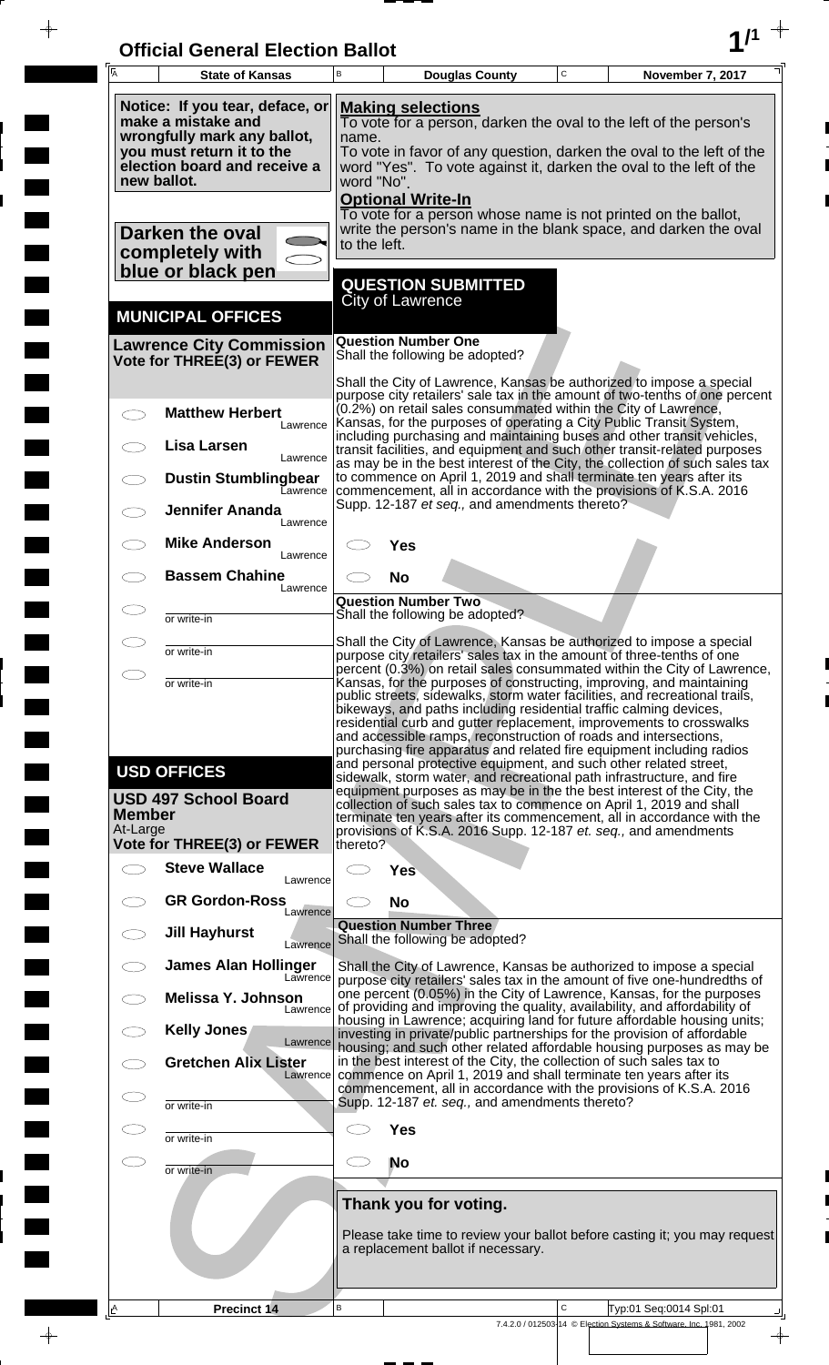# Official General Election Ballot

| State of Kansas | Douglas County | November 7, 2017 |
|---|---|---|

**Notice: If you tear, deface, or make a mistake and wrongfully mark any ballot, you must return it to the election board and receive a new ballot.**

**Darken the oval completely with blue or black pen**

**Making selections**
To vote for a person, darken the oval to the left of the person's name.
To vote in favor of any question, darken the oval to the left of the word "Yes". To vote against it, darken the oval to the left of the word "No".

**Optional Write-In**
To vote for a person whose name is not printed on the ballot, write the person's name in the blank space, and darken the oval to the left.

## MUNICIPAL OFFICES

### Lawrence City Commission
**Vote for THREE(3) or FEWER**

- ⬭ **Matthew Herbert** — Lawrence
- ⬭ **Lisa Larsen** — Lawrence
- ⬭ **Dustin Stumblingbear** — Lawrence
- ⬭ **Jennifer Ananda** — Lawrence
- ⬭ **Mike Anderson** — Lawrence
- ⬭ **Bassem Chahine** — Lawrence
- ⬭ ________ or write-in
- ⬭ ________ or write-in
- ⬭ ________ or write-in

## USD OFFICES

### USD 497 School Board Member
At-Large
**Vote for THREE(3) or FEWER**

- ⬭ **Steve Wallace** — Lawrence
- ⬭ **GR Gordon-Ross** — Lawrence
- ⬭ **Jill Hayhurst** — Lawrence
- ⬭ **James Alan Hollinger** — Lawrence
- ⬭ **Melissa Y. Johnson** — Lawrence
- ⬭ **Kelly Jones** — Lawrence
- ⬭ **Gretchen Alix Lister** — Lawrence
- ⬭ ________ or write-in
- ⬭ ________ or write-in
- ⬭ ________ or write-in

## QUESTION SUBMITTED
City of Lawrence

### Question Number One
Shall the following be adopted?

Shall the City of Lawrence, Kansas be authorized to impose a special purpose city retailers' sale tax in the amount of two-tenths of one percent (0.2%) on retail sales consummated within the City of Lawrence, Kansas, for the purposes of operating a City Public Transit System, including purchasing and maintaining buses and other transit vehicles, transit facilities, and equipment and such other transit-related purposes as may be in the best interest of the City, the collection of such sales tax to commence on April 1, 2019 and shall terminate ten years after its commencement, all in accordance with the provisions of K.S.A. 2016 Supp. 12-187 *et seq.,* and amendments thereto?

- ⬭ **Yes**
- ⬭ **No**

### Question Number Two
Shall the following be adopted?

Shall the City of Lawrence, Kansas be authorized to impose a special purpose city retailers' sales tax in the amount of three-tenths of one percent (0.3%) on retail sales consummated within the City of Lawrence, Kansas, for the purposes of constructing, improving, and maintaining public streets, sidewalks, storm water facilities, and recreational trails, bikeways, and paths including residential traffic calming devices, residential curb and gutter replacement, improvements to crosswalks and accessible ramps, reconstruction of roads and intersections, purchasing fire apparatus and related fire equipment including radios and personal protective equipment, and such other related street, sidewalk, storm water, and recreational path infrastructure, and fire equipment purposes as may be in the the best interest of the City, the collection of such sales tax to commence on April 1, 2019 and shall terminate ten years after its commencement, all in accordance with the provisions of K.S.A. 2016 Supp. 12-187 *et. seq.,* and amendments thereto?

- ⬭ **Yes**
- ⬭ **No**

### Question Number Three
Shall the following be adopted?

Shall the City of Lawrence, Kansas be authorized to impose a special purpose city retailers' sales tax in the amount of five one-hundredths of one percent (0.05%) in the City of Lawrence, Kansas, for the purposes of providing and improving the quality, availability, and affordability of housing in Lawrence; acquiring land for future affordable housing units; investing in private/public partnerships for the provision of affordable housing; and such other related affordable housing purposes as may be in the best interest of the City, the collection of such sales tax to commence on April 1, 2019 and shall terminate ten years after its commencement, all in accordance with the provisions of K.S.A. 2016 Supp. 12-187 *et. seq.,* and amendments thereto?

- ⬭ **Yes**
- ⬭ **No**

**Thank you for voting.**

Please take time to review your ballot before casting it; you may request a replacement ballot if necessary.

| Precinct 14 | | Typ:01 Seq:0014 Spl:01 |
|---|---|---|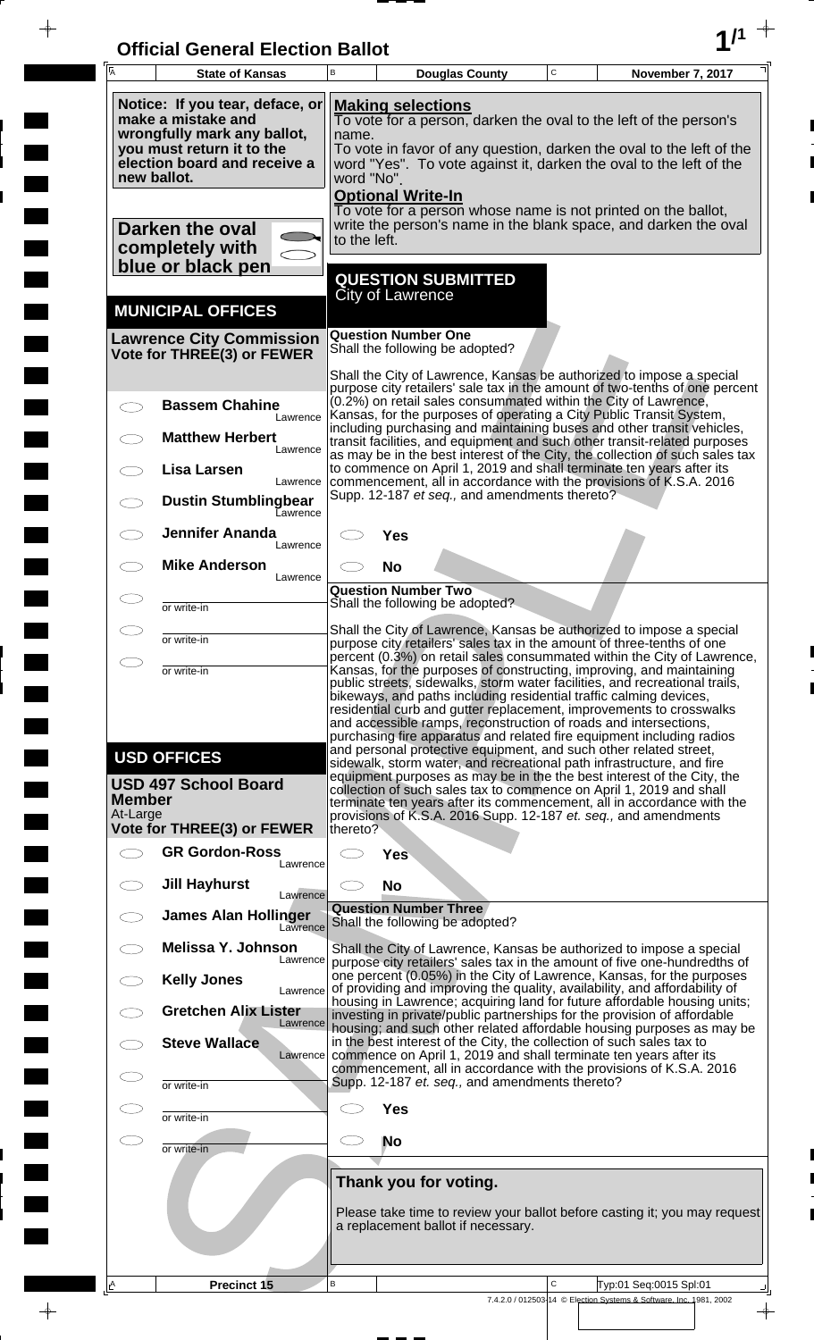# Official General Election Ballot

| A State of Kansas | B Douglas County | C November 7, 2017 |
|---|---|---|

**Notice: If you tear, deface, or make a mistake and wrongfully mark any ballot, you must return it to the election board and receive a new ballot.**

**Darken the oval completely with blue or black pen**

**Making selections**
To vote for a person, darken the oval to the left of the person's name.
To vote in favor of any question, darken the oval to the left of the word "Yes". To vote against it, darken the oval to the left of the word "No".

**Optional Write-In**
To vote for a person whose name is not printed on the ballot, write the person's name in the blank space, and darken the oval to the left.

## MUNICIPAL OFFICES

### Lawrence City Commission
**Vote for THREE(3) or FEWER**

- ◯ **Bassem Chahine** — Lawrence
- ◯ **Matthew Herbert** — Lawrence
- ◯ **Lisa Larsen** — Lawrence
- ◯ **Dustin Stumblingbear** — Lawrence
- ◯ **Jennifer Ananda** — Lawrence
- ◯ **Mike Anderson** — Lawrence
- ◯ ________ or write-in
- ◯ ________ or write-in
- ◯ ________ or write-in

## USD OFFICES

### USD 497 School Board Member
At-Large
**Vote for THREE(3) or FEWER**

- ◯ **GR Gordon-Ross** — Lawrence
- ◯ **Jill Hayhurst** — Lawrence
- ◯ **James Alan Hollinger** — Lawrence
- ◯ **Melissa Y. Johnson** — Lawrence
- ◯ **Kelly Jones** — Lawrence
- ◯ **Gretchen Alix Lister** — Lawrence
- ◯ **Steve Wallace** — Lawrence
- ◯ ________ or write-in
- ◯ ________ or write-in
- ◯ ________ or write-in

## QUESTION SUBMITTED
City of Lawrence

### Question Number One
Shall the following be adopted?

Shall the City of Lawrence, Kansas be authorized to impose a special purpose city retailers' sale tax in the amount of two-tenths of one percent (0.2%) on retail sales consummated within the City of Lawrence, Kansas, for the purposes of operating a City Public Transit System, including purchasing and maintaining buses and other transit vehicles, transit facilities, and equipment and such other transit-related purposes as may be in the best interest of the City, the collection of such sales tax to commence on April 1, 2019 and shall terminate ten years after its commencement, all in accordance with the provisions of K.S.A. 2016 Supp. 12-187 *et seq.,* and amendments thereto?

- ◯ **Yes**
- ◯ **No**

### Question Number Two
Shall the following be adopted?

Shall the City of Lawrence, Kansas be authorized to impose a special purpose city retailers' sales tax in the amount of three-tenths of one percent (0.3%) on retail sales consummated within the City of Lawrence, Kansas, for the purposes of constructing, improving, and maintaining public streets, sidewalks, storm water facilities, and recreational trails, bikeways, and paths including residential traffic calming devices, residential curb and gutter replacement, improvements to crosswalks and accessible ramps, reconstruction of roads and intersections, purchasing fire apparatus and related fire equipment including radios and personal protective equipment, and such other related street, sidewalk, storm water, and recreational path infrastructure, and fire equipment purposes as may be in the the best interest of the City, the collection of such sales tax to commence on April 1, 2019 and shall terminate ten years after its commencement, all in accordance with the provisions of K.S.A. 2016 Supp. 12-187 *et. seq.,* and amendments thereto?

- ◯ **Yes**
- ◯ **No**

### Question Number Three
Shall the following be adopted?

Shall the City of Lawrence, Kansas be authorized to impose a special purpose city retailers' sales tax in the amount of five one-hundredths of one percent (0.05%) in the City of Lawrence, Kansas, for the purposes of providing and improving the quality, availability, and affordability of housing in Lawrence; acquiring land for future affordable housing units; investing in private/public partnerships for the provision of affordable housing; and such other related affordable housing purposes as may be in the best interest of the City, the collection of such sales tax to commence on April 1, 2019 and shall terminate ten years after its commencement, all in accordance with the provisions of K.S.A. 2016 Supp. 12-187 *et. seq.,* and amendments thereto?

- ◯ **Yes**
- ◯ **No**

**Thank you for voting.**

Please take time to review your ballot before casting it; you may request a replacement ballot if necessary.

| A Precinct 15 | B | C Typ:01 Seq:0015 Spl:01 |
|---|---|---|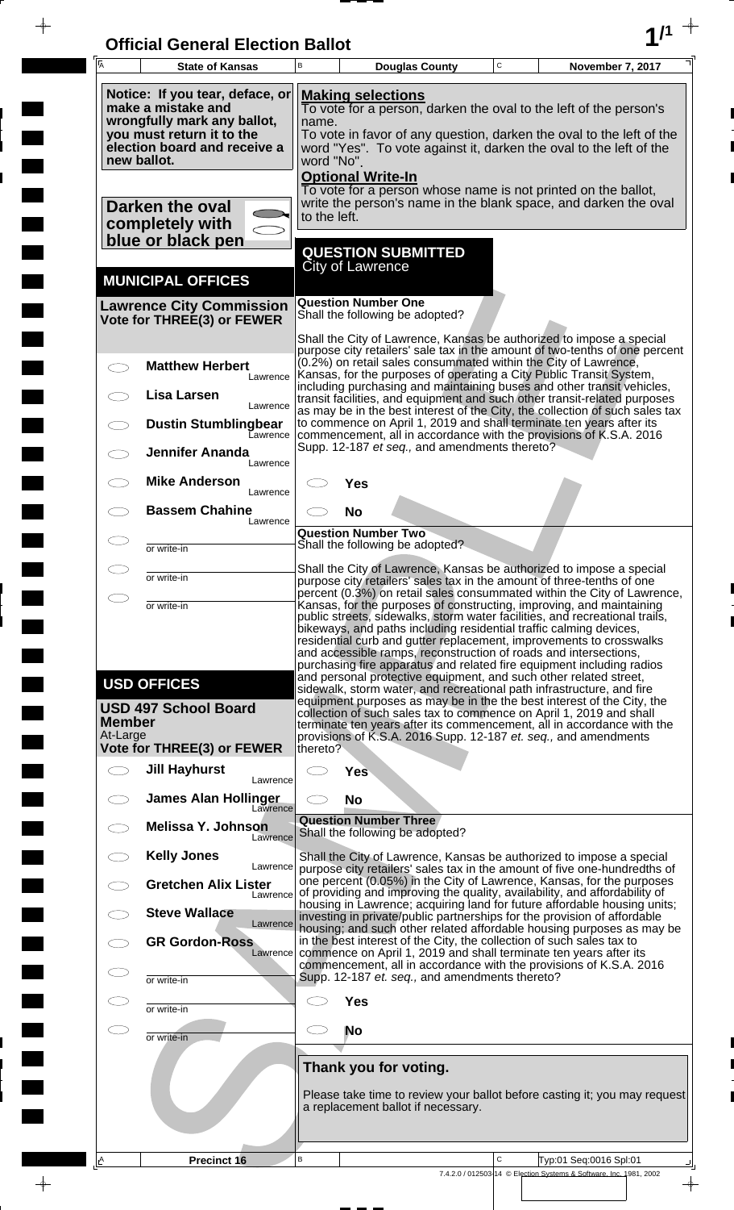# Official General Election Ballot

| State of Kansas | Douglas County | November 7, 2017 |
|---|---|---|

**Notice: If you tear, deface, or make a mistake and wrongfully mark any ballot, you must return it to the election board and receive a new ballot.**

**Darken the oval completely with blue or black pen**

**Making selections**
To vote for a person, darken the oval to the left of the person's name.
To vote in favor of any question, darken the oval to the left of the word "Yes". To vote against it, darken the oval to the left of the word "No".

**Optional Write-In**
To vote for a person whose name is not printed on the ballot, write the person's name in the blank space, and darken the oval to the left.

## MUNICIPAL OFFICES

### Lawrence City Commission
**Vote for THREE(3) or FEWER**

- ◯ **Matthew Herbert** — Lawrence
- ◯ **Lisa Larsen** — Lawrence
- ◯ **Dustin Stumblingbear** — Lawrence
- ◯ **Jennifer Ananda** — Lawrence
- ◯ **Mike Anderson** — Lawrence
- ◯ **Bassem Chahine** — Lawrence
- ◯ ________ or write-in
- ◯ ________ or write-in
- ◯ ________ or write-in

## USD OFFICES

### USD 497 School Board Member
At-Large
**Vote for THREE(3) or FEWER**

- ◯ **Jill Hayhurst** — Lawrence
- ◯ **James Alan Hollinger** — Lawrence
- ◯ **Melissa Y. Johnson** — Lawrence
- ◯ **Kelly Jones** — Lawrence
- ◯ **Gretchen Alix Lister** — Lawrence
- ◯ **Steve Wallace** — Lawrence
- ◯ **GR Gordon-Ross** — Lawrence
- ◯ ________ or write-in
- ◯ ________ or write-in
- ◯ ________ or write-in

## QUESTION SUBMITTED
City of Lawrence

### Question Number One
Shall the following be adopted?

Shall the City of Lawrence, Kansas be authorized to impose a special purpose city retailers' sale tax in the amount of two-tenths of one percent (0.2%) on retail sales consummated within the City of Lawrence, Kansas, for the purposes of operating a City Public Transit System, including purchasing and maintaining buses and other transit vehicles, transit facilities, and equipment and such other transit-related purposes as may be in the best interest of the City, the collection of such sales tax to commence on April 1, 2019 and shall terminate ten years after its commencement, all in accordance with the provisions of K.S.A. 2016 Supp. 12-187 *et seq.,* and amendments thereto?

- ◯ **Yes**
- ◯ **No**

### Question Number Two
Shall the following be adopted?

Shall the City of Lawrence, Kansas be authorized to impose a special purpose city retailers' sales tax in the amount of three-tenths of one percent (0.3%) on retail sales consummated within the City of Lawrence, Kansas, for the purposes of constructing, improving, and maintaining public streets, sidewalks, storm water facilities, and recreational trails, bikeways, and paths including residential traffic calming devices, residential curb and gutter replacement, improvements to crosswalks and accessible ramps, reconstruction of roads and intersections, purchasing fire apparatus and related fire equipment including radios and personal protective equipment, and such other related street, sidewalk, storm water, and recreational path infrastructure, and fire equipment purposes as may be in the the best interest of the City, the collection of such sales tax to commence on April 1, 2019 and shall terminate ten years after its commencement, all in accordance with the provisions of K.S.A. 2016 Supp. 12-187 *et. seq.,* and amendments thereto?

- ◯ **Yes**
- ◯ **No**

### Question Number Three
Shall the following be adopted?

Shall the City of Lawrence, Kansas be authorized to impose a special purpose city retailers' sales tax in the amount of five one-hundredths of one percent (0.05%) in the City of Lawrence, Kansas, for the purposes of providing and improving the quality, availability, and affordability of housing in Lawrence; acquiring land for future affordable housing units; investing in private/public partnerships for the provision of affordable housing; and such other related affordable housing purposes as may be in the best interest of the City, the collection of such sales tax to commence on April 1, 2019 and shall terminate ten years after its commencement, all in accordance with the provisions of K.S.A. 2016 Supp. 12-187 *et. seq.,* and amendments thereto?

- ◯ **Yes**
- ◯ **No**

**Thank you for voting.**

Please take time to review your ballot before casting it; you may request a replacement ballot if necessary.

Precinct 16 — Typ:01 Seq:0016 Spl:01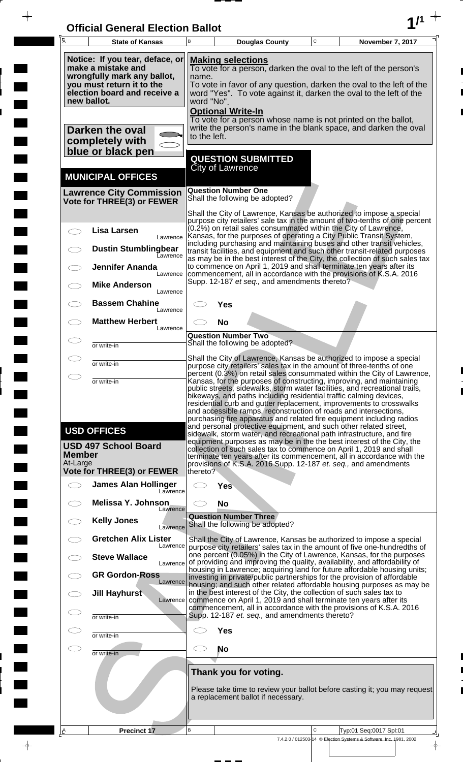# Official General Election Ballot

| State of Kansas | Douglas County | November 7, 2017 |
|---|---|---|

**Notice: If you tear, deface, or make a mistake and wrongfully mark any ballot, you must return it to the election board and receive a new ballot.**

**Darken the oval completely with blue or black pen**

**Making selections**
To vote for a person, darken the oval to the left of the person's name.
To vote in favor of any question, darken the oval to the left of the word "Yes". To vote against it, darken the oval to the left of the word "No".

**Optional Write-In**
To vote for a person whose name is not printed on the ballot, write the person's name in the blank space, and darken the oval to the left.

## MUNICIPAL OFFICES

### Lawrence City Commission
**Vote for THREE(3) or FEWER**

- ◯ Lisa Larsen — Lawrence
- ◯ Dustin Stumblingbear — Lawrence
- ◯ Jennifer Ananda — Lawrence
- ◯ Mike Anderson — Lawrence
- ◯ Bassem Chahine — Lawrence
- ◯ Matthew Herbert — Lawrence
- ◯ ______ or write-in
- ◯ ______ or write-in
- ◯ ______ or write-in

## USD OFFICES

### USD 497 School Board Member
At-Large
**Vote for THREE(3) or FEWER**

- ◯ James Alan Hollinger — Lawrence
- ◯ Melissa Y. Johnson — Lawrence
- ◯ Kelly Jones — Lawrence
- ◯ Gretchen Alix Lister — Lawrence
- ◯ Steve Wallace — Lawrence
- ◯ GR Gordon-Ross — Lawrence
- ◯ Jill Hayhurst — Lawrence
- ◯ ______ or write-in
- ◯ ______ or write-in
- ◯ ______ or write-in

## QUESTION SUBMITTED
City of Lawrence

### Question Number One
Shall the following be adopted?

Shall the City of Lawrence, Kansas be authorized to impose a special purpose city retailers' sale tax in the amount of two-tenths of one percent (0.2%) on retail sales consummated within the City of Lawrence, Kansas, for the purposes of operating a City Public Transit System, including purchasing and maintaining buses and other transit vehicles, transit facilities, and equipment and such other transit-related purposes as may be in the best interest of the City, the collection of such sales tax to commence on April 1, 2019 and shall terminate ten years after its commencement, all in accordance with the provisions of K.S.A. 2016 Supp. 12-187 *et seq.,* and amendments thereto?

- ◯ Yes
- ◯ No

### Question Number Two
Shall the following be adopted?

Shall the City of Lawrence, Kansas be authorized to impose a special purpose city retailers' sales tax in the amount of three-tenths of one percent (0.3%) on retail sales consummated within the City of Lawrence, Kansas, for the purposes of constructing, improving, and maintaining public streets, sidewalks, storm water facilities, and recreational trails, bikeways, and paths including residential traffic calming devices, residential curb and gutter replacement, improvements to crosswalks and accessible ramps, reconstruction of roads and intersections, purchasing fire apparatus and related fire equipment including radios and personal protective equipment, and such other related street, sidewalk, storm water, and recreational path infrastructure, and fire equipment purposes as may be in the best interest of the City, the collection of such sales tax to commence on April 1, 2019 and shall terminate ten years after its commencement, all in accordance with the provisions of K.S.A. 2016 Supp. 12-187 *et. seq.,* and amendments thereto?

- ◯ Yes
- ◯ No

### Question Number Three
Shall the following be adopted?

Shall the City of Lawrence, Kansas be authorized to impose a special purpose city retailers' sales tax in the amount of five one-hundredths of one percent (0.05%) in the City of Lawrence, Kansas, for the purposes of providing and improving the quality, availability, and affordability of housing in Lawrence; acquiring land for future affordable housing units; investing in private/public partnerships for the provision of affordable housing; and such other related affordable housing purposes as may be in the best interest of the City, the collection of such sales tax to commence on April 1, 2019 and shall terminate ten years after its commencement, all in accordance with the provisions of K.S.A. 2016 Supp. 12-187 *et. seq.,* and amendments thereto?

- ◯ Yes
- ◯ No

**Thank you for voting.**

Please take time to review your ballot before casting it; you may request a replacement ballot if necessary.

Precinct 17 — Typ:01 Seq:0017 Spl:01

7.4.2.0 / 012503-14 © Election Systems & Software, Inc. 1981, 2002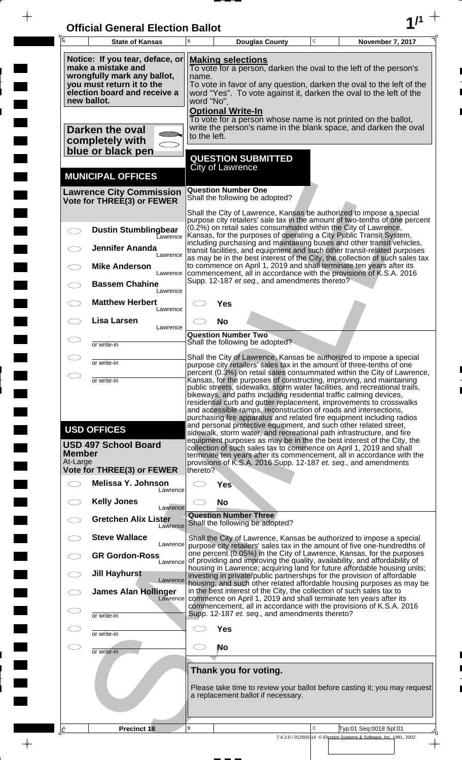# Official General Election Ballot

| State of Kansas | Douglas County | November 7, 2017 |
|---|---|---|

**Notice: If you tear, deface, or make a mistake and wrongfully mark any ballot, you must return it to the election board and receive a new ballot.**

**Darken the oval completely with blue or black pen**

**Making selections**
To vote for a person, darken the oval to the left of the person's name.
To vote in favor of any question, darken the oval to the left of the word "Yes". To vote against it, darken the oval to the left of the word "No".

**Optional Write-In**
To vote for a person whose name is not printed on the ballot, write the person's name in the blank space, and darken the oval to the left.

## MUNICIPAL OFFICES

### Lawrence City Commission
**Vote for THREE(3) or FEWER**

- ◯ **Dustin Stumblingbear** — Lawrence
- ◯ **Jennifer Ananda** — Lawrence
- ◯ **Mike Anderson** — Lawrence
- ◯ **Bassem Chahine** — Lawrence
- ◯ **Matthew Herbert** — Lawrence
- ◯ **Lisa Larsen** — Lawrence
- ◯ ______ or write-in
- ◯ ______ or write-in
- ◯ ______ or write-in

## USD OFFICES

### USD 497 School Board Member
At-Large
**Vote for THREE(3) or FEWER**

- ◯ **Melissa Y. Johnson** — Lawrence
- ◯ **Kelly Jones** — Lawrence
- ◯ **Gretchen Alix Lister** — Lawrence
- ◯ **Steve Wallace** — Lawrence
- ◯ **GR Gordon-Ross** — Lawrence
- ◯ **Jill Hayhurst** — Lawrence
- ◯ **James Alan Hollinger** — Lawrence
- ◯ ______ or write-in
- ◯ ______ or write-in
- ◯ ______ or write-in

## QUESTION SUBMITTED
City of Lawrence

### Question Number One
Shall the following be adopted?

Shall the City of Lawrence, Kansas be authorized to impose a special purpose city retailers' sale tax in the amount of two-tenths of one percent (0.2%) on retail sales consummated within the City of Lawrence, Kansas, for the purposes of operating a City Public Transit System, including purchasing and maintaining buses and other transit vehicles, transit facilities, and equipment and such other transit-related purposes as may be in the best interest of the City, the collection of such sales tax to commence on April 1, 2019 and shall terminate ten years after its commencement, all in accordance with the provisions of K.S.A. 2016 Supp. 12-187 *et seq.,* and amendments thereto?

- ◯ **Yes**
- ◯ **No**

### Question Number Two
Shall the following be adopted?

Shall the City of Lawrence, Kansas be authorized to impose a special purpose city retailers' sales tax in the amount of three-tenths of one percent (0.3%) on retail sales consummated within the City of Lawrence, Kansas, for the purposes of constructing, improving, and maintaining public streets, sidewalks, storm water facilities, and recreational trails, bikeways, and paths including residential traffic calming devices, residential curb and gutter replacement, improvements to crosswalks and accessible ramps, reconstruction of roads and intersections, purchasing fire apparatus and related fire equipment including radios and personal protective equipment, and such other related street, sidewalk, storm water, and recreational path infrastructure, and fire equipment purposes as may be in the the best interest of the City, the collection of such sales tax to commence on April 1, 2019 and shall terminate ten years after its commencement, all in accordance with the provisions of K.S.A. 2016 Supp. 12-187 *et. seq.,* and amendments thereto?

- ◯ **Yes**
- ◯ **No**

### Question Number Three
Shall the following be adopted?

Shall the City of Lawrence, Kansas be authorized to impose a special purpose city retailers' sales tax in the amount of five one-hundredths of one percent (0.05%) in the City of Lawrence, Kansas, for the purposes of providing and improving the quality, availability, and affordability of housing in Lawrence; acquiring land for future affordable housing units; investing in private/public partnerships for the provision of affordable housing; and such other related affordable housing purposes as may be in the best interest of the City, the collection of such sales tax to commence on April 1, 2019 and shall terminate ten years after its commencement, all in accordance with the provisions of K.S.A. 2016 Supp. 12-187 *et. seq.,* and amendments thereto?

- ◯ **Yes**
- ◯ **No**

**Thank you for voting.**

Please take time to review your ballot before casting it; you may request a replacement ballot if necessary.

| Precinct 18 | | Typ:01 Seq:0018 Spl:01 |
|---|---|---|

7.4.2.0 / 012503-14 © Election Systems & Software, Inc. 1981, 2002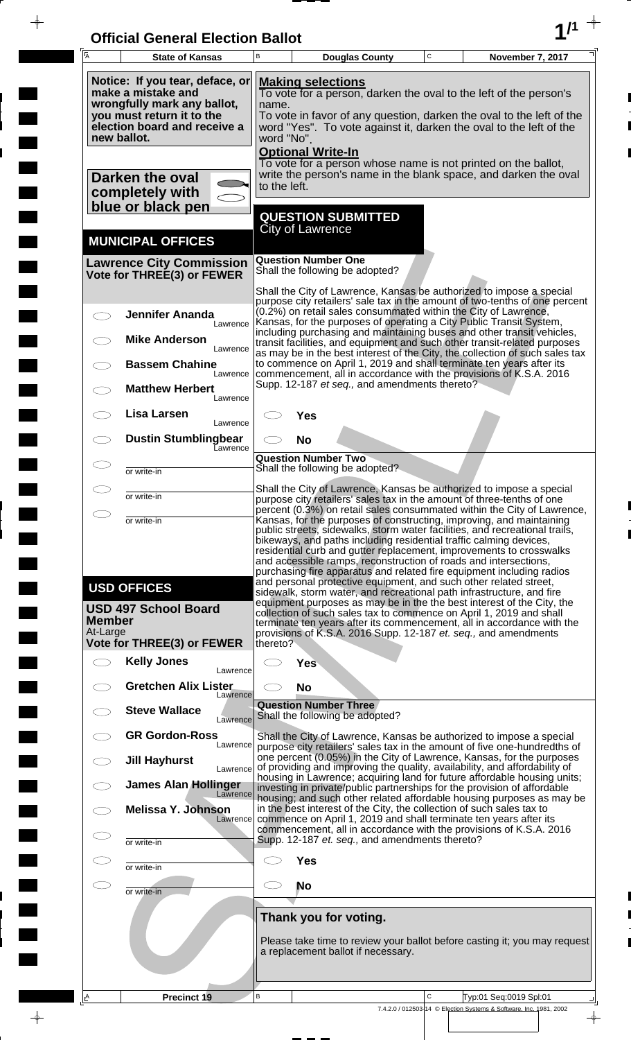# Official General Election Ballot

| State of Kansas | Douglas County | November 7, 2017 |
|---|---|---|

**Notice: If you tear, deface, or make a mistake and wrongfully mark any ballot, you must return it to the election board and receive a new ballot.**

**Darken the oval completely with blue or black pen**

**Making selections**
To vote for a person, darken the oval to the left of the person's name.
To vote in favor of any question, darken the oval to the left of the word "Yes". To vote against it, darken the oval to the left of the word "No".

**Optional Write-In**
To vote for a person whose name is not printed on the ballot, write the person's name in the blank space, and darken the oval to the left.

## MUNICIPAL OFFICES

### Lawrence City Commission
**Vote for THREE(3) or FEWER**

- ◯ **Jennifer Ananda** — Lawrence
- ◯ **Mike Anderson** — Lawrence
- ◯ **Bassem Chahine** — Lawrence
- ◯ **Matthew Herbert** — Lawrence
- ◯ **Lisa Larsen** — Lawrence
- ◯ **Dustin Stumblingbear** — Lawrence
- ◯ ____________ or write-in
- ◯ ____________ or write-in
- ◯ ____________ or write-in

## USD OFFICES

### USD 497 School Board Member
At-Large
**Vote for THREE(3) or FEWER**

- ◯ **Kelly Jones** — Lawrence
- ◯ **Gretchen Alix Lister** — Lawrence
- ◯ **Steve Wallace** — Lawrence
- ◯ **GR Gordon-Ross** — Lawrence
- ◯ **Jill Hayhurst** — Lawrence
- ◯ **James Alan Hollinger** — Lawrence
- ◯ **Melissa Y. Johnson** — Lawrence
- ◯ ____________ or write-in
- ◯ ____________ or write-in
- ◯ ____________ or write-in

## QUESTION SUBMITTED
City of Lawrence

### Question Number One
Shall the following be adopted?

Shall the City of Lawrence, Kansas be authorized to impose a special purpose city retailers' sale tax in the amount of two-tenths of one percent (0.2%) on retail sales consummated within the City of Lawrence, Kansas, for the purposes of operating a City Public Transit System, including purchasing and maintaining buses and other transit vehicles, transit facilities, and equipment and such other transit-related purposes as may be in the best interest of the City, the collection of such sales tax to commence on April 1, 2019 and shall terminate ten years after its commencement, all in accordance with the provisions of K.S.A. 2016 Supp. 12-187 *et seq.,* and amendments thereto?

- ◯ **Yes**
- ◯ **No**

### Question Number Two
Shall the following be adopted?

Shall the City of Lawrence, Kansas be authorized to impose a special purpose city retailers' sales tax in the amount of three-tenths of one percent (0.3%) on retail sales consummated within the City of Lawrence, Kansas, for the purposes of constructing, improving, and maintaining public streets, sidewalks, storm water facilities, and recreational trails, bikeways, and paths including residential traffic calming devices, residential curb and gutter replacement, improvements to crosswalks and accessible ramps, reconstruction of roads and intersections, purchasing fire apparatus and related fire equipment including radios and personal protective equipment, and such other related street, sidewalk, storm water, and recreational path infrastructure, and fire equipment purposes as may be in the the best interest of the City, the collection of such sales tax to commence on April 1, 2019 and shall terminate ten years after its commencement, all in accordance with the provisions of K.S.A. 2016 Supp. 12-187 *et. seq.,* and amendments thereto?

- ◯ **Yes**
- ◯ **No**

### Question Number Three
Shall the following be adopted?

Shall the City of Lawrence, Kansas be authorized to impose a special purpose city retailers' sales tax in the amount of five one-hundredths of one percent (0.05%) in the City of Lawrence, Kansas, for the purposes of providing and improving the quality, availability, and affordability of housing in Lawrence; acquiring land for future affordable housing units; investing in private/public partnerships for the provision of affordable housing; and such other related affordable housing purposes as may be in the best interest of the City, the collection of such sales tax to commence on April 1, 2019 and shall terminate ten years after its commencement, all in accordance with the provisions of K.S.A. 2016 Supp. 12-187 *et. seq.,* and amendments thereto?

- ◯ **Yes**
- ◯ **No**

**Thank you for voting.**

Please take time to review your ballot before casting it; you may request a replacement ballot if necessary.

**Precinct 19** — Typ:01 Seq:0019 Spl:01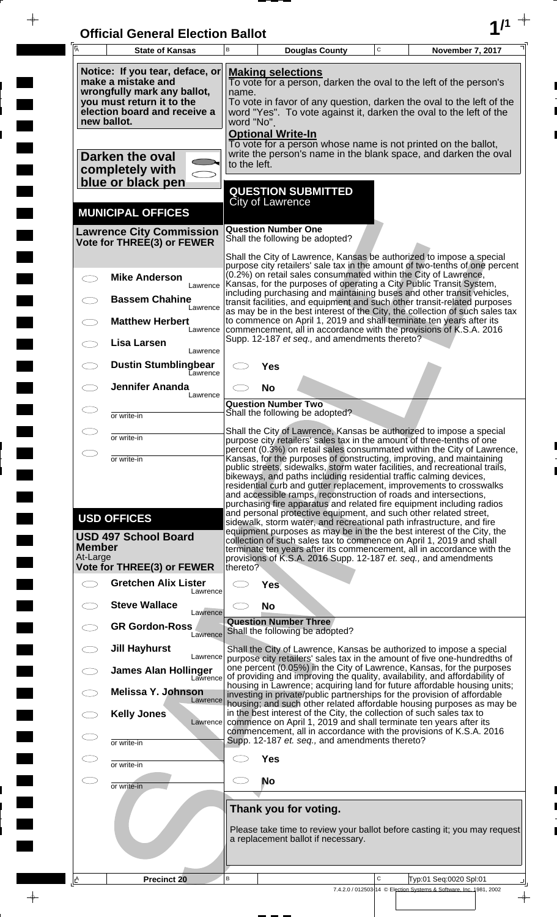# Official General Election Ballot

**State of Kansas** | **Douglas County** | **November 7, 2017**

**Notice: If you tear, deface, or make a mistake and wrongfully mark any ballot, you must return it to the election board and receive a new ballot.**

**Darken the oval completely with blue or black pen**

**Making selections**
To vote for a person, darken the oval to the left of the person's name.
To vote in favor of any question, darken the oval to the left of the word "Yes". To vote against it, darken the oval to the left of the word "No".

**Optional Write-In**
To vote for a person whose name is not printed on the ballot, write the person's name in the blank space, and darken the oval to the left.

## MUNICIPAL OFFICES

### Lawrence City Commission
**Vote for THREE(3) or FEWER**

- ◯ **Mike Anderson** — Lawrence
- ◯ **Bassem Chahine** — Lawrence
- ◯ **Matthew Herbert** — Lawrence
- ◯ **Lisa Larsen** — Lawrence
- ◯ **Dustin Stumblingbear** — Lawrence
- ◯ **Jennifer Ananda** — Lawrence
- ◯ ______ or write-in
- ◯ ______ or write-in
- ◯ ______ or write-in

## USD OFFICES

### USD 497 School Board Member
At-Large
**Vote for THREE(3) or FEWER**

- ◯ **Gretchen Alix Lister** — Lawrence
- ◯ **Steve Wallace** — Lawrence
- ◯ **GR Gordon-Ross** — Lawrence
- ◯ **Jill Hayhurst** — Lawrence
- ◯ **James Alan Hollinger** — Lawrence
- ◯ **Melissa Y. Johnson** — Lawrence
- ◯ **Kelly Jones** — Lawrence
- ◯ ______ or write-in
- ◯ ______ or write-in
- ◯ ______ or write-in

## QUESTION SUBMITTED
City of Lawrence

### Question Number One
Shall the following be adopted?

Shall the City of Lawrence, Kansas be authorized to impose a special purpose city retailers' sale tax in the amount of two-tenths of one percent (0.2%) on retail sales consummated within the City of Lawrence, Kansas, for the purposes of operating a City Public Transit System, including purchasing and maintaining buses and other transit vehicles, transit facilities, and equipment and such other transit-related purposes as may be in the best interest of the City, the collection of such sales tax to commence on April 1, 2019 and shall terminate ten years after its commencement, all in accordance with the provisions of K.S.A. 2016 Supp. 12-187 *et seq.,* and amendments thereto?

- ◯ **Yes**
- ◯ **No**

### Question Number Two
Shall the following be adopted?

Shall the City of Lawrence, Kansas be authorized to impose a special purpose city retailers' sales tax in the amount of three-tenths of one percent (0.3%) on retail sales consummated within the City of Lawrence, Kansas, for the purposes of constructing, improving, and maintaining public streets, sidewalks, storm water facilities, and recreational trails, bikeways, and paths including residential traffic calming devices, residential curb and gutter replacement, improvements to crosswalks and accessible ramps, reconstruction of roads and intersections, purchasing fire apparatus and related fire equipment including radios and personal protective equipment, and such other related street, sidewalk, storm water, and recreational path infrastructure, and fire equipment purposes as may be in the best interest of the City, the collection of such sales tax to commence on April 1, 2019 and shall terminate ten years after its commencement, all in accordance with the provisions of K.S.A. 2016 Supp. 12-187 *et. seq.,* and amendments thereto?

- ◯ **Yes**
- ◯ **No**

### Question Number Three
Shall the following be adopted?

Shall the City of Lawrence, Kansas be authorized to impose a special purpose city retailers' sales tax in the amount of five one-hundredths of one percent (0.05%) in the City of Lawrence, Kansas, for the purposes of providing and improving the quality, availability, and affordability of housing in Lawrence; acquiring land for future affordable housing units; investing in private/public partnerships for the provision of affordable housing; and such other related affordable housing purposes as may be in the best interest of the City, the collection of such sales tax to commence on April 1, 2019 and shall terminate ten years after its commencement, all in accordance with the provisions of K.S.A. 2016 Supp. 12-187 *et. seq.,* and amendments thereto?

- ◯ **Yes**
- ◯ **No**

**Thank you for voting.**

Please take time to review your ballot before casting it; you may request a replacement ballot if necessary.

**Precinct 20** | Typ:01 Seq:0020 Spl:01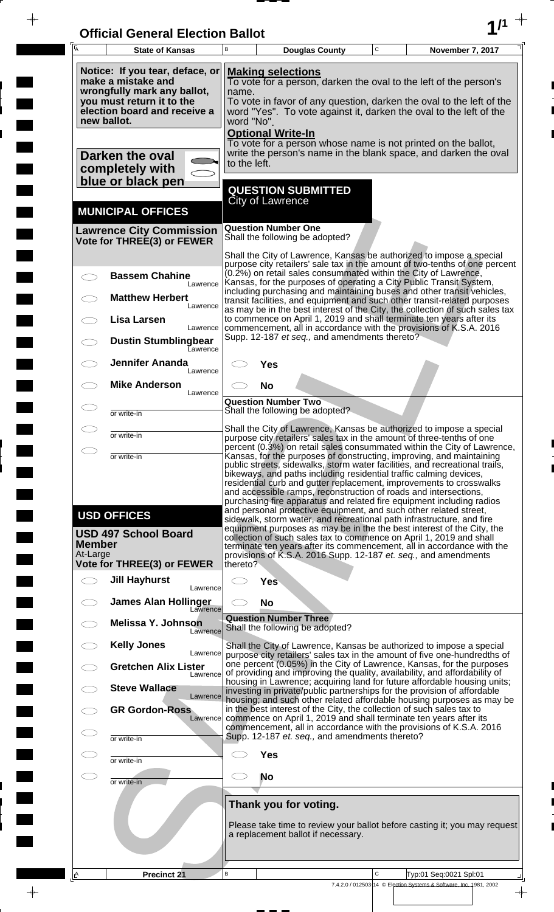# Official General Election Ballot

| State of Kansas | Douglas County | November 7, 2017 |
|---|---|---|

**Notice: If you tear, deface, or make a mistake and wrongfully mark any ballot, you must return it to the election board and receive a new ballot.**

**Darken the oval completely with blue or black pen**

**Making selections**
To vote for a person, darken the oval to the left of the person's name.
To vote in favor of any question, darken the oval to the left of the word "Yes". To vote against it, darken the oval to the left of the word "No".

**Optional Write-In**
To vote for a person whose name is not printed on the ballot, write the person's name in the blank space, and darken the oval to the left.

## MUNICIPAL OFFICES

### Lawrence City Commission
**Vote for THREE(3) or FEWER**

- ◯ **Bassem Chahine** — Lawrence
- ◯ **Matthew Herbert** — Lawrence
- ◯ **Lisa Larsen** — Lawrence
- ◯ **Dustin Stumblingbear** — Lawrence
- ◯ **Jennifer Ananda** — Lawrence
- ◯ **Mike Anderson** — Lawrence
- ◯ ______ or write-in
- ◯ ______ or write-in
- ◯ ______ or write-in

## USD OFFICES

### USD 497 School Board Member
At-Large
**Vote for THREE(3) or FEWER**

- ◯ **Jill Hayhurst** — Lawrence
- ◯ **James Alan Hollinger** — Lawrence
- ◯ **Melissa Y. Johnson** — Lawrence
- ◯ **Kelly Jones** — Lawrence
- ◯ **Gretchen Alix Lister** — Lawrence
- ◯ **Steve Wallace** — Lawrence
- ◯ **GR Gordon-Ross** — Lawrence
- ◯ ______ or write-in
- ◯ ______ or write-in
- ◯ ______ or write-in

## QUESTION SUBMITTED
City of Lawrence

### Question Number One
Shall the following be adopted?

Shall the City of Lawrence, Kansas be authorized to impose a special purpose city retailers' sale tax in the amount of two-tenths of one percent (0.2%) on retail sales consummated within the City of Lawrence, Kansas, for the purposes of operating a City Public Transit System, including purchasing and maintaining buses and other transit vehicles, transit facilities, and equipment and such other transit-related purposes as may be in the best interest of the City, the collection of such sales tax to commence on April 1, 2019 and shall terminate ten years after its commencement, all in accordance with the provisions of K.S.A. 2016 Supp. 12-187 *et seq.,* and amendments thereto?

- ◯ **Yes**
- ◯ **No**

### Question Number Two
Shall the following be adopted?

Shall the City of Lawrence, Kansas be authorized to impose a special purpose city retailers' sales tax in the amount of three-tenths of one percent (0.3%) on retail sales consummated within the City of Lawrence, Kansas, for the purposes of constructing, improving, and maintaining public streets, sidewalks, storm water facilities, and recreational trails, bikeways, and paths including residential traffic calming devices, residential curb and gutter replacement, improvements to crosswalks and accessible ramps, reconstruction of roads and intersections, purchasing fire apparatus and related fire equipment including radios and personal protective equipment, and such other related street, sidewalk, storm water, and recreational path infrastructure, and fire equipment purposes as may be in the the best interest of the City, the collection of such sales tax to commence on April 1, 2019 and shall terminate ten years after its commencement, all in accordance with the provisions of K.S.A. 2016 Supp. 12-187 *et. seq.,* and amendments thereto?

- ◯ **Yes**
- ◯ **No**

### Question Number Three
Shall the following be adopted?

Shall the City of Lawrence, Kansas be authorized to impose a special purpose city retailers' sales tax in the amount of five one-hundredths of one percent (0.05%) in the City of Lawrence, Kansas, for the purposes of providing and improving the quality, availability, and affordability of housing in Lawrence; acquiring land for future affordable housing units; investing in private/public partnerships for the provision of affordable housing; and such other related affordable housing purposes as may be in the best interest of the City, the collection of such sales tax to commence on April 1, 2019 and shall terminate ten years after its commencement, all in accordance with the provisions of K.S.A. 2016 Supp. 12-187 *et. seq.,* and amendments thereto?

- ◯ **Yes**
- ◯ **No**

**Thank you for voting.**

Please take time to review your ballot before casting it; you may request a replacement ballot if necessary.

Precinct 21 — Typ:01 Seq:0021 Spl:01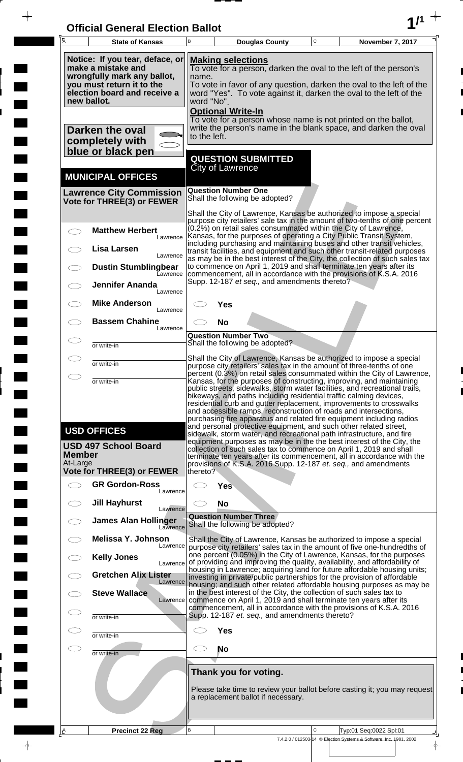# Official General Election Ballot

| State of Kansas | Douglas County | November 7, 2017 |
|---|---|---|

**Notice: If you tear, deface, or make a mistake and wrongfully mark any ballot, you must return it to the election board and receive a new ballot.**

**Darken the oval completely with blue or black pen**

**Making selections**
To vote for a person, darken the oval to the left of the person's name.
To vote in favor of any question, darken the oval to the left of the word "Yes". To vote against it, darken the oval to the left of the word "No".

**Optional Write-In**
To vote for a person whose name is not printed on the ballot, write the person's name in the blank space, and darken the oval to the left.

## MUNICIPAL OFFICES

### Lawrence City Commission
**Vote for THREE(3) or FEWER**

- ◯ **Matthew Herbert** — Lawrence
- ◯ **Lisa Larsen** — Lawrence
- ◯ **Dustin Stumblingbear** — Lawrence
- ◯ **Jennifer Ananda** — Lawrence
- ◯ **Mike Anderson** — Lawrence
- ◯ **Bassem Chahine** — Lawrence
- ◯ ________ or write-in
- ◯ ________ or write-in
- ◯ ________ or write-in

## USD OFFICES

### USD 497 School Board Member
At-Large
**Vote for THREE(3) or FEWER**

- ◯ **GR Gordon-Ross** — Lawrence
- ◯ **Jill Hayhurst** — Lawrence
- ◯ **James Alan Hollinger** — Lawrence
- ◯ **Melissa Y. Johnson** — Lawrence
- ◯ **Kelly Jones** — Lawrence
- ◯ **Gretchen Alix Lister** — Lawrence
- ◯ **Steve Wallace** — Lawrence
- ◯ ________ or write-in
- ◯ ________ or write-in
- ◯ ________ or write-in

## QUESTION SUBMITTED
City of Lawrence

### Question Number One
Shall the following be adopted?

Shall the City of Lawrence, Kansas be authorized to impose a special purpose city retailers' sale tax in the amount of two-tenths of one percent (0.2%) on retail sales consummated within the City of Lawrence, Kansas, for the purposes of operating a City Public Transit System, including purchasing and maintaining buses and other transit vehicles, transit facilities, and equipment and such other transit-related purposes as may be in the best interest of the City, the collection of such sales tax to commence on April 1, 2019 and shall terminate ten years after its commencement, all in accordance with the provisions of K.S.A. 2016 Supp. 12-187 *et seq.,* and amendments thereto?

- ◯ **Yes**
- ◯ **No**

### Question Number Two
Shall the following be adopted?

Shall the City of Lawrence, Kansas be authorized to impose a special purpose city retailers' sales tax in the amount of three-tenths of one percent (0.3%) on retail sales consummated within the City of Lawrence, Kansas, for the purposes of constructing, improving, and maintaining public streets, sidewalks, storm water facilities, and recreational trails, bikeways, and paths including residential traffic calming devices, residential curb and gutter replacement, improvements to crosswalks and accessible ramps, reconstruction of roads and intersections, purchasing fire apparatus and related fire equipment including radios and personal protective equipment, and such other related street, sidewalk, storm water, and recreational path infrastructure, and fire equipment purposes as may be in the the best interest of the City, the collection of such sales tax to commence on April 1, 2019 and shall terminate ten years after its commencement, all in accordance with the provisions of K.S.A. 2016 Supp. 12-187 *et. seq.,* and amendments thereto?

- ◯ **Yes**
- ◯ **No**

### Question Number Three
Shall the following be adopted?

Shall the City of Lawrence, Kansas be authorized to impose a special purpose city retailers' sales tax in the amount of five one-hundredths of one percent (0.05%) in the City of Lawrence, Kansas, for the purposes of providing and improving the quality, availability, and affordability of housing in Lawrence; acquiring land for future affordable housing units; investing in private/public partnerships for the provision of affordable housing; and such other related affordable housing purposes as may be in the best interest of the City, the collection of such sales tax to commence on April 1, 2019 and shall terminate ten years after its commencement, all in accordance with the provisions of K.S.A. 2016 Supp. 12-187 *et. seq.,* and amendments thereto?

- ◯ **Yes**
- ◯ **No**

**Thank you for voting.**

Please take time to review your ballot before casting it; you may request a replacement ballot if necessary.

| Precinct 22 Reg | | Typ:01 Seq:0022 Spl:01 |
|---|---|---|

7.4.2.0 / 012503-14 © Election Systems & Software, Inc. 1981, 2002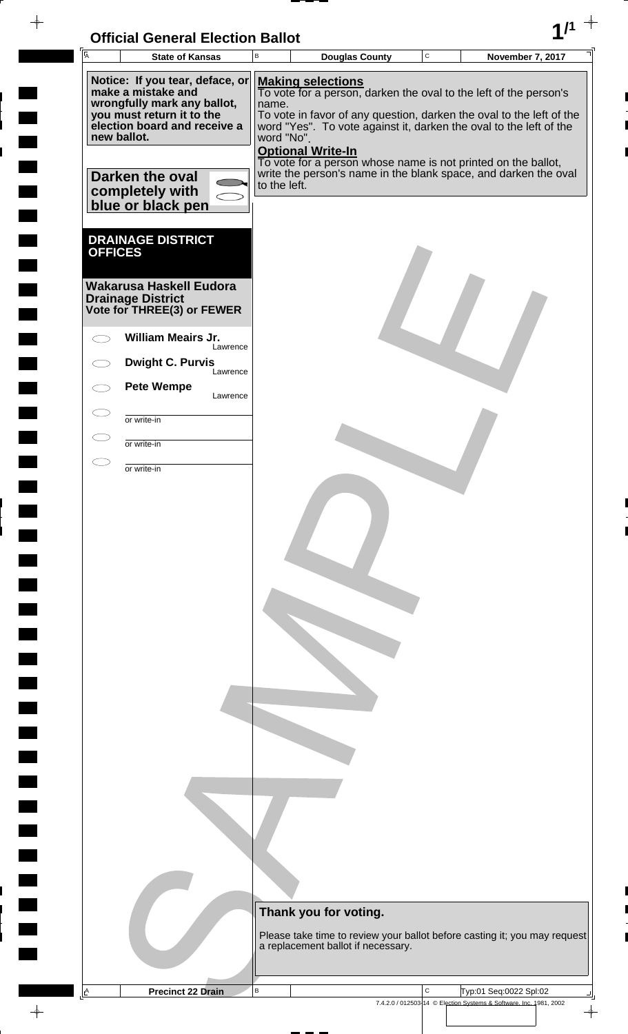# Official General Election Ballot

| State of Kansas | Douglas County | November 7, 2017 |
|---|---|---|

**Notice: If you tear, deface, or make a mistake and wrongfully mark any ballot, you must return it to the election board and receive a new ballot.**

**Darken the oval completely with blue or black pen**

**Making selections**
To vote for a person, darken the oval to the left of the person's name.
To vote in favor of any question, darken the oval to the left of the word "Yes". To vote against it, darken the oval to the left of the word "No".

**Optional Write-In**
To vote for a person whose name is not printed on the ballot, write the person's name in the blank space, and darken the oval to the left.

## DRAINAGE DISTRICT OFFICES

### Wakarusa Haskell Eudora Drainage District
**Vote for THREE(3) or FEWER**

- ⬭ **William Meairs Jr.** Lawrence
- ⬭ **Dwight C. Purvis** Lawrence
- ⬭ **Pete Wempe** Lawrence
- ⬭ ________ or write-in
- ⬭ ________ or write-in
- ⬭ ________ or write-in

**Thank you for voting.**

Please take time to review your ballot before casting it; you may request a replacement ballot if necessary.

SAMPLE

Precinct 22 Drain

Typ:01 Seq:0022 Spl:02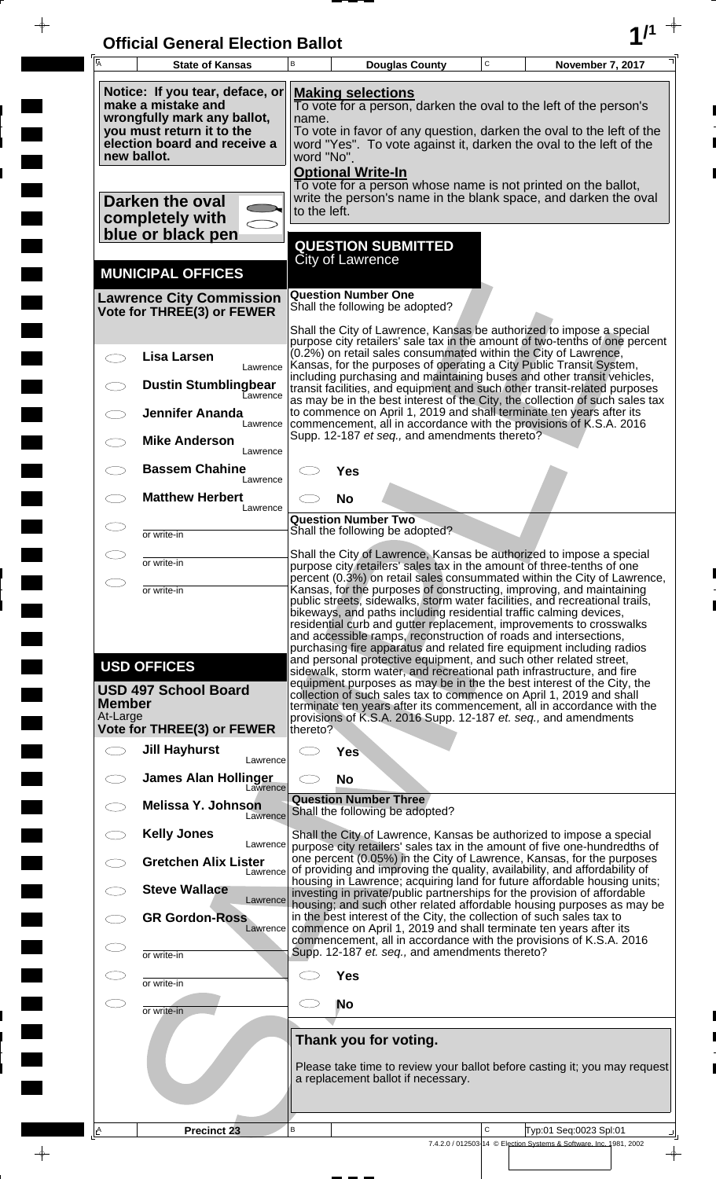# Official General Election Ballot

| State of Kansas | Douglas County | November 7, 2017 |
|---|---|---|

**Notice: If you tear, deface, or make a mistake and wrongfully mark any ballot, you must return it to the election board and receive a new ballot.**

**Darken the oval completely with blue or black pen**

**Making selections**
To vote for a person, darken the oval to the left of the person's name.
To vote in favor of any question, darken the oval to the left of the word "Yes". To vote against it, darken the oval to the left of the word "No".

**Optional Write-In**
To vote for a person whose name is not printed on the ballot, write the person's name in the blank space, and darken the oval to the left.

## MUNICIPAL OFFICES

### Lawrence City Commission
**Vote for THREE(3) or FEWER**

- ◯ **Lisa Larsen** — Lawrence
- ◯ **Dustin Stumblingbear** — Lawrence
- ◯ **Jennifer Ananda** — Lawrence
- ◯ **Mike Anderson** — Lawrence
- ◯ **Bassem Chahine** — Lawrence
- ◯ **Matthew Herbert** — Lawrence
- ◯ ________ or write-in
- ◯ ________ or write-in
- ◯ ________ or write-in

## USD OFFICES

### USD 497 School Board Member
At-Large
**Vote for THREE(3) or FEWER**

- ◯ **Jill Hayhurst** — Lawrence
- ◯ **James Alan Hollinger** — Lawrence
- ◯ **Melissa Y. Johnson** — Lawrence
- ◯ **Kelly Jones** — Lawrence
- ◯ **Gretchen Alix Lister** — Lawrence
- ◯ **Steve Wallace** — Lawrence
- ◯ **GR Gordon-Ross** — Lawrence
- ◯ ________ or write-in
- ◯ ________ or write-in
- ◯ ________ or write-in

## QUESTION SUBMITTED
City of Lawrence

### Question Number One
Shall the following be adopted?

Shall the City of Lawrence, Kansas be authorized to impose a special purpose city retailers' sale tax in the amount of two-tenths of one percent (0.2%) on retail sales consummated within the City of Lawrence, Kansas, for the purposes of operating a City Public Transit System, including purchasing and maintaining buses and other transit vehicles, transit facilities, and equipment and such other transit-related purposes as may be in the best interest of the City, the collection of such sales tax to commence on April 1, 2019 and shall terminate ten years after its commencement, all in accordance with the provisions of K.S.A. 2016 Supp. 12-187 *et seq.,* and amendments thereto?

- ◯ **Yes**
- ◯ **No**

### Question Number Two
Shall the following be adopted?

Shall the City of Lawrence, Kansas be authorized to impose a special purpose city retailers' sales tax in the amount of three-tenths of one percent (0.3%) on retail sales consummated within the City of Lawrence, Kansas, for the purposes of constructing, improving, and maintaining public streets, sidewalks, storm water facilities, and recreational trails, bikeways, and paths including residential traffic calming devices, residential curb and gutter replacement, improvements to crosswalks and accessible ramps, reconstruction of roads and intersections, purchasing fire apparatus and related fire equipment including radios and personal protective equipment, and such other related street, sidewalk, storm water, and recreational path infrastructure, and fire equipment purposes as may be in the the best interest of the City, the collection of such sales tax to commence on April 1, 2019 and shall terminate ten years after its commencement, all in accordance with the provisions of K.S.A. 2016 Supp. 12-187 *et. seq.,* and amendments thereto?

- ◯ **Yes**
- ◯ **No**

### Question Number Three
Shall the following be adopted?

Shall the City of Lawrence, Kansas be authorized to impose a special purpose city retailers' sales tax in the amount of five one-hundredths of one percent (0.05%) in the City of Lawrence, Kansas, for the purposes of providing and improving the quality, availability, and affordability of housing in Lawrence; acquiring land for future affordable housing units; investing in private/public partnerships for the provision of affordable housing; and such other related affordable housing purposes as may be in the best interest of the City, the collection of such sales tax to commence on April 1, 2019 and shall terminate ten years after its commencement, all in accordance with the provisions of K.S.A. 2016 Supp. 12-187 *et. seq.,* and amendments thereto?

- ◯ **Yes**
- ◯ **No**

**Thank you for voting.**

Please take time to review your ballot before casting it; you may request a replacement ballot if necessary.

Precinct 23 — Typ:01 Seq:0023 Spl:01

7.4.2.0 / 012503-14 © Election Systems & Software, Inc. 1981, 2002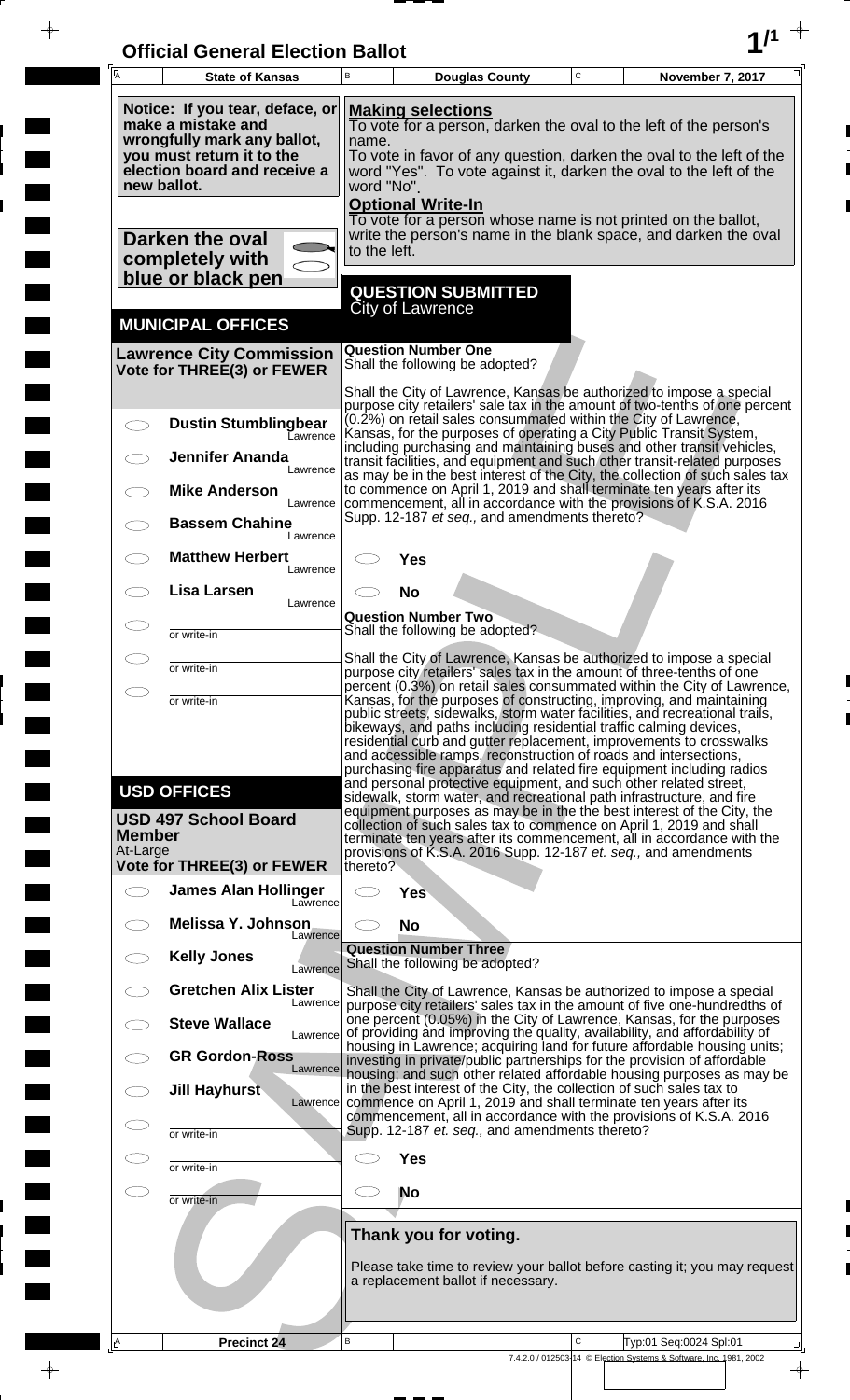# Official General Election Ballot

| State of Kansas | Douglas County | November 7, 2017 |
|---|---|---|

**Notice: If you tear, deface, or make a mistake and wrongfully mark any ballot, you must return it to the election board and receive a new ballot.**

**Darken the oval completely with blue or black pen**

**Making selections**
To vote for a person, darken the oval to the left of the person's name.
To vote in favor of any question, darken the oval to the left of the word "Yes". To vote against it, darken the oval to the left of the word "No".

**Optional Write-In**
To vote for a person whose name is not printed on the ballot, write the person's name in the blank space, and darken the oval to the left.

## MUNICIPAL OFFICES

### Lawrence City Commission
**Vote for THREE(3) or FEWER**

- ◯ **Dustin Stumblingbear** — Lawrence
- ◯ **Jennifer Ananda** — Lawrence
- ◯ **Mike Anderson** — Lawrence
- ◯ **Bassem Chahine** — Lawrence
- ◯ **Matthew Herbert** — Lawrence
- ◯ **Lisa Larsen** — Lawrence
- ◯ ________ or write-in
- ◯ ________ or write-in
- ◯ ________ or write-in

## USD OFFICES

### USD 497 School Board Member
At-Large
**Vote for THREE(3) or FEWER**

- ◯ **James Alan Hollinger** — Lawrence
- ◯ **Melissa Y. Johnson** — Lawrence
- ◯ **Kelly Jones** — Lawrence
- ◯ **Gretchen Alix Lister** — Lawrence
- ◯ **Steve Wallace** — Lawrence
- ◯ **GR Gordon-Ross** — Lawrence
- ◯ **Jill Hayhurst** — Lawrence
- ◯ ________ or write-in
- ◯ ________ or write-in
- ◯ ________ or write-in

## QUESTION SUBMITTED
City of Lawrence

### Question Number One
Shall the following be adopted?

Shall the City of Lawrence, Kansas be authorized to impose a special purpose city retailers' sale tax in the amount of two-tenths of one percent (0.2%) on retail sales consummated within the City of Lawrence, Kansas, for the purposes of operating a City Public Transit System, including purchasing and maintaining buses and other transit vehicles, transit facilities, and equipment and such other transit-related purposes as may be in the best interest of the City, the collection of such sales tax to commence on April 1, 2019 and shall terminate ten years after its commencement, all in accordance with the provisions of K.S.A. 2016 Supp. 12-187 *et seq.,* and amendments thereto?

- ◯ **Yes**
- ◯ **No**

### Question Number Two
Shall the following be adopted?

Shall the City of Lawrence, Kansas be authorized to impose a special purpose city retailers' sales tax in the amount of three-tenths of one percent (0.3%) on retail sales consummated within the City of Lawrence, Kansas, for the purposes of constructing, improving, and maintaining public streets, sidewalks, storm water facilities, and recreational trails, bikeways, and paths including residential traffic calming devices, residential curb and gutter replacement, improvements to crosswalks and accessible ramps, reconstruction of roads and intersections, purchasing fire apparatus and related fire equipment including radios and personal protective equipment, and such other related street, sidewalk, storm water, and recreational path infrastructure, and fire equipment purposes as may be in the best interest of the City, the collection of such sales tax to commence on April 1, 2019 and shall terminate ten years after its commencement, all in accordance with the provisions of K.S.A. 2016 Supp. 12-187 *et. seq.,* and amendments thereto?

- ◯ **Yes**
- ◯ **No**

### Question Number Three
Shall the following be adopted?

Shall the City of Lawrence, Kansas be authorized to impose a special purpose city retailers' sales tax in the amount of five one-hundredths of one percent (0.05%) in the City of Lawrence, Kansas, for the purposes of providing and improving the quality, availability, and affordability of housing in Lawrence; acquiring land for future affordable housing units; investing in private/public partnerships for the provision of affordable housing; and such other related affordable housing purposes as may be in the best interest of the City, the collection of such sales tax to commence on April 1, 2019 and shall terminate ten years after its commencement, all in accordance with the provisions of K.S.A. 2016 Supp. 12-187 *et. seq.,* and amendments thereto?

- ◯ **Yes**
- ◯ **No**

**Thank you for voting.**

Please take time to review your ballot before casting it; you may request a replacement ballot if necessary.

**Precinct 24** — Typ:01 Seq:0024 Spl:01

7.4.2.0 / 012503-14 © Election Systems & Software, Inc. 1981, 2002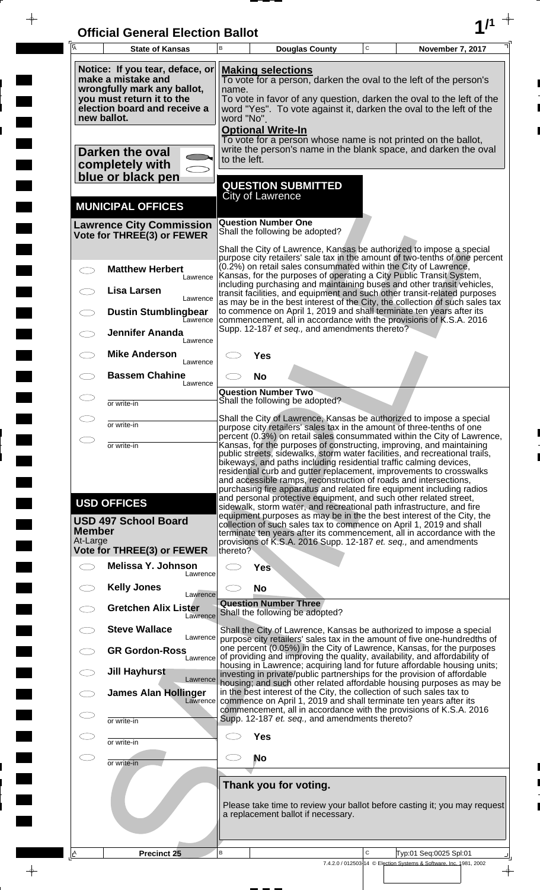# Official General Election Ballot

| State of Kansas | Douglas County | November 7, 2017 |
|---|---|---|

**Notice: If you tear, deface, or make a mistake and wrongfully mark any ballot, you must return it to the election board and receive a new ballot.**

**Darken the oval completely with blue or black pen**

**Making selections**
To vote for a person, darken the oval to the left of the person's name.
To vote in favor of any question, darken the oval to the left of the word "Yes". To vote against it, darken the oval to the left of the word "No".

**Optional Write-In**
To vote for a person whose name is not printed on the ballot, write the person's name in the blank space, and darken the oval to the left.

## MUNICIPAL OFFICES

### Lawrence City Commission
**Vote for THREE(3) or FEWER**

- ◯ **Matthew Herbert** — Lawrence
- ◯ **Lisa Larsen** — Lawrence
- ◯ **Dustin Stumblingbear** — Lawrence
- ◯ **Jennifer Ananda** — Lawrence
- ◯ **Mike Anderson** — Lawrence
- ◯ **Bassem Chahine** — Lawrence
- ◯ ______ or write-in
- ◯ ______ or write-in
- ◯ ______ or write-in

## USD OFFICES

### USD 497 School Board Member
At-Large
**Vote for THREE(3) or FEWER**

- ◯ **Melissa Y. Johnson** — Lawrence
- ◯ **Kelly Jones** — Lawrence
- ◯ **Gretchen Alix Lister** — Lawrence
- ◯ **Steve Wallace** — Lawrence
- ◯ **GR Gordon-Ross** — Lawrence
- ◯ **Jill Hayhurst** — Lawrence
- ◯ **James Alan Hollinger** — Lawrence
- ◯ ______ or write-in
- ◯ ______ or write-in
- ◯ ______ or write-in

## QUESTION SUBMITTED
City of Lawrence

### Question Number One
Shall the following be adopted?

Shall the City of Lawrence, Kansas be authorized to impose a special purpose city retailers' sale tax in the amount of two-tenths of one percent (0.2%) on retail sales consummated within the City of Lawrence, Kansas, for the purposes of operating a City Public Transit System, including purchasing and maintaining buses and other transit vehicles, transit facilities, and equipment and such other transit-related purposes as may be in the best interest of the City, the collection of such sales tax to commence on April 1, 2019 and shall terminate ten years after its commencement, all in accordance with the provisions of K.S.A. 2016 Supp. 12-187 *et seq.,* and amendments thereto?

- ◯ **Yes**
- ◯ **No**

### Question Number Two
Shall the following be adopted?

Shall the City of Lawrence, Kansas be authorized to impose a special purpose city retailers' sales tax in the amount of three-tenths of one percent (0.3%) on retail sales consummated within the City of Lawrence, Kansas, for the purposes of constructing, improving, and maintaining public streets, sidewalks, storm water facilities, and recreational trails, bikeways, and paths including residential traffic calming devices, residential curb and gutter replacement, improvements to crosswalks and accessible ramps, reconstruction of roads and intersections, purchasing fire apparatus and related fire equipment including radios and personal protective equipment, and such other related street, sidewalk, storm water, and recreational path infrastructure, and fire equipment purposes as may be in the best interest of the City, the collection of such sales tax to commence on April 1, 2019 and shall terminate ten years after its commencement, all in accordance with the provisions of K.S.A. 2016 Supp. 12-187 *et. seq.,* and amendments thereto?

- ◯ **Yes**
- ◯ **No**

### Question Number Three
Shall the following be adopted?

Shall the City of Lawrence, Kansas be authorized to impose a special purpose city retailers' sales tax in the amount of five one-hundredths of one percent (0.05%) in the City of Lawrence, Kansas, for the purposes of providing and improving the quality, availability, and affordability of housing in Lawrence; acquiring land for future affordable housing units; investing in private/public partnerships for the provision of affordable housing; and such other related affordable housing purposes as may be in the best interest of the City, the collection of such sales tax to commence on April 1, 2019 and shall terminate ten years after its commencement, all in accordance with the provisions of K.S.A. 2016 Supp. 12-187 *et. seq.,* and amendments thereto?

- ◯ **Yes**
- ◯ **No**

**Thank you for voting.**

Please take time to review your ballot before casting it; you may request a replacement ballot if necessary.

Precinct 25 — Typ:01 Seq:0025 Spl:01

7.4.2.0 / 012503-14 © Election Systems & Software, Inc. 1981, 2002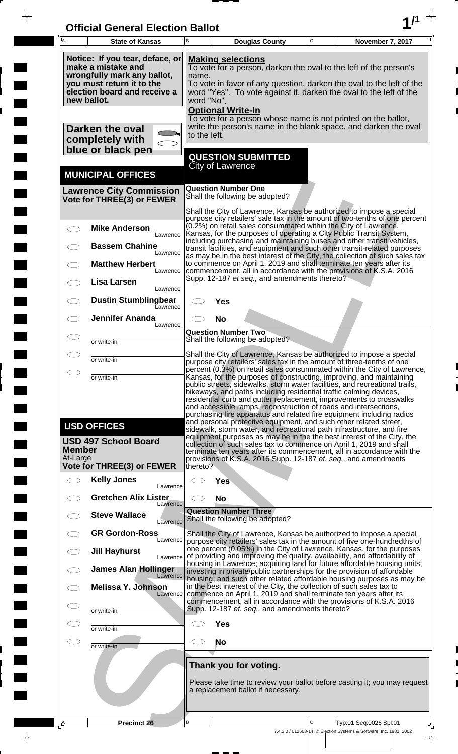# Official General Election Ballot

**State of Kansas** | **Douglas County** | **November 7, 2017**

**Notice: If you tear, deface, or make a mistake and wrongfully mark any ballot, you must return it to the election board and receive a new ballot.**

**Darken the oval completely with blue or black pen**

**Making selections**
To vote for a person, darken the oval to the left of the person's name.
To vote in favor of any question, darken the oval to the left of the word "Yes". To vote against it, darken the oval to the left of the word "No".

**Optional Write-In**
To vote for a person whose name is not printed on the ballot, write the person's name in the blank space, and darken the oval to the left.

## MUNICIPAL OFFICES

### Lawrence City Commission
**Vote for THREE(3) or FEWER**

- ◯ **Mike Anderson** — Lawrence
- ◯ **Bassem Chahine** — Lawrence
- ◯ **Matthew Herbert** — Lawrence
- ◯ **Lisa Larsen** — Lawrence
- ◯ **Dustin Stumblingbear** — Lawrence
- ◯ **Jennifer Ananda** — Lawrence
- ◯ ________ or write-in
- ◯ ________ or write-in
- ◯ ________ or write-in

## USD OFFICES

### USD 497 School Board Member
At-Large
**Vote for THREE(3) or FEWER**

- ◯ **Kelly Jones** — Lawrence
- ◯ **Gretchen Alix Lister** — Lawrence
- ◯ **Steve Wallace** — Lawrence
- ◯ **GR Gordon-Ross** — Lawrence
- ◯ **Jill Hayhurst** — Lawrence
- ◯ **James Alan Hollinger** — Lawrence
- ◯ **Melissa Y. Johnson** — Lawrence
- ◯ ________ or write-in
- ◯ ________ or write-in
- ◯ ________ or write-in

## QUESTION SUBMITTED
City of Lawrence

### Question Number One
Shall the following be adopted?

Shall the City of Lawrence, Kansas be authorized to impose a special purpose city retailers' sale tax in the amount of two-tenths of one percent (0.2%) on retail sales consummated within the City of Lawrence, Kansas, for the purposes of operating a City Public Transit System, including purchasing and maintaining buses and other transit vehicles, transit facilities, and equipment and such other transit-related purposes as may be in the best interest of the City, the collection of such sales tax to commence on April 1, 2019 and shall terminate ten years after its commencement, all in accordance with the provisions of K.S.A. 2016 Supp. 12-187 *et seq.,* and amendments thereto?

- ◯ **Yes**
- ◯ **No**

### Question Number Two
Shall the following be adopted?

Shall the City of Lawrence, Kansas be authorized to impose a special purpose city retailers' sales tax in the amount of three-tenths of one percent (0.3%) on retail sales consummated within the City of Lawrence, Kansas, for the purposes of constructing, improving, and maintaining public streets, sidewalks, storm water facilities, and recreational trails, bikeways, and paths including residential traffic calming devices, residential curb and gutter replacement, improvements to crosswalks and accessible ramps, reconstruction of roads and intersections, purchasing fire apparatus and related fire equipment including radios and personal protective equipment, and such other related street, sidewalk, storm water, and recreational path infrastructure, and fire equipment purposes as may be in the the best interest of the City, the collection of such sales tax to commence on April 1, 2019 and shall terminate ten years after its commencement, all in accordance with the provisions of K.S.A. 2016 Supp. 12-187 *et. seq.,* and amendments thereto?

- ◯ **Yes**
- ◯ **No**

### Question Number Three
Shall the following be adopted?

Shall the City of Lawrence, Kansas be authorized to impose a special purpose city retailers' sales tax in the amount of five one-hundredths of one percent (0.05%) in the City of Lawrence, Kansas, for the purposes of providing and improving the quality, availability, and affordability of housing in Lawrence; acquiring land for future affordable housing units; investing in private/public partnerships for the provision of affordable housing; and such other related affordable housing purposes as may be in the best interest of the City, the collection of such sales tax to commence on April 1, 2019 and shall terminate ten years after its commencement, all in accordance with the provisions of K.S.A. 2016 Supp. 12-187 *et. seq.,* and amendments thereto?

- ◯ **Yes**
- ◯ **No**

**Thank you for voting.**

Please take time to review your ballot before casting it; you may request a replacement ballot if necessary.

**Precinct 26** | Typ:01 Seq:0026 Spl:01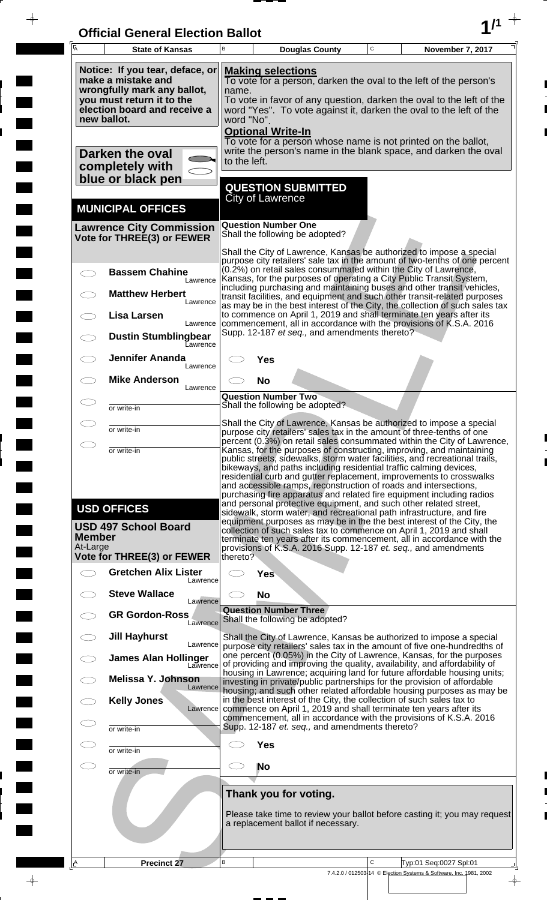# Official General Election Ballot

| State of Kansas | Douglas County | November 7, 2017 |
|---|---|---|

**Notice: If you tear, deface, or make a mistake and wrongfully mark any ballot, you must return it to the election board and receive a new ballot.**

**Darken the oval completely with blue or black pen**

**Making selections**
To vote for a person, darken the oval to the left of the person's name.
To vote in favor of any question, darken the oval to the left of the word "Yes". To vote against it, darken the oval to the left of the word "No".

**Optional Write-In**
To vote for a person whose name is not printed on the ballot, write the person's name in the blank space, and darken the oval to the left.

## MUNICIPAL OFFICES

### Lawrence City Commission
**Vote for THREE(3) or FEWER**

- ◯ **Bassem Chahine** — Lawrence
- ◯ **Matthew Herbert** — Lawrence
- ◯ **Lisa Larsen** — Lawrence
- ◯ **Dustin Stumblingbear** — Lawrence
- ◯ **Jennifer Ananda** — Lawrence
- ◯ **Mike Anderson** — Lawrence
- ◯ ______ or write-in
- ◯ ______ or write-in
- ◯ ______ or write-in

## USD OFFICES

### USD 497 School Board Member
At-Large
**Vote for THREE(3) or FEWER**

- ◯ **Gretchen Alix Lister** — Lawrence
- ◯ **Steve Wallace** — Lawrence
- ◯ **GR Gordon-Ross** — Lawrence
- ◯ **Jill Hayhurst** — Lawrence
- ◯ **James Alan Hollinger** — Lawrence
- ◯ **Melissa Y. Johnson** — Lawrence
- ◯ **Kelly Jones** — Lawrence
- ◯ ______ or write-in
- ◯ ______ or write-in
- ◯ ______ or write-in

## QUESTION SUBMITTED
City of Lawrence

### Question Number One
Shall the following be adopted?

Shall the City of Lawrence, Kansas be authorized to impose a special purpose city retailers' sale tax in the amount of two-tenths of one percent (0.2%) on retail sales consummated within the City of Lawrence, Kansas, for the purposes of operating a City Public Transit System, including purchasing and maintaining buses and other transit vehicles, transit facilities, and equipment and such other transit-related purposes as may be in the best interest of the City, the collection of such sales tax to commence on April 1, 2019 and shall terminate ten years after its commencement, all in accordance with the provisions of K.S.A. 2016 Supp. 12-187 *et seq.,* and amendments thereto?

- ◯ **Yes**
- ◯ **No**

### Question Number Two
Shall the following be adopted?

Shall the City of Lawrence, Kansas be authorized to impose a special purpose city retailers' sales tax in the amount of three-tenths of one percent (0.3%) on retail sales consummated within the City of Lawrence, Kansas, for the purposes of constructing, improving, and maintaining public streets, sidewalks, storm water facilities, and recreational trails, bikeways, and paths including residential traffic calming devices, residential curb and gutter replacement, improvements to crosswalks and accessible ramps, reconstruction of roads and intersections, purchasing fire apparatus and related fire equipment including radios and personal protective equipment, and such other related street, sidewalk, storm water, and recreational path infrastructure, and fire equipment purposes as may be in the the best interest of the City, the collection of such sales tax to commence on April 1, 2019 and shall terminate ten years after its commencement, all in accordance with the provisions of K.S.A. 2016 Supp. 12-187 *et. seq.,* and amendments thereto?

- ◯ **Yes**
- ◯ **No**

### Question Number Three
Shall the following be adopted?

Shall the City of Lawrence, Kansas be authorized to impose a special purpose city retailers' sales tax in the amount of five one-hundredths of one percent (0.05%) in the City of Lawrence, Kansas, for the purposes of providing and improving the quality, availability, and affordability of housing in Lawrence; acquiring land for future affordable housing units; investing in private/public partnerships for the provision of affordable housing; and such other related affordable housing purposes as may be in the best interest of the City, the collection of such sales tax to commence on April 1, 2019 and shall terminate ten years after its commencement, all in accordance with the provisions of K.S.A. 2016 Supp. 12-187 *et. seq.,* and amendments thereto?

- ◯ **Yes**
- ◯ **No**

**Thank you for voting.**

Please take time to review your ballot before casting it; you may request a replacement ballot if necessary.

Precinct 27 — Typ:01 Seq:0027 Spl:01

7.4.2.0 / 012503-14 © Election Systems & Software, Inc. 1981, 2002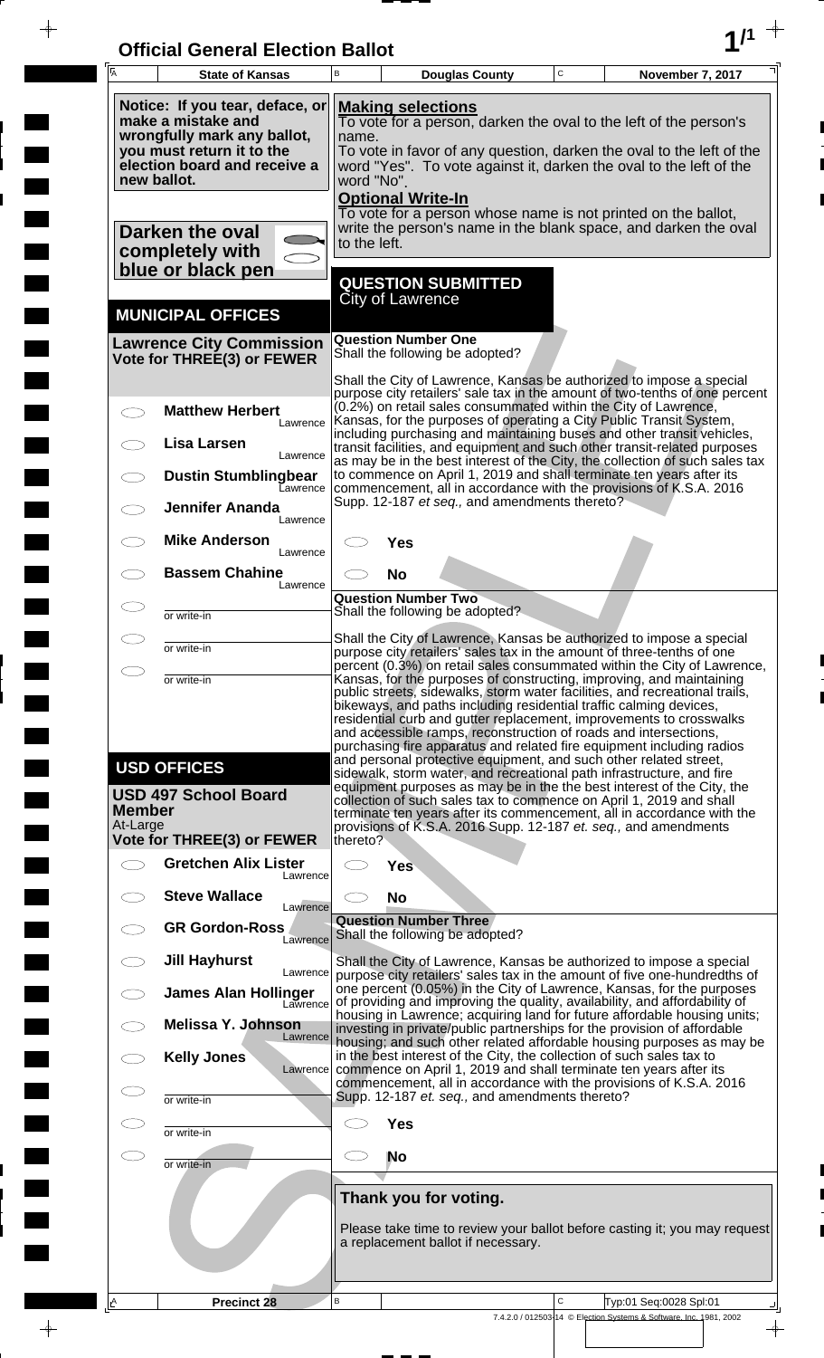# Official General Election Ballot

| State of Kansas | Douglas County | November 7, 2017 |
|---|---|---|

**Notice: If you tear, deface, or make a mistake and wrongfully mark any ballot, you must return it to the election board and receive a new ballot.**

**Darken the oval completely with blue or black pen**

**Making selections**
To vote for a person, darken the oval to the left of the person's name.
To vote in favor of any question, darken the oval to the left of the word "Yes". To vote against it, darken the oval to the left of the word "No".

**Optional Write-In**
To vote for a person whose name is not printed on the ballot, write the person's name in the blank space, and darken the oval to the left.

## MUNICIPAL OFFICES

### Lawrence City Commission
**Vote for THREE(3) or FEWER**

- ◯ **Matthew Herbert** — Lawrence
- ◯ **Lisa Larsen** — Lawrence
- ◯ **Dustin Stumblingbear** — Lawrence
- ◯ **Jennifer Ananda** — Lawrence
- ◯ **Mike Anderson** — Lawrence
- ◯ **Bassem Chahine** — Lawrence
- ◯ ________ or write-in
- ◯ ________ or write-in
- ◯ ________ or write-in

## USD OFFICES

### USD 497 School Board Member
At-Large
**Vote for THREE(3) or FEWER**

- ◯ **Gretchen Alix Lister** — Lawrence
- ◯ **Steve Wallace** — Lawrence
- ◯ **GR Gordon-Ross** — Lawrence
- ◯ **Jill Hayhurst** — Lawrence
- ◯ **James Alan Hollinger** — Lawrence
- ◯ **Melissa Y. Johnson** — Lawrence
- ◯ **Kelly Jones** — Lawrence
- ◯ ________ or write-in
- ◯ ________ or write-in
- ◯ ________ or write-in

## QUESTION SUBMITTED
City of Lawrence

### Question Number One
Shall the following be adopted?

Shall the City of Lawrence, Kansas be authorized to impose a special purpose city retailers' sale tax in the amount of two-tenths of one percent (0.2%) on retail sales consummated within the City of Lawrence, Kansas, for the purposes of operating a City Public Transit System, including purchasing and maintaining buses and other transit vehicles, transit facilities, and equipment and such other transit-related purposes as may be in the best interest of the City, the collection of such sales tax to commence on April 1, 2019 and shall terminate ten years after its commencement, all in accordance with the provisions of K.S.A. 2016 Supp. 12-187 *et seq.,* and amendments thereto?

- ◯ **Yes**
- ◯ **No**

### Question Number Two
Shall the following be adopted?

Shall the City of Lawrence, Kansas be authorized to impose a special purpose city retailers' sales tax in the amount of three-tenths of one percent (0.3%) on retail sales consummated within the City of Lawrence, Kansas, for the purposes of constructing, improving, and maintaining public streets, sidewalks, storm water facilities, and recreational trails, bikeways, and paths including residential traffic calming devices, residential curb and gutter replacement, improvements to crosswalks and accessible ramps, reconstruction of roads and intersections, purchasing fire apparatus and related fire equipment including radios and personal protective equipment, and such other related street, sidewalk, storm water, and recreational path infrastructure, and fire equipment purposes as may be in the best interest of the City, the collection of such sales tax to commence on April 1, 2019 and shall terminate ten years after its commencement, all in accordance with the provisions of K.S.A. 2016 Supp. 12-187 *et. seq.,* and amendments thereto?

- ◯ **Yes**
- ◯ **No**

### Question Number Three
Shall the following be adopted?

Shall the City of Lawrence, Kansas be authorized to impose a special purpose city retailers' sales tax in the amount of five one-hundredths of one percent (0.05%) in the City of Lawrence, Kansas, for the purposes of providing and improving the quality, availability, and affordability of housing in Lawrence; acquiring land for future affordable housing units; investing in private/public partnerships for the provision of affordable housing; and such other related affordable housing purposes as may be in the best interest of the City, the collection of such sales tax to commence on April 1, 2019 and shall terminate ten years after its commencement, all in accordance with the provisions of K.S.A. 2016 Supp. 12-187 *et. seq.,* and amendments thereto?

- ◯ **Yes**
- ◯ **No**

**Thank you for voting.**

Please take time to review your ballot before casting it; you may request a replacement ballot if necessary.

| Precinct 28 | | Typ:01 Seq:0028 Spl:01 |
|---|---|---|

7.4.2.0 / 012503-14 © Election Systems & Software, Inc. 1981, 2002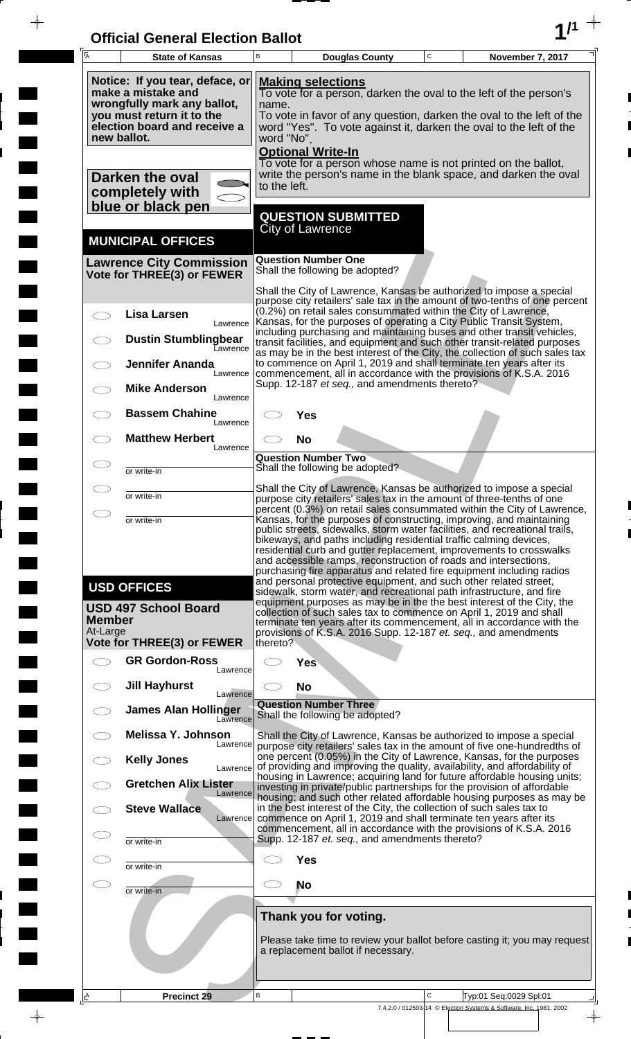# Official General Election Ballot

**1/1**

| State of Kansas | Douglas County | November 7, 2017 |
|---|---|---|

**Notice: If you tear, deface, or make a mistake and wrongfully mark any ballot, you must return it to the election board and receive a new ballot.**

**Darken the oval completely with blue or black pen**

**Making selections**

To vote for a person, darken the oval to the left of the person's name.

To vote in favor of any question, darken the oval to the left of the word "Yes". To vote against it, darken the oval to the left of the word "No".

**Optional Write-In**

To vote for a person whose name is not printed on the ballot, write the person's name in the blank space, and darken the oval to the left.

## MUNICIPAL OFFICES

### Lawrence City Commission
**Vote for THREE(3) or FEWER**

- ◯ **Lisa Larsen** — Lawrence
- ◯ **Dustin Stumblingbear** — Lawrence
- ◯ **Jennifer Ananda** — Lawrence
- ◯ **Mike Anderson** — Lawrence
- ◯ **Bassem Chahine** — Lawrence
- ◯ **Matthew Herbert** — Lawrence
- ◯ ______ or write-in
- ◯ ______ or write-in
- ◯ ______ or write-in

## USD OFFICES

### USD 497 School Board Member
At-Large
**Vote for THREE(3) or FEWER**

- ◯ **GR Gordon-Ross** — Lawrence
- ◯ **Jill Hayhurst** — Lawrence
- ◯ **James Alan Hollinger** — Lawrence
- ◯ **Melissa Y. Johnson** — Lawrence
- ◯ **Kelly Jones** — Lawrence
- ◯ **Gretchen Alix Lister** — Lawrence
- ◯ **Steve Wallace** — Lawrence
- ◯ ______ or write-in
- ◯ ______ or write-in
- ◯ ______ or write-in

## QUESTION SUBMITTED
City of Lawrence

### Question Number One
Shall the following be adopted?

Shall the City of Lawrence, Kansas be authorized to impose a special purpose city retailers' sale tax in the amount of two-tenths of one percent (0.2%) on retail sales consummated within the City of Lawrence, Kansas, for the purposes of operating a City Public Transit System, including purchasing and maintaining buses and other transit vehicles, transit facilities, and equipment and such other transit-related purposes as may be in the best interest of the City, the collection of such sales tax to commence on April 1, 2019 and shall terminate ten years after its commencement, all in accordance with the provisions of K.S.A. 2016 Supp. 12-187 *et seq.,* and amendments thereto?

- ◯ **Yes**
- ◯ **No**

### Question Number Two
Shall the following be adopted?

Shall the City of Lawrence, Kansas be authorized to impose a special purpose city retailers' sales tax in the amount of three-tenths of one percent (0.3%) on retail sales consummated within the City of Lawrence, Kansas, for the purposes of constructing, improving, and maintaining public streets, sidewalks, storm water facilities, and recreational trails, bikeways, and paths including residential traffic calming devices, residential curb and gutter replacement, improvements to crosswalks and accessible ramps, reconstruction of roads and intersections, purchasing fire apparatus and related fire equipment including radios and personal protective equipment, and such other related street, sidewalk, storm water, and recreational path infrastructure, and fire equipment purposes as may be in the best interest of the City, the collection of such sales tax to commence on April 1, 2019 and shall terminate ten years after its commencement, all in accordance with the provisions of K.S.A. 2016 Supp. 12-187 *et. seq.,* and amendments thereto?

- ◯ **Yes**
- ◯ **No**

### Question Number Three
Shall the following be adopted?

Shall the City of Lawrence, Kansas be authorized to impose a special purpose city retailers' sales tax in the amount of five one-hundredths of one percent (0.05%) in the City of Lawrence, Kansas, for the purposes of providing and improving the quality, availability, and affordability of housing in Lawrence; acquiring land for future affordable housing units; investing in private/public partnerships for the provision of affordable housing; and such other related affordable housing purposes as may be in the best interest of the City, the collection of such sales tax to commence on April 1, 2019 and shall terminate ten years after its commencement, all in accordance with the provisions of K.S.A. 2016 Supp. 12-187 *et. seq.,* and amendments thereto?

- ◯ **Yes**
- ◯ **No**

**Thank you for voting.**

Please take time to review your ballot before casting it; you may request a replacement ballot if necessary.

**Precinct 29** — Typ:01 Seq:0029 Spl:01

7.4.2.0 / 012503-14 © Election Systems & Software, Inc. 1981, 2002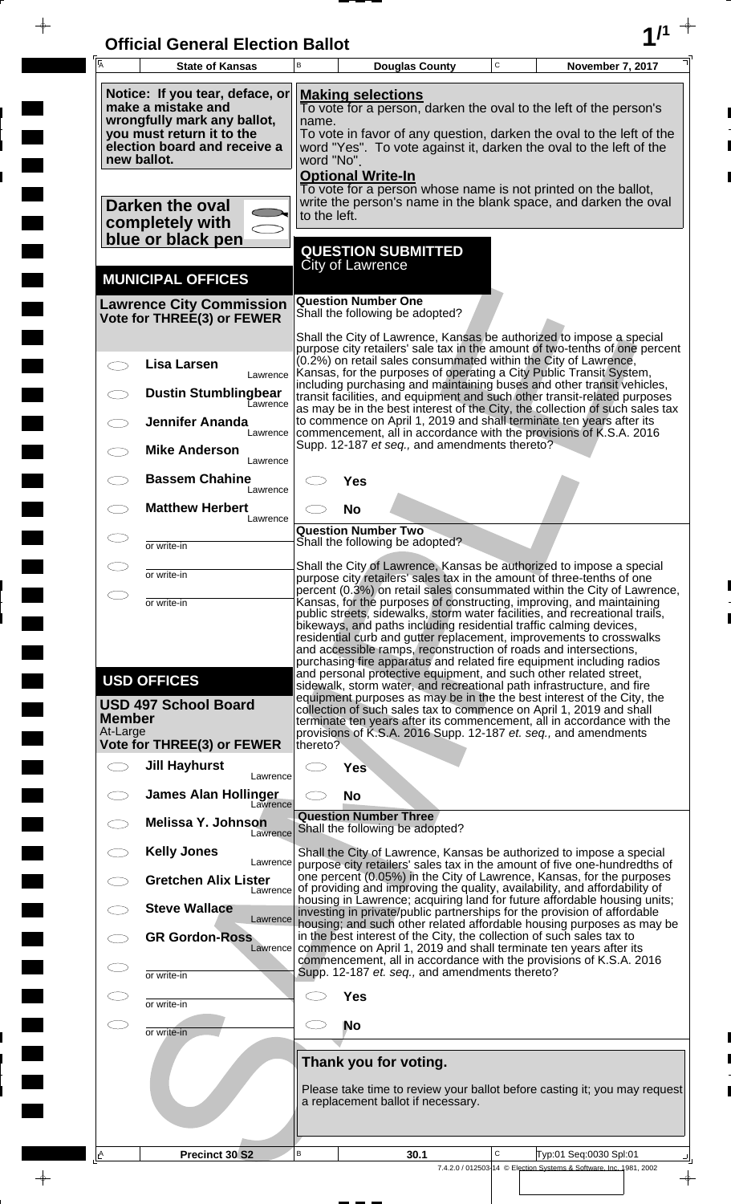# Official General Election Ballot

| State of Kansas | Douglas County | November 7, 2017 |
|---|---|---|

**Notice: If you tear, deface, or make a mistake and wrongfully mark any ballot, you must return it to the election board and receive a new ballot.**

**Darken the oval completely with blue or black pen**

**Making selections**
To vote for a person, darken the oval to the left of the person's name.
To vote in favor of any question, darken the oval to the left of the word "Yes". To vote against it, darken the oval to the left of the word "No".

**Optional Write-In**
To vote for a person whose name is not printed on the ballot, write the person's name in the blank space, and darken the oval to the left.

## MUNICIPAL OFFICES

### Lawrence City Commission
**Vote for THREE(3) or FEWER**

- ◯ Lisa Larsen — Lawrence
- ◯ Dustin Stumblingbear — Lawrence
- ◯ Jennifer Ananda — Lawrence
- ◯ Mike Anderson — Lawrence
- ◯ Bassem Chahine — Lawrence
- ◯ Matthew Herbert — Lawrence
- ◯ ________ or write-in
- ◯ ________ or write-in
- ◯ ________ or write-in

## USD OFFICES

### USD 497 School Board Member
At-Large
**Vote for THREE(3) or FEWER**

- ◯ Jill Hayhurst — Lawrence
- ◯ James Alan Hollinger — Lawrence
- ◯ Melissa Y. Johnson — Lawrence
- ◯ Kelly Jones — Lawrence
- ◯ Gretchen Alix Lister — Lawrence
- ◯ Steve Wallace — Lawrence
- ◯ GR Gordon-Ross — Lawrence
- ◯ ________ or write-in
- ◯ ________ or write-in
- ◯ ________ or write-in

## QUESTION SUBMITTED
City of Lawrence

### Question Number One
Shall the following be adopted?

Shall the City of Lawrence, Kansas be authorized to impose a special purpose city retailers' sale tax in the amount of two-tenths of one percent (0.2%) on retail sales consummated within the City of Lawrence, Kansas, for the purposes of operating a City Public Transit System, including purchasing and maintaining buses and other transit vehicles, transit facilities, and equipment and such other transit-related purposes as may be in the best interest of the City, the collection of such sales tax to commence on April 1, 2019 and shall terminate ten years after its commencement, all in accordance with the provisions of K.S.A. 2016 Supp. 12-187 *et seq.,* and amendments thereto?

- ◯ Yes
- ◯ No

### Question Number Two
Shall the following be adopted?

Shall the City of Lawrence, Kansas be authorized to impose a special purpose city retailers' sales tax in the amount of three-tenths of one percent (0.3%) on retail sales consummated within the City of Lawrence, Kansas, for the purposes of constructing, improving, and maintaining public streets, sidewalks, storm water facilities, and recreational trails, bikeways, and paths including residential traffic calming devices, residential curb and gutter replacement, improvements to crosswalks and accessible ramps, reconstruction of roads and intersections, purchasing fire apparatus and related fire equipment including radios and personal protective equipment, and such other related street, sidewalk, storm water, and recreational path infrastructure, and fire equipment purposes as may be in the the best interest of the City, the collection of such sales tax to commence on April 1, 2019 and shall terminate ten years after its commencement, all in accordance with the provisions of K.S.A. 2016 Supp. 12-187 *et. seq.,* and amendments thereto?

- ◯ Yes
- ◯ No

### Question Number Three
Shall the following be adopted?

Shall the City of Lawrence, Kansas be authorized to impose a special purpose city retailers' sales tax in the amount of five one-hundredths of one percent (0.05%) in the City of Lawrence, Kansas, for the purposes of providing and improving the quality, availability, and affordability of housing in Lawrence; acquiring land for future affordable housing units; investing in private/public partnerships for the provision of affordable housing; and such other related affordable housing purposes as may be in the best interest of the City, the collection of such sales tax to commence on April 1, 2019 and shall terminate ten years after its commencement, all in accordance with the provisions of K.S.A. 2016 Supp. 12-187 *et. seq.,* and amendments thereto?

- ◯ Yes
- ◯ No

**Thank you for voting.**

Please take time to review your ballot before casting it; you may request a replacement ballot if necessary.

| Precinct 30 S2 | 30.1 | Typ:01 Seq:0030 Spl:01 |
|---|---|---|

7.4.2.0 / 012503-14 © Election Systems & Software, Inc. 1981, 2002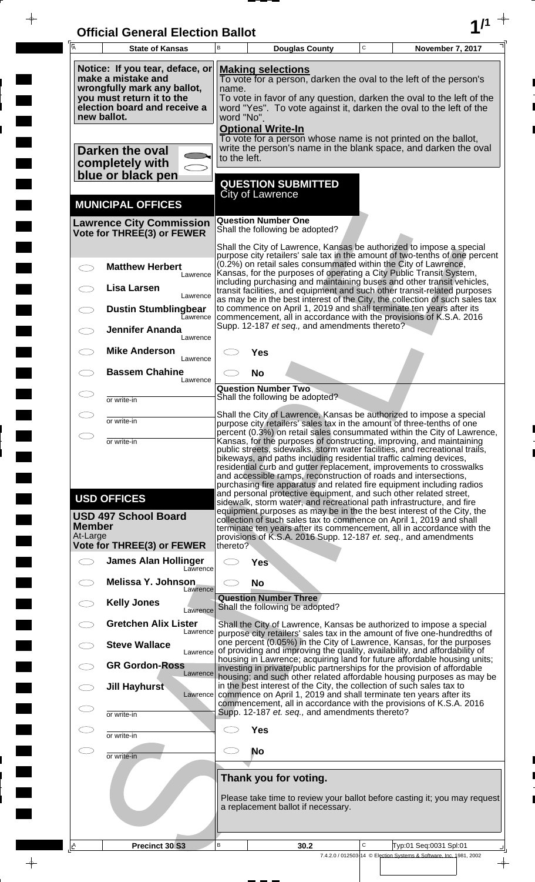# Official General Election Ballot

| State of Kansas | Douglas County | November 7, 2017 |
|---|---|---|

**Notice: If you tear, deface, or make a mistake and wrongfully mark any ballot, you must return it to the election board and receive a new ballot.**

**Darken the oval completely with blue or black pen**

**Making selections**
To vote for a person, darken the oval to the left of the person's name.
To vote in favor of any question, darken the oval to the left of the word "Yes". To vote against it, darken the oval to the left of the word "No".

**Optional Write-In**
To vote for a person whose name is not printed on the ballot, write the person's name in the blank space, and darken the oval to the left.

## MUNICIPAL OFFICES

### Lawrence City Commission
**Vote for THREE(3) or FEWER**

- ◯ **Matthew Herbert** — Lawrence
- ◯ **Lisa Larsen** — Lawrence
- ◯ **Dustin Stumblingbear** — Lawrence
- ◯ **Jennifer Ananda** — Lawrence
- ◯ **Mike Anderson** — Lawrence
- ◯ **Bassem Chahine** — Lawrence
- ◯ ________ or write-in
- ◯ ________ or write-in
- ◯ ________ or write-in

## USD OFFICES

### USD 497 School Board Member
At-Large
**Vote for THREE(3) or FEWER**

- ◯ **James Alan Hollinger** — Lawrence
- ◯ **Melissa Y. Johnson** — Lawrence
- ◯ **Kelly Jones** — Lawrence
- ◯ **Gretchen Alix Lister** — Lawrence
- ◯ **Steve Wallace** — Lawrence
- ◯ **GR Gordon-Ross** — Lawrence
- ◯ **Jill Hayhurst** — Lawrence
- ◯ ________ or write-in
- ◯ ________ or write-in
- ◯ ________ or write-in

## QUESTION SUBMITTED
City of Lawrence

### Question Number One
Shall the following be adopted?

Shall the City of Lawrence, Kansas be authorized to impose a special purpose city retailers' sale tax in the amount of two-tenths of one percent (0.2%) on retail sales consummated within the City of Lawrence, Kansas, for the purposes of operating a City Public Transit System, including purchasing and maintaining buses and other transit vehicles, transit facilities, and equipment and such other transit-related purposes as may be in the best interest of the City, the collection of such sales tax to commence on April 1, 2019 and shall terminate ten years after its commencement, all in accordance with the provisions of K.S.A. 2016 Supp. 12-187 *et seq.,* and amendments thereto?

- ◯ **Yes**
- ◯ **No**

### Question Number Two
Shall the following be adopted?

Shall the City of Lawrence, Kansas be authorized to impose a special purpose city retailers' sales tax in the amount of three-tenths of one percent (0.3%) on retail sales consummated within the City of Lawrence, Kansas, for the purposes of constructing, improving, and maintaining public streets, sidewalks, storm water facilities, and recreational trails, bikeways, and paths including residential traffic calming devices, residential curb and gutter replacement, improvements to crosswalks and accessible ramps, reconstruction of roads and intersections, purchasing fire apparatus and related fire equipment including radios and personal protective equipment, and such other related street, sidewalk, storm water, and recreational path infrastructure, and fire equipment purposes as may be in the best interest of the City, the collection of such sales tax to commence on April 1, 2019 and shall terminate ten years after its commencement, all in accordance with the provisions of K.S.A. 2016 Supp. 12-187 *et. seq.,* and amendments thereto?

- ◯ **Yes**
- ◯ **No**

### Question Number Three
Shall the following be adopted?

Shall the City of Lawrence, Kansas be authorized to impose a special purpose city retailers' sales tax in the amount of five one-hundredths of one percent (0.05%) in the City of Lawrence, Kansas, for the purposes of providing and improving the quality, availability, and affordability of housing in Lawrence; acquiring land for future affordable housing units; investing in private/public partnerships for the provision of affordable housing; and such other related affordable housing purposes as may be in the best interest of the City, the collection of such sales tax to commence on April 1, 2019 and shall terminate ten years after its commencement, all in accordance with the provisions of K.S.A. 2016 Supp. 12-187 *et. seq.,* and amendments thereto?

- ◯ **Yes**
- ◯ **No**

**Thank you for voting.**

Please take time to review your ballot before casting it; you may request a replacement ballot if necessary.

| Precinct 30 S3 | 30.2 | Typ:01 Seq:0031 Spl:01 |
|---|---|---|

7.4.2.0 / 012503-14 © Election Systems & Software, Inc. 1981, 2002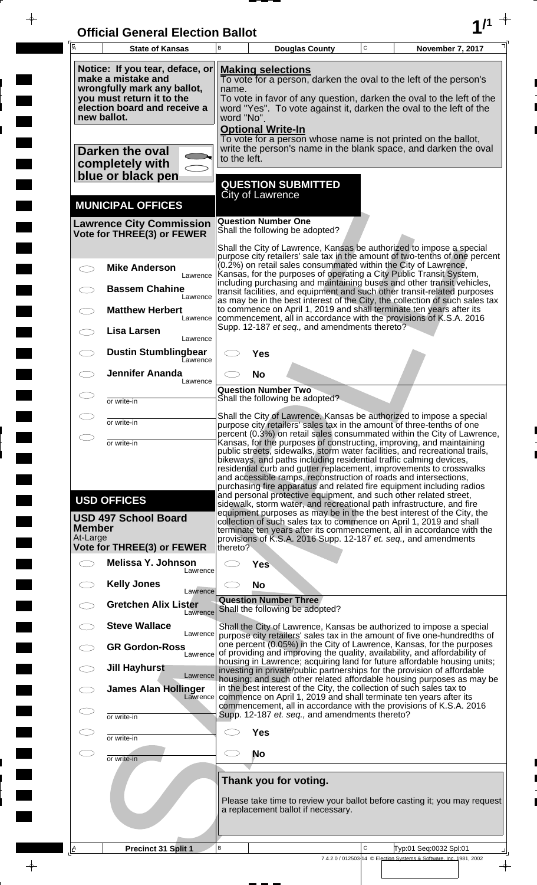# Official General Election Ballot

| State of Kansas | Douglas County | November 7, 2017 |
|---|---|---|

**Notice: If you tear, deface, or make a mistake and wrongfully mark any ballot, you must return it to the election board and receive a new ballot.**

**Darken the oval completely with blue or black pen**

**Making selections**
To vote for a person, darken the oval to the left of the person's name.
To vote in favor of any question, darken the oval to the left of the word "Yes". To vote against it, darken the oval to the left of the word "No".

**Optional Write-In**
To vote for a person whose name is not printed on the ballot, write the person's name in the blank space, and darken the oval to the left.

## MUNICIPAL OFFICES

### Lawrence City Commission
**Vote for THREE(3) or FEWER**

- ◯ **Mike Anderson** — Lawrence
- ◯ **Bassem Chahine** — Lawrence
- ◯ **Matthew Herbert** — Lawrence
- ◯ **Lisa Larsen** — Lawrence
- ◯ **Dustin Stumblingbear** — Lawrence
- ◯ **Jennifer Ananda** — Lawrence
- ◯ ________ or write-in
- ◯ ________ or write-in
- ◯ ________ or write-in

## USD OFFICES

### USD 497 School Board Member
At-Large
**Vote for THREE(3) or FEWER**

- ◯ **Melissa Y. Johnson** — Lawrence
- ◯ **Kelly Jones** — Lawrence
- ◯ **Gretchen Alix Lister** — Lawrence
- ◯ **Steve Wallace** — Lawrence
- ◯ **GR Gordon-Ross** — Lawrence
- ◯ **Jill Hayhurst** — Lawrence
- ◯ **James Alan Hollinger** — Lawrence
- ◯ ________ or write-in
- ◯ ________ or write-in
- ◯ ________ or write-in

## QUESTION SUBMITTED
City of Lawrence

### Question Number One
Shall the following be adopted?

Shall the City of Lawrence, Kansas be authorized to impose a special purpose city retailers' sale tax in the amount of two-tenths of one percent (0.2%) on retail sales consummated within the City of Lawrence, Kansas, for the purposes of operating a City Public Transit System, including purchasing and maintaining buses and other transit vehicles, transit facilities, and equipment and such other transit-related purposes as may be in the best interest of the City, the collection of such sales tax to commence on April 1, 2019 and shall terminate ten years after its commencement, all in accordance with the provisions of K.S.A. 2016 Supp. 12-187 *et seq.,* and amendments thereto?

- ◯ **Yes**
- ◯ **No**

### Question Number Two
Shall the following be adopted?

Shall the City of Lawrence, Kansas be authorized to impose a special purpose city retailers' sales tax in the amount of three-tenths of one percent (0.3%) on retail sales consummated within the City of Lawrence, Kansas, for the purposes of constructing, improving, and maintaining public streets, sidewalks, storm water facilities, and recreational trails, bikeways, and paths including residential traffic calming devices, residential curb and gutter replacement, improvements to crosswalks and accessible ramps, reconstruction of roads and intersections, purchasing fire apparatus and related fire equipment including radios and personal protective equipment, and such other related street, sidewalk, storm water, and recreational path infrastructure, and fire equipment purposes as may be in the best interest of the City, the collection of such sales tax to commence on April 1, 2019 and shall terminate ten years after its commencement, all in accordance with the provisions of K.S.A. 2016 Supp. 12-187 *et. seq.,* and amendments thereto?

- ◯ **Yes**
- ◯ **No**

### Question Number Three
Shall the following be adopted?

Shall the City of Lawrence, Kansas be authorized to impose a special purpose city retailers' sales tax in the amount of five one-hundredths of one percent (0.05%) in the City of Lawrence, Kansas, for the purposes of providing and improving the quality, availability, and affordability of housing in Lawrence; acquiring land for future affordable housing units; investing in private/public partnerships for the provision of affordable housing; and such other related affordable housing purposes as may be in the best interest of the City, the collection of such sales tax to commence on April 1, 2019 and shall terminate ten years after its commencement, all in accordance with the provisions of K.S.A. 2016 Supp. 12-187 *et. seq.,* and amendments thereto?

- ◯ **Yes**
- ◯ **No**

**Thank you for voting.**

Please take time to review your ballot before casting it; you may request a replacement ballot if necessary.

Precinct 31 Split 1 — Typ:01 Seq:0032 Spl:01

7.4.2.0 / 012503-14 © Election Systems & Software, Inc. 1981, 2002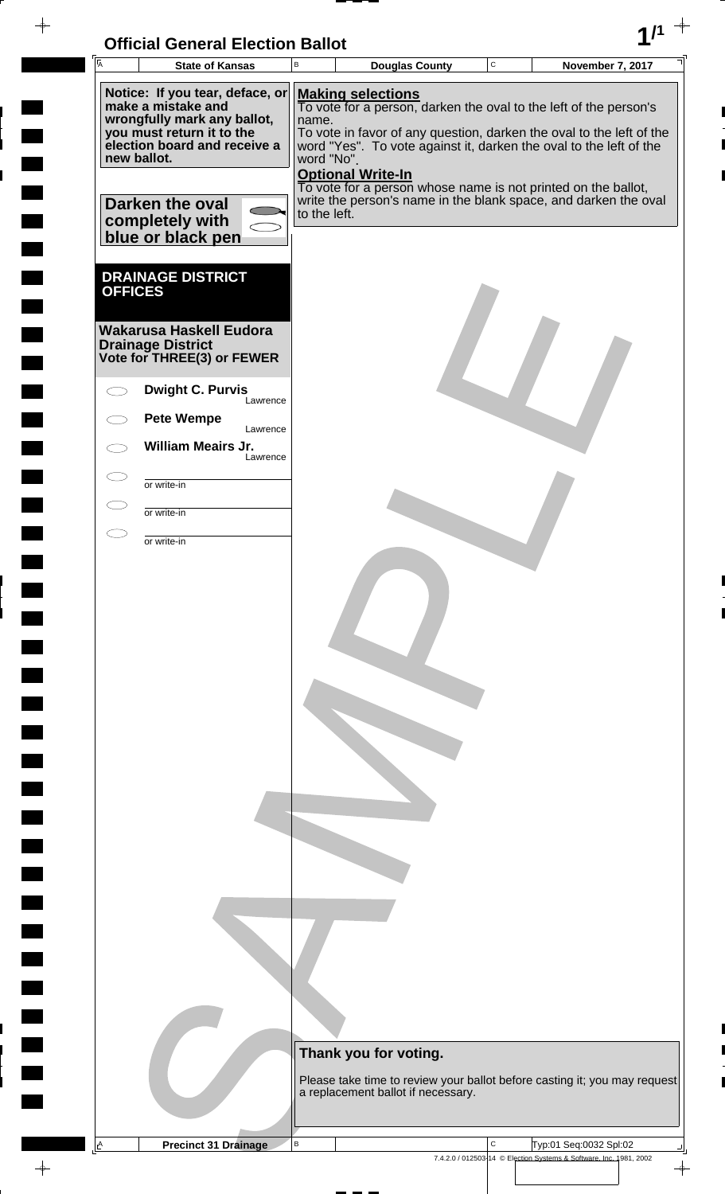# Official General Election Ballot

| State of Kansas | Douglas County | November 7, 2017 |
|---|---|---|

**Notice: If you tear, deface, or make a mistake and wrongfully mark any ballot, you must return it to the election board and receive a new ballot.**

**Darken the oval completely with blue or black pen**

**Making selections**
To vote for a person, darken the oval to the left of the person's name.
To vote in favor of any question, darken the oval to the left of the word "Yes". To vote against it, darken the oval to the left of the word "No".

**Optional Write-In**
To vote for a person whose name is not printed on the ballot, write the person's name in the blank space, and darken the oval to the left.

## DRAINAGE DISTRICT OFFICES

### Wakarusa Haskell Eudora Drainage District
**Vote for THREE(3) or FEWER**

- ⬭ **Dwight C. Purvis** — Lawrence
- ⬭ **Pete Wempe** — Lawrence
- ⬭ **William Meairs Jr.** — Lawrence
- ⬭ ____________ or write-in
- ⬭ ____________ or write-in
- ⬭ ____________ or write-in

**Thank you for voting.**

Please take time to review your ballot before casting it; you may request a replacement ballot if necessary.

SAMPLE

Precinct 31 Drainage — Typ:01 Seq:0032 Spl:02

7.4.2.0 / 012503-14 © Election Systems & Software, Inc. 1981, 2002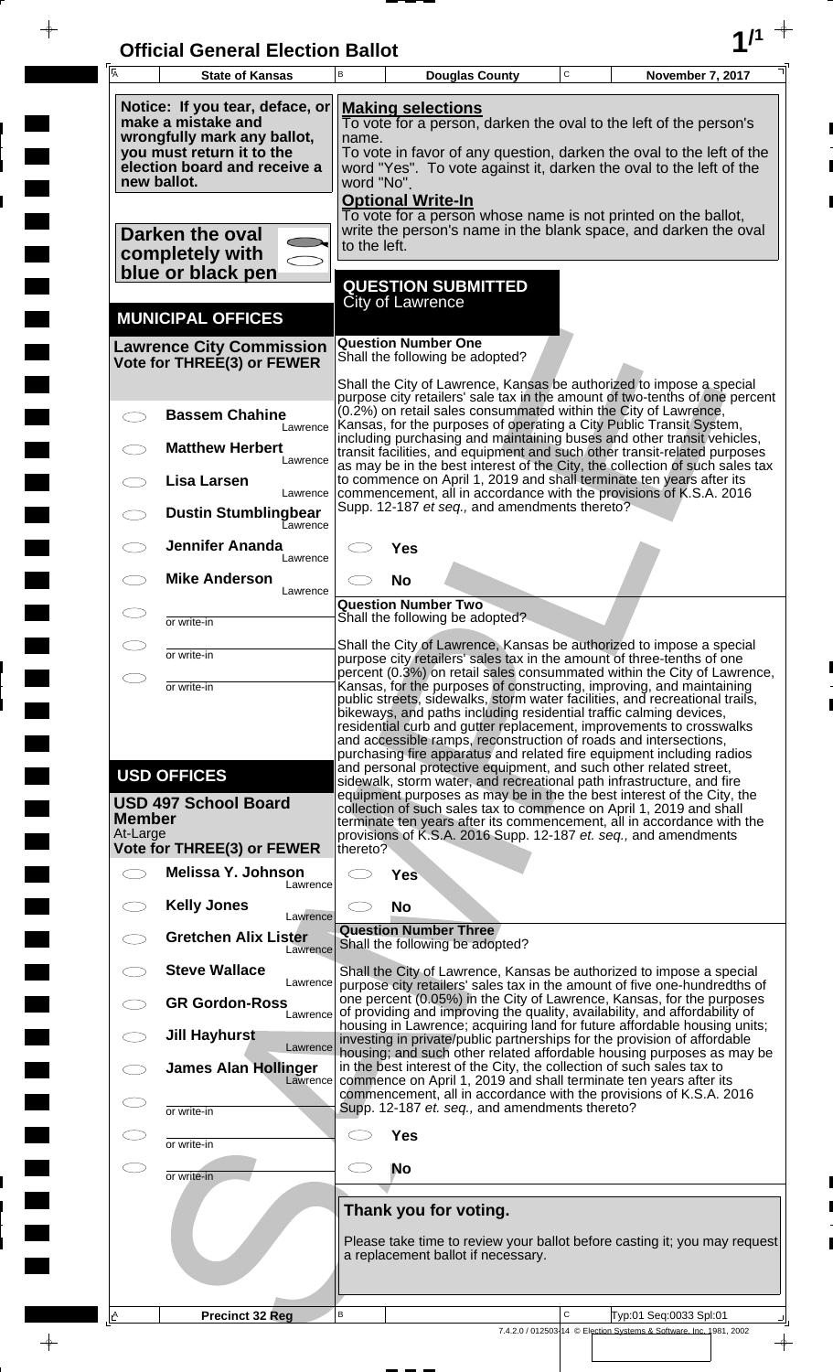# Official General Election Ballot

| State of Kansas | Douglas County | November 7, 2017 |
|---|---|---|

**Notice: If you tear, deface, or make a mistake and wrongfully mark any ballot, you must return it to the election board and receive a new ballot.**

**Darken the oval completely with blue or black pen**

**Making selections**
To vote for a person, darken the oval to the left of the person's name.
To vote in favor of any question, darken the oval to the left of the word "Yes". To vote against it, darken the oval to the left of the word "No".

**Optional Write-In**
To vote for a person whose name is not printed on the ballot, write the person's name in the blank space, and darken the oval to the left.

## MUNICIPAL OFFICES

### Lawrence City Commission
**Vote for THREE(3) or FEWER**

- ◯ **Bassem Chahine** — Lawrence
- ◯ **Matthew Herbert** — Lawrence
- ◯ **Lisa Larsen** — Lawrence
- ◯ **Dustin Stumblingbear** — Lawrence
- ◯ **Jennifer Ananda** — Lawrence
- ◯ **Mike Anderson** — Lawrence
- ◯ ________ or write-in
- ◯ ________ or write-in
- ◯ ________ or write-in

## USD OFFICES

### USD 497 School Board Member
At-Large
**Vote for THREE(3) or FEWER**

- ◯ **Melissa Y. Johnson** — Lawrence
- ◯ **Kelly Jones** — Lawrence
- ◯ **Gretchen Alix Lister** — Lawrence
- ◯ **Steve Wallace** — Lawrence
- ◯ **GR Gordon-Ross** — Lawrence
- ◯ **Jill Hayhurst** — Lawrence
- ◯ **James Alan Hollinger** — Lawrence
- ◯ ________ or write-in
- ◯ ________ or write-in
- ◯ ________ or write-in

## QUESTION SUBMITTED
City of Lawrence

### Question Number One
Shall the following be adopted?

Shall the City of Lawrence, Kansas be authorized to impose a special purpose city retailers' sale tax in the amount of two-tenths of one percent (0.2%) on retail sales consummated within the City of Lawrence, Kansas, for the purposes of operating a City Public Transit System, including purchasing and maintaining buses and other transit vehicles, transit facilities, and equipment and such other transit-related purposes as may be in the best interest of the City, the collection of such sales tax to commence on April 1, 2019 and shall terminate ten years after its commencement, all in accordance with the provisions of K.S.A. 2016 Supp. 12-187 *et seq.,* and amendments thereto?

- ◯ **Yes**
- ◯ **No**

### Question Number Two
Shall the following be adopted?

Shall the City of Lawrence, Kansas be authorized to impose a special purpose city retailers' sales tax in the amount of three-tenths of one percent (0.3%) on retail sales consummated within the City of Lawrence, Kansas, for the purposes of constructing, improving, and maintaining public streets, sidewalks, storm water facilities, and recreational trails, bikeways, and paths including residential traffic calming devices, residential curb and gutter replacement, improvements to crosswalks and accessible ramps, reconstruction of roads and intersections, purchasing fire apparatus and related fire equipment including radios and personal protective equipment, and such other related street, sidewalk, storm water, and recreational path infrastructure, and fire equipment purposes as may be in the best interest of the City, the collection of such sales tax to commence on April 1, 2019 and shall terminate ten years after its commencement, all in accordance with the provisions of K.S.A. 2016 Supp. 12-187 *et. seq.,* and amendments thereto?

- ◯ **Yes**
- ◯ **No**

### Question Number Three
Shall the following be adopted?

Shall the City of Lawrence, Kansas be authorized to impose a special purpose city retailers' sales tax in the amount of five one-hundredths of one percent (0.05%) in the City of Lawrence, Kansas, for the purposes of providing and improving the quality, availability, and affordability of housing in Lawrence; acquiring land for future affordable housing units; investing in private/public partnerships for the provision of affordable housing; and such other related affordable housing purposes as may be in the best interest of the City, the collection of such sales tax to commence on April 1, 2019 and shall terminate ten years after its commencement, all in accordance with the provisions of K.S.A. 2016 Supp. 12-187 *et. seq.,* and amendments thereto?

- ◯ **Yes**
- ◯ **No**

**Thank you for voting.**

Please take time to review your ballot before casting it; you may request a replacement ballot if necessary.

Precinct 32 Reg — Typ:01 Seq:0033 Spl:01

7.4.2.0 / 012503-14 © Election Systems & Software, Inc. 1981, 2002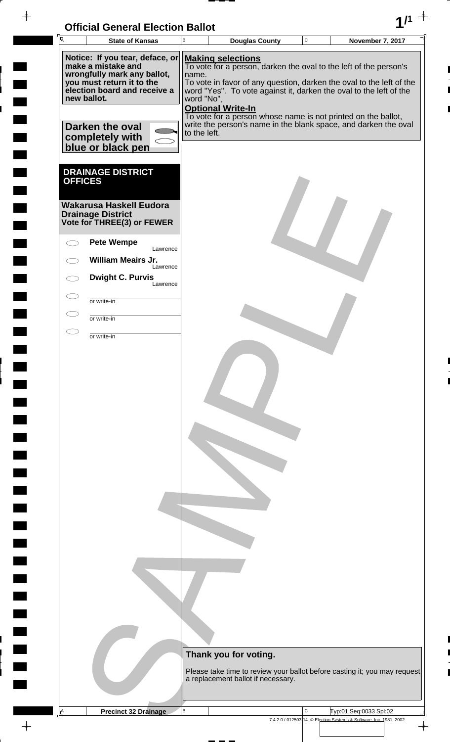# Official General Election Ballot

**1/1**

| A State of Kansas | B Douglas County | C November 7, 2017 |
|---|---|---|

**Notice: If you tear, deface, or make a mistake and wrongfully mark any ballot, you must return it to the election board and receive a new ballot.**

**Darken the oval completely with blue or black pen**

**Making selections**
To vote for a person, darken the oval to the left of the person's name.
To vote in favor of any question, darken the oval to the left of the word "Yes". To vote against it, darken the oval to the left of the word "No".

**Optional Write-In**
To vote for a person whose name is not printed on the ballot, write the person's name in the blank space, and darken the oval to the left.

## DRAINAGE DISTRICT OFFICES

**Wakarusa Haskell Eudora Drainage District**
**Vote for THREE(3) or FEWER**

- ⬭ **Pete Wempe** — Lawrence
- ⬭ **William Meairs Jr.** — Lawrence
- ⬭ **Dwight C. Purvis** — Lawrence
- ⬭ ________ or write-in
- ⬭ ________ or write-in
- ⬭ ________ or write-in

**Thank you for voting.**

Please take time to review your ballot before casting it; you may request a replacement ballot if necessary.

SAMPLE

| A Precinct 32 Drainage | B | C Typ:01 Seq:0033 Spl:02 |
|---|---|---|

7.4.2.0 / 012503-14 © Election Systems & Software, Inc. 1981, 2002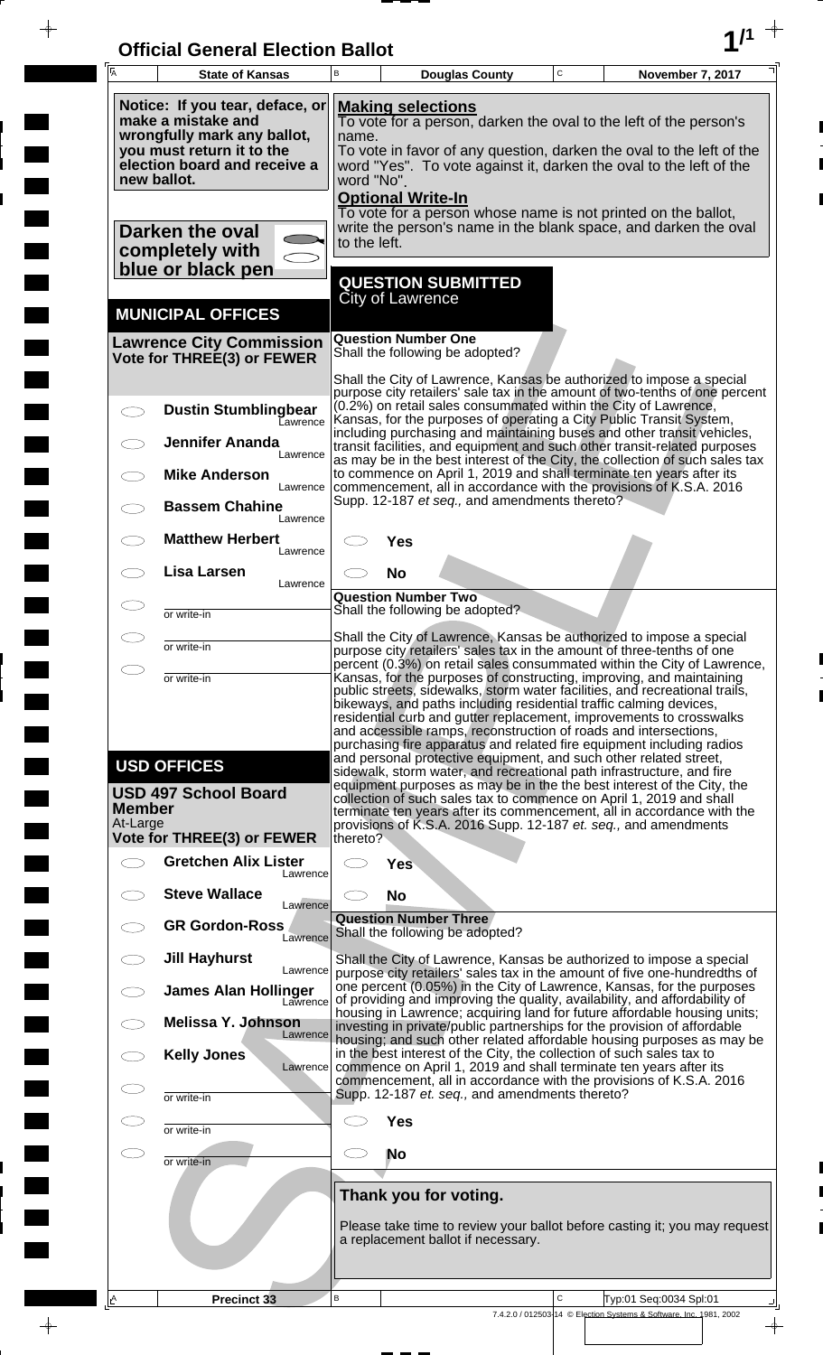# Official General Election Ballot

| State of Kansas | Douglas County | November 7, 2017 |
|---|---|---|

**Notice: If you tear, deface, or make a mistake and wrongfully mark any ballot, you must return it to the election board and receive a new ballot.**

**Darken the oval completely with blue or black pen**

**Making selections**
To vote for a person, darken the oval to the left of the person's name.
To vote in favor of any question, darken the oval to the left of the word "Yes". To vote against it, darken the oval to the left of the word "No".

**Optional Write-In**
To vote for a person whose name is not printed on the ballot, write the person's name in the blank space, and darken the oval to the left.

## MUNICIPAL OFFICES

### Lawrence City Commission
**Vote for THREE(3) or FEWER**

- ◯ **Dustin Stumblingbear** Lawrence
- ◯ **Jennifer Ananda** Lawrence
- ◯ **Mike Anderson** Lawrence
- ◯ **Bassem Chahine** Lawrence
- ◯ **Matthew Herbert** Lawrence
- ◯ **Lisa Larsen** Lawrence
- ◯ ______ or write-in
- ◯ ______ or write-in
- ◯ ______ or write-in

## USD OFFICES

### USD 497 School Board Member
At-Large
**Vote for THREE(3) or FEWER**

- ◯ **Gretchen Alix Lister** Lawrence
- ◯ **Steve Wallace** Lawrence
- ◯ **GR Gordon-Ross** Lawrence
- ◯ **Jill Hayhurst** Lawrence
- ◯ **James Alan Hollinger** Lawrence
- ◯ **Melissa Y. Johnson** Lawrence
- ◯ **Kelly Jones** Lawrence
- ◯ ______ or write-in
- ◯ ______ or write-in
- ◯ ______ or write-in

## QUESTION SUBMITTED
City of Lawrence

**Question Number One**
Shall the following be adopted?

Shall the City of Lawrence, Kansas be authorized to impose a special purpose city retailers' sale tax in the amount of two-tenths of one percent (0.2%) on retail sales consummated within the City of Lawrence, Kansas, for the purposes of operating a City Public Transit System, including purchasing and maintaining buses and other transit vehicles, transit facilities, and equipment and such other transit-related purposes as may be in the best interest of the City, the collection of such sales tax to commence on April 1, 2019 and shall terminate ten years after its commencement, all in accordance with the provisions of K.S.A. 2016 Supp. 12-187 *et seq.,* and amendments thereto?

- ◯ **Yes**
- ◯ **No**

**Question Number Two**
Shall the following be adopted?

Shall the City of Lawrence, Kansas be authorized to impose a special purpose city retailers' sales tax in the amount of three-tenths of one percent (0.3%) on retail sales consummated within the City of Lawrence, Kansas, for the purposes of constructing, improving, and maintaining public streets, sidewalks, storm water facilities, and recreational trails, bikeways, and paths including residential traffic calming devices, residential curb and gutter replacement, improvements to crosswalks and accessible ramps, reconstruction of roads and intersections, purchasing fire apparatus and related fire equipment including radios and personal protective equipment, and such other related street, sidewalk, storm water, and recreational path infrastructure, and fire equipment purposes as may be in the the best interest of the City, the collection of such sales tax to commence on April 1, 2019 and shall terminate ten years after its commencement, all in accordance with the provisions of K.S.A. 2016 Supp. 12-187 *et. seq.,* and amendments thereto?

- ◯ **Yes**
- ◯ **No**

**Question Number Three**
Shall the following be adopted?

Shall the City of Lawrence, Kansas be authorized to impose a special purpose city retailers' sales tax in the amount of five one-hundredths of one percent (0.05%) in the City of Lawrence, Kansas, for the purposes of providing and improving the quality, availability, and affordability of housing in Lawrence; acquiring land for future affordable housing units; investing in private/public partnerships for the provision of affordable housing; and such other related affordable housing purposes as may be in the best interest of the City, the collection of such sales tax to commence on April 1, 2019 and shall terminate ten years after its commencement, all in accordance with the provisions of K.S.A. 2016 Supp. 12-187 *et. seq.,* and amendments thereto?

- ◯ **Yes**
- ◯ **No**

**Thank you for voting.**

Please take time to review your ballot before casting it; you may request a replacement ballot if necessary.

Precinct 33 | Typ:01 Seq:0034 Spl:01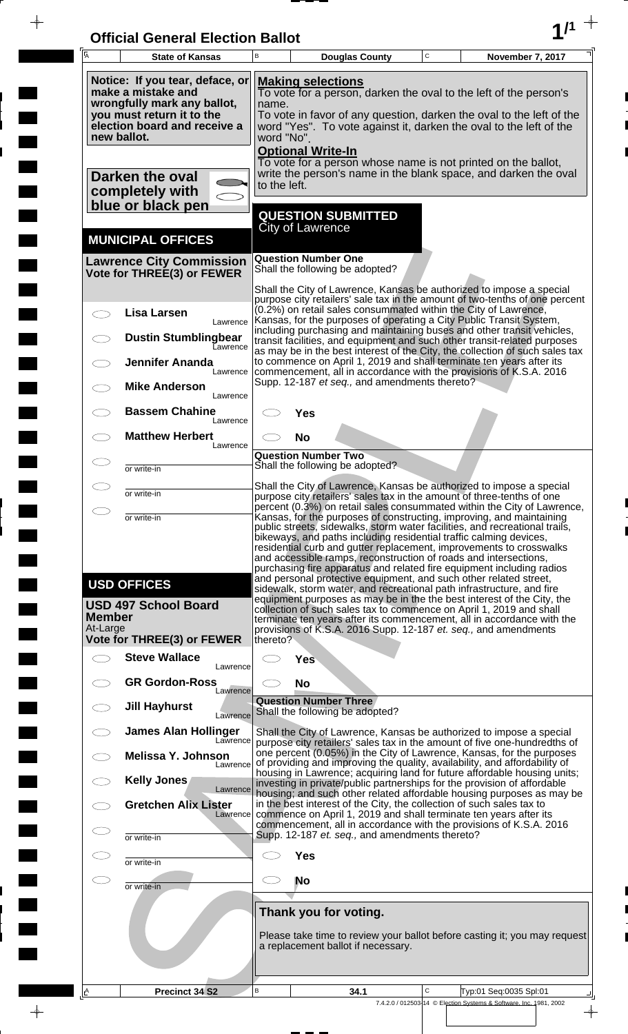# Official General Election Ballot

| State of Kansas | Douglas County | November 7, 2017 |
|---|---|---|

Notice: If you tear, deface, or make a mistake and wrongfully mark any ballot, you must return it to the election board and receive a new ballot.

**Darken the oval completely with blue or black pen**

**Making selections**
To vote for a person, darken the oval to the left of the person's name.
To vote in favor of any question, darken the oval to the left of the word "Yes". To vote against it, darken the oval to the left of the word "No".

**Optional Write-In**
To vote for a person whose name is not printed on the ballot, write the person's name in the blank space, and darken the oval to the left.

## MUNICIPAL OFFICES

### Lawrence City Commission
**Vote for THREE(3) or FEWER**

- ◯ Lisa Larsen — Lawrence
- ◯ Dustin Stumblingbear — Lawrence
- ◯ Jennifer Ananda — Lawrence
- ◯ Mike Anderson — Lawrence
- ◯ Bassem Chahine — Lawrence
- ◯ Matthew Herbert — Lawrence
- ◯ ______ or write-in
- ◯ ______ or write-in
- ◯ ______ or write-in

## USD OFFICES

### USD 497 School Board Member
At-Large
**Vote for THREE(3) or FEWER**

- ◯ Steve Wallace — Lawrence
- ◯ GR Gordon-Ross — Lawrence
- ◯ Jill Hayhurst — Lawrence
- ◯ James Alan Hollinger — Lawrence
- ◯ Melissa Y. Johnson — Lawrence
- ◯ Kelly Jones — Lawrence
- ◯ Gretchen Alix Lister — Lawrence
- ◯ ______ or write-in
- ◯ ______ or write-in
- ◯ ______ or write-in

## QUESTION SUBMITTED
City of Lawrence

### Question Number One
Shall the following be adopted?

Shall the City of Lawrence, Kansas be authorized to impose a special purpose city retailers' sale tax in the amount of two-tenths of one percent (0.2%) on retail sales consummated within the City of Lawrence, Kansas, for the purposes of operating a City Public Transit System, including purchasing and maintaining buses and other transit vehicles, transit facilities, and equipment and such other transit-related purposes as may be in the best interest of the City, the collection of such sales tax to commence on April 1, 2019 and shall terminate ten years after its commencement, all in accordance with the provisions of K.S.A. 2016 Supp. 12-187 *et seq.,* and amendments thereto?

- ◯ Yes
- ◯ No

### Question Number Two
Shall the following be adopted?

Shall the City of Lawrence, Kansas be authorized to impose a special purpose city retailers' sales tax in the amount of three-tenths of one percent (0.3%) on retail sales consummated within the City of Lawrence, Kansas, for the purposes of constructing, improving, and maintaining public streets, sidewalks, storm water facilities, and recreational trails, bikeways, and paths including residential traffic calming devices, residential curb and gutter replacement, improvements to crosswalks and accessible ramps, reconstruction of roads and intersections, purchasing fire apparatus and related fire equipment including radios and personal protective equipment, and such other related street, sidewalk, storm water, and recreational path infrastructure, and fire equipment purposes as may be in the best interest of the City, the collection of such sales tax to commence on April 1, 2019 and shall terminate ten years after its commencement, all in accordance with the provisions of K.S.A. 2016 Supp. 12-187 *et. seq.,* and amendments thereto?

- ◯ Yes
- ◯ No

### Question Number Three
Shall the following be adopted?

Shall the City of Lawrence, Kansas be authorized to impose a special purpose city retailers' sales tax in the amount of five one-hundredths of one percent (0.05%) in the City of Lawrence, Kansas, for the purposes of providing and improving the quality, availability, and affordability of housing in Lawrence; acquiring land for future affordable housing units; investing in private/public partnerships for the provision of affordable housing; and such other related affordable housing purposes as may be in the best interest of the City, the collection of such sales tax to commence on April 1, 2019 and shall terminate ten years after its commencement, all in accordance with the provisions of K.S.A. 2016 Supp. 12-187 *et. seq.,* and amendments thereto?

- ◯ Yes
- ◯ No

**Thank you for voting.**

Please take time to review your ballot before casting it; you may request a replacement ballot if necessary.

| Precinct 34 S2 | 34.1 | Typ:01 Seq:0035 Spl:01 |
|---|---|---|

7.4.2.0 / 012503-14 © Election Systems & Software, Inc. 1981, 2002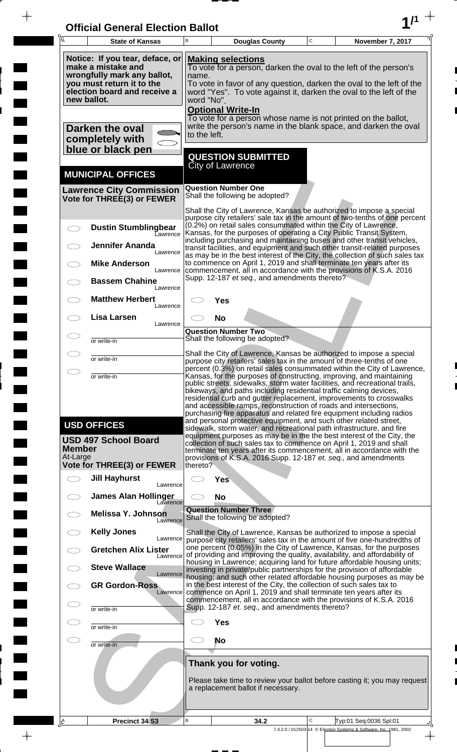# Official General Election Ballot

| State of Kansas | Douglas County | November 7, 2017 |
|---|---|---|

**Notice: If you tear, deface, or make a mistake and wrongfully mark any ballot, you must return it to the election board and receive a new ballot.**

**Darken the oval completely with blue or black pen**

**Making selections**
To vote for a person, darken the oval to the left of the person's name.
To vote in favor of any question, darken the oval to the left of the word "Yes". To vote against it, darken the oval to the left of the word "No".

**Optional Write-In**
To vote for a person whose name is not printed on the ballot, write the person's name in the blank space, and darken the oval to the left.

## MUNICIPAL OFFICES

### Lawrence City Commission
**Vote for THREE(3) or FEWER**

- ◯ **Dustin Stumblingbear** Lawrence
- ◯ **Jennifer Ananda** Lawrence
- ◯ **Mike Anderson** Lawrence
- ◯ **Bassem Chahine** Lawrence
- ◯ **Matthew Herbert** Lawrence
- ◯ **Lisa Larsen** Lawrence
- ◯ ______ or write-in
- ◯ ______ or write-in
- ◯ ______ or write-in

## USD OFFICES

### USD 497 School Board Member
At-Large
**Vote for THREE(3) or FEWER**

- ◯ **Jill Hayhurst** Lawrence
- ◯ **James Alan Hollinger** Lawrence
- ◯ **Melissa Y. Johnson** Lawrence
- ◯ **Kelly Jones** Lawrence
- ◯ **Gretchen Alix Lister** Lawrence
- ◯ **Steve Wallace** Lawrence
- ◯ **GR Gordon-Ross** Lawrence
- ◯ ______ or write-in
- ◯ ______ or write-in
- ◯ ______ or write-in

## QUESTION SUBMITTED
City of Lawrence

### Question Number One
Shall the following be adopted?

Shall the City of Lawrence, Kansas be authorized to impose a special purpose city retailers' sale tax in the amount of two-tenths of one percent (0.2%) on retail sales consummated within the City of Lawrence, Kansas, for the purposes of operating a City Public Transit System, including purchasing and maintaining buses and other transit vehicles, transit facilities, and equipment and such other transit-related purposes as may be in the best interest of the City, the collection of such sales tax to commence on April 1, 2019 and shall terminate ten years after its commencement, all in accordance with the provisions of K.S.A. 2016 Supp. 12-187 *et seq.,* and amendments thereto?

- ◯ **Yes**
- ◯ **No**

### Question Number Two
Shall the following be adopted?

Shall the City of Lawrence, Kansas be authorized to impose a special purpose city retailers' sales tax in the amount of three-tenths of one percent (0.3%) on retail sales consummated within the City of Lawrence, Kansas, for the purposes of constructing, improving, and maintaining public streets, sidewalks, storm water facilities, and recreational trails, bikeways, and paths including residential traffic calming devices, residential curb and gutter replacement, improvements to crosswalks and accessible ramps, reconstruction of roads and intersections, purchasing fire apparatus and related fire equipment including radios and personal protective equipment, and such other related street, sidewalk, storm water, and recreational path infrastructure, and fire equipment purposes as may be in the best interest of the City, the collection of such sales tax to commence on April 1, 2019 and shall terminate ten years after its commencement, all in accordance with the provisions of K.S.A. 2016 Supp. 12-187 *et. seq.,* and amendments thereto?

- ◯ **Yes**
- ◯ **No**

### Question Number Three
Shall the following be adopted?

Shall the City of Lawrence, Kansas be authorized to impose a special purpose city retailers' sales tax in the amount of five one-hundredths of one percent (0.05%) in the City of Lawrence, Kansas, for the purposes of providing and improving the quality, availability, and affordability of housing in Lawrence; acquiring land for future affordable housing units; investing in private/public partnerships for the provision of affordable housing; and such other related affordable housing purposes as may be in the best interest of the City, the collection of such sales tax to commence on April 1, 2019 and shall terminate ten years after its commencement, all in accordance with the provisions of K.S.A. 2016 Supp. 12-187 *et. seq.,* and amendments thereto?

- ◯ **Yes**
- ◯ **No**

**Thank you for voting.**

Please take time to review your ballot before casting it; you may request a replacement ballot if necessary.

| Precinct 34 S3 | 34.2 | Typ:01 Seq:0036 Spl:01 |
|---|---|---|

7.4.2.0 / 012503-14 © Election Systems & Software, Inc. 1981, 2002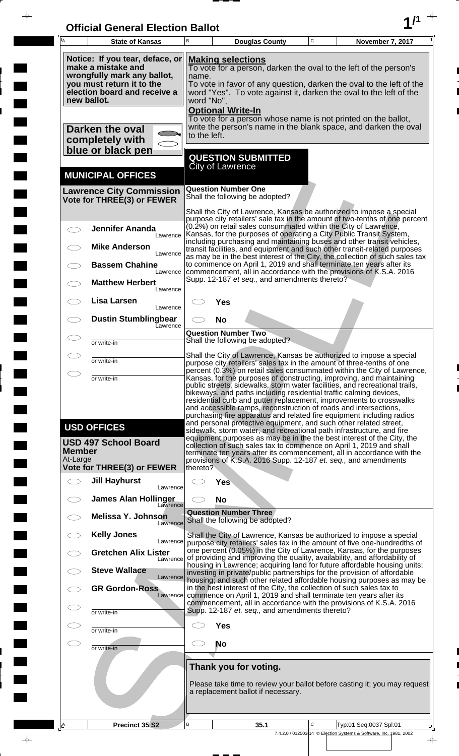# Official General Election Ballot

| State of Kansas | Douglas County | November 7, 2017 |
|---|---|---|

**Notice: If you tear, deface, or make a mistake and wrongfully mark any ballot, you must return it to the election board and receive a new ballot.**

**Darken the oval completely with blue or black pen**

**Making selections**
To vote for a person, darken the oval to the left of the person's name.
To vote in favor of any question, darken the oval to the left of the word "Yes". To vote against it, darken the oval to the left of the word "No".

**Optional Write-In**
To vote for a person whose name is not printed on the ballot, write the person's name in the blank space, and darken the oval to the left.

## MUNICIPAL OFFICES

### Lawrence City Commission
**Vote for THREE(3) or FEWER**

- ⬭ Jennifer Ananda — Lawrence
- ⬭ Mike Anderson — Lawrence
- ⬭ Bassem Chahine — Lawrence
- ⬭ Matthew Herbert — Lawrence
- ⬭ Lisa Larsen — Lawrence
- ⬭ Dustin Stumblingbear — Lawrence
- ⬭ ________ or write-in
- ⬭ ________ or write-in
- ⬭ ________ or write-in

## USD OFFICES

### USD 497 School Board Member
At-Large
**Vote for THREE(3) or FEWER**

- ⬭ Jill Hayhurst — Lawrence
- ⬭ James Alan Hollinger — Lawrence
- ⬭ Melissa Y. Johnson — Lawrence
- ⬭ Kelly Jones — Lawrence
- ⬭ Gretchen Alix Lister — Lawrence
- ⬭ Steve Wallace — Lawrence
- ⬭ GR Gordon-Ross — Lawrence
- ⬭ ________ or write-in
- ⬭ ________ or write-in
- ⬭ ________ or write-in

## QUESTION SUBMITTED
City of Lawrence

### Question Number One
Shall the following be adopted?

Shall the City of Lawrence, Kansas be authorized to impose a special purpose city retailers' sale tax in the amount of two-tenths of one percent (0.2%) on retail sales consummated within the City of Lawrence, Kansas, for the purposes of operating a City Public Transit System, including purchasing and maintaining buses and other transit vehicles, transit facilities, and equipment and such other transit-related purposes as may be in the best interest of the City, the collection of such sales tax to commence on April 1, 2019 and shall terminate ten years after its commencement, all in accordance with the provisions of K.S.A. 2016 Supp. 12-187 *et seq.,* and amendments thereto?

- ⬭ Yes
- ⬭ No

### Question Number Two
Shall the following be adopted?

Shall the City of Lawrence, Kansas be authorized to impose a special purpose city retailers' sales tax in the amount of three-tenths of one percent (0.3%) on retail sales consummated within the City of Lawrence, Kansas, for the purposes of constructing, improving, and maintaining public streets, sidewalks, storm water facilities, and recreational trails, bikeways, and paths including residential traffic calming devices, residential curb and gutter replacement, improvements to crosswalks and accessible ramps, reconstruction of roads and intersections, purchasing fire apparatus and related fire equipment including radios and personal protective equipment, and such other related street, sidewalk, storm water, and recreational path infrastructure, and fire equipment purposes as may be in the the best interest of the City, the collection of such sales tax to commence on April 1, 2019 and shall terminate ten years after its commencement, all in accordance with the provisions of K.S.A. 2016 Supp. 12-187 *et. seq.,* and amendments thereto?

- ⬭ Yes
- ⬭ No

### Question Number Three
Shall the following be adopted?

Shall the City of Lawrence, Kansas be authorized to impose a special purpose city retailers' sales tax in the amount of five one-hundredths of one percent (0.05%) in the City of Lawrence, Kansas, for the purposes of providing and improving the quality, availability, and affordability of housing in Lawrence; acquiring land for future affordable housing units; investing in private/public partnerships for the provision of affordable housing; and such other related affordable housing purposes as may be in the best interest of the City, the collection of such sales tax to commence on April 1, 2019 and shall terminate ten years after its commencement, all in accordance with the provisions of K.S.A. 2016 Supp. 12-187 *et. seq.,* and amendments thereto?

- ⬭ Yes
- ⬭ No

**Thank you for voting.**

Please take time to review your ballot before casting it; you may request a replacement ballot if necessary.

| Precinct 35 S2 | 35.1 | Typ:01 Seq:0037 Spl:01 |
|---|---|---|

7.4.2.0 / 012503-14 © Election Systems & Software, Inc. 1981, 2002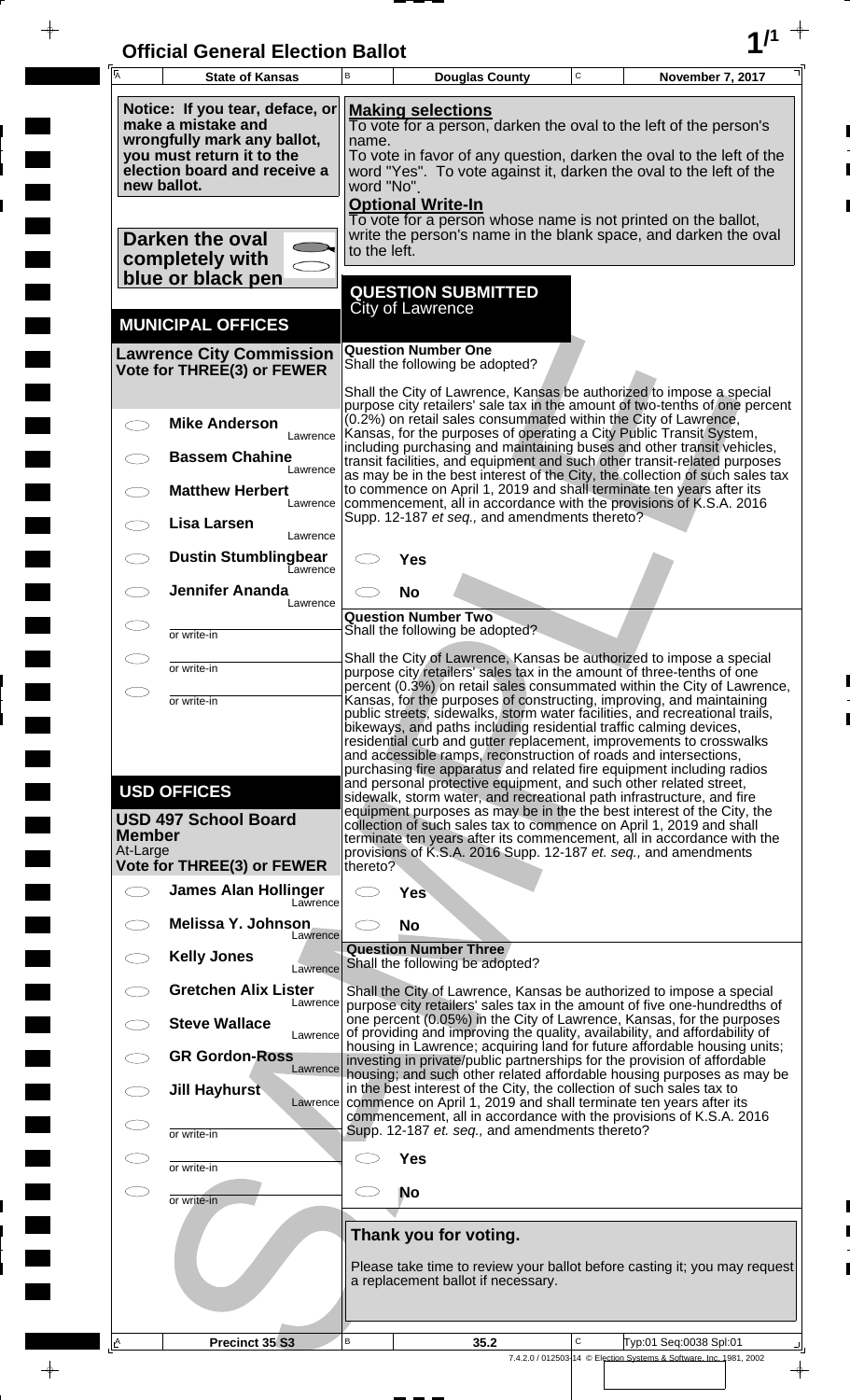# Official General Election Ballot

| State of Kansas | Douglas County | November 7, 2017 |
|---|---|---|

**Notice: If you tear, deface, or make a mistake and wrongfully mark any ballot, you must return it to the election board and receive a new ballot.**

**Darken the oval completely with blue or black pen**

**Making selections**
To vote for a person, darken the oval to the left of the person's name.
To vote in favor of any question, darken the oval to the left of the word "Yes". To vote against it, darken the oval to the left of the word "No".

**Optional Write-In**
To vote for a person whose name is not printed on the ballot, write the person's name in the blank space, and darken the oval to the left.

## MUNICIPAL OFFICES

### Lawrence City Commission
**Vote for THREE(3) or FEWER**

- ◯ **Mike Anderson** — Lawrence
- ◯ **Bassem Chahine** — Lawrence
- ◯ **Matthew Herbert** — Lawrence
- ◯ **Lisa Larsen** — Lawrence
- ◯ **Dustin Stumblingbear** — Lawrence
- ◯ **Jennifer Ananda** — Lawrence
- ◯ ______ or write-in
- ◯ ______ or write-in
- ◯ ______ or write-in

## USD OFFICES

### USD 497 School Board Member
At-Large
**Vote for THREE(3) or FEWER**

- ◯ **James Alan Hollinger** — Lawrence
- ◯ **Melissa Y. Johnson** — Lawrence
- ◯ **Kelly Jones** — Lawrence
- ◯ **Gretchen Alix Lister** — Lawrence
- ◯ **Steve Wallace** — Lawrence
- ◯ **GR Gordon-Ross** — Lawrence
- ◯ **Jill Hayhurst** — Lawrence
- ◯ ______ or write-in
- ◯ ______ or write-in
- ◯ ______ or write-in

## QUESTION SUBMITTED
City of Lawrence

### Question Number One
Shall the following be adopted?

Shall the City of Lawrence, Kansas be authorized to impose a special purpose city retailers' sale tax in the amount of two-tenths of one percent (0.2%) on retail sales consummated within the City of Lawrence, Kansas, for the purposes of operating a City Public Transit System, including purchasing and maintaining buses and other transit vehicles, transit facilities, and equipment and such other transit-related purposes as may be in the best interest of the City, the collection of such sales tax to commence on April 1, 2019 and shall terminate ten years after its commencement, all in accordance with the provisions of K.S.A. 2016 Supp. 12-187 *et seq.,* and amendments thereto?

- ◯ **Yes**
- ◯ **No**

### Question Number Two
Shall the following be adopted?

Shall the City of Lawrence, Kansas be authorized to impose a special purpose city retailers' sales tax in the amount of three-tenths of one percent (0.3%) on retail sales consummated within the City of Lawrence, Kansas, for the purposes of constructing, improving, and maintaining public streets, sidewalks, storm water facilities, and recreational trails, bikeways, and paths including residential traffic calming devices, residential curb and gutter replacement, improvements to crosswalks and accessible ramps, reconstruction of roads and intersections, purchasing fire apparatus and related fire equipment including radios and personal protective equipment, and such other related street, sidewalk, storm water, and recreational path infrastructure, and fire equipment purposes as may be in the the best interest of the City, the collection of such sales tax to commence on April 1, 2019 and shall terminate ten years after its commencement, all in accordance with the provisions of K.S.A. 2016 Supp. 12-187 *et. seq.,* and amendments thereto?

- ◯ **Yes**
- ◯ **No**

### Question Number Three
Shall the following be adopted?

Shall the City of Lawrence, Kansas be authorized to impose a special purpose city retailers' sales tax in the amount of five one-hundredths of one percent (0.05%) in the City of Lawrence, Kansas, for the purposes of providing and improving the quality, availability, and affordability of housing in Lawrence; acquiring land for future affordable housing units; investing in private/public partnerships for the provision of affordable housing; and such other related affordable housing purposes as may be in the best interest of the City, the collection of such sales tax to commence on April 1, 2019 and shall terminate ten years after its commencement, all in accordance with the provisions of K.S.A. 2016 Supp. 12-187 *et. seq.,* and amendments thereto?

- ◯ **Yes**
- ◯ **No**

**Thank you for voting.**

Please take time to review your ballot before casting it; you may request a replacement ballot if necessary.

| Precinct 35 S3 | 35.2 | Typ:01 Seq:0038 Spl:01 |
|---|---|---|

7.4.2.0 / 012503-14 © Election Systems & Software, Inc. 1981, 2002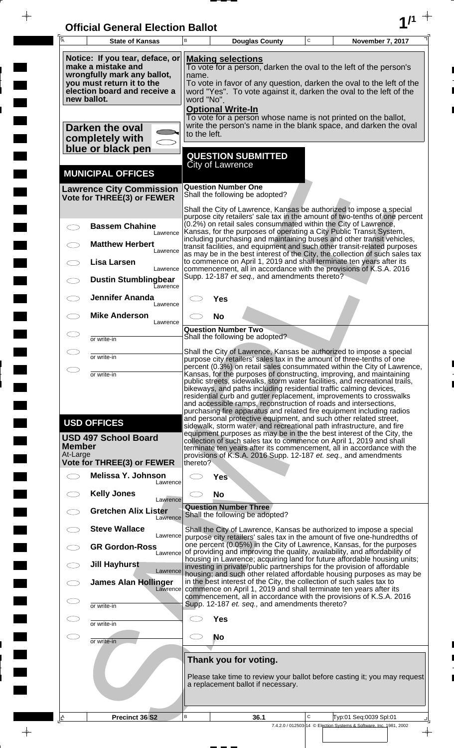# Official General Election Ballot

| State of Kansas | Douglas County | November 7, 2017 |
| --- | --- | --- |

**Notice: If you tear, deface, or make a mistake and wrongfully mark any ballot, you must return it to the election board and receive a new ballot.**

**Darken the oval completely with blue or black pen**

**Making selections**
To vote for a person, darken the oval to the left of the person's name.
To vote in favor of any question, darken the oval to the left of the word "Yes". To vote against it, darken the oval to the left of the word "No".

**Optional Write-In**
To vote for a person whose name is not printed on the ballot, write the person's name in the blank space, and darken the oval to the left.

## MUNICIPAL OFFICES

### Lawrence City Commission
**Vote for THREE(3) or FEWER**

- ◯ **Bassem Chahine** — Lawrence
- ◯ **Matthew Herbert** — Lawrence
- ◯ **Lisa Larsen** — Lawrence
- ◯ **Dustin Stumblingbear** — Lawrence
- ◯ **Jennifer Ananda** — Lawrence
- ◯ **Mike Anderson** — Lawrence
- ◯ ________ or write-in
- ◯ ________ or write-in
- ◯ ________ or write-in

## USD OFFICES

### USD 497 School Board Member
At-Large
**Vote for THREE(3) or FEWER**

- ◯ **Melissa Y. Johnson** — Lawrence
- ◯ **Kelly Jones** — Lawrence
- ◯ **Gretchen Alix Lister** — Lawrence
- ◯ **Steve Wallace** — Lawrence
- ◯ **GR Gordon-Ross** — Lawrence
- ◯ **Jill Hayhurst** — Lawrence
- ◯ **James Alan Hollinger** — Lawrence
- ◯ ________ or write-in
- ◯ ________ or write-in
- ◯ ________ or write-in

## QUESTION SUBMITTED
City of Lawrence

### Question Number One
Shall the following be adopted?

Shall the City of Lawrence, Kansas be authorized to impose a special purpose city retailers' sale tax in the amount of two-tenths of one percent (0.2%) on retail sales consummated within the City of Lawrence, Kansas, for the purposes of operating a City Public Transit System, including purchasing and maintaining buses and other transit vehicles, transit facilities, and equipment and such other transit-related purposes as may be in the best interest of the City, the collection of such sales tax to commence on April 1, 2019 and shall terminate ten years after its commencement, all in accordance with the provisions of K.S.A. 2016 Supp. 12-187 *et seq.,* and amendments thereto?

- ◯ **Yes**
- ◯ **No**

### Question Number Two
Shall the following be adopted?

Shall the City of Lawrence, Kansas be authorized to impose a special purpose city retailers' sales tax in the amount of three-tenths of one percent (0.3%) on retail sales consummated within the City of Lawrence, Kansas, for the purposes of constructing, improving, and maintaining public streets, sidewalks, storm water facilities, and recreational trails, bikeways, and paths including residential traffic calming devices, residential curb and gutter replacement, improvements to crosswalks and accessible ramps, reconstruction of roads and intersections, purchasing fire apparatus and related fire equipment including radios and personal protective equipment, and such other related street, sidewalk, storm water, and recreational path infrastructure, and fire equipment purposes as may be in the the best interest of the City, the collection of such sales tax to commence on April 1, 2019 and shall terminate ten years after its commencement, all in accordance with the provisions of K.S.A. 2016 Supp. 12-187 *et. seq.,* and amendments thereto?

- ◯ **Yes**
- ◯ **No**

### Question Number Three
Shall the following be adopted?

Shall the City of Lawrence, Kansas be authorized to impose a special purpose city retailers' sales tax in the amount of five one-hundredths of one percent (0.05%) in the City of Lawrence, Kansas, for the purposes of providing and improving the quality, availability, and affordability of housing in Lawrence; acquiring land for future affordable housing units; investing in private/public partnerships for the provision of affordable housing; and such other related affordable housing purposes as may be in the best interest of the City, the collection of such sales tax to commence on April 1, 2019 and shall terminate ten years after its commencement, all in accordance with the provisions of K.S.A. 2016 Supp. 12-187 *et. seq.,* and amendments thereto?

- ◯ **Yes**
- ◯ **No**

**Thank you for voting.**

Please take time to review your ballot before casting it; you may request a replacement ballot if necessary.

| Precinct 36 S2 | 36.1 | Typ:01 Seq:0039 Spl:01 |
| --- | --- | --- |

7.4.2.0 / 012503-14 © Election Systems & Software, Inc. 1981, 2002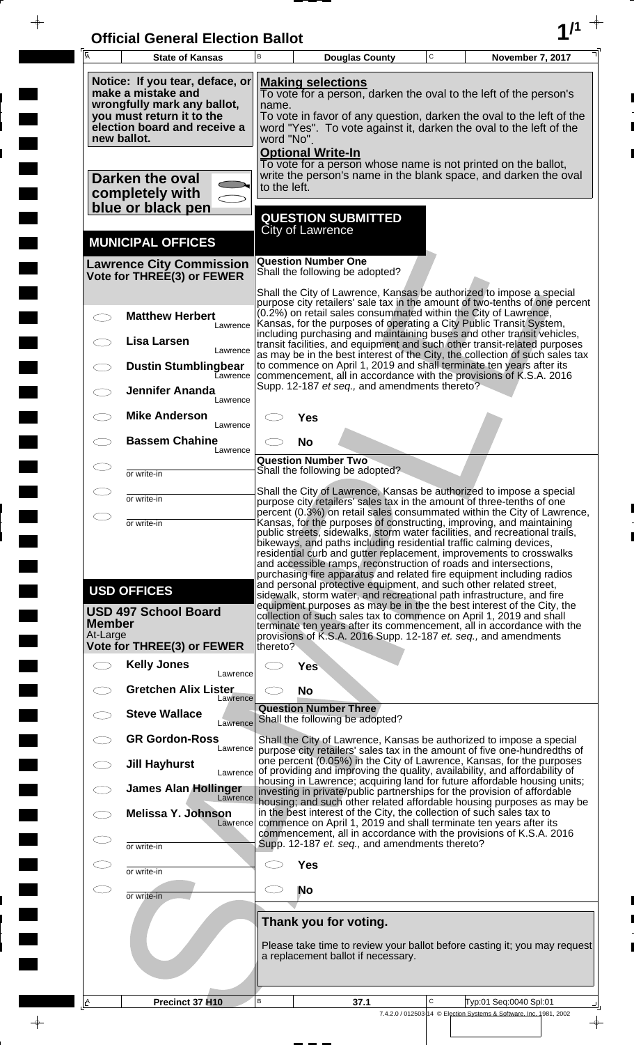# Official General Election Ballot

| State of Kansas | Douglas County | November 7, 2017 |
| --- | --- | --- |

**Notice: If you tear, deface, or make a mistake and wrongfully mark any ballot, you must return it to the election board and receive a new ballot.**

**Darken the oval completely with blue or black pen**

**Making selections**
To vote for a person, darken the oval to the left of the person's name.
To vote in favor of any question, darken the oval to the left of the word "Yes". To vote against it, darken the oval to the left of the word "No".

**Optional Write-In**
To vote for a person whose name is not printed on the ballot, write the person's name in the blank space, and darken the oval to the left.

## MUNICIPAL OFFICES

**Lawrence City Commission**
**Vote for THREE(3) or FEWER**

- ◯ **Matthew Herbert** — Lawrence
- ◯ **Lisa Larsen** — Lawrence
- ◯ **Dustin Stumblingbear** — Lawrence
- ◯ **Jennifer Ananda** — Lawrence
- ◯ **Mike Anderson** — Lawrence
- ◯ **Bassem Chahine** — Lawrence
- ◯ ________ or write-in
- ◯ ________ or write-in
- ◯ ________ or write-in

## USD OFFICES

**USD 497 School Board Member**
At-Large
**Vote for THREE(3) or FEWER**

- ◯ **Kelly Jones** — Lawrence
- ◯ **Gretchen Alix Lister** — Lawrence
- ◯ **Steve Wallace** — Lawrence
- ◯ **GR Gordon-Ross** — Lawrence
- ◯ **Jill Hayhurst** — Lawrence
- ◯ **James Alan Hollinger** — Lawrence
- ◯ **Melissa Y. Johnson** — Lawrence
- ◯ ________ or write-in
- ◯ ________ or write-in
- ◯ ________ or write-in

## QUESTION SUBMITTED
City of Lawrence

**Question Number One**
Shall the following be adopted?

Shall the City of Lawrence, Kansas be authorized to impose a special purpose city retailers' sale tax in the amount of two-tenths of one percent (0.2%) on retail sales consummated within the City of Lawrence, Kansas, for the purposes of operating a City Public Transit System, including purchasing and maintaining buses and other transit vehicles, transit facilities, and equipment and such other transit-related purposes as may be in the best interest of the City, the collection of such sales tax to commence on April 1, 2019 and shall terminate ten years after its commencement, all in accordance with the provisions of K.S.A. 2016 Supp. 12-187 *et seq.,* and amendments thereto?

- ◯ **Yes**
- ◯ **No**

**Question Number Two**
Shall the following be adopted?

Shall the City of Lawrence, Kansas be authorized to impose a special purpose city retailers' sales tax in the amount of three-tenths of one percent (0.3%) on retail sales consummated within the City of Lawrence, Kansas, for the purposes of constructing, improving, and maintaining public streets, sidewalks, storm water facilities, and recreational trails, bikeways, and paths including residential traffic calming devices, residential curb and gutter replacement, improvements to crosswalks and accessible ramps, reconstruction of roads and intersections, purchasing fire apparatus and related fire equipment including radios and personal protective equipment, and such other related street, sidewalk, storm water, and recreational path infrastructure, and fire equipment purposes as may be in the be best interest of the City, the collection of such sales tax to commence on April 1, 2019 and shall terminate ten years after its commencement, all in accordance with the provisions of K.S.A. 2016 Supp. 12-187 *et. seq.,* and amendments thereto?

- ◯ **Yes**
- ◯ **No**

**Question Number Three**
Shall the following be adopted?

Shall the City of Lawrence, Kansas be authorized to impose a special purpose city retailers' sales tax in the amount of five one-hundredths of one percent (0.05%) in the City of Lawrence, Kansas, for the purposes of providing and improving the quality, availability, and affordability of housing in Lawrence; acquiring land for future affordable housing units; investing in private/public partnerships for the provision of affordable housing; and such other related affordable housing purposes as may be in the best interest of the City, the collection of such sales tax to commence on April 1, 2019 and shall terminate ten years after its commencement, all in accordance with the provisions of K.S.A. 2016 Supp. 12-187 *et. seq.,* and amendments thereto?

- ◯ **Yes**
- ◯ **No**

**Thank you for voting.**

Please take time to review your ballot before casting it; you may request a replacement ballot if necessary.

| Precinct 37 H10 | 37.1 | Typ:01 Seq:0040 Spl:01 |
| --- | --- | --- |

7.4.2.0 / 012503-14 © Election Systems & Software, Inc. 1981, 2002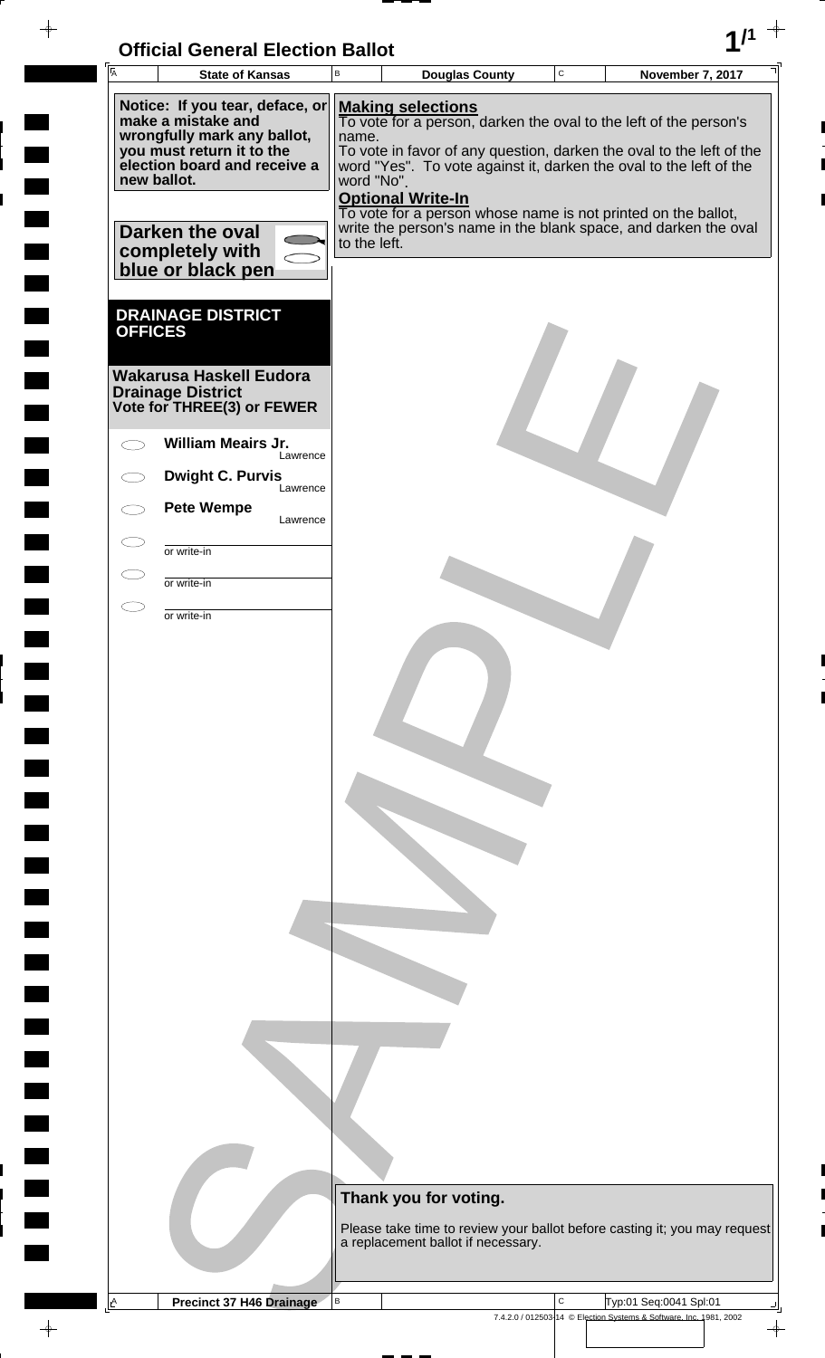# Official General Election Ballot

| State of Kansas | Douglas County | November 7, 2017 |
| --- | --- | --- |

**Notice: If you tear, deface, or make a mistake and wrongfully mark any ballot, you must return it to the election board and receive a new ballot.**

**Darken the oval completely with blue or black pen**

**Making selections**
To vote for a person, darken the oval to the left of the person's name.
To vote in favor of any question, darken the oval to the left of the word "Yes". To vote against it, darken the oval to the left of the word "No".

**Optional Write-In**
To vote for a person whose name is not printed on the ballot, write the person's name in the blank space, and darken the oval to the left.

## DRAINAGE DISTRICT OFFICES

### Wakarusa Haskell Eudora Drainage District
**Vote for THREE(3) or FEWER**

- ⬭ **William Meairs Jr.** — Lawrence
- ⬭ **Dwight C. Purvis** — Lawrence
- ⬭ **Pete Wempe** — Lawrence
- ⬭ ________ or write-in
- ⬭ ________ or write-in
- ⬭ ________ or write-in

**Thank you for voting.**

Please take time to review your ballot before casting it; you may request a replacement ballot if necessary.

Precinct 37 H46 Drainage — Typ:01 Seq:0041 Spl:01

7.4.2.0 / 012503-14 © Election Systems & Software, Inc. 1981, 2002

SAMPLE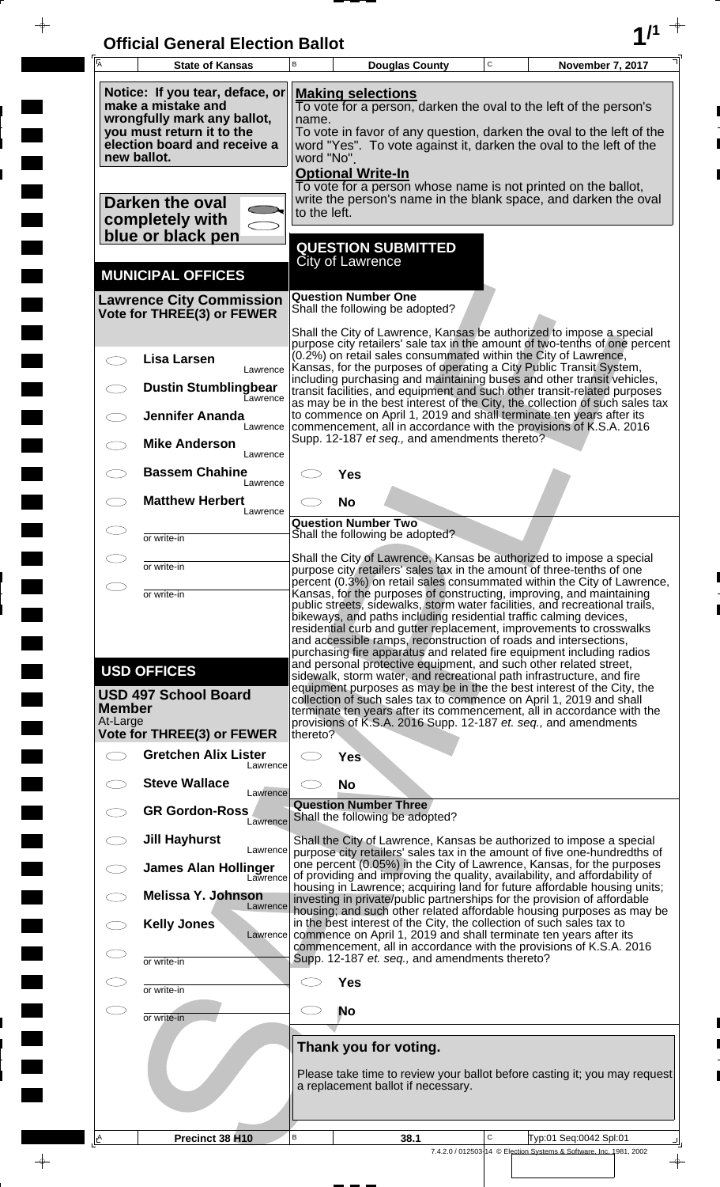# Official General Election Ballot

| State of Kansas | Douglas County | November 7, 2017 |
|---|---|---|

**Notice: If you tear, deface, or make a mistake and wrongfully mark any ballot, you must return it to the election board and receive a new ballot.**

**Darken the oval completely with blue or black pen**

**Making selections**
To vote for a person, darken the oval to the left of the person's name.
To vote in favor of any question, darken the oval to the left of the word "Yes". To vote against it, darken the oval to the left of the word "No".

**Optional Write-In**
To vote for a person whose name is not printed on the ballot, write the person's name in the blank space, and darken the oval to the left.

## MUNICIPAL OFFICES

### Lawrence City Commission
**Vote for THREE(3) or FEWER**

- ◯ Lisa Larsen — Lawrence
- ◯ Dustin Stumblingbear — Lawrence
- ◯ Jennifer Ananda — Lawrence
- ◯ Mike Anderson — Lawrence
- ◯ Bassem Chahine — Lawrence
- ◯ Matthew Herbert — Lawrence
- ◯ ________ or write-in
- ◯ ________ or write-in
- ◯ ________ or write-in

## USD OFFICES

### USD 497 School Board Member
At-Large
**Vote for THREE(3) or FEWER**

- ◯ Gretchen Alix Lister — Lawrence
- ◯ Steve Wallace — Lawrence
- ◯ GR Gordon-Ross — Lawrence
- ◯ Jill Hayhurst — Lawrence
- ◯ James Alan Hollinger — Lawrence
- ◯ Melissa Y. Johnson — Lawrence
- ◯ Kelly Jones — Lawrence
- ◯ ________ or write-in
- ◯ ________ or write-in
- ◯ ________ or write-in

## QUESTION SUBMITTED
City of Lawrence

### Question Number One
Shall the following be adopted?

Shall the City of Lawrence, Kansas be authorized to impose a special purpose city retailers' sale tax in the amount of two-tenths of one percent (0.2%) on retail sales consummated within the City of Lawrence, Kansas, for the purposes of operating a City Public Transit System, including purchasing and maintaining buses and other transit vehicles, transit facilities, and equipment and such other transit-related purposes as may be in the best interest of the City, the collection of such sales tax to commence on April 1, 2019 and shall terminate ten years after its commencement, all in accordance with the provisions of K.S.A. 2016 Supp. 12-187 *et seq.,* and amendments thereto?

- ◯ Yes
- ◯ No

### Question Number Two
Shall the following be adopted?

Shall the City of Lawrence, Kansas be authorized to impose a special purpose city retailers' sales tax in the amount of three-tenths of one percent (0.3%) on retail sales consummated within the City of Lawrence, Kansas, for the purposes of constructing, improving, and maintaining public streets, sidewalks, storm water facilities, and recreational trails, bikeways, and paths including residential traffic calming devices, residential curb and gutter replacement, improvements to crosswalks and accessible ramps, reconstruction of roads and intersections, purchasing fire apparatus and related fire equipment including radios and personal protective equipment, and such other related street, sidewalk, storm water, and recreational path infrastructure, and fire equipment purposes as may be in the best interest of the City, the collection of such sales tax to commence on April 1, 2019 and shall terminate ten years after its commencement, all in accordance with the provisions of K.S.A. 2016 Supp. 12-187 *et. seq.,* and amendments thereto?

- ◯ Yes
- ◯ No

### Question Number Three
Shall the following be adopted?

Shall the City of Lawrence, Kansas be authorized to impose a special purpose city retailers' sales tax in the amount of five one-hundredths of one percent (0.05%) in the City of Lawrence, Kansas, for the purposes of providing and improving the quality, availability, and affordability of housing in Lawrence; acquiring land for future affordable housing units; investing in private/public partnerships for the provision of affordable housing; and such other related affordable housing purposes as may be in the best interest of the City, the collection of such sales tax to commence on April 1, 2019 and shall terminate ten years after its commencement, all in accordance with the provisions of K.S.A. 2016 Supp. 12-187 *et. seq.,* and amendments thereto?

- ◯ Yes
- ◯ No

**Thank you for voting.**

Please take time to review your ballot before casting it; you may request a replacement ballot if necessary.

| Precinct 38 H10 | 38.1 | Typ:01 Seq:0042 Spl:01 |
|---|---|---|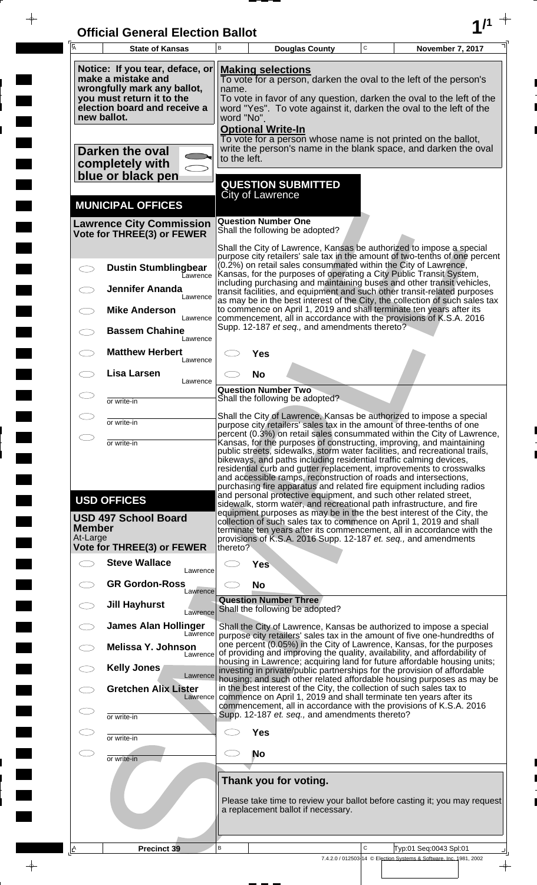# Official General Election Ballot

| State of Kansas | Douglas County | November 7, 2017 |
|---|---|---|

**Notice: If you tear, deface, or make a mistake and wrongfully mark any ballot, you must return it to the election board and receive a new ballot.**

**Darken the oval completely with blue or black pen**

**Making selections**
To vote for a person, darken the oval to the left of the person's name.
To vote in favor of any question, darken the oval to the left of the word "Yes". To vote against it, darken the oval to the left of the word "No".

**Optional Write-In**
To vote for a person whose name is not printed on the ballot, write the person's name in the blank space, and darken the oval to the left.

## MUNICIPAL OFFICES

### Lawrence City Commission
**Vote for THREE(3) or FEWER**

- ◯ **Dustin Stumblingbear** Lawrence
- ◯ **Jennifer Ananda** Lawrence
- ◯ **Mike Anderson** Lawrence
- ◯ **Bassem Chahine** Lawrence
- ◯ **Matthew Herbert** Lawrence
- ◯ **Lisa Larsen** Lawrence
- ◯ ________ or write-in
- ◯ ________ or write-in
- ◯ ________ or write-in

## USD OFFICES

### USD 497 School Board Member
At-Large
**Vote for THREE(3) or FEWER**

- ◯ **Steve Wallace** Lawrence
- ◯ **GR Gordon-Ross** Lawrence
- ◯ **Jill Hayhurst** Lawrence
- ◯ **James Alan Hollinger** Lawrence
- ◯ **Melissa Y. Johnson** Lawrence
- ◯ **Kelly Jones** Lawrence
- ◯ **Gretchen Alix Lister** Lawrence
- ◯ ________ or write-in
- ◯ ________ or write-in
- ◯ ________ or write-in

## QUESTION SUBMITTED
City of Lawrence

### Question Number One
Shall the following be adopted?

Shall the City of Lawrence, Kansas be authorized to impose a special purpose city retailers' sale tax in the amount of two-tenths of one percent (0.2%) on retail sales consummated within the City of Lawrence, Kansas, for the purposes of operating a City Public Transit System, including purchasing and maintaining buses and other transit vehicles, transit facilities, and equipment and such other transit-related purposes as may be in the best interest of the City, the collection of such sales tax to commence on April 1, 2019 and shall terminate ten years after its commencement, all in accordance with the provisions of K.S.A. 2016 Supp. 12-187 *et seq.,* and amendments thereto?

- ◯ **Yes**
- ◯ **No**

### Question Number Two
Shall the following be adopted?

Shall the City of Lawrence, Kansas be authorized to impose a special purpose city retailers' sales tax in the amount of three-tenths of one percent (0.3%) on retail sales consummated within the City of Lawrence, Kansas, for the purposes of constructing, improving, and maintaining public streets, sidewalks, storm water facilities, and recreational trails, bikeways, and paths including residential traffic calming devices, residential curb and gutter replacement, improvements to crosswalks and accessible ramps, reconstruction of roads and intersections, purchasing fire apparatus and related fire equipment including radios and personal protective equipment, and such other related street, sidewalk, storm water, and recreational path infrastructure, and fire equipment purposes as may be in the best interest of the City, the collection of such sales tax to commence on April 1, 2019 and shall terminate ten years after its commencement, all in accordance with the provisions of K.S.A. 2016 Supp. 12-187 *et. seq.,* and amendments thereto?

- ◯ **Yes**
- ◯ **No**

### Question Number Three
Shall the following be adopted?

Shall the City of Lawrence, Kansas be authorized to impose a special purpose city retailers' sales tax in the amount of five one-hundredths of one percent (0.05%) in the City of Lawrence, Kansas, for the purposes of providing and improving the quality, availability, and affordability of housing in Lawrence; acquiring land for future affordable housing units; investing in private/public partnerships for the provision of affordable housing; and such other related affordable housing purposes as may be in the best interest of the City, the collection of such sales tax to commence on April 1, 2019 and shall terminate ten years after its commencement, all in accordance with the provisions of K.S.A. 2016 Supp. 12-187 *et. seq.,* and amendments thereto?

- ◯ **Yes**
- ◯ **No**

**Thank you for voting.**

Please take time to review your ballot before casting it; you may request a replacement ballot if necessary.

Precinct 39 | Typ:01 Seq:0043 Spl:01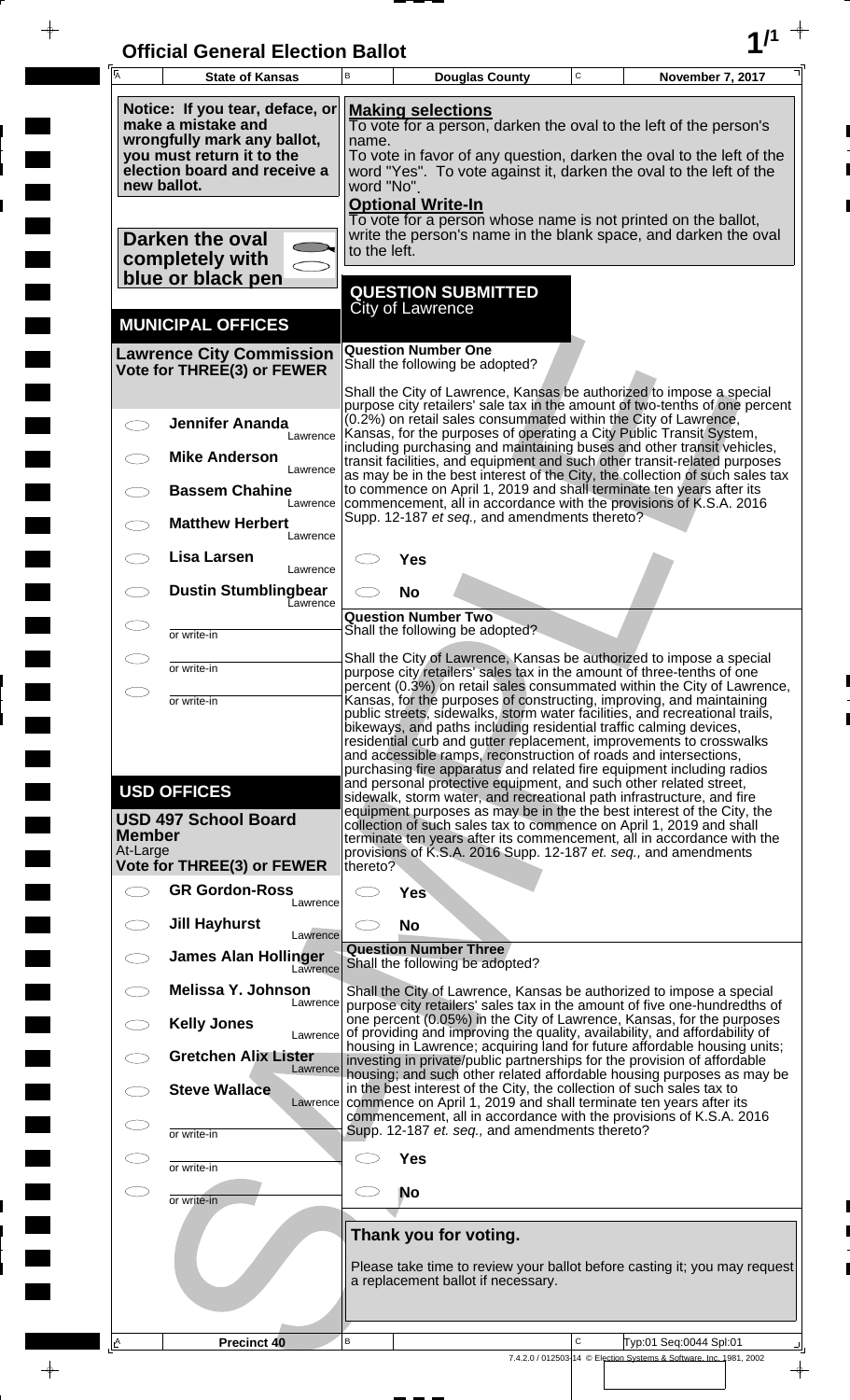# Official General Election Ballot

| State of Kansas | Douglas County | November 7, 2017 |
|---|---|---|

**Notice: If you tear, deface, or make a mistake and wrongfully mark any ballot, you must return it to the election board and receive a new ballot.**

**Darken the oval completely with blue or black pen**

**Making selections**
To vote for a person, darken the oval to the left of the person's name.
To vote in favor of any question, darken the oval to the left of the word "Yes". To vote against it, darken the oval to the left of the word "No".

**Optional Write-In**
To vote for a person whose name is not printed on the ballot, write the person's name in the blank space, and darken the oval to the left.

## MUNICIPAL OFFICES

### Lawrence City Commission
**Vote for THREE(3) or FEWER**

- ◯ Jennifer Ananda — Lawrence
- ◯ Mike Anderson — Lawrence
- ◯ Bassem Chahine — Lawrence
- ◯ Matthew Herbert — Lawrence
- ◯ Lisa Larsen — Lawrence
- ◯ Dustin Stumblingbear — Lawrence
- ◯ ______ or write-in
- ◯ ______ or write-in
- ◯ ______ or write-in

## USD OFFICES

### USD 497 School Board Member
At-Large
**Vote for THREE(3) or FEWER**

- ◯ GR Gordon-Ross — Lawrence
- ◯ Jill Hayhurst — Lawrence
- ◯ James Alan Hollinger — Lawrence
- ◯ Melissa Y. Johnson — Lawrence
- ◯ Kelly Jones — Lawrence
- ◯ Gretchen Alix Lister — Lawrence
- ◯ Steve Wallace — Lawrence
- ◯ ______ or write-in
- ◯ ______ or write-in
- ◯ ______ or write-in

## QUESTION SUBMITTED
City of Lawrence

### Question Number One
Shall the following be adopted?

Shall the City of Lawrence, Kansas be authorized to impose a special purpose city retailers' sale tax in the amount of two-tenths of one percent (0.2%) on retail sales consummated within the City of Lawrence, Kansas, for the purposes of operating a City Public Transit System, including purchasing and maintaining buses and other transit vehicles, transit facilities, and equipment and such other transit-related purposes as may be in the best interest of the City, the collection of such sales tax to commence on April 1, 2019 and shall terminate ten years after its commencement, all in accordance with the provisions of K.S.A. 2016 Supp. 12-187 *et seq.,* and amendments thereto?

- ◯ Yes
- ◯ No

### Question Number Two
Shall the following be adopted?

Shall the City of Lawrence, Kansas be authorized to impose a special purpose city retailers' sales tax in the amount of three-tenths of one percent (0.3%) on retail sales consummated within the City of Lawrence, Kansas, for the purposes of constructing, improving, and maintaining public streets, sidewalks, storm water facilities, and recreational trails, bikeways, and paths including residential traffic calming devices, residential curb and gutter replacement, improvements to crosswalks and accessible ramps, reconstruction of roads and intersections, purchasing fire apparatus and related fire equipment including radios and personal protective equipment, and such other related street, sidewalk, storm water, and recreational path infrastructure, and fire equipment purposes as may be in the best interest of the City, the collection of such sales tax to commence on April 1, 2019 and shall terminate ten years after its commencement, all in accordance with the provisions of K.S.A. 2016 Supp. 12-187 *et. seq.,* and amendments thereto?

- ◯ Yes
- ◯ No

### Question Number Three
Shall the following be adopted?

Shall the City of Lawrence, Kansas be authorized to impose a special purpose city retailers' sales tax in the amount of five one-hundredths of one percent (0.05%) in the City of Lawrence, Kansas, for the purposes of providing and improving the quality, availability, and affordability of housing in Lawrence; acquiring land for future affordable housing units; investing in private/public partnerships for the provision of affordable housing; and such other related affordable housing purposes as may be in the best interest of the City, the collection of such sales tax to commence on April 1, 2019 and shall terminate ten years after its commencement, all in accordance with the provisions of K.S.A. 2016 Supp. 12-187 *et. seq.,* and amendments thereto?

- ◯ Yes
- ◯ No

**Thank you for voting.**

Please take time to review your ballot before casting it; you may request a replacement ballot if necessary.

Precinct 40 | Typ:01 Seq:0044 Spl:01

7.4.2.0 / 012503-14 © Election Systems & Software, Inc. 1981, 2002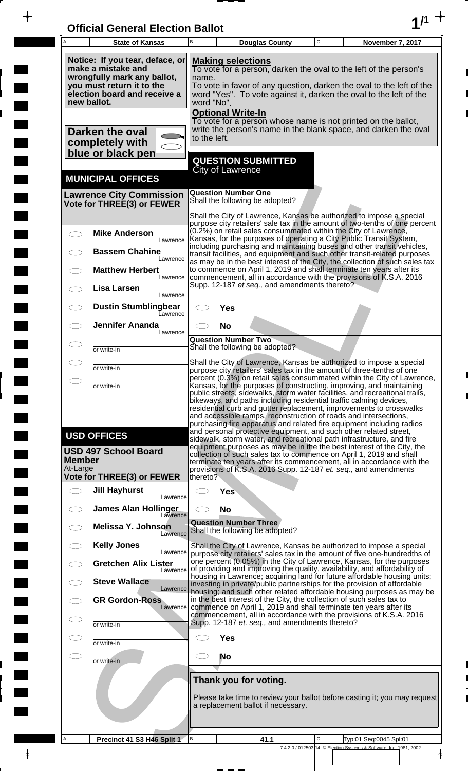# Official General Election Ballot

| State of Kansas | Douglas County | November 7, 2017 |
|---|---|---|

**Notice: If you tear, deface, or make a mistake and wrongfully mark any ballot, you must return it to the election board and receive a new ballot.**

**Darken the oval completely with blue or black pen**

**Making selections**
To vote for a person, darken the oval to the left of the person's name.
To vote in favor of any question, darken the oval to the left of the word "Yes". To vote against it, darken the oval to the left of the word "No".

**Optional Write-In**
To vote for a person whose name is not printed on the ballot, write the person's name in the blank space, and darken the oval to the left.

## MUNICIPAL OFFICES

### Lawrence City Commission
**Vote for THREE(3) or FEWER**

- ◯ **Mike Anderson** — Lawrence
- ◯ **Bassem Chahine** — Lawrence
- ◯ **Matthew Herbert** — Lawrence
- ◯ **Lisa Larsen** — Lawrence
- ◯ **Dustin Stumblingbear** — Lawrence
- ◯ **Jennifer Ananda** — Lawrence
- ◯ ________ or write-in
- ◯ ________ or write-in
- ◯ ________ or write-in

## USD OFFICES

### USD 497 School Board Member
At-Large
**Vote for THREE(3) or FEWER**

- ◯ **Jill Hayhurst** — Lawrence
- ◯ **James Alan Hollinger** — Lawrence
- ◯ **Melissa Y. Johnson** — Lawrence
- ◯ **Kelly Jones** — Lawrence
- ◯ **Gretchen Alix Lister** — Lawrence
- ◯ **Steve Wallace** — Lawrence
- ◯ **GR Gordon-Ross** — Lawrence
- ◯ ________ or write-in
- ◯ ________ or write-in
- ◯ ________ or write-in

## QUESTION SUBMITTED
City of Lawrence

**Question Number One**
Shall the following be adopted?

Shall the City of Lawrence, Kansas be authorized to impose a special purpose city retailers' sale tax in the amount of two-tenths of one percent (0.2%) on retail sales consummated within the City of Lawrence, Kansas, for the purposes of operating a City Public Transit System, including purchasing and maintaining buses and other transit vehicles, transit facilities, and equipment and such other transit-related purposes as may be in the best interest of the City, the collection of such sales tax to commence on April 1, 2019 and shall terminate ten years after its commencement, all in accordance with the provisions of K.S.A. 2016 Supp. 12-187 *et seq.,* and amendments thereto?

- ◯ **Yes**
- ◯ **No**

**Question Number Two**
Shall the following be adopted?

Shall the City of Lawrence, Kansas be authorized to impose a special purpose city retailers' sales tax in the amount of three-tenths of one percent (0.3%) on retail sales consummated within the City of Lawrence, Kansas, for the purposes of constructing, improving, and maintaining public streets, sidewalks, storm water facilities, and recreational trails, bikeways, and paths including residential traffic calming devices, residential curb and gutter replacement, improvements to crosswalks and accessible ramps, reconstruction of roads and intersections, purchasing fire apparatus and related fire equipment including radios and personal protective equipment, and such other related street, sidewalk, storm water, and recreational path infrastructure, and fire equipment purposes as may be in the the best interest of the City, the collection of such sales tax to commence on April 1, 2019 and shall terminate ten years after its commencement, all in accordance with the provisions of K.S.A. 2016 Supp. 12-187 *et. seq.,* and amendments thereto?

- ◯ **Yes**
- ◯ **No**

**Question Number Three**
Shall the following be adopted?

Shall the City of Lawrence, Kansas be authorized to impose a special purpose city retailers' sales tax in the amount of five one-hundredths of one percent (0.05%) in the City of Lawrence, Kansas, for the purposes of providing and improving the quality, availability, and affordability of housing in Lawrence; acquiring land for future affordable housing units; investing in private/public partnerships for the provision of affordable housing; and such other related affordable housing purposes as may be in the best interest of the City, the collection of such sales tax to commence on April 1, 2019 and shall terminate ten years after its commencement, all in accordance with the provisions of K.S.A. 2016 Supp. 12-187 *et. seq.,* and amendments thereto?

- ◯ **Yes**
- ◯ **No**

**Thank you for voting.**

Please take time to review your ballot before casting it; you may request a replacement ballot if necessary.

| Precinct 41 S3 H46 Split 1 | 41.1 | Typ:01 Seq:0045 Spl:01 |
|---|---|---|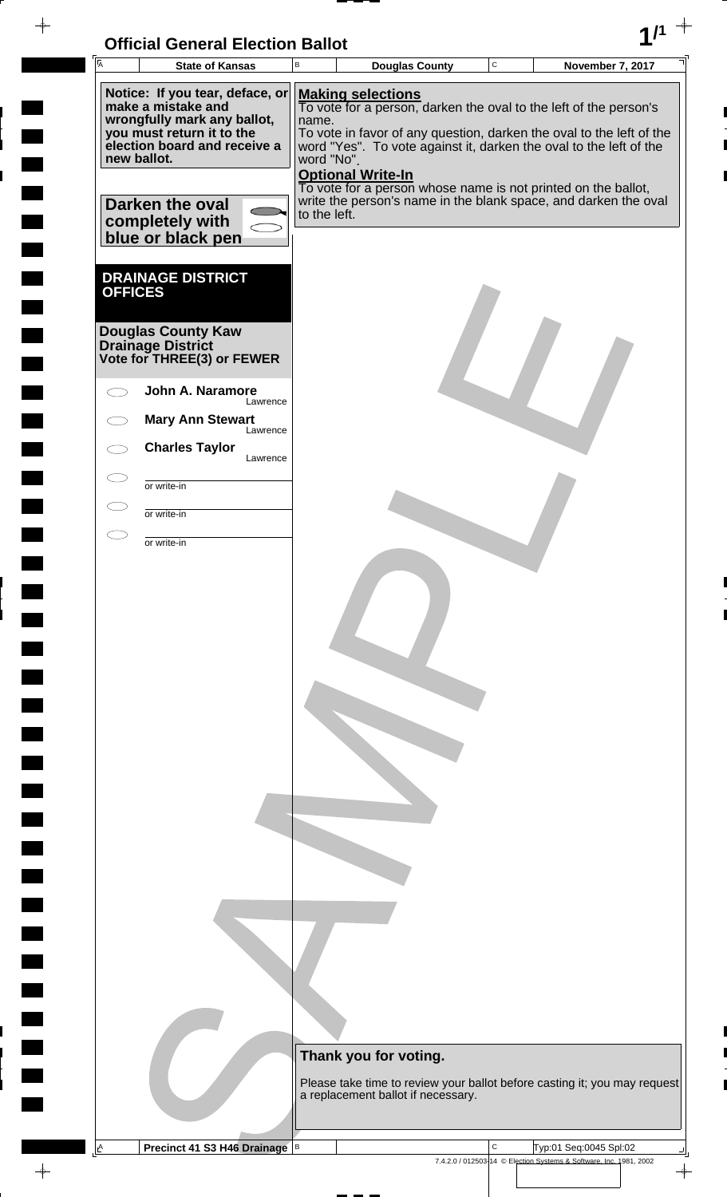# Official General Election Ballot

| State of Kansas | Douglas County | November 7, 2017 |
|---|---|---|

**Notice: If you tear, deface, or make a mistake and wrongfully mark any ballot, you must return it to the election board and receive a new ballot.**

**Darken the oval completely with blue or black pen**

**Making selections**
To vote for a person, darken the oval to the left of the person's name.
To vote in favor of any question, darken the oval to the left of the word "Yes". To vote against it, darken the oval to the left of the word "No".

**Optional Write-In**
To vote for a person whose name is not printed on the ballot, write the person's name in the blank space, and darken the oval to the left.

## DRAINAGE DISTRICT OFFICES

### Douglas County Kaw Drainage District
**Vote for THREE(3) or FEWER**

- ⬭ **John A. Naramore** — Lawrence
- ⬭ **Mary Ann Stewart** — Lawrence
- ⬭ **Charles Taylor** — Lawrence
- ⬭ ____________ or write-in
- ⬭ ____________ or write-in
- ⬭ ____________ or write-in

**Thank you for voting.**

Please take time to review your ballot before casting it; you may request a replacement ballot if necessary.

Precinct 41 S3 H46 Drainage — Typ:01 Seq:0045 Spl:02

7.4.2.0 / 012503-14 © Election Systems & Software, Inc. 1981, 2002

SAMPLE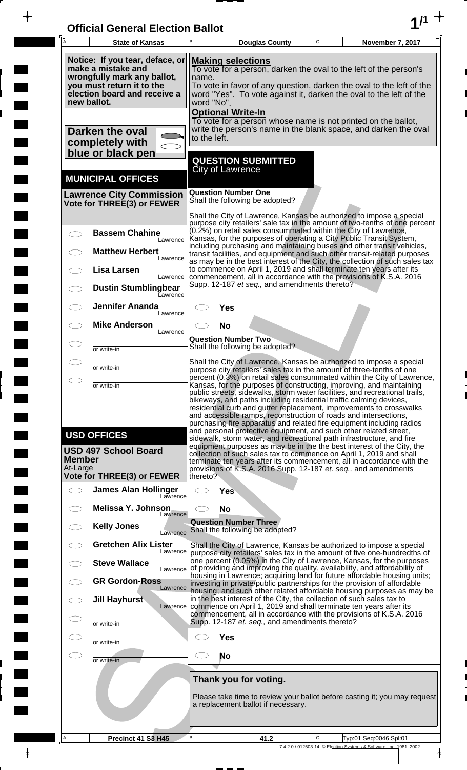# Official General Election Ballot

| State of Kansas | Douglas County | November 7, 2017 |
|---|---|---|

**Notice: If you tear, deface, or make a mistake and wrongfully mark any ballot, you must return it to the election board and receive a new ballot.**

**Darken the oval completely with blue or black pen**

**Making selections**
To vote for a person, darken the oval to the left of the person's name.
To vote in favor of any question, darken the oval to the left of the word "Yes". To vote against it, darken the oval to the left of the word "No".

**Optional Write-In**
To vote for a person whose name is not printed on the ballot, write the person's name in the blank space, and darken the oval to the left.

## MUNICIPAL OFFICES

### Lawrence City Commission
**Vote for THREE(3) or FEWER**

- ◯ Bassem Chahine — Lawrence
- ◯ Matthew Herbert — Lawrence
- ◯ Lisa Larsen — Lawrence
- ◯ Dustin Stumblingbear — Lawrence
- ◯ Jennifer Ananda — Lawrence
- ◯ Mike Anderson — Lawrence
- ◯ ________ or write-in
- ◯ ________ or write-in
- ◯ ________ or write-in

## USD OFFICES

### USD 497 School Board Member
At-Large
**Vote for THREE(3) or FEWER**

- ◯ James Alan Hollinger — Lawrence
- ◯ Melissa Y. Johnson — Lawrence
- ◯ Kelly Jones — Lawrence
- ◯ Gretchen Alix Lister — Lawrence
- ◯ Steve Wallace — Lawrence
- ◯ GR Gordon-Ross — Lawrence
- ◯ Jill Hayhurst — Lawrence
- ◯ ________ or write-in
- ◯ ________ or write-in
- ◯ ________ or write-in

## QUESTION SUBMITTED
City of Lawrence

### Question Number One
Shall the following be adopted?

Shall the City of Lawrence, Kansas be authorized to impose a special purpose city retailers' sale tax in the amount of two-tenths of one percent (0.2%) on retail sales consummated within the City of Lawrence, Kansas, for the purposes of operating a City Public Transit System, including purchasing and maintaining buses and other transit vehicles, transit facilities, and equipment and such other transit-related purposes as may be in the best interest of the City, the collection of such sales tax to commence on April 1, 2019 and shall terminate ten years after its commencement, all in accordance with the provisions of K.S.A. 2016 Supp. 12-187 *et seq.,* and amendments thereto?

- ◯ Yes
- ◯ No

### Question Number Two
Shall the following be adopted?

Shall the City of Lawrence, Kansas be authorized to impose a special purpose city retailers' sales tax in the amount of three-tenths of one percent (0.3%) on retail sales consummated within the City of Lawrence, Kansas, for the purposes of constructing, improving, and maintaining public streets, sidewalks, storm water facilities, and recreational trails, bikeways, and paths including residential traffic calming devices, residential curb and gutter replacement, improvements to crosswalks and accessible ramps, reconstruction of roads and intersections, purchasing fire apparatus and related fire equipment including radios and personal protective equipment, and such other related street, sidewalk, storm water, and recreational path infrastructure, and fire equipment purposes as may be in the best interest of the City, the collection of such sales tax to commence on April 1, 2019 and shall terminate ten years after its commencement, all in accordance with the provisions of K.S.A. 2016 Supp. 12-187 *et. seq.,* and amendments thereto?

- ◯ Yes
- ◯ No

### Question Number Three
Shall the following be adopted?

Shall the City of Lawrence, Kansas be authorized to impose a special purpose city retailers' sales tax in the amount of five one-hundredths of one percent (0.05%) in the City of Lawrence, Kansas, for the purposes of providing and improving the quality, availability, and affordability of housing in Lawrence; acquiring land for future affordable housing units; investing in private/public partnerships for the provision of affordable housing; and such other related affordable housing purposes as may be in the best interest of the City, the collection of such sales tax to commence on April 1, 2019 and shall terminate ten years after its commencement, all in accordance with the provisions of K.S.A. 2016 Supp. 12-187 *et. seq.,* and amendments thereto?

- ◯ Yes
- ◯ No

**Thank you for voting.**

Please take time to review your ballot before casting it; you may request a replacement ballot if necessary.

| Precinct 41 S3 H45 | 41.2 | Typ:01 Seq:0046 Spl:01 |
|---|---|---|

7.4.2.0 / 012503-14 © Election Systems & Software, Inc. 1981, 2002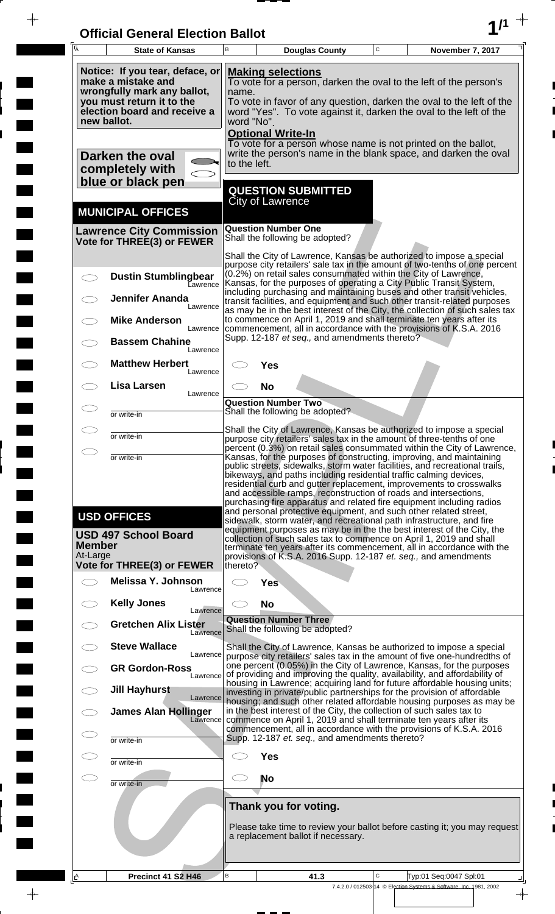# Official General Election Ballot

| State of Kansas | Douglas County | November 7, 2017 |
|---|---|---|

**Notice: If you tear, deface, or make a mistake and wrongfully mark any ballot, you must return it to the election board and receive a new ballot.**

**Darken the oval completely with blue or black pen**

**Making selections**
To vote for a person, darken the oval to the left of the person's name.
To vote in favor of any question, darken the oval to the left of the word "Yes". To vote against it, darken the oval to the left of the word "No".

**Optional Write-In**
To vote for a person whose name is not printed on the ballot, write the person's name in the blank space, and darken the oval to the left.

## MUNICIPAL OFFICES

### Lawrence City Commission
**Vote for THREE(3) or FEWER**

- ◯ **Dustin Stumblingbear** Lawrence
- ◯ **Jennifer Ananda** Lawrence
- ◯ **Mike Anderson** Lawrence
- ◯ **Bassem Chahine** Lawrence
- ◯ **Matthew Herbert** Lawrence
- ◯ **Lisa Larsen** Lawrence
- ◯ ________ or write-in
- ◯ ________ or write-in
- ◯ ________ or write-in

## USD OFFICES

### USD 497 School Board Member
At-Large
**Vote for THREE(3) or FEWER**

- ◯ **Melissa Y. Johnson** Lawrence
- ◯ **Kelly Jones** Lawrence
- ◯ **Gretchen Alix Lister** Lawrence
- ◯ **Steve Wallace** Lawrence
- ◯ **GR Gordon-Ross** Lawrence
- ◯ **Jill Hayhurst** Lawrence
- ◯ **James Alan Hollinger** Lawrence
- ◯ ________ or write-in
- ◯ ________ or write-in
- ◯ ________ or write-in

## QUESTION SUBMITTED
City of Lawrence

### Question Number One
Shall the following be adopted?

Shall the City of Lawrence, Kansas be authorized to impose a special purpose city retailers' sale tax in the amount of two-tenths of one percent (0.2%) on retail sales consummated within the City of Lawrence, Kansas, for the purposes of operating a City Public Transit System, including purchasing and maintaining buses and other transit vehicles, transit facilities, and equipment and such other transit-related purposes as may be in the best interest of the City, the collection of such sales tax to commence on April 1, 2019 and shall terminate ten years after its commencement, all in accordance with the provisions of K.S.A. 2016 Supp. 12-187 *et seq.,* and amendments thereto?

- ◯ **Yes**
- ◯ **No**

### Question Number Two
Shall the following be adopted?

Shall the City of Lawrence, Kansas be authorized to impose a special purpose city retailers' sales tax in the amount of three-tenths of one percent (0.3%) on retail sales consummated within the City of Lawrence, Kansas, for the purposes of constructing, improving, and maintaining public streets, sidewalks, storm water facilities, and recreational trails, bikeways, and paths including residential traffic calming devices, residential curb and gutter replacement, improvements to crosswalks and accessible ramps, reconstruction of roads and intersections, purchasing fire apparatus and related fire equipment including radios and personal protective equipment, and such other related street, sidewalk, storm water, and recreational path infrastructure, and fire equipment purposes as may be in the the best interest of the City, the collection of such sales tax to commence on April 1, 2019 and shall terminate ten years after its commencement, all in accordance with the provisions of K.S.A. 2016 Supp. 12-187 *et. seq.,* and amendments thereto?

- ◯ **Yes**
- ◯ **No**

### Question Number Three
Shall the following be adopted?

Shall the City of Lawrence, Kansas be authorized to impose a special purpose city retailers' sales tax in the amount of five one-hundredths of one percent (0.05%) in the City of Lawrence, Kansas, for the purposes of providing and improving the quality, availability, and affordability of housing in Lawrence; acquiring land for future affordable housing units; investing in private/public partnerships for the provision of affordable housing; and such other related affordable housing purposes as may be in the best interest of the City, the collection of such sales tax to commence on April 1, 2019 and shall terminate ten years after its commencement, all in accordance with the provisions of K.S.A. 2016 Supp. 12-187 *et. seq.,* and amendments thereto?

- ◯ **Yes**
- ◯ **No**

**Thank you for voting.**

Please take time to review your ballot before casting it; you may request a replacement ballot if necessary.

| Precinct 41 S2 H46 | 41.3 | Typ:01 Seq:0047 Spl:01 |
|---|---|---|

7.4.2.0 / 012503-14 © Election Systems & Software, Inc. 1981, 2002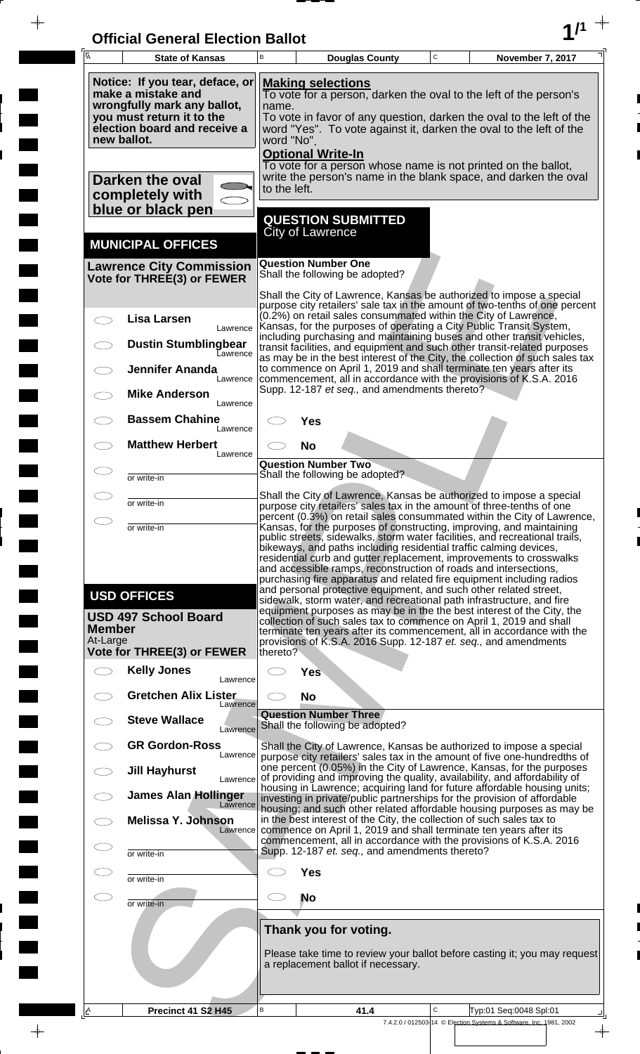# Official General Election Ballot

| State of Kansas | Douglas County | November 7, 2017 |
|---|---|---|

**Notice: If you tear, deface, or make a mistake and wrongfully mark any ballot, you must return it to the election board and receive a new ballot.**

**Darken the oval completely with blue or black pen**

**Making selections**
To vote for a person, darken the oval to the left of the person's name.
To vote in favor of any question, darken the oval to the left of the word "Yes". To vote against it, darken the oval to the left of the word "No".

**Optional Write-In**
To vote for a person whose name is not printed on the ballot, write the person's name in the blank space, and darken the oval to the left.

## MUNICIPAL OFFICES

### Lawrence City Commission
**Vote for THREE(3) or FEWER**

- ◯ Lisa Larsen — Lawrence
- ◯ Dustin Stumblingbear — Lawrence
- ◯ Jennifer Ananda — Lawrence
- ◯ Mike Anderson — Lawrence
- ◯ Bassem Chahine — Lawrence
- ◯ Matthew Herbert — Lawrence
- ◯ ________ or write-in
- ◯ ________ or write-in
- ◯ ________ or write-in

## USD OFFICES

### USD 497 School Board Member
At-Large
**Vote for THREE(3) or FEWER**

- ◯ Kelly Jones — Lawrence
- ◯ Gretchen Alix Lister — Lawrence
- ◯ Steve Wallace — Lawrence
- ◯ GR Gordon-Ross — Lawrence
- ◯ Jill Hayhurst — Lawrence
- ◯ James Alan Hollinger — Lawrence
- ◯ Melissa Y. Johnson — Lawrence
- ◯ ________ or write-in
- ◯ ________ or write-in
- ◯ ________ or write-in

## QUESTION SUBMITTED
City of Lawrence

### Question Number One
Shall the following be adopted?

Shall the City of Lawrence, Kansas be authorized to impose a special purpose city retailers' sale tax in the amount of two-tenths of one percent (0.2%) on retail sales consummated within the City of Lawrence, Kansas, for the purposes of operating a City Public Transit System, including purchasing and maintaining buses and other transit vehicles, transit facilities, and equipment and such other transit-related purposes as may be in the best interest of the City, the collection of such sales tax to commence on April 1, 2019 and shall terminate ten years after its commencement, all in accordance with the provisions of K.S.A. 2016 Supp. 12-187 *et seq.,* and amendments thereto?

- ◯ Yes
- ◯ No

### Question Number Two
Shall the following be adopted?

Shall the City of Lawrence, Kansas be authorized to impose a special purpose city retailers' sales tax in the amount of three-tenths of one percent (0.3%) on retail sales consummated within the City of Lawrence, Kansas, for the purposes of constructing, improving, and maintaining public streets, sidewalks, storm water facilities, and recreational trails, bikeways, and paths including residential traffic calming devices, residential curb and gutter replacement, improvements to crosswalks and accessible ramps, reconstruction of roads and intersections, purchasing fire apparatus and related fire equipment including radios and personal protective equipment, and such other related street, sidewalk, storm water, and recreational path infrastructure, and fire equipment purposes as may be in the the best interest of the City, the collection of such sales tax to commence on April 1, 2019 and shall terminate ten years after its commencement, all in accordance with the provisions of K.S.A. 2016 Supp. 12-187 *et. seq.,* and amendments thereto?

- ◯ Yes
- ◯ No

### Question Number Three
Shall the following be adopted?

Shall the City of Lawrence, Kansas be authorized to impose a special purpose city retailers' sales tax in the amount of five one-hundredths of one percent (0.05%) in the City of Lawrence, Kansas, for the purposes of providing and improving the quality, availability, and affordability of housing in Lawrence; acquiring land for future affordable housing units; investing in private/public partnerships for the provision of affordable housing; and such other related affordable housing purposes as may be in the best interest of the City, the collection of such sales tax to commence on April 1, 2019 and shall terminate ten years after its commencement, all in accordance with the provisions of K.S.A. 2016 Supp. 12-187 *et. seq.,* and amendments thereto?

- ◯ Yes
- ◯ No

**Thank you for voting.**

Please take time to review your ballot before casting it; you may request a replacement ballot if necessary.

| Precinct 41 S2 H45 | 41.4 | Typ:01 Seq:0048 Spl:01 |
|---|---|---|

7.4.2.0 / 012503-14 © Election Systems & Software, Inc. 1981, 2002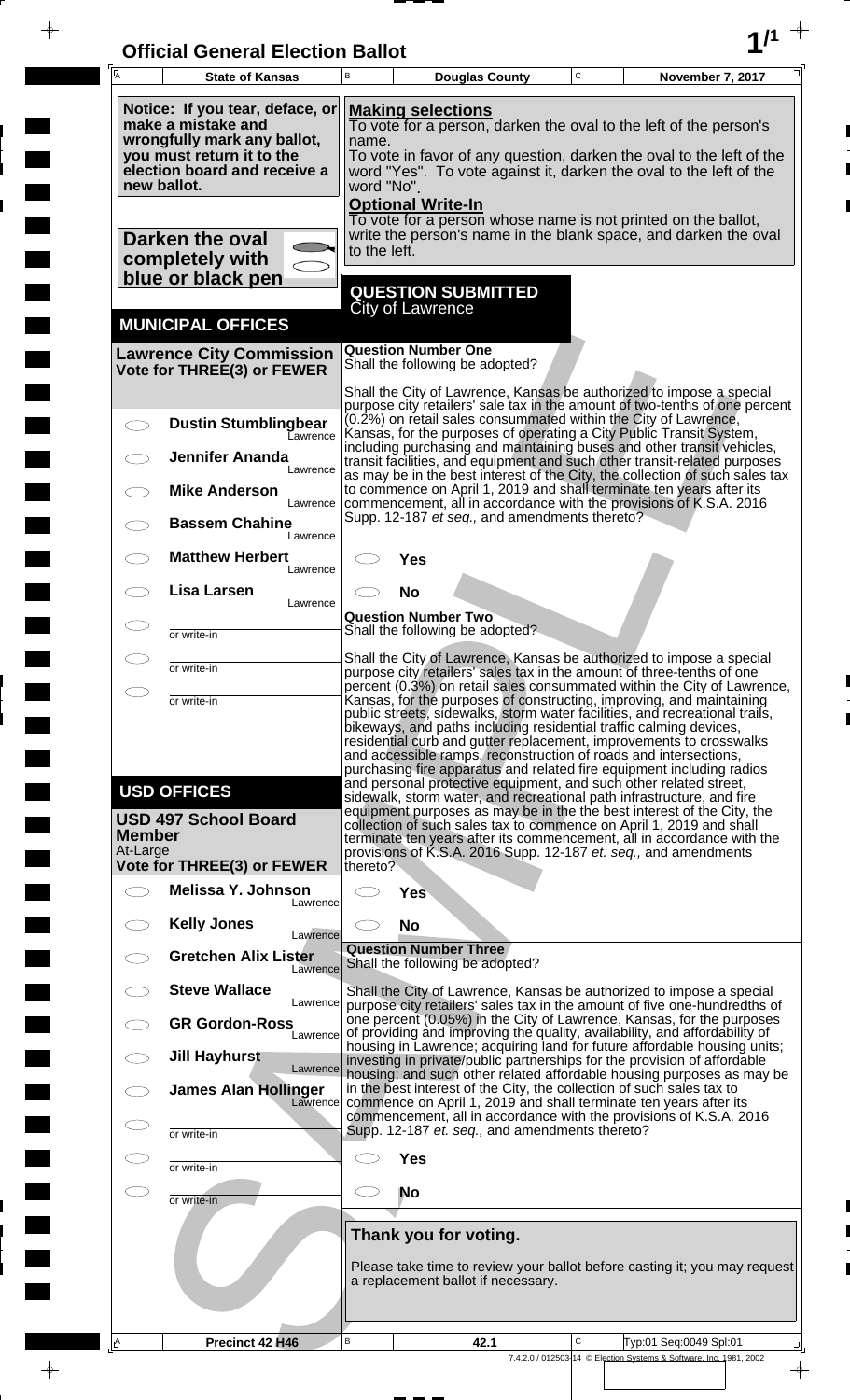# Official General Election Ballot

| State of Kansas | Douglas County | November 7, 2017 |
|---|---|---|

**Notice: If you tear, deface, or make a mistake and wrongfully mark any ballot, you must return it to the election board and receive a new ballot.**

**Darken the oval completely with blue or black pen**

**Making selections**
To vote for a person, darken the oval to the left of the person's name.
To vote in favor of any question, darken the oval to the left of the word "Yes". To vote against it, darken the oval to the left of the word "No".

**Optional Write-In**
To vote for a person whose name is not printed on the ballot, write the person's name in the blank space, and darken the oval to the left.

## MUNICIPAL OFFICES

### Lawrence City Commission
**Vote for THREE(3) or FEWER**

- ◯ **Dustin Stumblingbear** Lawrence
- ◯ **Jennifer Ananda** Lawrence
- ◯ **Mike Anderson** Lawrence
- ◯ **Bassem Chahine** Lawrence
- ◯ **Matthew Herbert** Lawrence
- ◯ **Lisa Larsen** Lawrence
- ◯ ________ or write-in
- ◯ ________ or write-in
- ◯ ________ or write-in

## USD OFFICES

### USD 497 School Board Member
At-Large
**Vote for THREE(3) or FEWER**

- ◯ **Melissa Y. Johnson** Lawrence
- ◯ **Kelly Jones** Lawrence
- ◯ **Gretchen Alix Lister** Lawrence
- ◯ **Steve Wallace** Lawrence
- ◯ **GR Gordon-Ross** Lawrence
- ◯ **Jill Hayhurst** Lawrence
- ◯ **James Alan Hollinger** Lawrence
- ◯ ________ or write-in
- ◯ ________ or write-in
- ◯ ________ or write-in

## QUESTION SUBMITTED
City of Lawrence

### Question Number One
Shall the following be adopted?

Shall the City of Lawrence, Kansas be authorized to impose a special purpose city retailers' sale tax in the amount of two-tenths of one percent (0.2%) on retail sales consummated within the City of Lawrence, Kansas, for the purposes of operating a City Public Transit System, including purchasing and maintaining buses and other transit vehicles, transit facilities, and equipment and such other transit-related purposes as may be in the best interest of the City, the collection of such sales tax to commence on April 1, 2019 and shall terminate ten years after its commencement, all in accordance with the provisions of K.S.A. 2016 Supp. 12-187 *et seq.,* and amendments thereto?

- ◯ **Yes**
- ◯ **No**

### Question Number Two
Shall the following be adopted?

Shall the City of Lawrence, Kansas be authorized to impose a special purpose city retailers' sales tax in the amount of three-tenths of one percent (0.3%) on retail sales consummated within the City of Lawrence, Kansas, for the purposes of constructing, improving, and maintaining public streets, sidewalks, storm water facilities, and recreational trails, bikeways, and paths including residential traffic calming devices, residential curb and gutter replacement, improvements to crosswalks and accessible ramps, reconstruction of roads and intersections, purchasing fire apparatus and related fire equipment including radios and personal protective equipment, and such other related street, sidewalk, storm water, and recreational path infrastructure, and fire equipment purposes as may be in the best interest of the City, the collection of such sales tax to commence on April 1, 2019 and shall terminate ten years after its commencement, all in accordance with the provisions of K.S.A. 2016 Supp. 12-187 *et. seq.,* and amendments thereto?

- ◯ **Yes**
- ◯ **No**

### Question Number Three
Shall the following be adopted?

Shall the City of Lawrence, Kansas be authorized to impose a special purpose city retailers' sales tax in the amount of five one-hundredths of one percent (0.05%) in the City of Lawrence, Kansas, for the purposes of providing and improving the quality, availability, and affordability of housing in Lawrence; acquiring land for future affordable housing units; investing in private/public partnerships for the provision of affordable housing; and such other related affordable housing purposes as may be in the best interest of the City, the collection of such sales tax to commence on April 1, 2019 and shall terminate ten years after its commencement, all in accordance with the provisions of K.S.A. 2016 Supp. 12-187 *et. seq.,* and amendments thereto?

- ◯ **Yes**
- ◯ **No**

**Thank you for voting.**

Please take time to review your ballot before casting it; you may request a replacement ballot if necessary.

| Precinct 42 H46 | 42.1 | Typ:01 Seq:0049 Spl:01 |
|---|---|---|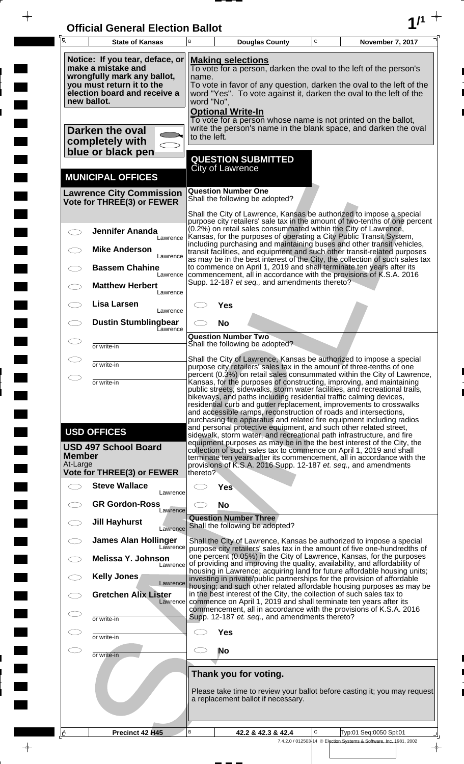# Official General Election Ballot

| A State of Kansas | B Douglas County | C November 7, 2017 |
| --- | --- | --- |

**Notice: If you tear, deface, or make a mistake and wrongfully mark any ballot, you must return it to the election board and receive a new ballot.**

**Darken the oval completely with blue or black pen**

**Making selections**
To vote for a person, darken the oval to the left of the person's name.
To vote in favor of any question, darken the oval to the left of the word "Yes". To vote against it, darken the oval to the left of the word "No".

**Optional Write-In**
To vote for a person whose name is not printed on the ballot, write the person's name in the blank space, and darken the oval to the left.

## MUNICIPAL OFFICES

### Lawrence City Commission
**Vote for THREE(3) or FEWER**

- ◯ Jennifer Ananda — Lawrence
- ◯ Mike Anderson — Lawrence
- ◯ Bassem Chahine — Lawrence
- ◯ Matthew Herbert — Lawrence
- ◯ Lisa Larsen — Lawrence
- ◯ Dustin Stumblingbear — Lawrence
- ◯ ______ or write-in
- ◯ ______ or write-in
- ◯ ______ or write-in

## USD OFFICES

### USD 497 School Board Member
At-Large
**Vote for THREE(3) or FEWER**

- ◯ Steve Wallace — Lawrence
- ◯ GR Gordon-Ross — Lawrence
- ◯ Jill Hayhurst — Lawrence
- ◯ James Alan Hollinger — Lawrence
- ◯ Melissa Y. Johnson — Lawrence
- ◯ Kelly Jones — Lawrence
- ◯ Gretchen Alix Lister — Lawrence
- ◯ ______ or write-in
- ◯ ______ or write-in
- ◯ ______ or write-in

## QUESTION SUBMITTED
City of Lawrence

### Question Number One
Shall the following be adopted?

Shall the City of Lawrence, Kansas be authorized to impose a special purpose city retailers' sale tax in the amount of two-tenths of one percent (0.2%) on retail sales consummated within the City of Lawrence, Kansas, for the purposes of operating a City Public Transit System, including purchasing and maintaining buses and other transit vehicles, transit facilities, and equipment and such other transit-related purposes as may be in the best interest of the City, the collection of such sales tax to commence on April 1, 2019 and shall terminate ten years after its commencement, all in accordance with the provisions of K.S.A. 2016 Supp. 12-187 *et seq.,* and amendments thereto?

- ◯ Yes
- ◯ No

### Question Number Two
Shall the following be adopted?

Shall the City of Lawrence, Kansas be authorized to impose a special purpose city retailers' sales tax in the amount of three-tenths of one percent (0.3%) on retail sales consummated within the City of Lawrence, Kansas, for the purposes of constructing, improving, and maintaining public streets, sidewalks, storm water facilities, and recreational trails, bikeways, and paths including residential traffic calming devices, residential curb and gutter replacement, improvements to crosswalks and accessible ramps, reconstruction of roads and intersections, purchasing fire apparatus and related fire equipment including radios and personal protective equipment, and such other related street, sidewalk, storm water, and recreational path infrastructure, and fire equipment purposes as may be in the best interest of the City, the collection of such sales tax to commence on April 1, 2019 and shall terminate ten years after its commencement, all in accordance with the provisions of K.S.A. 2016 Supp. 12-187 *et. seq.,* and amendments thereto?

- ◯ Yes
- ◯ No

### Question Number Three
Shall the following be adopted?

Shall the City of Lawrence, Kansas be authorized to impose a special purpose city retailers' sales tax in the amount of five one-hundredths of one percent (0.05%) in the City of Lawrence, Kansas, for the purposes of providing and improving the quality, availability, and affordability of housing in Lawrence; acquiring land for future affordable housing units; investing in private/public partnerships for the provision of affordable housing; and such other related affordable housing purposes as may be in the best interest of the City, the collection of such sales tax to commence on April 1, 2019 and shall terminate ten years after its commencement, all in accordance with the provisions of K.S.A. 2016 Supp. 12-187 *et. seq.,* and amendments thereto?

- ◯ Yes
- ◯ No

**Thank you for voting.**

Please take time to review your ballot before casting it; you may request a replacement ballot if necessary.

| A Precinct 42 H45 | B 42.2 & 42.3 & 42.4 | C Typ:01 Seq:0050 Spl:01 |
| --- | --- | --- |

7.4.2.0 / 012503-14 © Election Systems & Software, Inc. 1981, 2002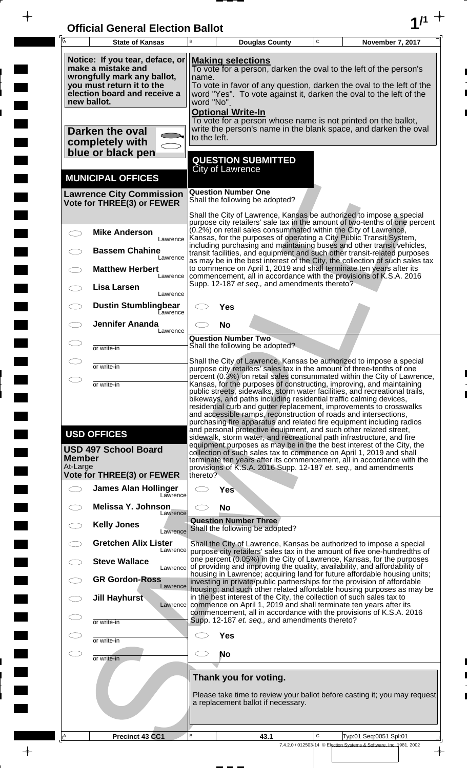# Official General Election Ballot

| State of Kansas | Douglas County | November 7, 2017 |
|---|---|---|

**Notice: If you tear, deface, or make a mistake and wrongfully mark any ballot, you must return it to the election board and receive a new ballot.**

**Darken the oval completely with blue or black pen**

**Making selections**
To vote for a person, darken the oval to the left of the person's name.
To vote in favor of any question, darken the oval to the left of the word "Yes". To vote against it, darken the oval to the left of the word "No".

**Optional Write-In**
To vote for a person whose name is not printed on the ballot, write the person's name in the blank space, and darken the oval to the left.

## MUNICIPAL OFFICES

### Lawrence City Commission
**Vote for THREE(3) or FEWER**

- ◯ **Mike Anderson** — Lawrence
- ◯ **Bassem Chahine** — Lawrence
- ◯ **Matthew Herbert** — Lawrence
- ◯ **Lisa Larsen** — Lawrence
- ◯ **Dustin Stumblingbear** — Lawrence
- ◯ **Jennifer Ananda** — Lawrence
- ◯ ________ or write-in
- ◯ ________ or write-in
- ◯ ________ or write-in

## USD OFFICES

### USD 497 School Board Member
At-Large
**Vote for THREE(3) or FEWER**

- ◯ **James Alan Hollinger** — Lawrence
- ◯ **Melissa Y. Johnson** — Lawrence
- ◯ **Kelly Jones** — Lawrence
- ◯ **Gretchen Alix Lister** — Lawrence
- ◯ **Steve Wallace** — Lawrence
- ◯ **GR Gordon-Ross** — Lawrence
- ◯ **Jill Hayhurst** — Lawrence
- ◯ ________ or write-in
- ◯ ________ or write-in
- ◯ ________ or write-in

## QUESTION SUBMITTED
City of Lawrence

### Question Number One
Shall the following be adopted?

Shall the City of Lawrence, Kansas be authorized to impose a special purpose city retailers' sale tax in the amount of two-tenths of one percent (0.2%) on retail sales consummated within the City of Lawrence, Kansas, for the purposes of operating a City Public Transit System, including purchasing and maintaining buses and other transit vehicles, transit facilities, and equipment and such other transit-related purposes as may be in the best interest of the City, the collection of such sales tax to commence on April 1, 2019 and shall terminate ten years after its commencement, all in accordance with the provisions of K.S.A. 2016 Supp. 12-187 *et seq.,* and amendments thereto?

- ◯ **Yes**
- ◯ **No**

### Question Number Two
Shall the following be adopted?

Shall the City of Lawrence, Kansas be authorized to impose a special purpose city retailers' sales tax in the amount of three-tenths of one percent (0.3%) on retail sales consummated within the City of Lawrence, Kansas, for the purposes of constructing, improving, and maintaining public streets, sidewalks, storm water facilities, and recreational trails, bikeways, and paths including residential traffic calming devices, residential curb and gutter replacement, improvements to crosswalks and accessible ramps, reconstruction of roads and intersections, purchasing fire apparatus and related fire equipment including radios and personal protective equipment, and such other related street, sidewalk, storm water, and recreational path infrastructure, and fire equipment purposes as may be in the the best interest of the City, the collection of such sales tax to commence on April 1, 2019 and shall terminate ten years after its commencement, all in accordance with the provisions of K.S.A. 2016 Supp. 12-187 *et. seq.,* and amendments thereto?

- ◯ **Yes**
- ◯ **No**

### Question Number Three
Shall the following be adopted?

Shall the City of Lawrence, Kansas be authorized to impose a special purpose city retailers' sales tax in the amount of five one-hundredths of one percent (0.05%) in the City of Lawrence, Kansas, for the purposes of providing and improving the quality, availability, and affordability of housing in Lawrence; acquiring land for future affordable housing units; investing in private/public partnerships for the provision of affordable housing; and such other related affordable housing purposes as may be in the best interest of the City, the collection of such sales tax to commence on April 1, 2019 and shall terminate ten years after its commencement, all in accordance with the provisions of K.S.A. 2016 Supp. 12-187 *et. seq.,* and amendments thereto?

- ◯ **Yes**
- ◯ **No**

**Thank you for voting.**

Please take time to review your ballot before casting it; you may request a replacement ballot if necessary.

| Precinct 43 CC1 | 43.1 | Typ:01 Seq:0051 Spl:01 |
|---|---|---|

7.4.2.0 / 012503-14 © Election Systems & Software, Inc. 1981, 2002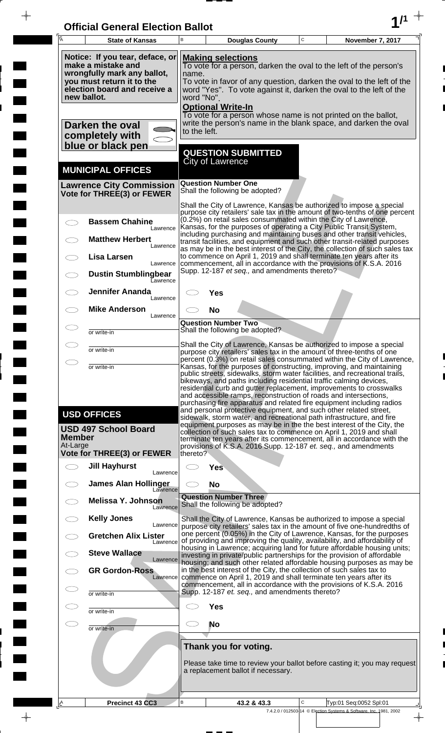# Official General Election Ballot

| State of Kansas | Douglas County | November 7, 2017 |
|---|---|---|

**Notice: If you tear, deface, or make a mistake and wrongfully mark any ballot, you must return it to the election board and receive a new ballot.**

**Darken the oval completely with blue or black pen**

**Making selections**
To vote for a person, darken the oval to the left of the person's name.
To vote in favor of any question, darken the oval to the left of the word "Yes". To vote against it, darken the oval to the left of the word "No".

**Optional Write-In**
To vote for a person whose name is not printed on the ballot, write the person's name in the blank space, and darken the oval to the left.

## MUNICIPAL OFFICES

### Lawrence City Commission
**Vote for THREE(3) or FEWER**

- ⬭ **Bassem Chahine** — Lawrence
- ⬭ **Matthew Herbert** — Lawrence
- ⬭ **Lisa Larsen** — Lawrence
- ⬭ **Dustin Stumblingbear** — Lawrence
- ⬭ **Jennifer Ananda** — Lawrence
- ⬭ **Mike Anderson** — Lawrence
- ⬭ ________ or write-in
- ⬭ ________ or write-in
- ⬭ ________ or write-in

## USD OFFICES

### USD 497 School Board Member
At-Large
**Vote for THREE(3) or FEWER**

- ⬭ **Jill Hayhurst** — Lawrence
- ⬭ **James Alan Hollinger** — Lawrence
- ⬭ **Melissa Y. Johnson** — Lawrence
- ⬭ **Kelly Jones** — Lawrence
- ⬭ **Gretchen Alix Lister** — Lawrence
- ⬭ **Steve Wallace** — Lawrence
- ⬭ **GR Gordon-Ross** — Lawrence
- ⬭ ________ or write-in
- ⬭ ________ or write-in
- ⬭ ________ or write-in

## QUESTION SUBMITTED
City of Lawrence

### Question Number One
Shall the following be adopted?

Shall the City of Lawrence, Kansas be authorized to impose a special purpose city retailers' sale tax in the amount of two-tenths of one percent (0.2%) on retail sales consummated within the City of Lawrence, Kansas, for the purposes of operating a City Public Transit System, including purchasing and maintaining buses and other transit vehicles, transit facilities, and equipment and such other transit-related purposes as may be in the best interest of the City, the collection of such sales tax to commence on April 1, 2019 and shall terminate ten years after its commencement, all in accordance with the provisions of K.S.A. 2016 Supp. 12-187 *et seq.,* and amendments thereto?

- ⬭ **Yes**
- ⬭ **No**

### Question Number Two
Shall the following be adopted?

Shall the City of Lawrence, Kansas be authorized to impose a special purpose city retailers' sales tax in the amount of three-tenths of one percent (0.3%) on retail sales consummated within the City of Lawrence, Kansas, for the purposes of constructing, improving, and maintaining public streets, sidewalks, storm water facilities, and recreational trails, bikeways, and paths including residential traffic calming devices, residential curb and gutter replacement, improvements to crosswalks and accessible ramps, reconstruction of roads and intersections, purchasing fire apparatus and related fire equipment including radios and personal protective equipment, and such other related street, sidewalk, storm water, and recreational path infrastructure, and fire equipment purposes as may be in the the best interest of the City, the collection of such sales tax to commence on April 1, 2019 and shall terminate ten years after its commencement, all in accordance with the provisions of K.S.A. 2016 Supp. 12-187 *et. seq.,* and amendments thereto?

- ⬭ **Yes**
- ⬭ **No**

### Question Number Three
Shall the following be adopted?

Shall the City of Lawrence, Kansas be authorized to impose a special purpose city retailers' sales tax in the amount of five one-hundredths of one percent (0.05%) in the City of Lawrence, Kansas, for the purposes of providing and improving the quality, availability, and affordability of housing in Lawrence; acquiring land for future affordable housing units; investing in private/public partnerships for the provision of affordable housing; and such other related affordable housing purposes as may be in the best interest of the City, the collection of such sales tax to commence on April 1, 2019 and shall terminate ten years after its commencement, all in accordance with the provisions of K.S.A. 2016 Supp. 12-187 *et. seq.,* and amendments thereto?

- ⬭ **Yes**
- ⬭ **No**

**Thank you for voting.**

Please take time to review your ballot before casting it; you may request a replacement ballot if necessary.

| Precinct 43 CC3 | 43.2 & 43.3 | Typ:01 Seq:0052 Spl:01 |
|---|---|---|

7.4.2.0 / 012503-14 © Election Systems & Software, Inc. 1981, 2002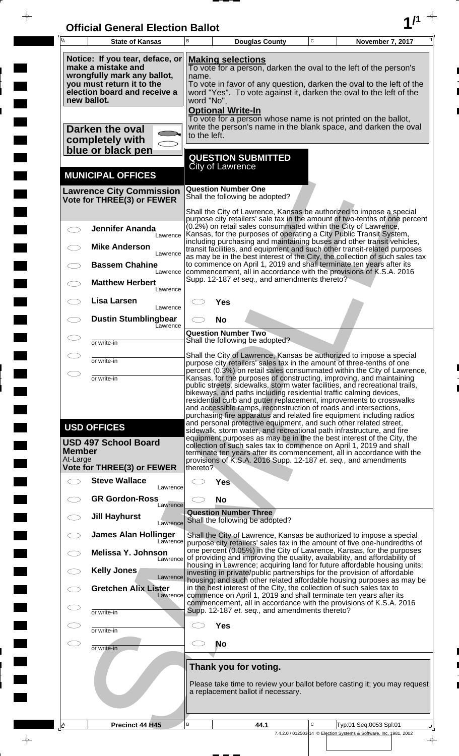# Official General Election Ballot

| State of Kansas | Douglas County | November 7, 2017 |
|---|---|---|

**Notice: If you tear, deface, or make a mistake and wrongfully mark any ballot, you must return it to the election board and receive a new ballot.**

**Darken the oval completely with blue or black pen**

**Making selections**
To vote for a person, darken the oval to the left of the person's name.
To vote in favor of any question, darken the oval to the left of the word "Yes". To vote against it, darken the oval to the left of the word "No".

**Optional Write-In**
To vote for a person whose name is not printed on the ballot, write the person's name in the blank space, and darken the oval to the left.

## MUNICIPAL OFFICES

### Lawrence City Commission
**Vote for THREE(3) or FEWER**

- ◯ **Jennifer Ananda** — Lawrence
- ◯ **Mike Anderson** — Lawrence
- ◯ **Bassem Chahine** — Lawrence
- ◯ **Matthew Herbert** — Lawrence
- ◯ **Lisa Larsen** — Lawrence
- ◯ **Dustin Stumblingbear** — Lawrence
- ◯ ____________ or write-in
- ◯ ____________ or write-in
- ◯ ____________ or write-in

## USD OFFICES

### USD 497 School Board Member
At-Large
**Vote for THREE(3) or FEWER**

- ◯ **Steve Wallace** — Lawrence
- ◯ **GR Gordon-Ross** — Lawrence
- ◯ **Jill Hayhurst** — Lawrence
- ◯ **James Alan Hollinger** — Lawrence
- ◯ **Melissa Y. Johnson** — Lawrence
- ◯ **Kelly Jones** — Lawrence
- ◯ **Gretchen Alix Lister** — Lawrence
- ◯ ____________ or write-in
- ◯ ____________ or write-in
- ◯ ____________ or write-in

## QUESTION SUBMITTED
City of Lawrence

### Question Number One
Shall the following be adopted?

Shall the City of Lawrence, Kansas be authorized to impose a special purpose city retailers' sale tax in the amount of two-tenths of one percent (0.2%) on retail sales consummated within the City of Lawrence, Kansas, for the purposes of operating a City Public Transit System, including purchasing and maintaining buses and other transit vehicles, transit facilities, and equipment and such other transit-related purposes as may be in the best interest of the City, the collection of such sales tax to commence on April 1, 2019 and shall terminate ten years after its commencement, all in accordance with the provisions of K.S.A. 2016 Supp. 12-187 *et seq.,* and amendments thereto?

- ◯ **Yes**
- ◯ **No**

### Question Number Two
Shall the following be adopted?

Shall the City of Lawrence, Kansas be authorized to impose a special purpose city retailers' sales tax in the amount of three-tenths of one percent (0.3%) on retail sales consummated within the City of Lawrence, Kansas, for the purposes of constructing, improving, and maintaining public streets, sidewalks, storm water facilities, and recreational trails, bikeways, and paths including residential traffic calming devices, residential curb and gutter replacement, improvements to crosswalks and accessible ramps, reconstruction of roads and intersections, purchasing fire apparatus and related fire equipment including radios and personal protective equipment, and such other related street, sidewalk, storm water, and recreational path infrastructure, and fire equipment purposes as may be in the the best interest of the City, the collection of such sales tax to commence on April 1, 2019 and shall terminate ten years after its commencement, all in accordance with the provisions of K.S.A. 2016 Supp. 12-187 *et. seq.,* and amendments thereto?

- ◯ **Yes**
- ◯ **No**

### Question Number Three
Shall the following be adopted?

Shall the City of Lawrence, Kansas be authorized to impose a special purpose city retailers' sales tax in the amount of five one-hundredths of one percent (0.05%) in the City of Lawrence, Kansas, for the purposes of providing and improving the quality, availability, and affordability of housing in Lawrence; acquiring land for future affordable housing units; investing in private/public partnerships for the provision of affordable housing; and such other related affordable housing purposes as may be in the best interest of the City, the collection of such sales tax to commence on April 1, 2019 and shall terminate ten years after its commencement, all in accordance with the provisions of K.S.A. 2016 Supp. 12-187 *et. seq.,* and amendments thereto?

- ◯ **Yes**
- ◯ **No**

**Thank you for voting.**

Please take time to review your ballot before casting it; you may request a replacement ballot if necessary.

| Precinct 44 H45 | 44.1 | Typ:01 Seq:0053 Spl:01 |
|---|---|---|

7.4.2.0 / 012503-14 © Election Systems & Software, Inc. 1981, 2002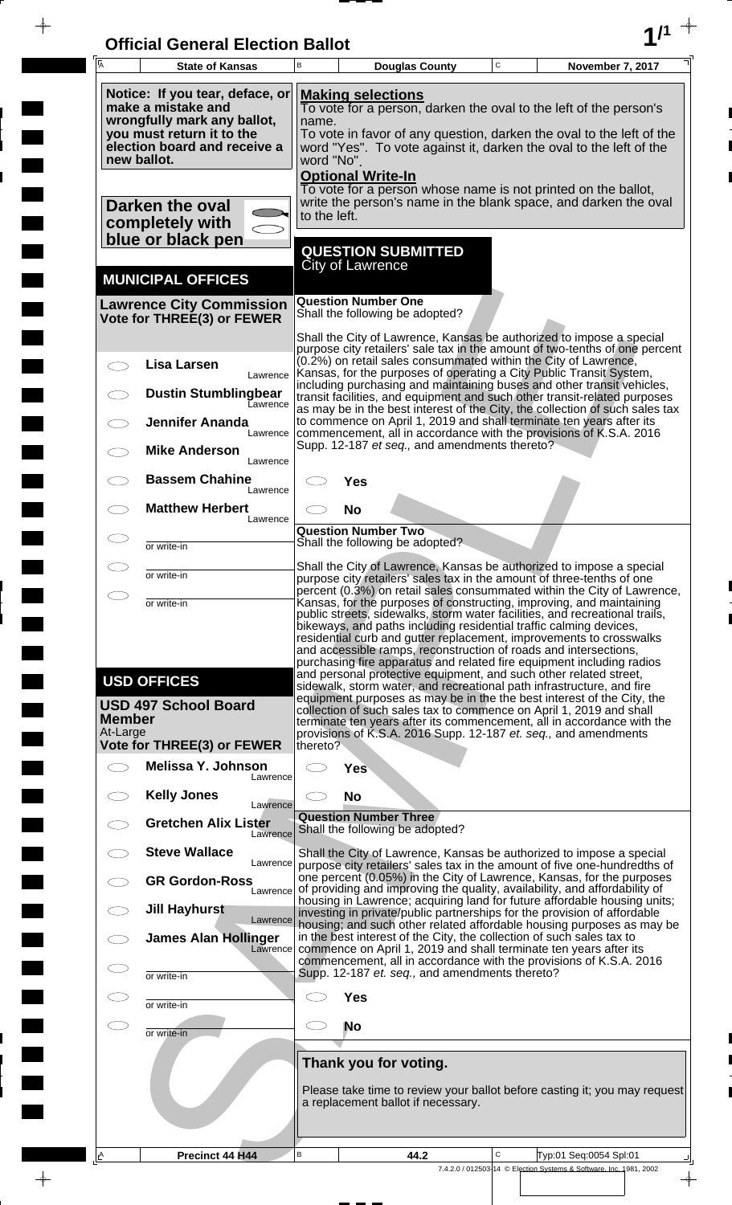# Official General Election Ballot

| State of Kansas | Douglas County | November 7, 2017 |
|---|---|---|

**Notice: If you tear, deface, or make a mistake and wrongfully mark any ballot, you must return it to the election board and receive a new ballot.**

**Darken the oval completely with blue or black pen**

**Making selections**
To vote for a person, darken the oval to the left of the person's name.
To vote in favor of any question, darken the oval to the left of the word "Yes". To vote against it, darken the oval to the left of the word "No".

**Optional Write-In**
To vote for a person whose name is not printed on the ballot, write the person's name in the blank space, and darken the oval to the left.

## MUNICIPAL OFFICES

### Lawrence City Commission
**Vote for THREE(3) or FEWER**

- ◯ **Lisa Larsen** — Lawrence
- ◯ **Dustin Stumblingbear** — Lawrence
- ◯ **Jennifer Ananda** — Lawrence
- ◯ **Mike Anderson** — Lawrence
- ◯ **Bassem Chahine** — Lawrence
- ◯ **Matthew Herbert** — Lawrence
- ◯ ______ or write-in
- ◯ ______ or write-in
- ◯ ______ or write-in

## USD OFFICES

### USD 497 School Board Member
At-Large
**Vote for THREE(3) or FEWER**

- ◯ **Melissa Y. Johnson** — Lawrence
- ◯ **Kelly Jones** — Lawrence
- ◯ **Gretchen Alix Lister** — Lawrence
- ◯ **Steve Wallace** — Lawrence
- ◯ **GR Gordon-Ross** — Lawrence
- ◯ **Jill Hayhurst** — Lawrence
- ◯ **James Alan Hollinger** — Lawrence
- ◯ ______ or write-in
- ◯ ______ or write-in
- ◯ ______ or write-in

## QUESTION SUBMITTED
City of Lawrence

### Question Number One
Shall the following be adopted?

Shall the City of Lawrence, Kansas be authorized to impose a special purpose city retailers' sale tax in the amount of two-tenths of one percent (0.2%) on retail sales consummated within the City of Lawrence, Kansas, for the purposes of operating a City Public Transit System, including purchasing and maintaining buses and other transit vehicles, transit facilities, and equipment and such other transit-related purposes as may be in the best interest of the City, the collection of such sales tax to commence on April 1, 2019 and shall terminate ten years after its commencement, all in accordance with the provisions of K.S.A. 2016 Supp. 12-187 *et seq.,* and amendments thereto?

- ◯ **Yes**
- ◯ **No**

### Question Number Two
Shall the following be adopted?

Shall the City of Lawrence, Kansas be authorized to impose a special purpose city retailers' sales tax in the amount of three-tenths of one percent (0.3%) on retail sales consummated within the City of Lawrence, Kansas, for the purposes of constructing, improving, and maintaining public streets, sidewalks, storm water facilities, and recreational trails, bikeways, and paths including residential traffic calming devices, residential curb and gutter replacement, improvements to crosswalks and accessible ramps, reconstruction of roads and intersections, purchasing fire apparatus and related fire equipment including radios and personal protective equipment, and such other related street, sidewalk, storm water, and recreational path infrastructure, and fire equipment purposes as may be in the best interest of the City, the collection of such sales tax to commence on April 1, 2019 and shall terminate ten years after its commencement, all in accordance with the provisions of K.S.A. 2016 Supp. 12-187 *et. seq.,* and amendments thereto?

- ◯ **Yes**
- ◯ **No**

### Question Number Three
Shall the following be adopted?

Shall the City of Lawrence, Kansas be authorized to impose a special purpose city retailers' sales tax in the amount of five one-hundredths of one percent (0.05%) in the City of Lawrence, Kansas, for the purposes of providing and improving the quality, availability, and affordability of housing in Lawrence; acquiring land for future affordable housing units; investing in private/public partnerships for the provision of affordable housing; and such other related affordable housing purposes as may be in the best interest of the City, the collection of such sales tax to commence on April 1, 2019 and shall terminate ten years after its commencement, all in accordance with the provisions of K.S.A. 2016 Supp. 12-187 *et. seq.,* and amendments thereto?

- ◯ **Yes**
- ◯ **No**

**Thank you for voting.**

Please take time to review your ballot before casting it; you may request a replacement ballot if necessary.

| Precinct 44 H44 | 44.2 | Typ:01 Seq:0054 Spl:01 |
|---|---|---|

7.4.2.0 / 012503-14 © Election Systems & Software, Inc. 1981, 2002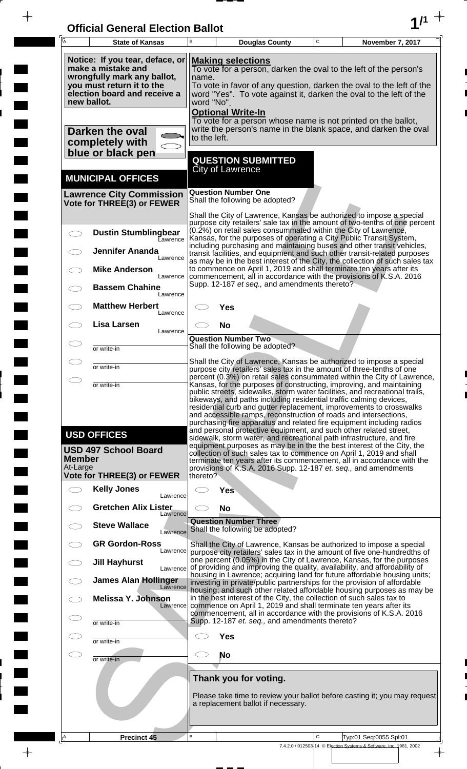# Official General Election Ballot

| State of Kansas | Douglas County | November 7, 2017 |
|---|---|---|

**Notice: If you tear, deface, or make a mistake and wrongfully mark any ballot, you must return it to the election board and receive a new ballot.**

**Darken the oval completely with blue or black pen**

**Making selections**
To vote for a person, darken the oval to the left of the person's name.
To vote in favor of any question, darken the oval to the left of the word "Yes". To vote against it, darken the oval to the left of the word "No".

**Optional Write-In**
To vote for a person whose name is not printed on the ballot, write the person's name in the blank space, and darken the oval to the left.

## MUNICIPAL OFFICES

### Lawrence City Commission
**Vote for THREE(3) or FEWER**

- ◯ **Dustin Stumblingbear** — Lawrence
- ◯ **Jennifer Ananda** — Lawrence
- ◯ **Mike Anderson** — Lawrence
- ◯ **Bassem Chahine** — Lawrence
- ◯ **Matthew Herbert** — Lawrence
- ◯ **Lisa Larsen** — Lawrence
- ◯ ______ or write-in
- ◯ ______ or write-in
- ◯ ______ or write-in

## USD OFFICES

### USD 497 School Board Member
At-Large
**Vote for THREE(3) or FEWER**

- ◯ **Kelly Jones** — Lawrence
- ◯ **Gretchen Alix Lister** — Lawrence
- ◯ **Steve Wallace** — Lawrence
- ◯ **GR Gordon-Ross** — Lawrence
- ◯ **Jill Hayhurst** — Lawrence
- ◯ **James Alan Hollinger** — Lawrence
- ◯ **Melissa Y. Johnson** — Lawrence
- ◯ ______ or write-in
- ◯ ______ or write-in
- ◯ ______ or write-in

## QUESTION SUBMITTED
City of Lawrence

### Question Number One
Shall the following be adopted?

Shall the City of Lawrence, Kansas be authorized to impose a special purpose city retailers' sale tax in the amount of two-tenths of one percent (0.2%) on retail sales consummated within the City of Lawrence, Kansas, for the purposes of operating a City Public Transit System, including purchasing and maintaining buses and other transit vehicles, transit facilities, and equipment and such other transit-related purposes as may be in the best interest of the City, the collection of such sales tax to commence on April 1, 2019 and shall terminate ten years after its commencement, all in accordance with the provisions of K.S.A. 2016 Supp. 12-187 *et seq.,* and amendments thereto?

- ◯ **Yes**
- ◯ **No**

### Question Number Two
Shall the following be adopted?

Shall the City of Lawrence, Kansas be authorized to impose a special purpose city retailers' sales tax in the amount of three-tenths of one percent (0.3%) on retail sales consummated within the City of Lawrence, Kansas, for the purposes of constructing, improving, and maintaining public streets, sidewalks, storm water facilities, and recreational trails, bikeways, and paths including residential traffic calming devices, residential curb and gutter replacement, improvements to crosswalks and accessible ramps, reconstruction of roads and intersections, purchasing fire apparatus and related fire equipment including radios and personal protective equipment, and such other related street, sidewalk, storm water, and recreational path infrastructure, and fire equipment purposes as may be in the best interest of the City, the collection of such sales tax to commence on April 1, 2019 and shall terminate ten years after its commencement, all in accordance with the provisions of K.S.A. 2016 Supp. 12-187 *et. seq.,* and amendments thereto?

- ◯ **Yes**
- ◯ **No**

### Question Number Three
Shall the following be adopted?

Shall the City of Lawrence, Kansas be authorized to impose a special purpose city retailers' sales tax in the amount of five one-hundredths of one percent (0.05%) in the City of Lawrence, Kansas, for the purposes of providing and improving the quality, availability, and affordability of housing in Lawrence; acquiring land for future affordable housing units; investing in private/public partnerships for the provision of affordable housing; and such other related affordable housing purposes as may be in the best interest of the City, the collection of such sales tax to commence on April 1, 2019 and shall terminate ten years after its commencement, all in accordance with the provisions of K.S.A. 2016 Supp. 12-187 *et. seq.,* and amendments thereto?

- ◯ **Yes**
- ◯ **No**

**Thank you for voting.**

Please take time to review your ballot before casting it; you may request a replacement ballot if necessary.

Precinct 45 — Typ:01 Seq:0055 Spl:01

7.4.2.0 / 012503-14 © Election Systems & Software, Inc. 1981, 2002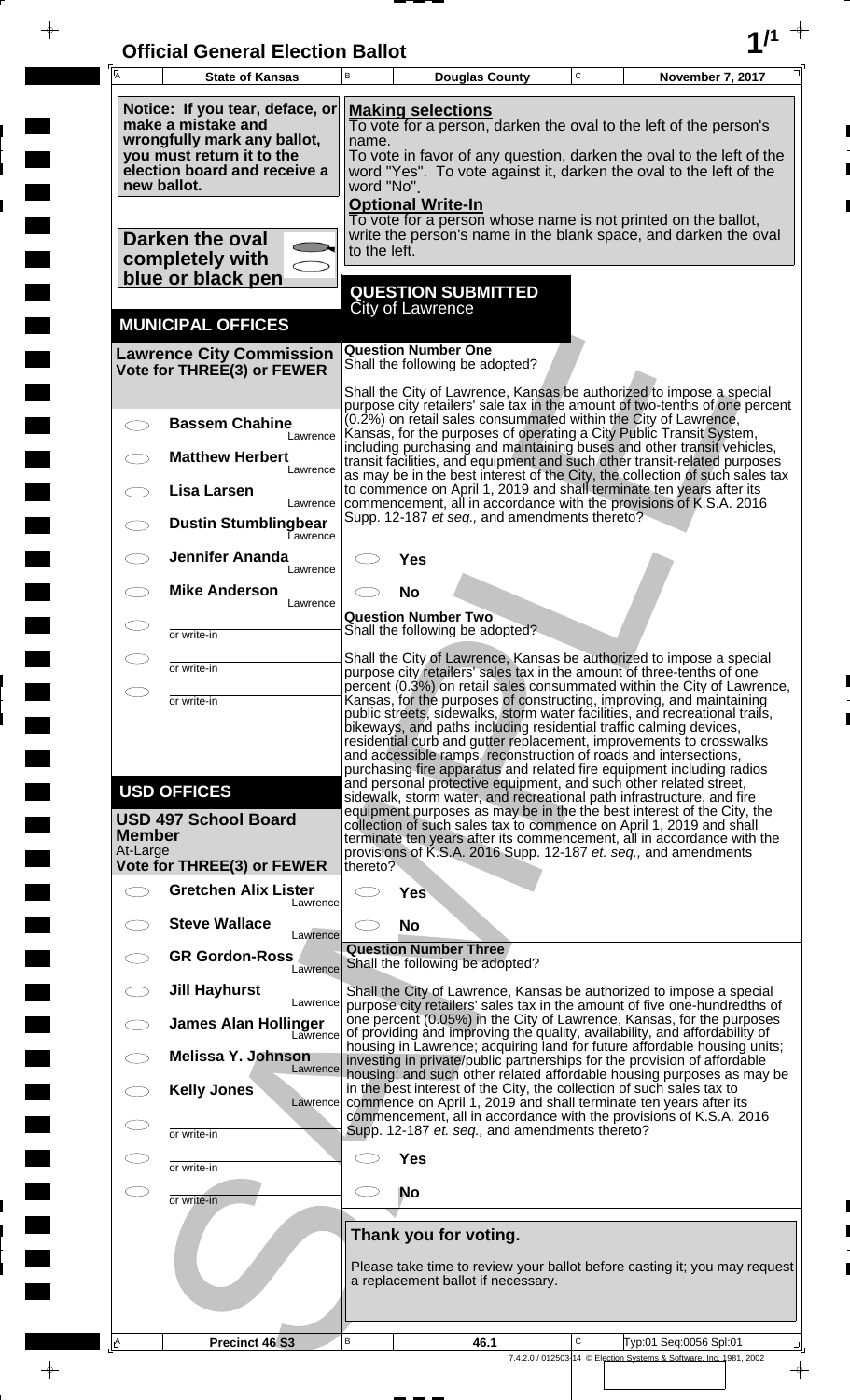# Official General Election Ballot

| State of Kansas | Douglas County | November 7, 2017 |
|---|---|---|

**Notice: If you tear, deface, or make a mistake and wrongfully mark any ballot, you must return it to the election board and receive a new ballot.**

**Darken the oval completely with blue or black pen**

**Making selections**
To vote for a person, darken the oval to the left of the person's name.
To vote in favor of any question, darken the oval to the left of the word "Yes". To vote against it, darken the oval to the left of the word "No".

**Optional Write-In**
To vote for a person whose name is not printed on the ballot, write the person's name in the blank space, and darken the oval to the left.

## MUNICIPAL OFFICES

### Lawrence City Commission
**Vote for THREE(3) or FEWER**

- Bassem Chahine — Lawrence
- Matthew Herbert — Lawrence
- Lisa Larsen — Lawrence
- Dustin Stumblingbear — Lawrence
- Jennifer Ananda — Lawrence
- Mike Anderson — Lawrence
- ________ or write-in
- ________ or write-in
- ________ or write-in

## USD OFFICES

### USD 497 School Board Member
At-Large
**Vote for THREE(3) or FEWER**

- Gretchen Alix Lister — Lawrence
- Steve Wallace — Lawrence
- GR Gordon-Ross — Lawrence
- Jill Hayhurst — Lawrence
- James Alan Hollinger — Lawrence
- Melissa Y. Johnson — Lawrence
- Kelly Jones — Lawrence
- ________ or write-in
- ________ or write-in
- ________ or write-in

## QUESTION SUBMITTED
City of Lawrence

### Question Number One
Shall the following be adopted?

Shall the City of Lawrence, Kansas be authorized to impose a special purpose city retailers' sale tax in the amount of two-tenths of one percent (0.2%) on retail sales consummated within the City of Lawrence, Kansas, for the purposes of operating a City Public Transit System, including purchasing and maintaining buses and other transit vehicles, transit facilities, and equipment and such other transit-related purposes as may be in the best interest of the City, the collection of such sales tax to commence on April 1, 2019 and shall terminate ten years after its commencement, all in accordance with the provisions of K.S.A. 2016 Supp. 12-187 *et seq.,* and amendments thereto?

- Yes
- No

### Question Number Two
Shall the following be adopted?

Shall the City of Lawrence, Kansas be authorized to impose a special purpose city retailers' sales tax in the amount of three-tenths of one percent (0.3%) on retail sales consummated within the City of Lawrence, Kansas, for the purposes of constructing, improving, and maintaining public streets, sidewalks, storm water facilities, and recreational trails, bikeways, and paths including residential traffic calming devices, residential curb and gutter replacement, improvements to crosswalks and accessible ramps, reconstruction of roads and intersections, purchasing fire apparatus and related fire equipment including radios and personal protective equipment, and such other related street, sidewalk, storm water, and recreational path infrastructure, and fire equipment purposes as may be in the the best interest of the City, the collection of such sales tax to commence on April 1, 2019 and shall terminate ten years after its commencement, all in accordance with the provisions of K.S.A. 2016 Supp. 12-187 *et. seq.,* and amendments thereto?

- Yes
- No

### Question Number Three
Shall the following be adopted?

Shall the City of Lawrence, Kansas be authorized to impose a special purpose city retailers' sales tax in the amount of five one-hundredths of one percent (0.05%) in the City of Lawrence, Kansas, for the purposes of providing and improving the quality, availability, and affordability of housing in Lawrence; acquiring land for future affordable housing units; investing in private/public partnerships for the provision of affordable housing; and such other related affordable housing purposes as may be in the best interest of the City, the collection of such sales tax to commence on April 1, 2019 and shall terminate ten years after its commencement, all in accordance with the provisions of K.S.A. 2016 Supp. 12-187 *et. seq.,* and amendments thereto?

- Yes
- No

**Thank you for voting.**

Please take time to review your ballot before casting it; you may request a replacement ballot if necessary.

| Precinct 46 S3 | 46.1 | Typ:01 Seq:0056 Spl:01 |
|---|---|---|

7.4.2.0 / 012503-14 © Election Systems & Software, Inc. 1981, 2002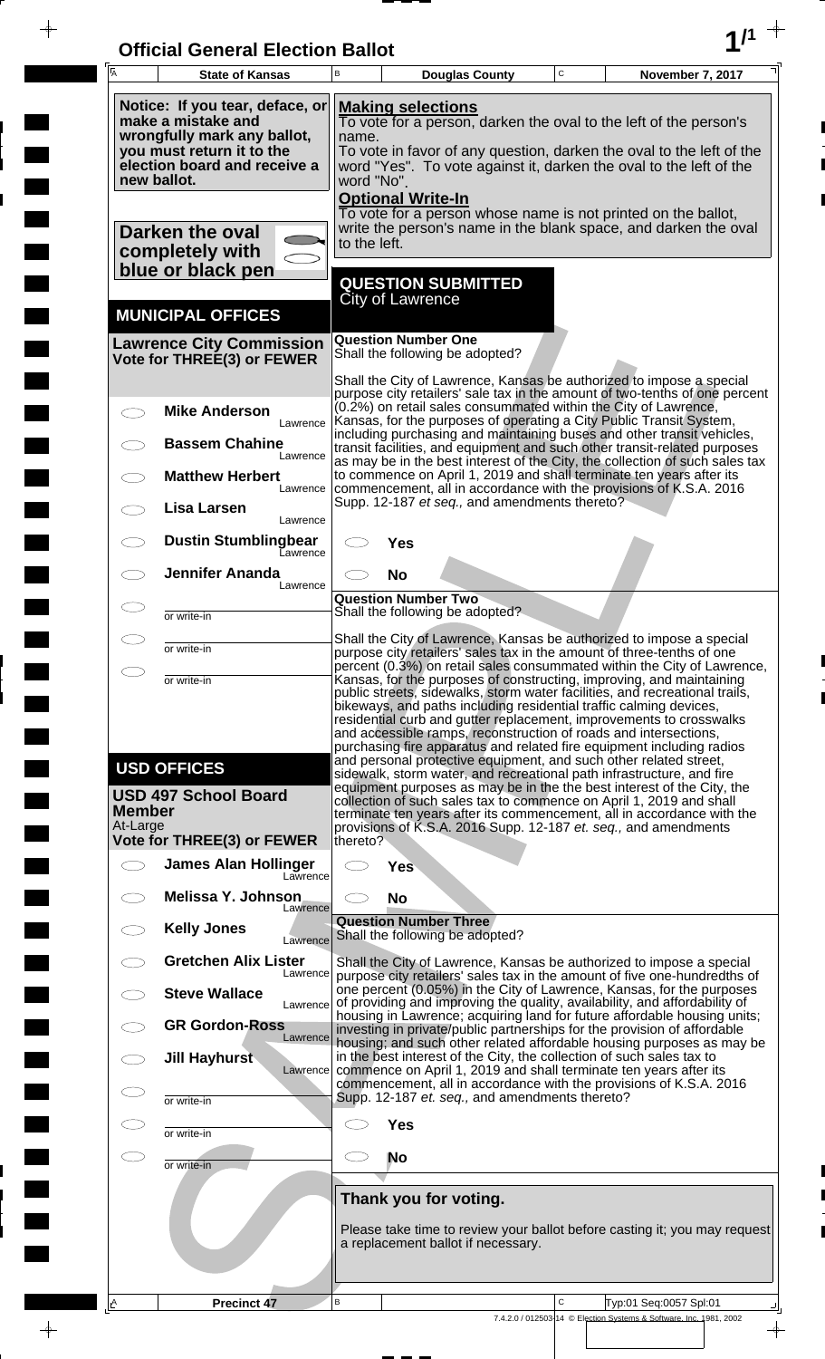# Official General Election Ballot

| State of Kansas | Douglas County | November 7, 2017 |
|---|---|---|

**Notice: If you tear, deface, or make a mistake and wrongfully mark any ballot, you must return it to the election board and receive a new ballot.**

**Darken the oval completely with blue or black pen**

**Making selections**
To vote for a person, darken the oval to the left of the person's name.
To vote in favor of any question, darken the oval to the left of the word "Yes". To vote against it, darken the oval to the left of the word "No".

**Optional Write-In**
To vote for a person whose name is not printed on the ballot, write the person's name in the blank space, and darken the oval to the left.

## MUNICIPAL OFFICES

### Lawrence City Commission
**Vote for THREE(3) or FEWER**

- ◯ **Mike Anderson** — Lawrence
- ◯ **Bassem Chahine** — Lawrence
- ◯ **Matthew Herbert** — Lawrence
- ◯ **Lisa Larsen** — Lawrence
- ◯ **Dustin Stumblingbear** — Lawrence
- ◯ **Jennifer Ananda** — Lawrence
- ◯ ______ or write-in
- ◯ ______ or write-in
- ◯ ______ or write-in

## USD OFFICES

### USD 497 School Board Member
At-Large
**Vote for THREE(3) or FEWER**

- ◯ **James Alan Hollinger** — Lawrence
- ◯ **Melissa Y. Johnson** — Lawrence
- ◯ **Kelly Jones** — Lawrence
- ◯ **Gretchen Alix Lister** — Lawrence
- ◯ **Steve Wallace** — Lawrence
- ◯ **GR Gordon-Ross** — Lawrence
- ◯ **Jill Hayhurst** — Lawrence
- ◯ ______ or write-in
- ◯ ______ or write-in
- ◯ ______ or write-in

## QUESTION SUBMITTED
City of Lawrence

### Question Number One
Shall the following be adopted?

Shall the City of Lawrence, Kansas be authorized to impose a special purpose city retailers' sale tax in the amount of two-tenths of one percent (0.2%) on retail sales consummated within the City of Lawrence, Kansas, for the purposes of operating a City Public Transit System, including purchasing and maintaining buses and other transit vehicles, transit facilities, and equipment and such other transit-related purposes as may be in the best interest of the City, the collection of such sales tax to commence on April 1, 2019 and shall terminate ten years after its commencement, all in accordance with the provisions of K.S.A. 2016 Supp. 12-187 *et seq.,* and amendments thereto?

- ◯ **Yes**
- ◯ **No**

### Question Number Two
Shall the following be adopted?

Shall the City of Lawrence, Kansas be authorized to impose a special purpose city retailers' sales tax in the amount of three-tenths of one percent (0.3%) on retail sales consummated within the City of Lawrence, Kansas, for the purposes of constructing, improving, and maintaining public streets, sidewalks, storm water facilities, and recreational trails, bikeways, and paths including residential traffic calming devices, residential curb and gutter replacement, improvements to crosswalks and accessible ramps, reconstruction of roads and intersections, purchasing fire apparatus and related fire equipment including radios and personal protective equipment, and such other related street, sidewalk, storm water, and recreational path infrastructure, and fire equipment purposes as may be in the the best interest of the City, the collection of such sales tax to commence on April 1, 2019 and shall terminate ten years after its commencement, all in accordance with the provisions of K.S.A. 2016 Supp. 12-187 *et. seq.,* and amendments thereto?

- ◯ **Yes**
- ◯ **No**

### Question Number Three
Shall the following be adopted?

Shall the City of Lawrence, Kansas be authorized to impose a special purpose city retailers' sales tax in the amount of five one-hundredths of one percent (0.05%) in the City of Lawrence, Kansas, for the purposes of providing and improving the quality, availability, and affordability of housing in Lawrence; acquiring land for future affordable housing units; investing in private/public partnerships for the provision of affordable housing; and such other related affordable housing purposes as may be in the best interest of the City, the collection of such sales tax to commence on April 1, 2019 and shall terminate ten years after its commencement, all in accordance with the provisions of K.S.A. 2016 Supp. 12-187 *et. seq.,* and amendments thereto?

- ◯ **Yes**
- ◯ **No**

**Thank you for voting.**

Please take time to review your ballot before casting it; you may request a replacement ballot if necessary.

Precinct 47 — Typ:01 Seq:0057 Spl:01

7.4.2.0 / 012503-14 © Election Systems & Software, Inc. 1981, 2002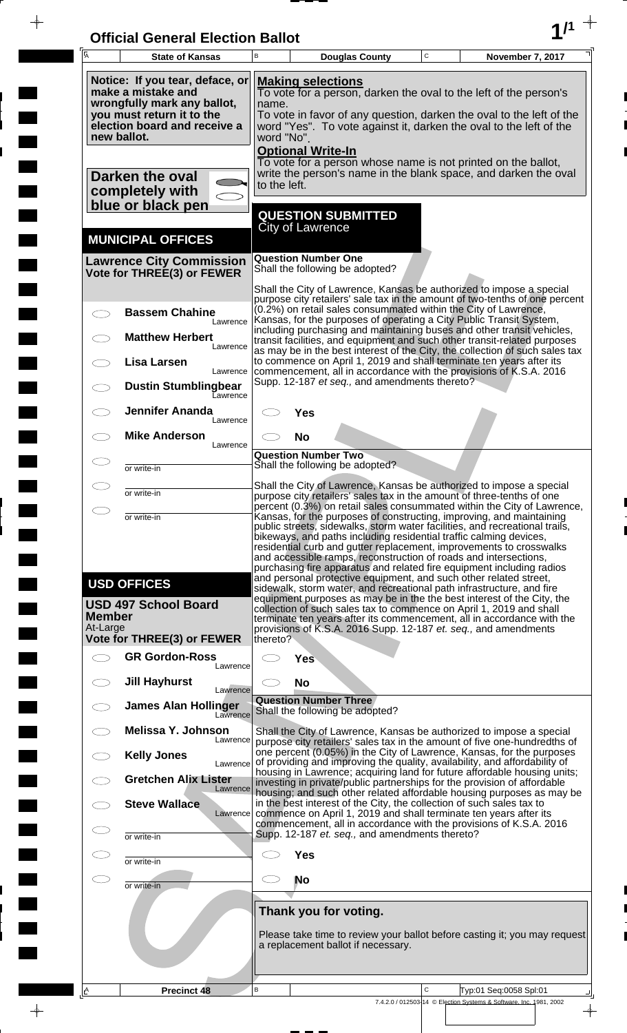# Official General Election Ballot

**State of Kansas** | **Douglas County** | **November 7, 2017**

**Notice: If you tear, deface, or make a mistake and wrongfully mark any ballot, you must return it to the election board and receive a new ballot.**

**Darken the oval completely with blue or black pen**

**Making selections**
To vote for a person, darken the oval to the left of the person's name.
To vote in favor of any question, darken the oval to the left of the word "Yes". To vote against it, darken the oval to the left of the word "No".

**Optional Write-In**
To vote for a person whose name is not printed on the ballot, write the person's name in the blank space, and darken the oval to the left.

## MUNICIPAL OFFICES

### Lawrence City Commission
**Vote for THREE(3) or FEWER**

- Bassem Chahine — Lawrence
- Matthew Herbert — Lawrence
- Lisa Larsen — Lawrence
- Dustin Stumblingbear — Lawrence
- Jennifer Ananda — Lawrence
- Mike Anderson — Lawrence
- ______ or write-in
- ______ or write-in
- ______ or write-in

## USD OFFICES

### USD 497 School Board Member
At-Large
**Vote for THREE(3) or FEWER**

- GR Gordon-Ross — Lawrence
- Jill Hayhurst — Lawrence
- James Alan Hollinger — Lawrence
- Melissa Y. Johnson — Lawrence
- Kelly Jones — Lawrence
- Gretchen Alix Lister — Lawrence
- Steve Wallace — Lawrence
- ______ or write-in
- ______ or write-in
- ______ or write-in

## QUESTION SUBMITTED
City of Lawrence

### Question Number One
Shall the following be adopted?

Shall the City of Lawrence, Kansas be authorized to impose a special purpose city retailers' sale tax in the amount of two-tenths of one percent (0.2%) on retail sales consummated within the City of Lawrence, Kansas, for the purposes of operating a City Public Transit System, including purchasing and maintaining buses and other transit vehicles, transit facilities, and equipment and such other transit-related purposes as may be in the best interest of the City, the collection of such sales tax to commence on April 1, 2019 and shall terminate ten years after its commencement, all in accordance with the provisions of K.S.A. 2016 Supp. 12-187 *et seq.,* and amendments thereto?

- Yes
- No

### Question Number Two
Shall the following be adopted?

Shall the City of Lawrence, Kansas be authorized to impose a special purpose city retailers' sales tax in the amount of three-tenths of one percent (0.3%) on retail sales consummated within the City of Lawrence, Kansas, for the purposes of constructing, improving, and maintaining public streets, sidewalks, storm water facilities, and recreational trails, bikeways, and paths including residential traffic calming devices, residential curb and gutter replacement, improvements to crosswalks and accessible ramps, reconstruction of roads and intersections, purchasing fire apparatus and related fire equipment including radios and personal protective equipment, and such other related street, sidewalk, storm water, and recreational path infrastructure, and fire equipment purposes as may be in the best interest of the City, the collection of such sales tax to commence on April 1, 2019 and shall terminate ten years after its commencement, all in accordance with the provisions of K.S.A. 2016 Supp. 12-187 *et. seq.,* and amendments thereto?

- Yes
- No

### Question Number Three
Shall the following be adopted?

Shall the City of Lawrence, Kansas be authorized to impose a special purpose city retailers' sales tax in the amount of five one-hundredths of one percent (0.05%) in the City of Lawrence, Kansas, for the purposes of providing and improving the quality, availability, and affordability of housing in Lawrence; acquiring land for future affordable housing units; investing in private/public partnerships for the provision of affordable housing; and such other related affordable housing purposes as may be in the best interest of the City, the collection of such sales tax to commence on April 1, 2019 and shall terminate ten years after its commencement, all in accordance with the provisions of K.S.A. 2016 Supp. 12-187 *et. seq.,* and amendments thereto?

- Yes
- No

**Thank you for voting.**

Please take time to review your ballot before casting it; you may request a replacement ballot if necessary.

**Precinct 48** | Typ:01 Seq:0058 Spl:01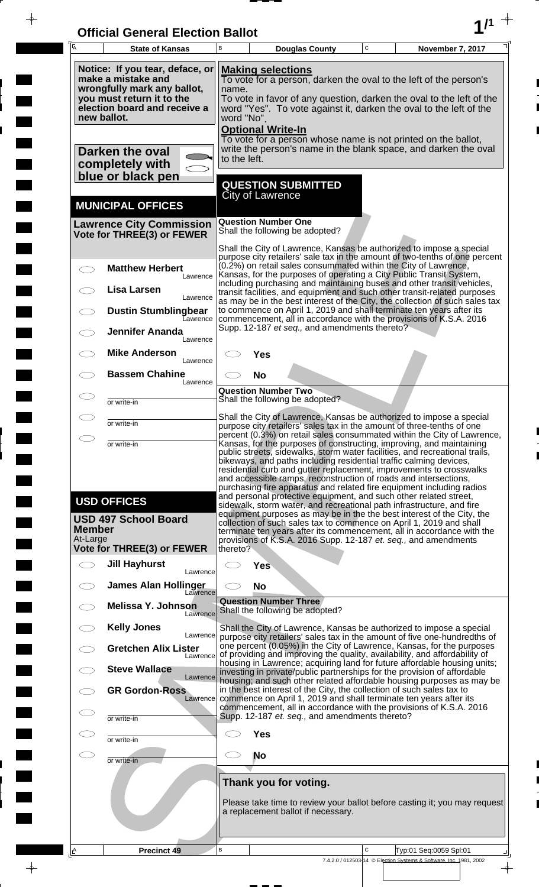# Official General Election Ballot

**State of Kansas** | **Douglas County** | **November 7, 2017**

**Notice: If you tear, deface, or make a mistake and wrongfully mark any ballot, you must return it to the election board and receive a new ballot.**

**Darken the oval completely with blue or black pen**

**Making selections**
To vote for a person, darken the oval to the left of the person's name.
To vote in favor of any question, darken the oval to the left of the word "Yes". To vote against it, darken the oval to the left of the word "No".

**Optional Write-In**
To vote for a person whose name is not printed on the ballot, write the person's name in the blank space, and darken the oval to the left.

## MUNICIPAL OFFICES

### Lawrence City Commission
**Vote for THREE(3) or FEWER**

- ◯ **Matthew Herbert** — Lawrence
- ◯ **Lisa Larsen** — Lawrence
- ◯ **Dustin Stumblingbear** — Lawrence
- ◯ **Jennifer Ananda** — Lawrence
- ◯ **Mike Anderson** — Lawrence
- ◯ **Bassem Chahine** — Lawrence
- ◯ ________ or write-in
- ◯ ________ or write-in
- ◯ ________ or write-in

## USD OFFICES

### USD 497 School Board Member
At-Large
**Vote for THREE(3) or FEWER**

- ◯ **Jill Hayhurst** — Lawrence
- ◯ **James Alan Hollinger** — Lawrence
- ◯ **Melissa Y. Johnson** — Lawrence
- ◯ **Kelly Jones** — Lawrence
- ◯ **Gretchen Alix Lister** — Lawrence
- ◯ **Steve Wallace** — Lawrence
- ◯ **GR Gordon-Ross** — Lawrence
- ◯ ________ or write-in
- ◯ ________ or write-in
- ◯ ________ or write-in

## QUESTION SUBMITTED
City of Lawrence

### Question Number One
Shall the following be adopted?

Shall the City of Lawrence, Kansas be authorized to impose a special purpose city retailers' sale tax in the amount of two-tenths of one percent (0.2%) on retail sales consummated within the City of Lawrence, Kansas, for the purposes of operating a City Public Transit System, including purchasing and maintaining buses and other transit vehicles, transit facilities, and equipment and such other transit-related purposes as may be in the best interest of the City, the collection of such sales tax to commence on April 1, 2019 and shall terminate ten years after its commencement, all in accordance with the provisions of K.S.A. 2016 Supp. 12-187 *et seq.,* and amendments thereto?

- ◯ **Yes**
- ◯ **No**

### Question Number Two
Shall the following be adopted?

Shall the City of Lawrence, Kansas be authorized to impose a special purpose city retailers' sales tax in the amount of three-tenths of one percent (0.3%) on retail sales consummated within the City of Lawrence, Kansas, for the purposes of constructing, improving, and maintaining public streets, sidewalks, storm water facilities, and recreational trails, bikeways, and paths including residential traffic calming devices, residential curb and gutter replacement, improvements to crosswalks and accessible ramps, reconstruction of roads and intersections, purchasing fire apparatus and related fire equipment including radios and personal protective equipment, and such other related street, sidewalk, storm water, and recreational path infrastructure, and fire equipment purposes as may be in the the best interest of the City, the collection of such sales tax to commence on April 1, 2019 and shall terminate ten years after its commencement, all in accordance with the provisions of K.S.A. 2016 Supp. 12-187 *et. seq.,* and amendments thereto?

- ◯ **Yes**
- ◯ **No**

### Question Number Three
Shall the following be adopted?

Shall the City of Lawrence, Kansas be authorized to impose a special purpose city retailers' sales tax in the amount of five one-hundredths of one percent (0.05%) in the City of Lawrence, Kansas, for the purposes of providing and improving the quality, availability, and affordability of housing in Lawrence; acquiring land for future affordable housing units; investing in private/public partnerships for the provision of affordable housing; and such other related affordable housing purposes as may be in the best interest of the City, the collection of such sales tax to commence on April 1, 2019 and shall terminate ten years after its commencement, all in accordance with the provisions of K.S.A. 2016 Supp. 12-187 *et. seq.,* and amendments thereto?

- ◯ **Yes**
- ◯ **No**

**Thank you for voting.**

Please take time to review your ballot before casting it; you may request a replacement ballot if necessary.

**Precinct 49**

Typ:01 Seq:0059 Spl:01

7.4.2.0 / 012503-14 © Election Systems & Software, Inc. 1981, 2002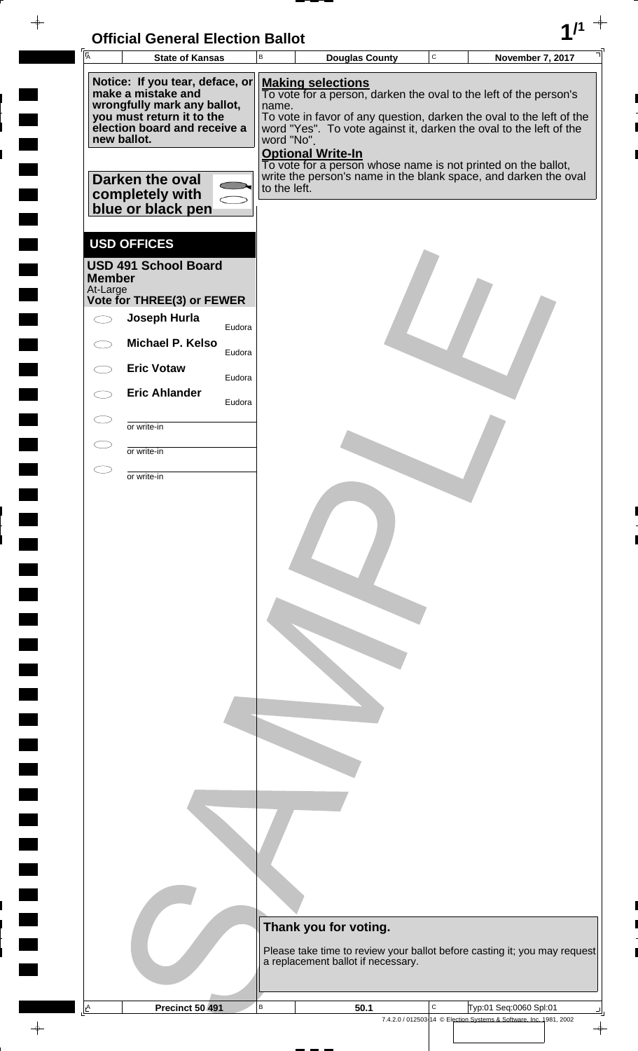# Official General Election Ballot

| State of Kansas | Douglas County | November 7, 2017 |
|---|---|---|

**Notice: If you tear, deface, or make a mistake and wrongfully mark any ballot, you must return it to the election board and receive a new ballot.**

**Darken the oval completely with blue or black pen**

**Making selections**
To vote for a person, darken the oval to the left of the person's name.
To vote in favor of any question, darken the oval to the left of the word "Yes". To vote against it, darken the oval to the left of the word "No".

**Optional Write-In**
To vote for a person whose name is not printed on the ballot, write the person's name in the blank space, and darken the oval to the left.

## USD OFFICES

**USD 491 School Board Member**
At-Large
**Vote for THREE(3) or FEWER**

- **Joseph Hurla** Eudora
- **Michael P. Kelso** Eudora
- **Eric Votaw** Eudora
- **Eric Ahlander** Eudora
- ____________ or write-in
- ____________ or write-in
- ____________ or write-in

**Thank you for voting.**

Please take time to review your ballot before casting it; you may request a replacement ballot if necessary.

SAMPLE

| Precinct 50 491 | 50.1 | Typ:01 Seq:0060 Spl:01 |
|---|---|---|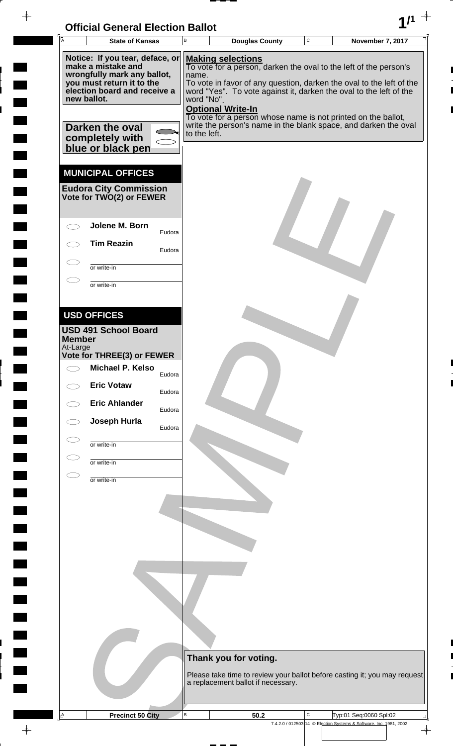# Official General Election Ballot

| State of Kansas | Douglas County | November 7, 2017 |
| --- | --- | --- |

**Notice: If you tear, deface, or make a mistake and wrongfully mark any ballot, you must return it to the election board and receive a new ballot.**

**Darken the oval completely with blue or black pen**

**Making selections**
To vote for a person, darken the oval to the left of the person's name.
To vote in favor of any question, darken the oval to the left of the word "Yes". To vote against it, darken the oval to the left of the word "No".

**Optional Write-In**
To vote for a person whose name is not printed on the ballot, write the person's name in the blank space, and darken the oval to the left.

## MUNICIPAL OFFICES

### Eudora City Commission
**Vote for TWO(2) or FEWER**

- ⬭ **Jolene M. Born** — Eudora
- ⬭ **Tim Reazin** — Eudora
- ⬭ ________ or write-in
- ⬭ ________ or write-in

## USD OFFICES

### USD 491 School Board Member
At-Large
**Vote for THREE(3) or FEWER**

- ⬭ **Michael P. Kelso** — Eudora
- ⬭ **Eric Votaw** — Eudora
- ⬭ **Eric Ahlander** — Eudora
- ⬭ **Joseph Hurla** — Eudora
- ⬭ ________ or write-in
- ⬭ ________ or write-in
- ⬭ ________ or write-in

**Thank you for voting.**

Please take time to review your ballot before casting it; you may request a replacement ballot if necessary.

| Precinct 50 City | 50.2 | Typ:01 Seq:0060 Spl:02 |
| --- | --- | --- |

7.4.2.0 / 012503-14 © Election Systems & Software, Inc. 1981, 2002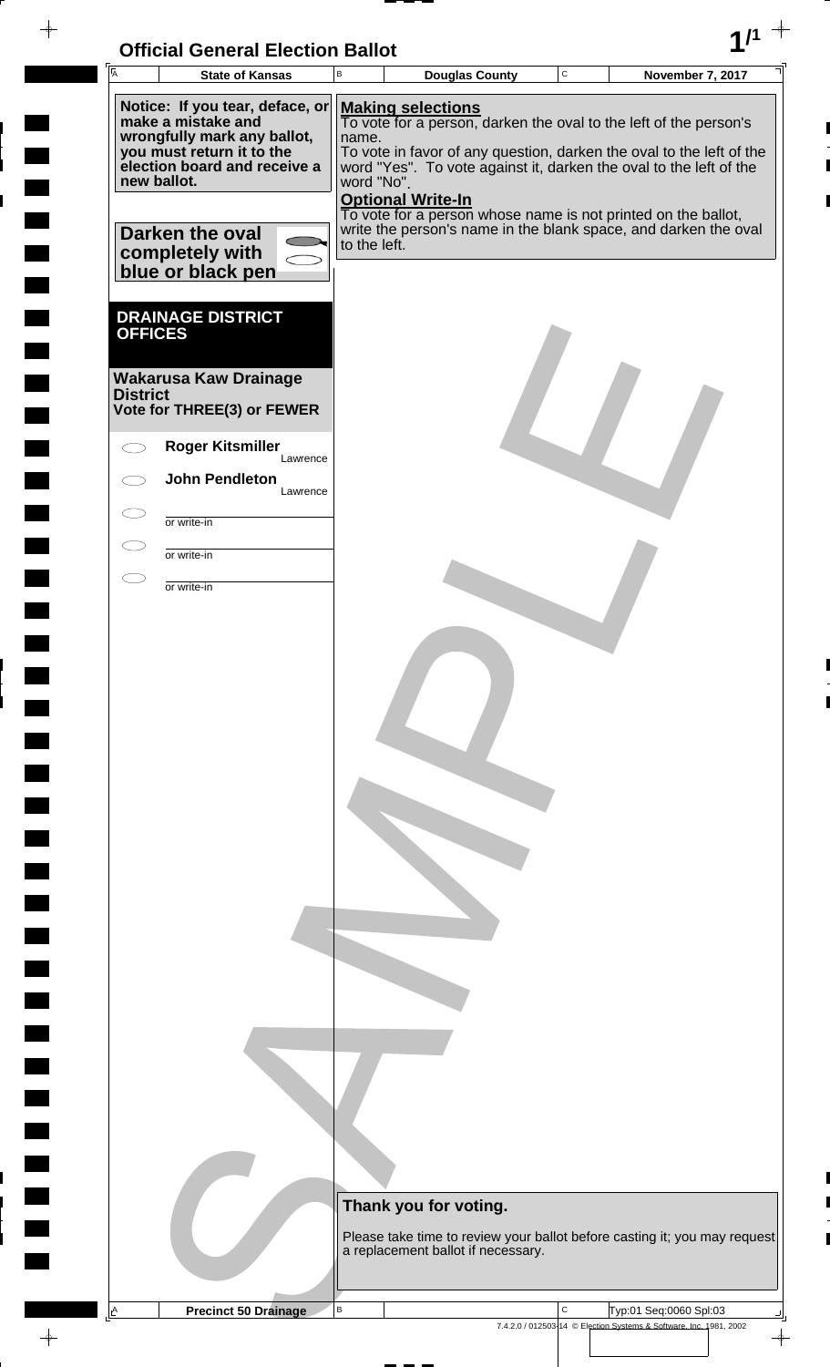# Official General Election Ballot

| State of Kansas | Douglas County | November 7, 2017 |
|---|---|---|

**Notice: If you tear, deface, or make a mistake and wrongfully mark any ballot, you must return it to the election board and receive a new ballot.**

**Darken the oval completely with blue or black pen**

**Making selections**
To vote for a person, darken the oval to the left of the person's name.
To vote in favor of any question, darken the oval to the left of the word "Yes". To vote against it, darken the oval to the left of the word "No".

**Optional Write-In**
To vote for a person whose name is not printed on the ballot, write the person's name in the blank space, and darken the oval to the left.

## DRAINAGE DISTRICT OFFICES

### Wakarusa Kaw Drainage District
**Vote for THREE(3) or FEWER**

- ⬭ **Roger Kitsmiller** Lawrence
- ⬭ **John Pendleton** Lawrence
- ⬭ ________ or write-in
- ⬭ ________ or write-in
- ⬭ ________ or write-in

**Thank you for voting.**

Please take time to review your ballot before casting it; you may request a replacement ballot if necessary.

SAMPLE

| Precinct 50 Drainage | | Typ:01 Seq:0060 Spl:03 |
|---|---|---|

7.4.2.0 / 012503-14 © Election Systems & Software, Inc. 1981, 2002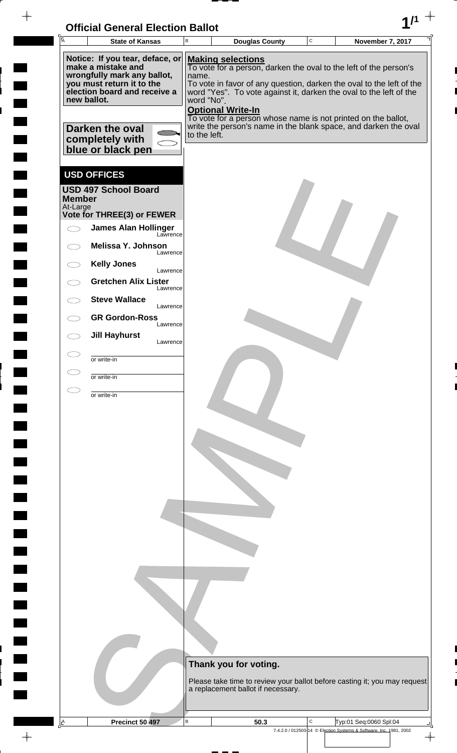# Official General Election Ballot

| State of Kansas | Douglas County | November 7, 2017 |
| --- | --- | --- |

**Notice: If you tear, deface, or make a mistake and wrongfully mark any ballot, you must return it to the election board and receive a new ballot.**

**Darken the oval completely with blue or black pen**

**Making selections**
To vote for a person, darken the oval to the left of the person's name.
To vote in favor of any question, darken the oval to the left of the word "Yes". To vote against it, darken the oval to the left of the word "No".

**Optional Write-In**
To vote for a person whose name is not printed on the ballot, write the person's name in the blank space, and darken the oval to the left.

## USD OFFICES

### USD 497 School Board Member
At-Large
**Vote for THREE(3) or FEWER**

- ◯ **James Alan Hollinger** — Lawrence
- ◯ **Melissa Y. Johnson** — Lawrence
- ◯ **Kelly Jones** — Lawrence
- ◯ **Gretchen Alix Lister** — Lawrence
- ◯ **Steve Wallace** — Lawrence
- ◯ **GR Gordon-Ross** — Lawrence
- ◯ **Jill Hayhurst** — Lawrence
- ◯ ______ or write-in
- ◯ ______ or write-in
- ◯ ______ or write-in

**Thank you for voting.**

Please take time to review your ballot before casting it; you may request a replacement ballot if necessary.

| Precinct 50 497 | 50.3 | Typ:01 Seq:0060 Spl:04 |
| --- | --- | --- |

SAMPLE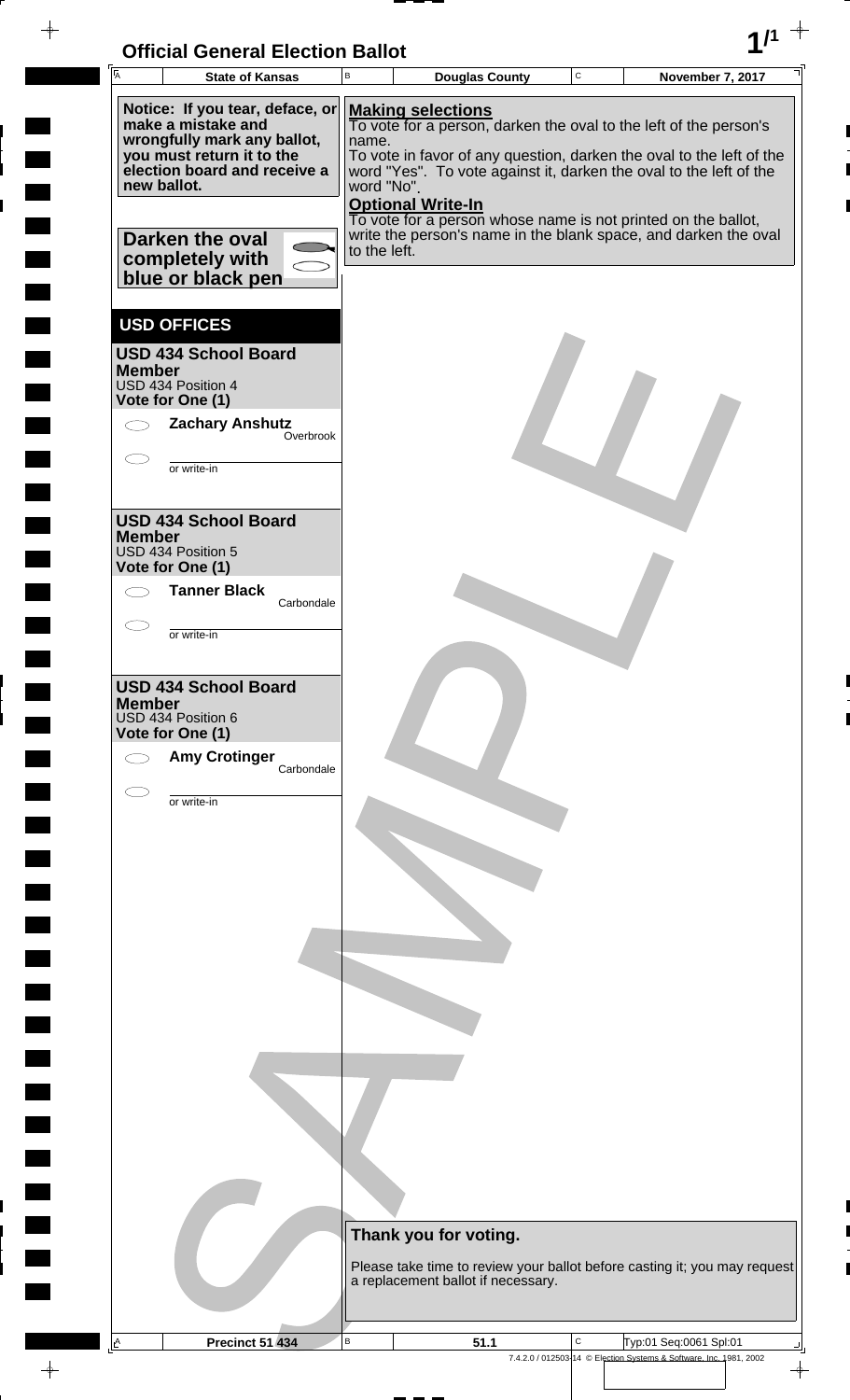# Official General Election Ballot

| State of Kansas | Douglas County | November 7, 2017 |
|---|---|---|

**Notice: If you tear, deface, or make a mistake and wrongfully mark any ballot, you must return it to the election board and receive a new ballot.**

**Darken the oval completely with blue or black pen**

**Making selections**
To vote for a person, darken the oval to the left of the person's name.
To vote in favor of any question, darken the oval to the left of the word "Yes". To vote against it, darken the oval to the left of the word "No".

**Optional Write-In**
To vote for a person whose name is not printed on the ballot, write the person's name in the blank space, and darken the oval to the left.

## USD OFFICES

### USD 434 School Board Member
USD 434 Position 4
**Vote for One (1)**

- ⬭ **Zachary Anshutz** — Overbrook
- ⬭ ______ or write-in

### USD 434 School Board Member
USD 434 Position 5
**Vote for One (1)**

- ⬭ **Tanner Black** — Carbondale
- ⬭ ______ or write-in

### USD 434 School Board Member
USD 434 Position 6
**Vote for One (1)**

- ⬭ **Amy Crotinger** — Carbondale
- ⬭ ______ or write-in

**Thank you for voting.**

Please take time to review your ballot before casting it; you may request a replacement ballot if necessary.

SAMPLE

| Precinct 51 434 | 51.1 | Typ:01 Seq:0061 Spl:01 |
|---|---|---|

7.4.2.0 / 012503-14 © Election Systems & Software, Inc. 1981, 2002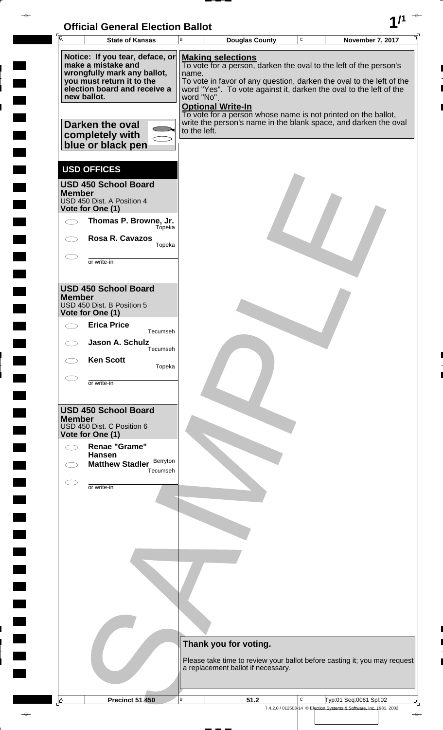# Official General Election Ballot

| State of Kansas | Douglas County | November 7, 2017 |
| --- | --- | --- |

**Notice: If you tear, deface, or make a mistake and wrongfully mark any ballot, you must return it to the election board and receive a new ballot.**

**Darken the oval completely with blue or black pen**

**Making selections**
To vote for a person, darken the oval to the left of the person's name.
To vote in favor of any question, darken the oval to the left of the word "Yes". To vote against it, darken the oval to the left of the word "No".

**Optional Write-In**
To vote for a person whose name is not printed on the ballot, write the person's name in the blank space, and darken the oval to the left.

## USD OFFICES

### USD 450 School Board Member
USD 450 Dist. A Position 4
**Vote for One (1)**

- **Thomas P. Browne, Jr.** — Topeka
- **Rosa R. Cavazos** — Topeka
- ______ or write-in

### USD 450 School Board Member
USD 450 Dist. B Position 5
**Vote for One (1)**

- **Erica Price** — Tecumseh
- **Jason A. Schulz** — Tecumseh
- **Ken Scott** — Topeka
- ______ or write-in

### USD 450 School Board Member
USD 450 Dist. C Position 6
**Vote for One (1)**

- **Renae "Grame" Hansen** — Berryton
- **Matthew Stadler** — Tecumseh
- ______ or write-in

**Thank you for voting.**

Please take time to review your ballot before casting it; you may request a replacement ballot if necessary.

| Precinct 51 450 | 51.2 | Typ:01 Seq:0061 Spl:02 |
| --- | --- | --- |

7.4.2.0 / 012503-14 © Election Systems & Software, Inc. 1981, 2002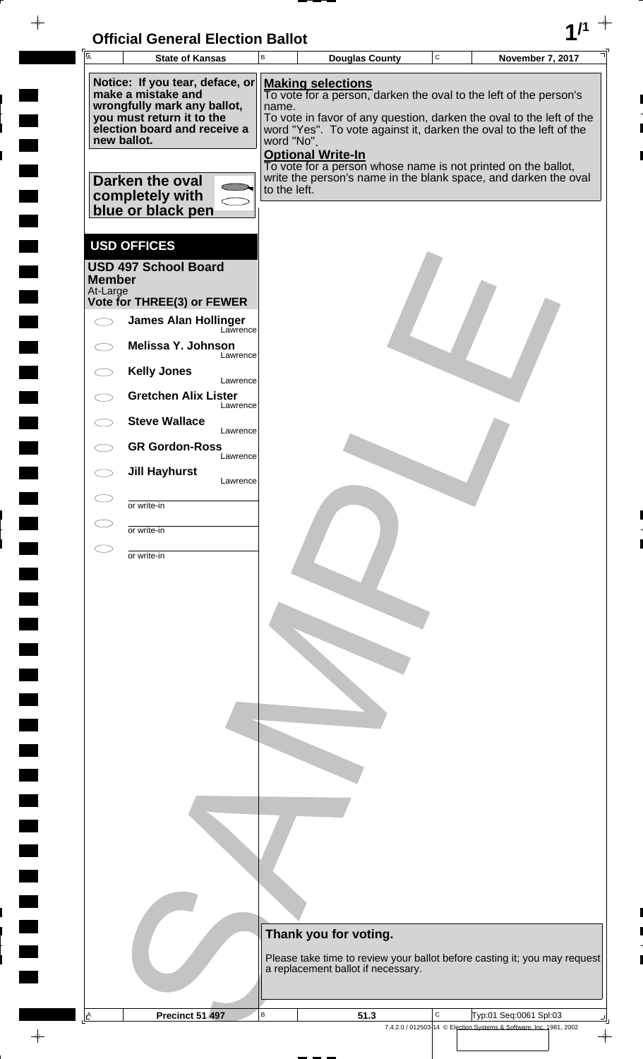# Official General Election Ballot

| State of Kansas | Douglas County | November 7, 2017 |
|---|---|---|

**Notice: If you tear, deface, or make a mistake and wrongfully mark any ballot, you must return it to the election board and receive a new ballot.**

**Making selections**
To vote for a person, darken the oval to the left of the person's name.
To vote in favor of any question, darken the oval to the left of the word "Yes". To vote against it, darken the oval to the left of the word "No".

**Optional Write-In**
To vote for a person whose name is not printed on the ballot, write the person's name in the blank space, and darken the oval to the left.

**Darken the oval completely with blue or black pen**

## USD OFFICES

### USD 497 School Board Member
At-Large
**Vote for THREE(3) or FEWER**

- **James Alan Hollinger** — Lawrence
- **Melissa Y. Johnson** — Lawrence
- **Kelly Jones** — Lawrence
- **Gretchen Alix Lister** — Lawrence
- **Steve Wallace** — Lawrence
- **GR Gordon-Ross** — Lawrence
- **Jill Hayhurst** — Lawrence
- ________ or write-in
- ________ or write-in
- ________ or write-in

**Thank you for voting.**

Please take time to review your ballot before casting it; you may request a replacement ballot if necessary.

| Precinct 51 497 | 51.3 | Typ:01 Seq:0061 Spl:03 |
|---|---|---|

7.4.2.0 / 012503-14 © Election Systems & Software, Inc. 1981, 2002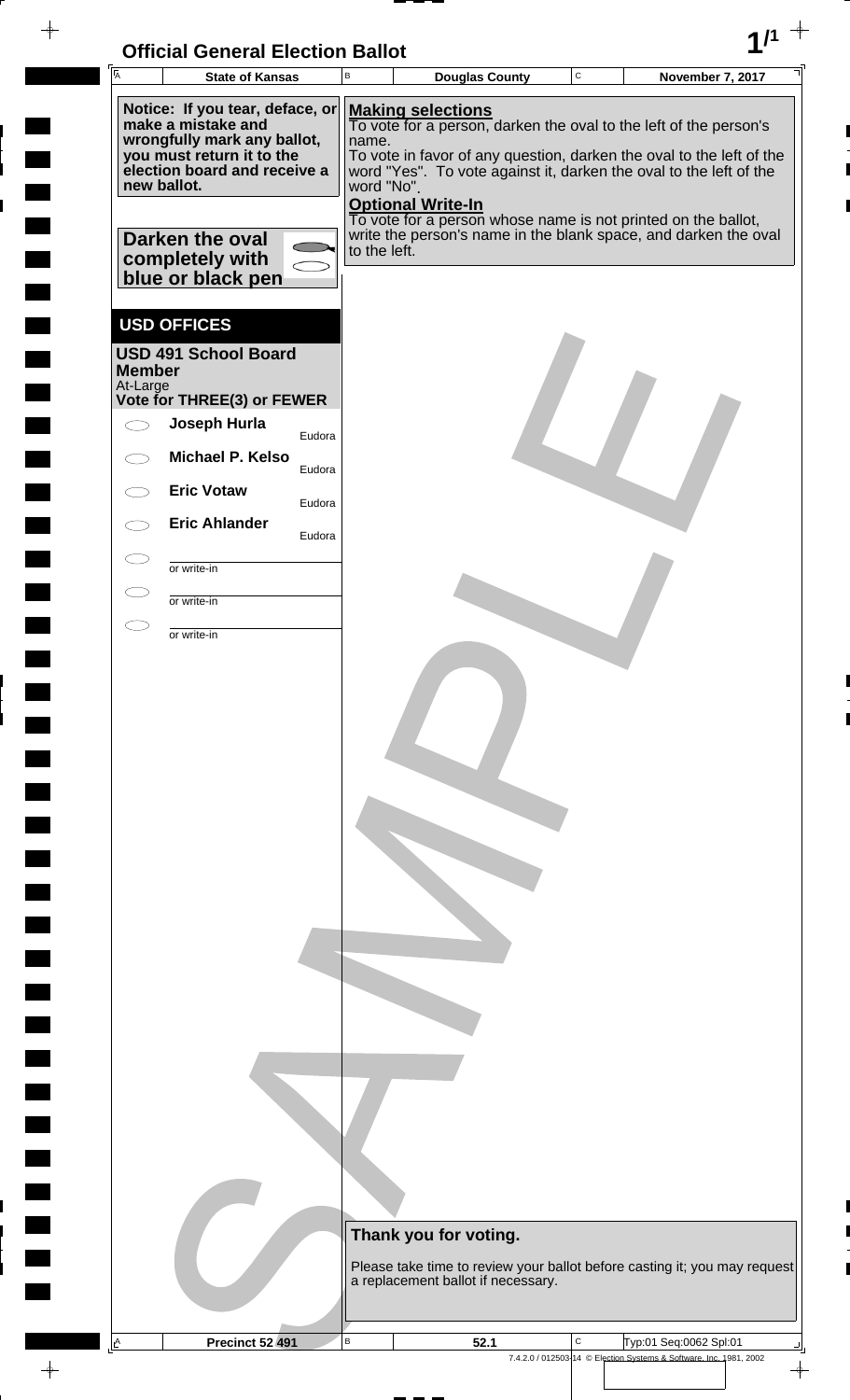# Official General Election Ballot

| State of Kansas | Douglas County | November 7, 2017 |
|---|---|---|

**Notice: If you tear, deface, or make a mistake and wrongfully mark any ballot, you must return it to the election board and receive a new ballot.**

**Darken the oval completely with blue or black pen**

**Making selections**
To vote for a person, darken the oval to the left of the person's name.
To vote in favor of any question, darken the oval to the left of the word "Yes". To vote against it, darken the oval to the left of the word "No".

**Optional Write-In**
To vote for a person whose name is not printed on the ballot, write the person's name in the blank space, and darken the oval to the left.

## USD OFFICES

**USD 491 School Board Member**
At-Large
**Vote for THREE(3) or FEWER**

- ⬭ **Joseph Hurla** — Eudora
- ⬭ **Michael P. Kelso** — Eudora
- ⬭ **Eric Votaw** — Eudora
- ⬭ **Eric Ahlander** — Eudora
- ⬭ ________ or write-in
- ⬭ ________ or write-in
- ⬭ ________ or write-in

**Thank you for voting.**

Please take time to review your ballot before casting it; you may request a replacement ballot if necessary.

| Precinct 52 491 | 52.1 | Typ:01 Seq:0062 Spl:01 |
|---|---|---|

7.4.2.0 / 012503-14 © Election Systems & Software, Inc. 1981, 2002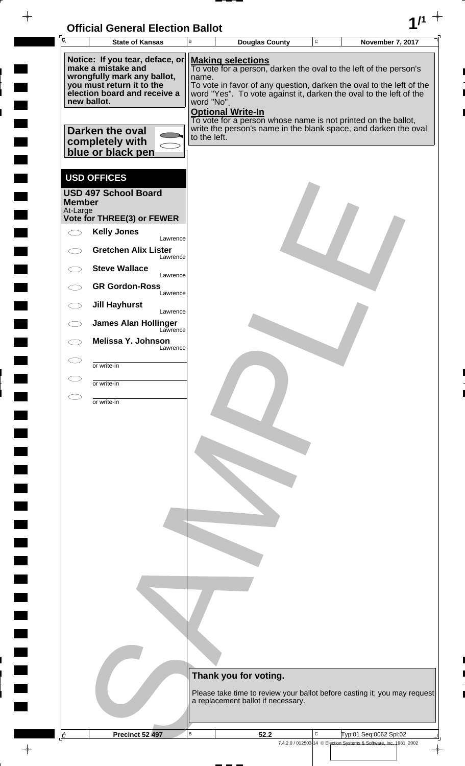# Official General Election Ballot

| State of Kansas | Douglas County | November 7, 2017 |
|---|---|---|

**Notice: If you tear, deface, or make a mistake and wrongfully mark any ballot, you must return it to the election board and receive a new ballot.**

**Making selections**
To vote for a person, darken the oval to the left of the person's name.
To vote in favor of any question, darken the oval to the left of the word "Yes". To vote against it, darken the oval to the left of the word "No".

**Optional Write-In**
To vote for a person whose name is not printed on the ballot, write the person's name in the blank space, and darken the oval to the left.

**Darken the oval completely with blue or black pen**

## USD OFFICES

### USD 497 School Board Member
At-Large
**Vote for THREE(3) or FEWER**

- **Kelly Jones** — Lawrence
- **Gretchen Alix Lister** — Lawrence
- **Steve Wallace** — Lawrence
- **GR Gordon-Ross** — Lawrence
- **Jill Hayhurst** — Lawrence
- **James Alan Hollinger** — Lawrence
- **Melissa Y. Johnson** — Lawrence
- ______ or write-in
- ______ or write-in
- ______ or write-in

**Thank you for voting.**

Please take time to review your ballot before casting it; you may request a replacement ballot if necessary.

| Precinct 52 497 | 52.2 | Typ:01 Seq:0062 Spl:02 |
|---|---|---|

7.4.2.0 / 012503-14 © Election Systems & Software, Inc. 1981, 2002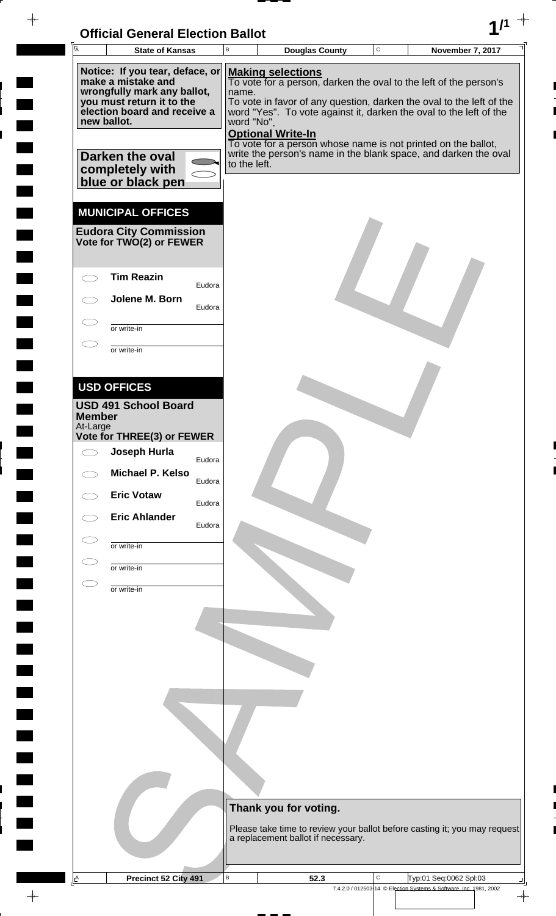# Official General Election Ballot

| State of Kansas | Douglas County | November 7, 2017 |
|---|---|---|

**Notice: If you tear, deface, or make a mistake and wrongfully mark any ballot, you must return it to the election board and receive a new ballot.**

**Darken the oval completely with blue or black pen**

**Making selections**
To vote for a person, darken the oval to the left of the person's name.
To vote in favor of any question, darken the oval to the left of the word "Yes". To vote against it, darken the oval to the left of the word "No".

**Optional Write-In**
To vote for a person whose name is not printed on the ballot, write the person's name in the blank space, and darken the oval to the left.

## MUNICIPAL OFFICES

### Eudora City Commission
**Vote for TWO(2) or FEWER**

- ⬭ **Tim Reazin** — Eudora
- ⬭ **Jolene M. Born** — Eudora
- ⬭ ______ or write-in
- ⬭ ______ or write-in

## USD OFFICES

### USD 491 School Board Member
At-Large
**Vote for THREE(3) or FEWER**

- ⬭ **Joseph Hurla** — Eudora
- ⬭ **Michael P. Kelso** — Eudora
- ⬭ **Eric Votaw** — Eudora
- ⬭ **Eric Ahlander** — Eudora
- ⬭ ______ or write-in
- ⬭ ______ or write-in
- ⬭ ______ or write-in

**Thank you for voting.**

Please take time to review your ballot before casting it; you may request a replacement ballot if necessary.

| Precinct 52 City 491 | 52.3 | Typ:01 Seq:0062 Spl:03 |
|---|---|---|

SAMPLE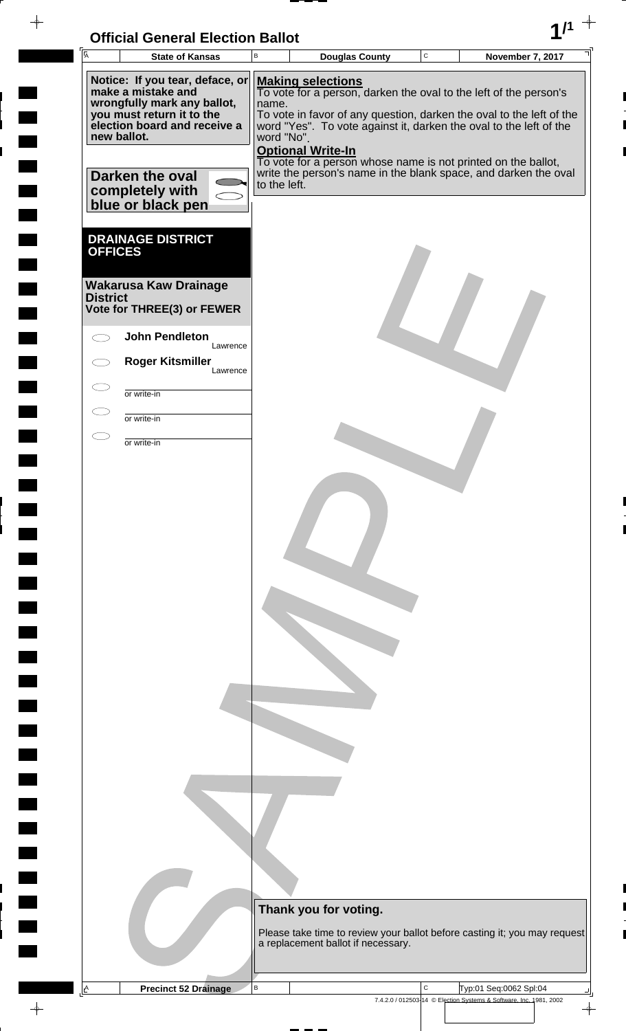# Official General Election Ballot

| State of Kansas | Douglas County | November 7, 2017 |
|---|---|---|

**Notice: If you tear, deface, or make a mistake and wrongfully mark any ballot, you must return it to the election board and receive a new ballot.**

**Darken the oval completely with blue or black pen**

**Making selections**
To vote for a person, darken the oval to the left of the person's name.
To vote in favor of any question, darken the oval to the left of the word "Yes". To vote against it, darken the oval to the left of the word "No".

**Optional Write-In**
To vote for a person whose name is not printed on the ballot, write the person's name in the blank space, and darken the oval to the left.

## DRAINAGE DISTRICT OFFICES

### Wakarusa Kaw Drainage District
**Vote for THREE(3) or FEWER**

- ⬭ **John Pendleton** Lawrence
- ⬭ **Roger Kitsmiller** Lawrence
- ⬭ or write-in
- ⬭ or write-in
- ⬭ or write-in

**Thank you for voting.**

Please take time to review your ballot before casting it; you may request a replacement ballot if necessary.

Precinct 52 Drainage — Typ:01 Seq:0062 Spl:04

7.4.2.0 / 012503-14 © Election Systems & Software, Inc. 1981, 2002

SAMPLE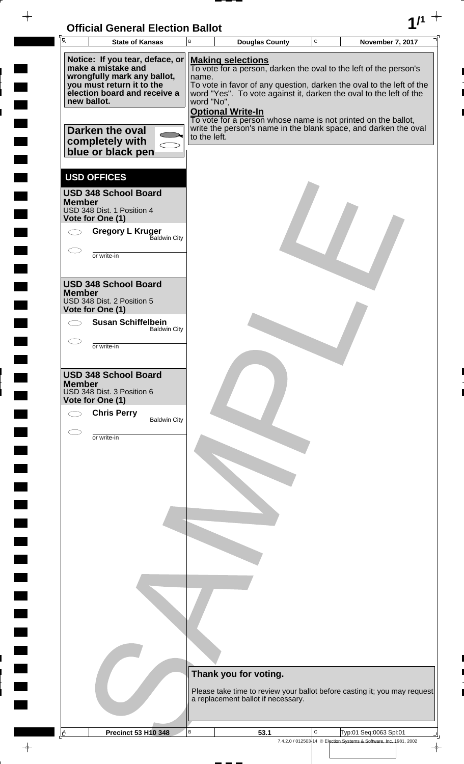# Official General Election Ballot

| State of Kansas | Douglas County | November 7, 2017 |
|---|---|---|

**Notice: If you tear, deface, or make a mistake and wrongfully mark any ballot, you must return it to the election board and receive a new ballot.**

**Darken the oval completely with blue or black pen**

**Making selections**

To vote for a person, darken the oval to the left of the person's name.

To vote in favor of any question, darken the oval to the left of the word "Yes". To vote against it, darken the oval to the left of the word "No".

**Optional Write-In**

To vote for a person whose name is not printed on the ballot, write the person's name in the blank space, and darken the oval to the left.

## USD OFFICES

### USD 348 School Board Member

USD 348 Dist. 1 Position 4

**Vote for One (1)**

- ⬭ **Gregory L Kruger** — Baldwin City
- ⬭ ________ or write-in

### USD 348 School Board Member

USD 348 Dist. 2 Position 5

**Vote for One (1)**

- ⬭ **Susan Schiffelbein** — Baldwin City
- ⬭ ________ or write-in

### USD 348 School Board Member

USD 348 Dist. 3 Position 6

**Vote for One (1)**

- ⬭ **Chris Perry** — Baldwin City
- ⬭ ________ or write-in

**Thank you for voting.**

Please take time to review your ballot before casting it; you may request a replacement ballot if necessary.

SAMPLE

| Precinct 53 H10 348 | 53.1 | Typ:01 Seq:0063 Spl:01 |
|---|---|---|

7.4.2.0 / 012503-14 © Election Systems & Software, Inc. 1981, 2002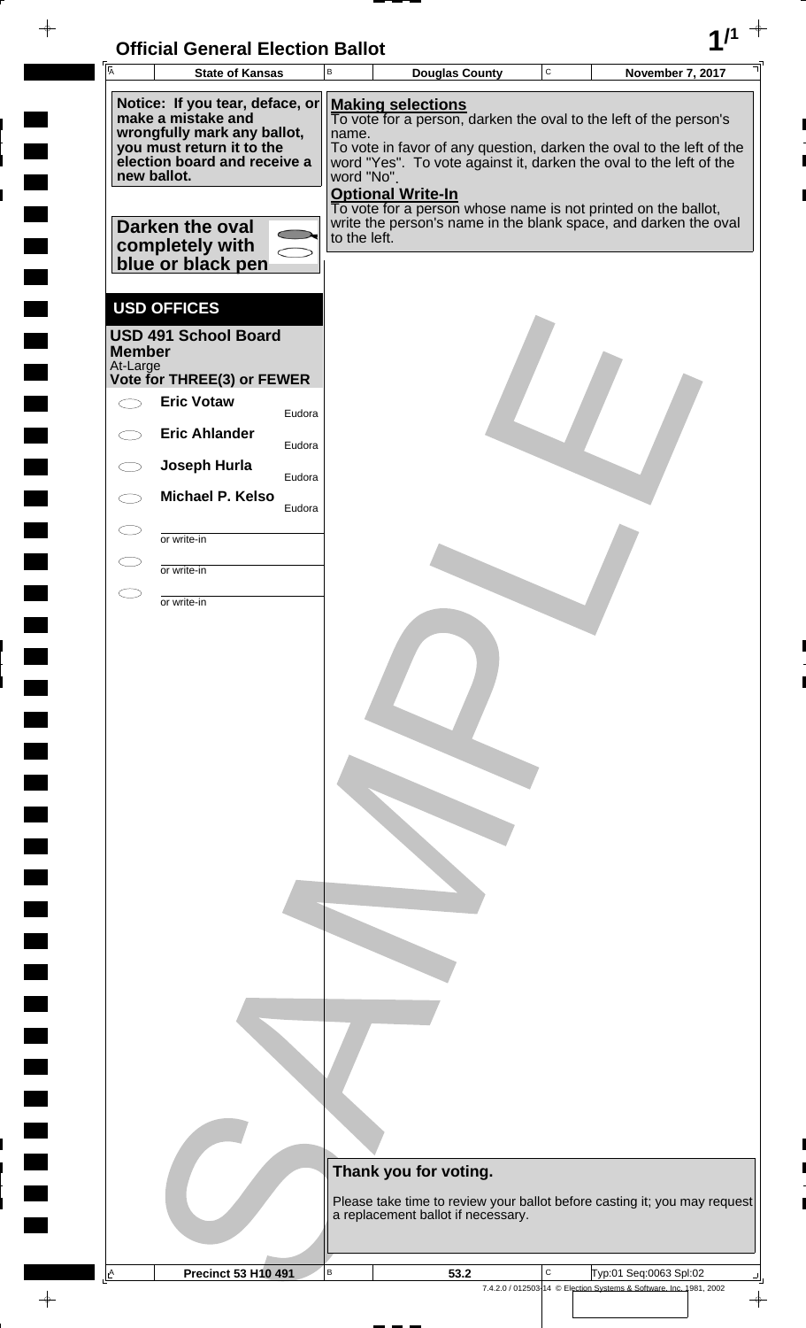# Official General Election Ballot

| State of Kansas | Douglas County | November 7, 2017 |
|---|---|---|

**Notice: If you tear, deface, or make a mistake and wrongfully mark any ballot, you must return it to the election board and receive a new ballot.**

**Darken the oval completely with blue or black pen**

**Making selections**
To vote for a person, darken the oval to the left of the person's name.
To vote in favor of any question, darken the oval to the left of the word "Yes". To vote against it, darken the oval to the left of the word "No".

**Optional Write-In**
To vote for a person whose name is not printed on the ballot, write the person's name in the blank space, and darken the oval to the left.

## USD OFFICES

**USD 491 School Board Member**
At-Large
**Vote for THREE(3) or FEWER**

- ◯ **Eric Votaw** — Eudora
- ◯ **Eric Ahlander** — Eudora
- ◯ **Joseph Hurla** — Eudora
- ◯ **Michael P. Kelso** — Eudora
- ◯ ________ or write-in
- ◯ ________ or write-in
- ◯ ________ or write-in

**Thank you for voting.**

Please take time to review your ballot before casting it; you may request a replacement ballot if necessary.

| Precinct 53 H10 491 | 53.2 | Typ:01 Seq:0063 Spl:02 |
|---|---|---|

7.4.2.0 / 012503-14 © Election Systems & Software, Inc. 1981, 2002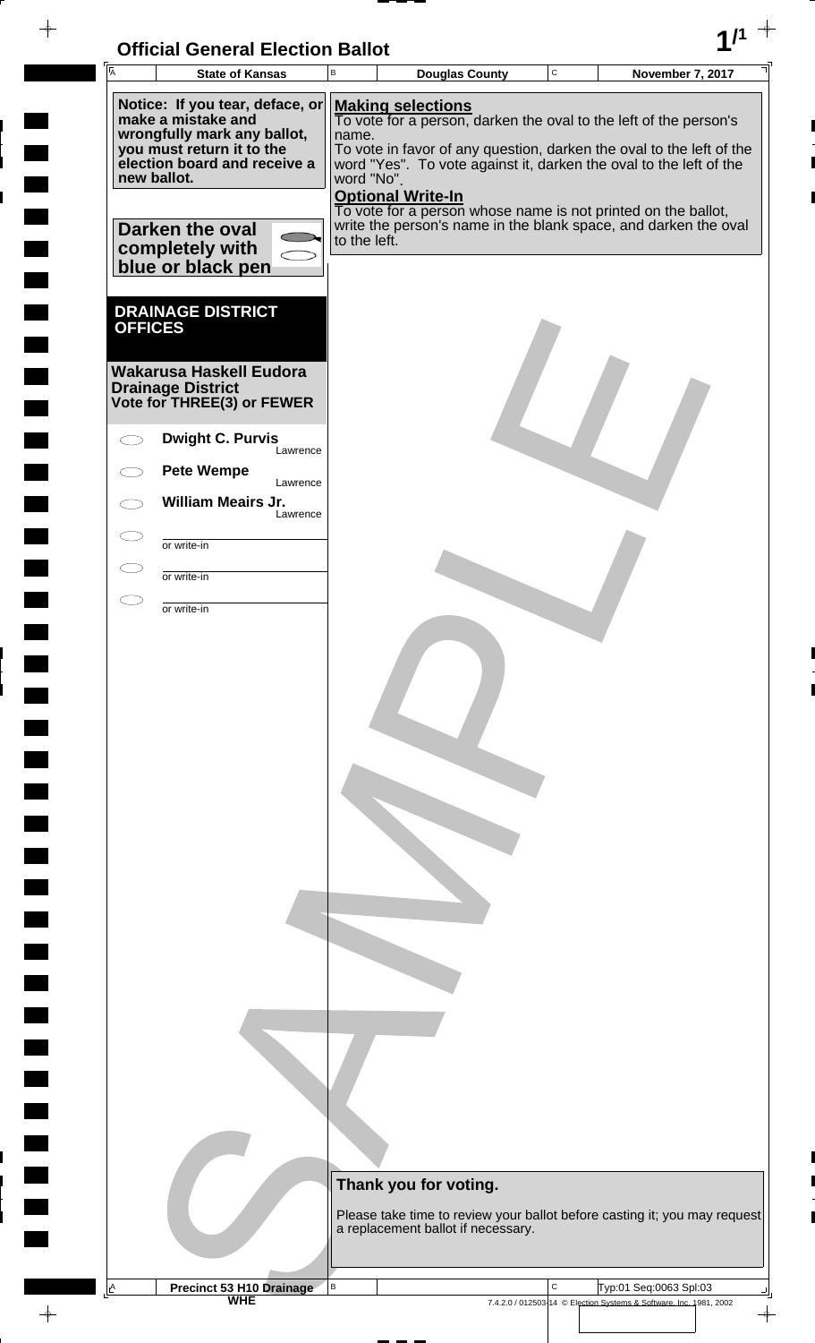# Official General Election Ballot

| State of Kansas | Douglas County | November 7, 2017 |
|---|---|---|

**Notice: If you tear, deface, or make a mistake and wrongfully mark any ballot, you must return it to the election board and receive a new ballot.**

**Darken the oval completely with blue or black pen**

**Making selections**
To vote for a person, darken the oval to the left of the person's name.
To vote in favor of any question, darken the oval to the left of the word "Yes". To vote against it, darken the oval to the left of the word "No".

**Optional Write-In**
To vote for a person whose name is not printed on the ballot, write the person's name in the blank space, and darken the oval to the left.

## DRAINAGE DISTRICT OFFICES

### Wakarusa Haskell Eudora Drainage District
**Vote for THREE(3) or FEWER**

- ⬭ **Dwight C. Purvis** — Lawrence
- ⬭ **Pete Wempe** — Lawrence
- ⬭ **William Meairs Jr.** — Lawrence
- ⬭ ________ or write-in
- ⬭ ________ or write-in
- ⬭ ________ or write-in

**Thank you for voting.**

Please take time to review your ballot before casting it; you may request a replacement ballot if necessary.

Precinct 53 H10 Drainage
WHE

Typ:01 Seq:0063 Spl:03

7.4.2.0 / 012503-14 © Election Systems & Software, Inc. 1981, 2002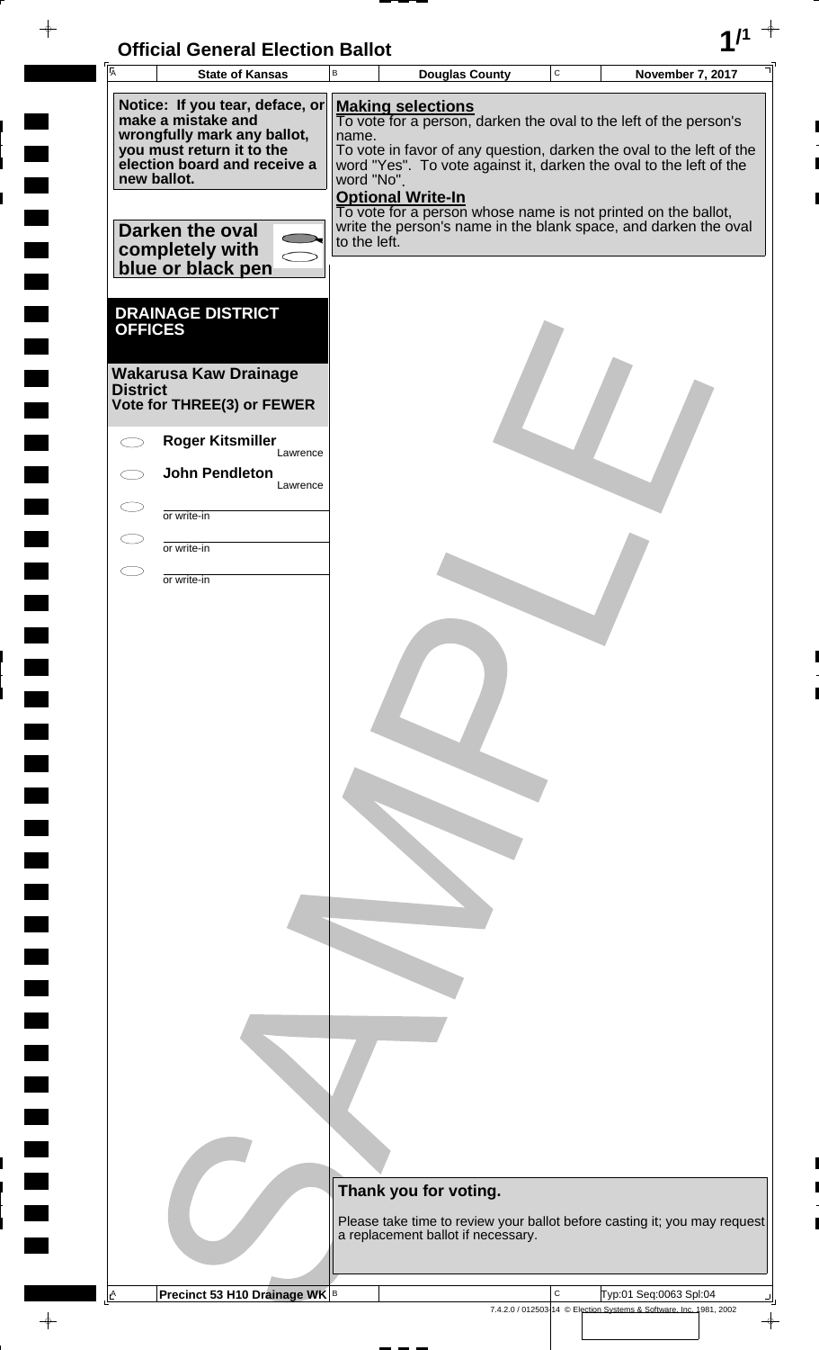# Official General Election Ballot

| A State of Kansas | B Douglas County | C November 7, 2017 |
| --- | --- | --- |

**Notice: If you tear, deface, or make a mistake and wrongfully mark any ballot, you must return it to the election board and receive a new ballot.**

**Darken the oval completely with blue or black pen**

**Making selections**
To vote for a person, darken the oval to the left of the person's name.
To vote in favor of any question, darken the oval to the left of the word "Yes". To vote against it, darken the oval to the left of the word "No".

**Optional Write-In**
To vote for a person whose name is not printed on the ballot, write the person's name in the blank space, and darken the oval to the left.

## DRAINAGE DISTRICT OFFICES

### Wakarusa Kaw Drainage District
**Vote for THREE(3) or FEWER**

- ⬭ **Roger Kitsmiller** Lawrence
- ⬭ **John Pendleton** Lawrence
- ⬭ ________ or write-in
- ⬭ ________ or write-in
- ⬭ ________ or write-in

**Thank you for voting.**

Please take time to review your ballot before casting it; you may request a replacement ballot if necessary.

SAMPLE

| A Precinct 53 H10 Drainage WK | B | C Typ:01 Seq:0063 Spl:04 |
| --- | --- | --- |

7.4.2.0 / 012503-14 © Election Systems & Software, Inc. 1981, 2002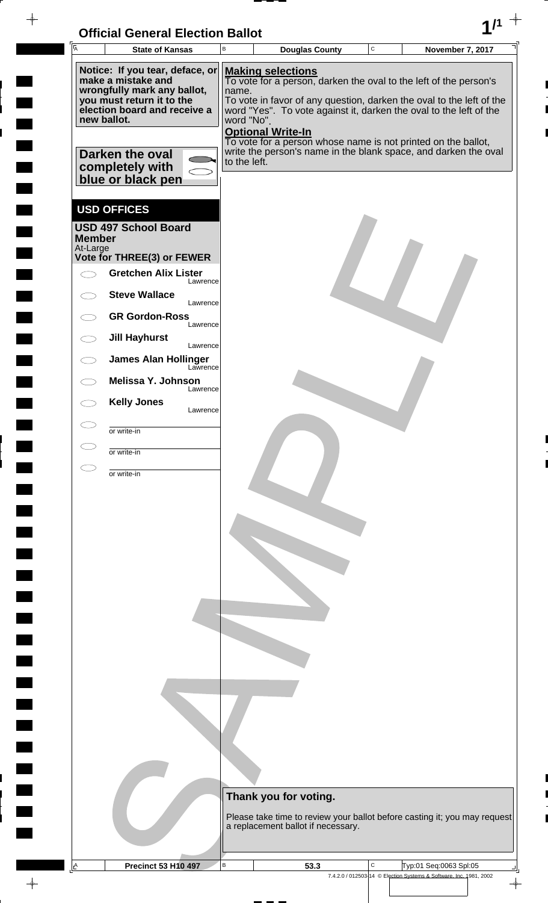# Official General Election Ballot

| State of Kansas | Douglas County | November 7, 2017 |
|---|---|---|

**Notice: If you tear, deface, or make a mistake and wrongfully mark any ballot, you must return it to the election board and receive a new ballot.**

**Darken the oval completely with blue or black pen**

**Making selections**
To vote for a person, darken the oval to the left of the person's name.
To vote in favor of any question, darken the oval to the left of the word "Yes". To vote against it, darken the oval to the left of the word "No".

**Optional Write-In**
To vote for a person whose name is not printed on the ballot, write the person's name in the blank space, and darken the oval to the left.

## USD OFFICES

### USD 497 School Board Member
At-Large
**Vote for THREE(3) or FEWER**

- ⬭ **Gretchen Alix Lister** — Lawrence
- ⬭ **Steve Wallace** — Lawrence
- ⬭ **GR Gordon-Ross** — Lawrence
- ⬭ **Jill Hayhurst** — Lawrence
- ⬭ **James Alan Hollinger** — Lawrence
- ⬭ **Melissa Y. Johnson** — Lawrence
- ⬭ **Kelly Jones** — Lawrence
- ⬭ ________ or write-in
- ⬭ ________ or write-in
- ⬭ ________ or write-in

**Thank you for voting.**

Please take time to review your ballot before casting it; you may request a replacement ballot if necessary.

| Precinct 53 H10 497 | 53.3 | Typ:01 Seq:0063 Spl:05 |
|---|---|---|

7.4.2.0 / 012503-14 © Election Systems & Software, Inc. 1981, 2002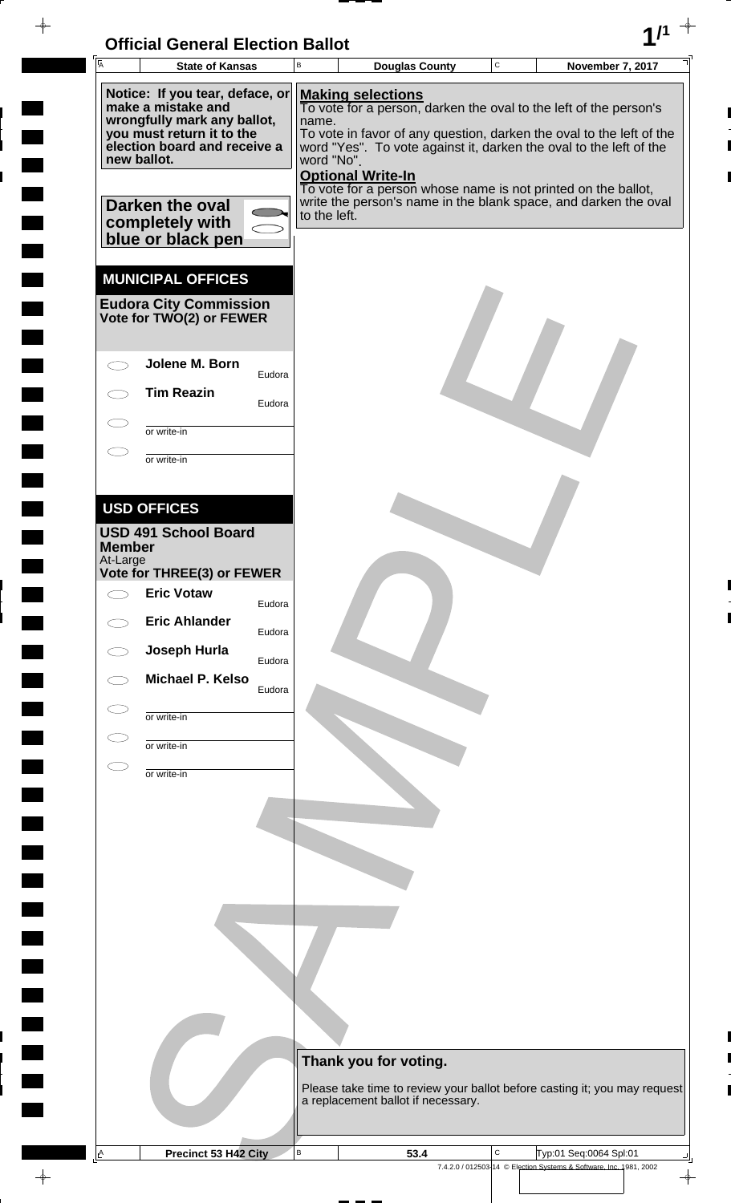# Official General Election Ballot

| State of Kansas | Douglas County | November 7, 2017 |
|---|---|---|

**Notice: If you tear, deface, or make a mistake and wrongfully mark any ballot, you must return it to the election board and receive a new ballot.**

**Darken the oval completely with blue or black pen**

**Making selections**
To vote for a person, darken the oval to the left of the person's name.
To vote in favor of any question, darken the oval to the left of the word "Yes". To vote against it, darken the oval to the left of the word "No".

**Optional Write-In**
To vote for a person whose name is not printed on the ballot, write the person's name in the blank space, and darken the oval to the left.

## MUNICIPAL OFFICES

### Eudora City Commission
**Vote for TWO(2) or FEWER**

- ⬭ **Jolene M. Born** — Eudora
- ⬭ **Tim Reazin** — Eudora
- ⬭ ________ or write-in
- ⬭ ________ or write-in

## USD OFFICES

### USD 491 School Board Member
At-Large
**Vote for THREE(3) or FEWER**

- ⬭ **Eric Votaw** — Eudora
- ⬭ **Eric Ahlander** — Eudora
- ⬭ **Joseph Hurla** — Eudora
- ⬭ **Michael P. Kelso** — Eudora
- ⬭ ________ or write-in
- ⬭ ________ or write-in
- ⬭ ________ or write-in

**Thank you for voting.**

Please take time to review your ballot before casting it; you may request a replacement ballot if necessary.

SAMPLE

| Precinct 53 H42 City | 53.4 | Typ:01 Seq:0064 Spl:01 |
|---|---|---|

7.4.2.0 / 012503-14 © Election Systems & Software, Inc. 1981, 2002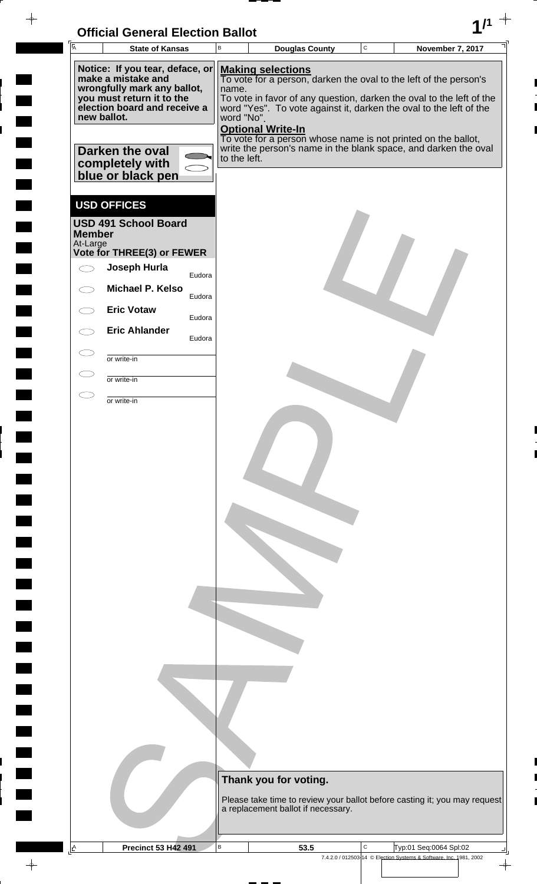# Official General Election Ballot

| State of Kansas | Douglas County | November 7, 2017 |
| --- | --- | --- |

**Notice: If you tear, deface, or make a mistake and wrongfully mark any ballot, you must return it to the election board and receive a new ballot.**

**Darken the oval completely with blue or black pen**

**Making selections**

To vote for a person, darken the oval to the left of the person's name.

To vote in favor of any question, darken the oval to the left of the word "Yes". To vote against it, darken the oval to the left of the word "No".

**Optional Write-In**

To vote for a person whose name is not printed on the ballot, write the person's name in the blank space, and darken the oval to the left.

## USD OFFICES

**USD 491 School Board Member**
At-Large
**Vote for THREE(3) or FEWER**

- ⬭ **Joseph Hurla** Eudora
- ⬭ **Michael P. Kelso** Eudora
- ⬭ **Eric Votaw** Eudora
- ⬭ **Eric Ahlander** Eudora
- ⬭ ______ or write-in
- ⬭ ______ or write-in
- ⬭ ______ or write-in

**Thank you for voting.**

Please take time to review your ballot before casting it; you may request a replacement ballot if necessary.

| Precinct 53 H42 491 | 53.5 | Typ:01 Seq:0064 Spl:02 |
| --- | --- | --- |

7.4.2.0 / 012503-14 © Election Systems & Software, Inc. 1981, 2002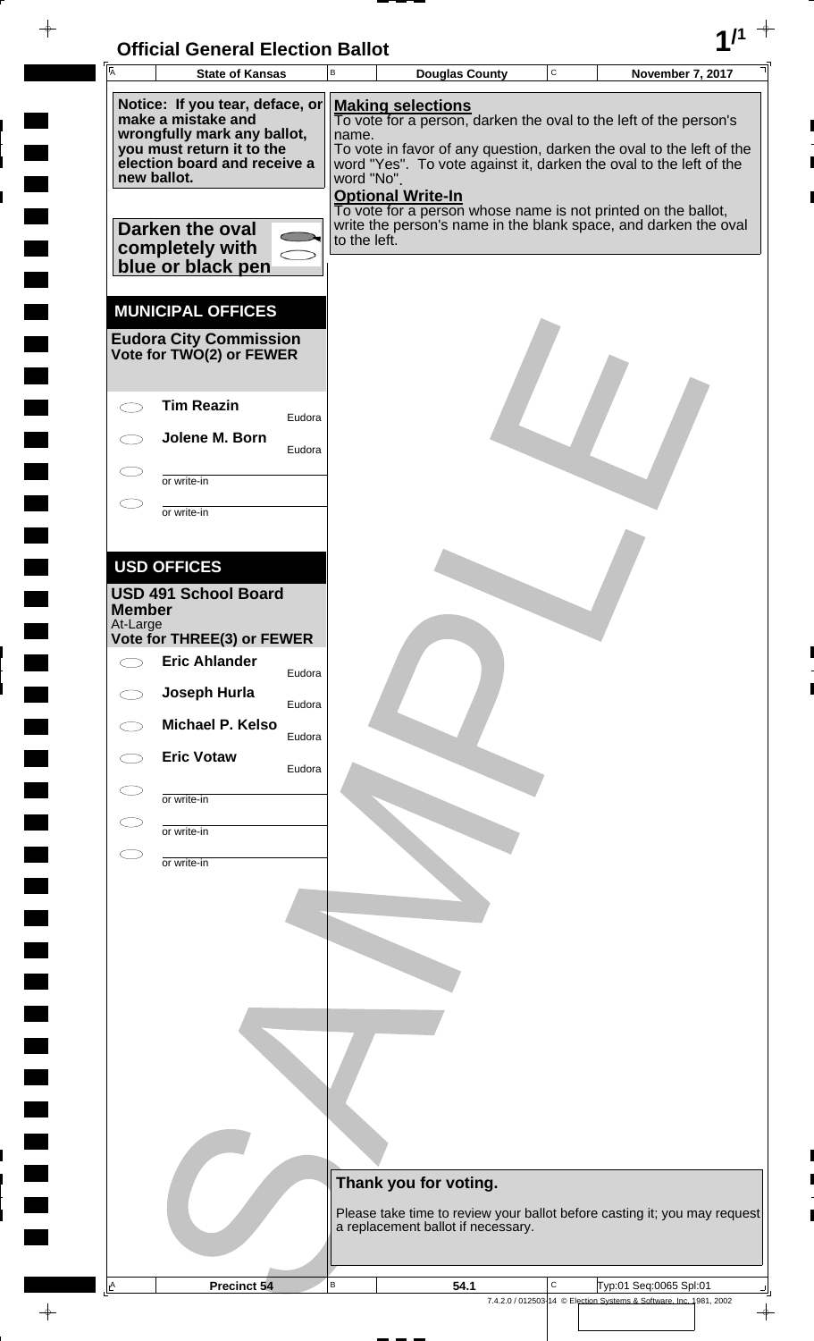# Official General Election Ballot

| State of Kansas | Douglas County | November 7, 2017 |
|---|---|---|

**Notice: If you tear, deface, or make a mistake and wrongfully mark any ballot, you must return it to the election board and receive a new ballot.**

**Darken the oval completely with blue or black pen**

**Making selections**
To vote for a person, darken the oval to the left of the person's name.
To vote in favor of any question, darken the oval to the left of the word "Yes". To vote against it, darken the oval to the left of the word "No".

**Optional Write-In**
To vote for a person whose name is not printed on the ballot, write the person's name in the blank space, and darken the oval to the left.

## MUNICIPAL OFFICES

### Eudora City Commission
**Vote for TWO(2) or FEWER**

- ⬭ **Tim Reazin** — Eudora
- ⬭ **Jolene M. Born** — Eudora
- ⬭ ________ or write-in
- ⬭ ________ or write-in

## USD OFFICES

### USD 491 School Board Member
At-Large
**Vote for THREE(3) or FEWER**

- ⬭ **Eric Ahlander** — Eudora
- ⬭ **Joseph Hurla** — Eudora
- ⬭ **Michael P. Kelso** — Eudora
- ⬭ **Eric Votaw** — Eudora
- ⬭ ________ or write-in
- ⬭ ________ or write-in
- ⬭ ________ or write-in

**Thank you for voting.**

Please take time to review your ballot before casting it; you may request a replacement ballot if necessary.

| Precinct 54 | 54.1 | Typ:01 Seq:0065 Spl:01 |
|---|---|---|

SAMPLE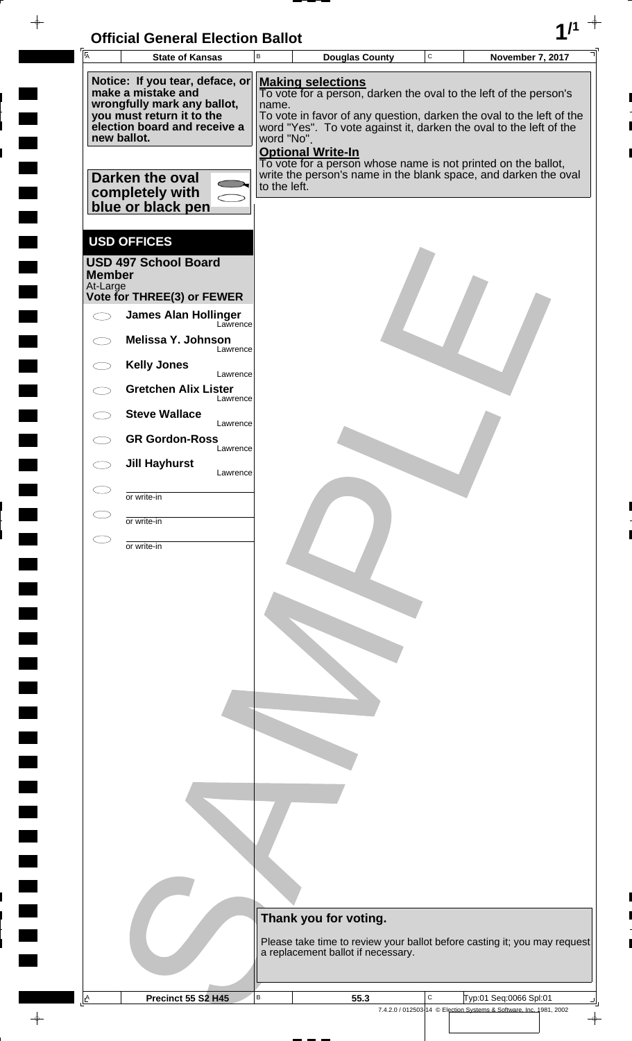# Official General Election Ballot

| A State of Kansas | B Douglas County | C November 7, 2017 |
|---|---|---|

**Notice: If you tear, deface, or make a mistake and wrongfully mark any ballot, you must return it to the election board and receive a new ballot.**

**Darken the oval completely with blue or black pen**

**Making selections**
To vote for a person, darken the oval to the left of the person's name.
To vote in favor of any question, darken the oval to the left of the word "Yes". To vote against it, darken the oval to the left of the word "No".

**Optional Write-In**
To vote for a person whose name is not printed on the ballot, write the person's name in the blank space, and darken the oval to the left.

## USD OFFICES

### USD 497 School Board Member

At-Large

**Vote for THREE(3) or FEWER**

- ◯ **James Alan Hollinger** — Lawrence
- ◯ **Melissa Y. Johnson** — Lawrence
- ◯ **Kelly Jones** — Lawrence
- ◯ **Gretchen Alix Lister** — Lawrence
- ◯ **Steve Wallace** — Lawrence
- ◯ **GR Gordon-Ross** — Lawrence
- ◯ **Jill Hayhurst** — Lawrence
- ◯ ________ or write-in
- ◯ ________ or write-in
- ◯ ________ or write-in

**Thank you for voting.**

Please take time to review your ballot before casting it; you may request a replacement ballot if necessary.

| A Precinct 55 S2 H45 | B 55.3 | C Typ:01 Seq:0066 Spl:01 |
|---|---|---|

7.4.2.0 / 012503-14 © Election Systems & Software, Inc. 1981, 2002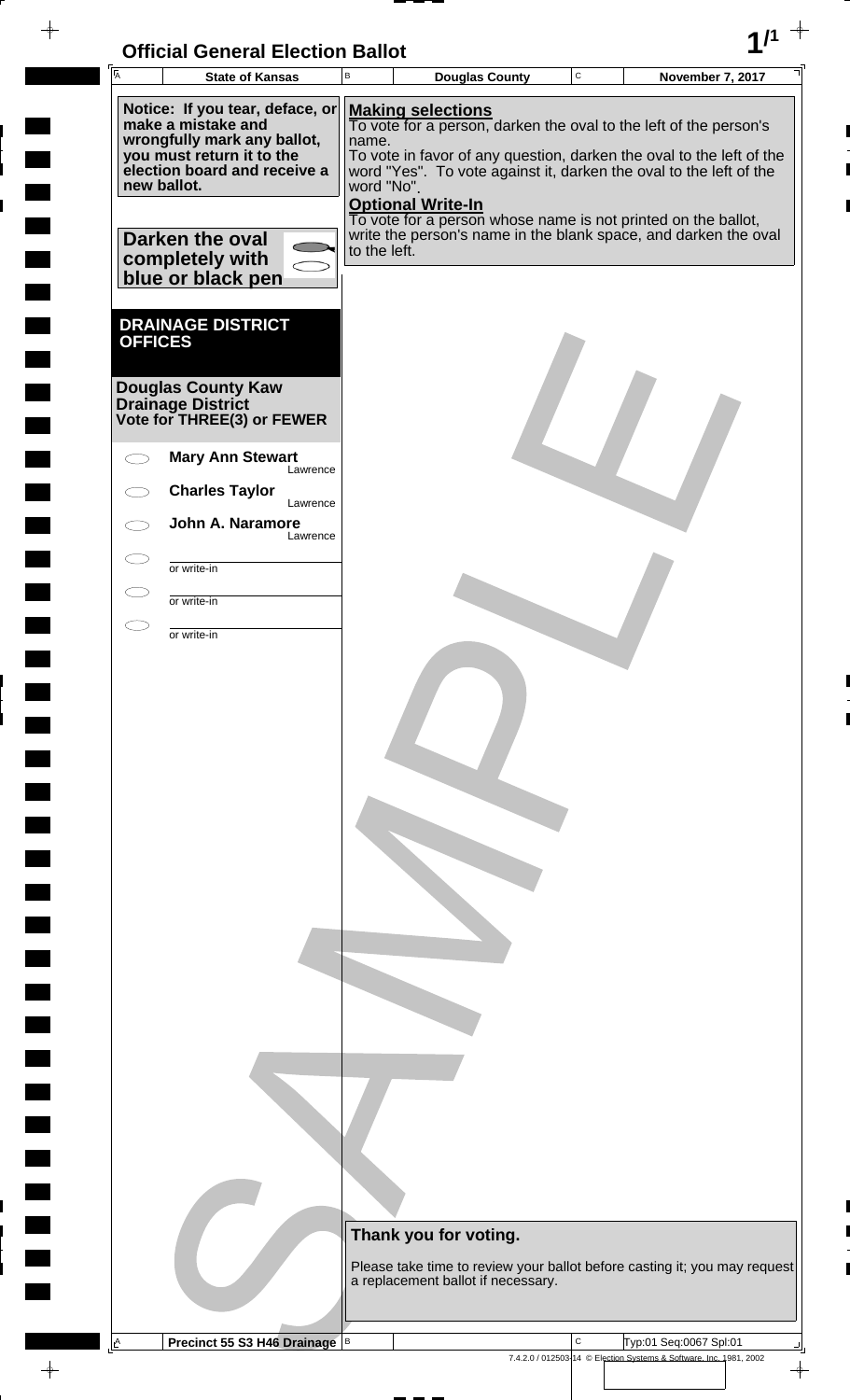# Official General Election Ballot

| State of Kansas | Douglas County | November 7, 2017 |
|---|---|---|

**Notice: If you tear, deface, or make a mistake and wrongfully mark any ballot, you must return it to the election board and receive a new ballot.**

**Darken the oval completely with blue or black pen**

**Making selections**
To vote for a person, darken the oval to the left of the person's name.
To vote in favor of any question, darken the oval to the left of the word "Yes". To vote against it, darken the oval to the left of the word "No".

**Optional Write-In**
To vote for a person whose name is not printed on the ballot, write the person's name in the blank space, and darken the oval to the left.

## DRAINAGE DISTRICT OFFICES

### Douglas County Kaw Drainage District
**Vote for THREE(3) or FEWER**

- **Mary Ann Stewart** — Lawrence
- **Charles Taylor** — Lawrence
- **John A. Naramore** — Lawrence
- ________ or write-in
- ________ or write-in
- ________ or write-in

**Thank you for voting.**

Please take time to review your ballot before casting it; you may request a replacement ballot if necessary.

Precinct 55 S3 H46 Drainage

Typ:01 Seq:0067 Spl:01

7.4.2.0 / 012503-14 © Election Systems & Software, Inc. 1981, 2002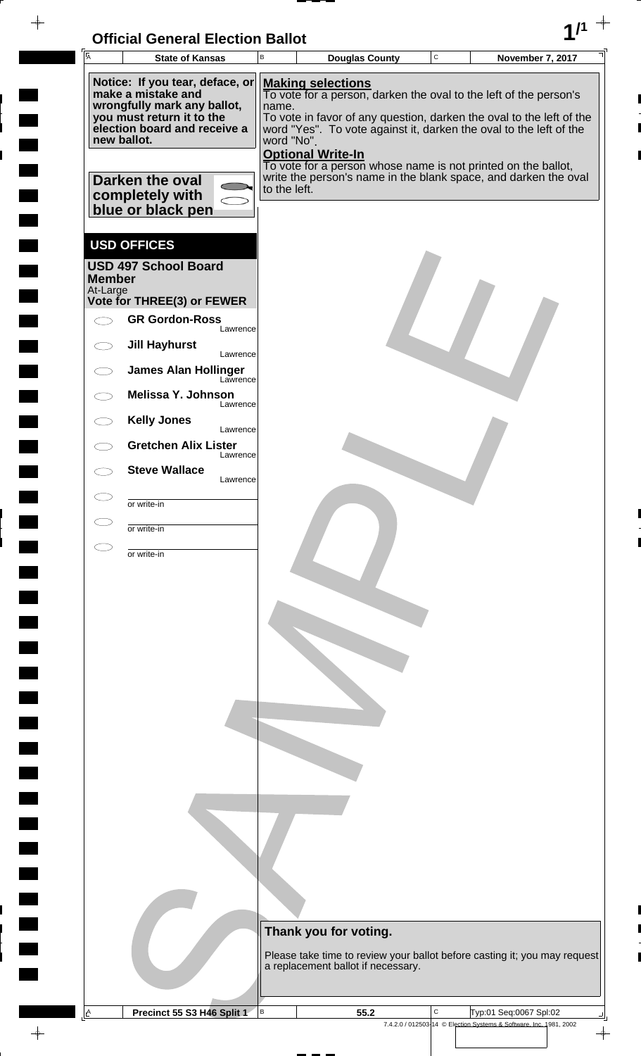# Official General Election Ballot

| State of Kansas | Douglas County | November 7, 2017 |
| --- | --- | --- |

**Notice: If you tear, deface, or make a mistake and wrongfully mark any ballot, you must return it to the election board and receive a new ballot.**

**Darken the oval completely with blue or black pen**

**Making selections**

To vote for a person, darken the oval to the left of the person's name.

To vote in favor of any question, darken the oval to the left of the word "Yes". To vote against it, darken the oval to the left of the word "No".

**Optional Write-In**

To vote for a person whose name is not printed on the ballot, write the person's name in the blank space, and darken the oval to the left.

## USD OFFICES

### USD 497 School Board Member

At-Large

**Vote for THREE(3) or FEWER**

- GR Gordon-Ross — Lawrence
- Jill Hayhurst — Lawrence
- James Alan Hollinger — Lawrence
- Melissa Y. Johnson — Lawrence
- Kelly Jones — Lawrence
- Gretchen Alix Lister — Lawrence
- Steve Wallace — Lawrence
- ________ or write-in
- ________ or write-in
- ________ or write-in

**Thank you for voting.**

Please take time to review your ballot before casting it; you may request a replacement ballot if necessary.

| Precinct 55 S3 H46 Split 1 | 55.2 | Typ:01 Seq:0067 Spl:02 |
| --- | --- | --- |

7.4.2.0 / 012503-14 © Election Systems & Software, Inc. 1981, 2002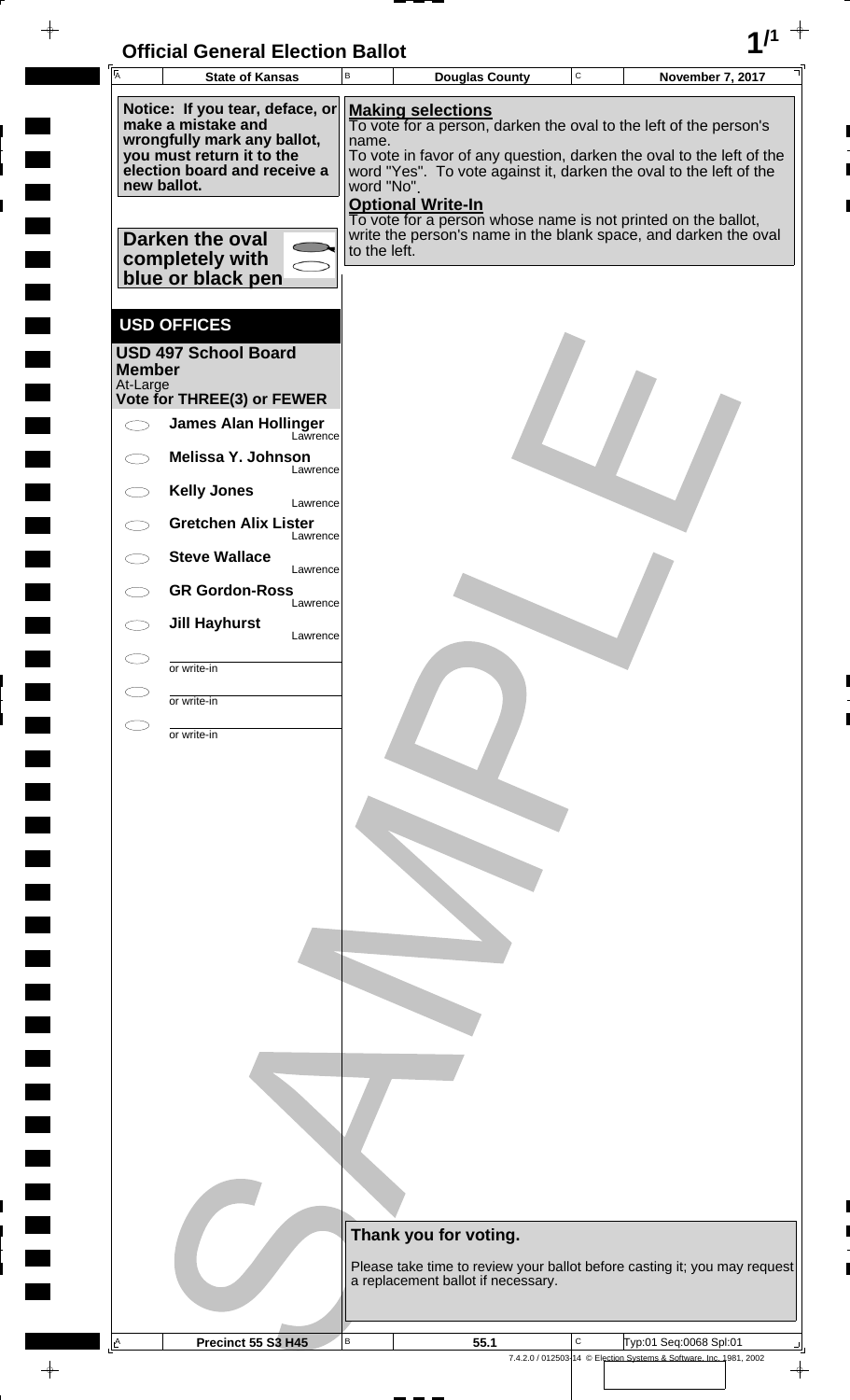# Official General Election Ballot

| State of Kansas | Douglas County | November 7, 2017 |
|---|---|---|

**Notice: If you tear, deface, or make a mistake and wrongfully mark any ballot, you must return it to the election board and receive a new ballot.**

**Darken the oval completely with blue or black pen**

**Making selections**
To vote for a person, darken the oval to the left of the person's name.
To vote in favor of any question, darken the oval to the left of the word "Yes". To vote against it, darken the oval to the left of the word "No".

**Optional Write-In**
To vote for a person whose name is not printed on the ballot, write the person's name in the blank space, and darken the oval to the left.

## USD OFFICES

### USD 497 School Board Member
At-Large
**Vote for THREE(3) or FEWER**

- James Alan Hollinger — Lawrence
- Melissa Y. Johnson — Lawrence
- Kelly Jones — Lawrence
- Gretchen Alix Lister — Lawrence
- Steve Wallace — Lawrence
- GR Gordon-Ross — Lawrence
- Jill Hayhurst — Lawrence
- ________ or write-in
- ________ or write-in
- ________ or write-in

**Thank you for voting.**

Please take time to review your ballot before casting it; you may request a replacement ballot if necessary.

| Precinct 55 S3 H45 | 55.1 | Typ:01 Seq:0068 Spl:01 |
|---|---|---|

7.4.2.0 / 012503-14 © Election Systems & Software, Inc. 1981, 2002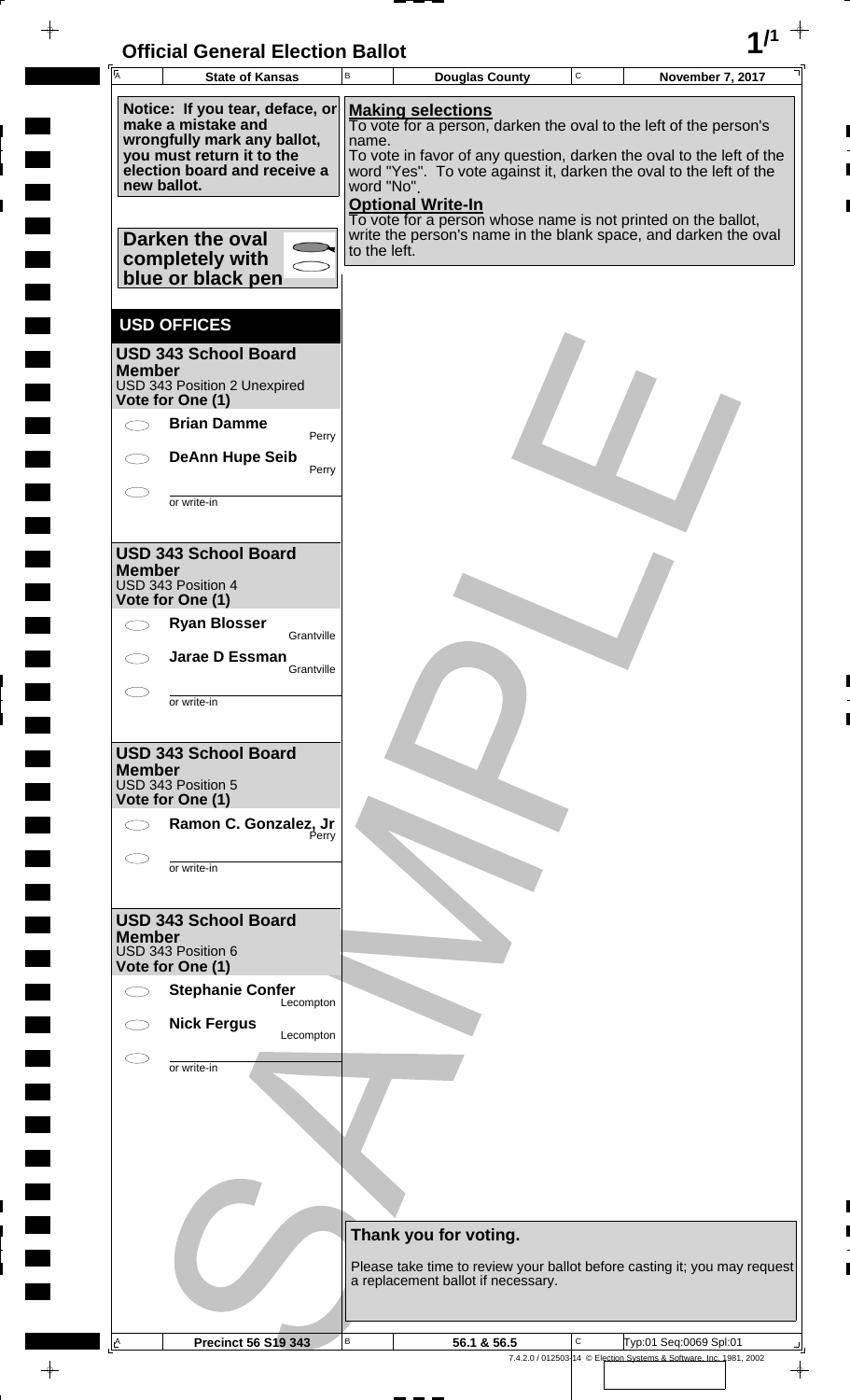# Official General Election Ballot

| State of Kansas | Douglas County | November 7, 2017 |
|---|---|---|

**Notice: If you tear, deface, or make a mistake and wrongfully mark any ballot, you must return it to the election board and receive a new ballot.**

**Darken the oval completely with blue or black pen**

**Making selections**
To vote for a person, darken the oval to the left of the person's name.
To vote in favor of any question, darken the oval to the left of the word "Yes". To vote against it, darken the oval to the left of the word "No".

**Optional Write-In**
To vote for a person whose name is not printed on the ballot, write the person's name in the blank space, and darken the oval to the left.

## USD OFFICES

### USD 343 School Board Member
USD 343 Position 2 Unexpired
**Vote for One (1)**

- ⬭ **Brian Damme** — Perry
- ⬭ **DeAnn Hupe Seib** — Perry
- ⬭ ________ or write-in

### USD 343 School Board Member
USD 343 Position 4
**Vote for One (1)**

- ⬭ **Ryan Blosser** — Grantville
- ⬭ **Jarae D Essman** — Grantville
- ⬭ ________ or write-in

### USD 343 School Board Member
USD 343 Position 5
**Vote for One (1)**

- ⬭ **Ramon C. Gonzalez, Jr** — Perry
- ⬭ ________ or write-in

### USD 343 School Board Member
USD 343 Position 6
**Vote for One (1)**

- ⬭ **Stephanie Confer** — Lecompton
- ⬭ **Nick Fergus** — Lecompton
- ⬭ ________ or write-in

**Thank you for voting.**

Please take time to review your ballot before casting it; you may request a replacement ballot if necessary.

| Precinct 56 S19 343 | 56.1 & 56.5 | Typ:01 Seq:0069 Spl:01 |
|---|---|---|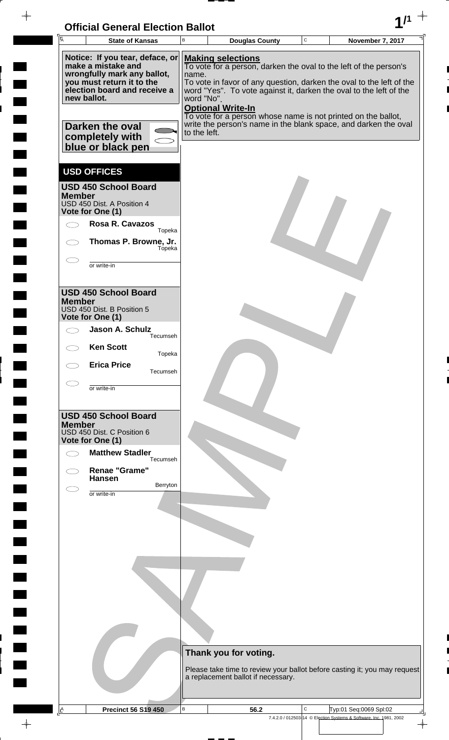# Official General Election Ballot

| State of Kansas | Douglas County | November 7, 2017 |
|---|---|---|

**Notice: If you tear, deface, or make a mistake and wrongfully mark any ballot, you must return it to the election board and receive a new ballot.**

**Darken the oval completely with blue or black pen**

**Making selections**

To vote for a person, darken the oval to the left of the person's name.

To vote in favor of any question, darken the oval to the left of the word "Yes". To vote against it, darken the oval to the left of the word "No".

**Optional Write-In**

To vote for a person whose name is not printed on the ballot, write the person's name in the blank space, and darken the oval to the left.

## USD OFFICES

### USD 450 School Board Member

USD 450 Dist. A Position 4

**Vote for One (1)**

- **Rosa R. Cavazos** — Topeka
- **Thomas P. Browne, Jr.** — Topeka
- ______ or write-in

### USD 450 School Board Member

USD 450 Dist. B Position 5

**Vote for One (1)**

- **Jason A. Schulz** — Tecumseh
- **Ken Scott** — Topeka
- **Erica Price** — Tecumseh
- ______ or write-in

### USD 450 School Board Member

USD 450 Dist. C Position 6

**Vote for One (1)**

- **Matthew Stadler** — Tecumseh
- **Renae "Grame" Hansen** — Berryton
- ______ or write-in

**Thank you for voting.**

Please take time to review your ballot before casting it; you may request a replacement ballot if necessary.

| Precinct 56 S19 450 | 56.2 | Typ:01 Seq:0069 Spl:02 |
|---|---|---|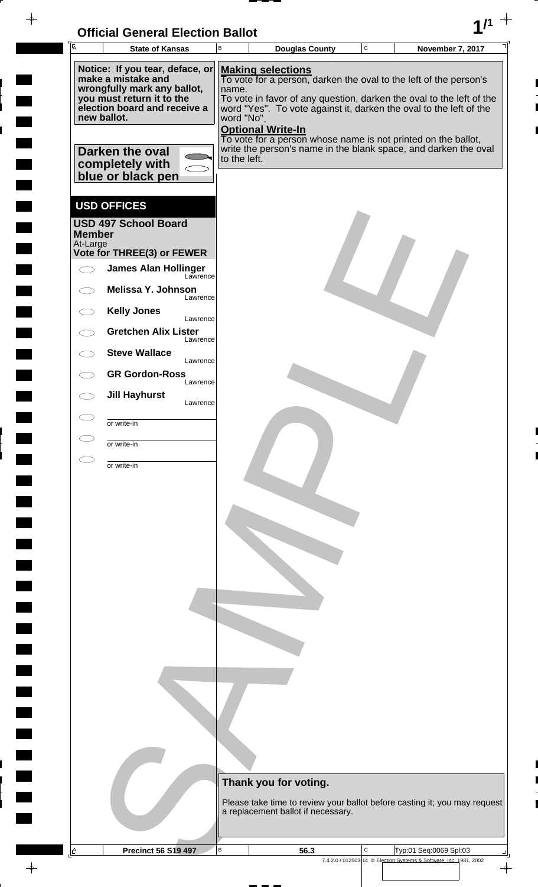# Official General Election Ballot

| State of Kansas | Douglas County | November 7, 2017 |
|---|---|---|

**Notice: If you tear, deface, or make a mistake and wrongfully mark any ballot, you must return it to the election board and receive a new ballot.**

**Darken the oval completely with blue or black pen**

**Making selections**
To vote for a person, darken the oval to the left of the person's name.
To vote in favor of any question, darken the oval to the left of the word "Yes". To vote against it, darken the oval to the left of the word "No".

**Optional Write-In**
To vote for a person whose name is not printed on the ballot, write the person's name in the blank space, and darken the oval to the left.

## USD OFFICES

### USD 497 School Board Member
At-Large
**Vote for THREE(3) or FEWER**

- ⬭ **James Alan Hollinger** — Lawrence
- ⬭ **Melissa Y. Johnson** — Lawrence
- ⬭ **Kelly Jones** — Lawrence
- ⬭ **Gretchen Alix Lister** — Lawrence
- ⬭ **Steve Wallace** — Lawrence
- ⬭ **GR Gordon-Ross** — Lawrence
- ⬭ **Jill Hayhurst** — Lawrence
- ⬭ ________ or write-in
- ⬭ ________ or write-in
- ⬭ ________ or write-in

**Thank you for voting.**

Please take time to review your ballot before casting it; you may request a replacement ballot if necessary.

| Precinct 56 S19 497 | 56.3 | Typ:01 Seq:0069 Spl:03 |
|---|---|---|

7.4.2.0 / 012503-14 © Election Systems & Software, Inc. 1981, 2002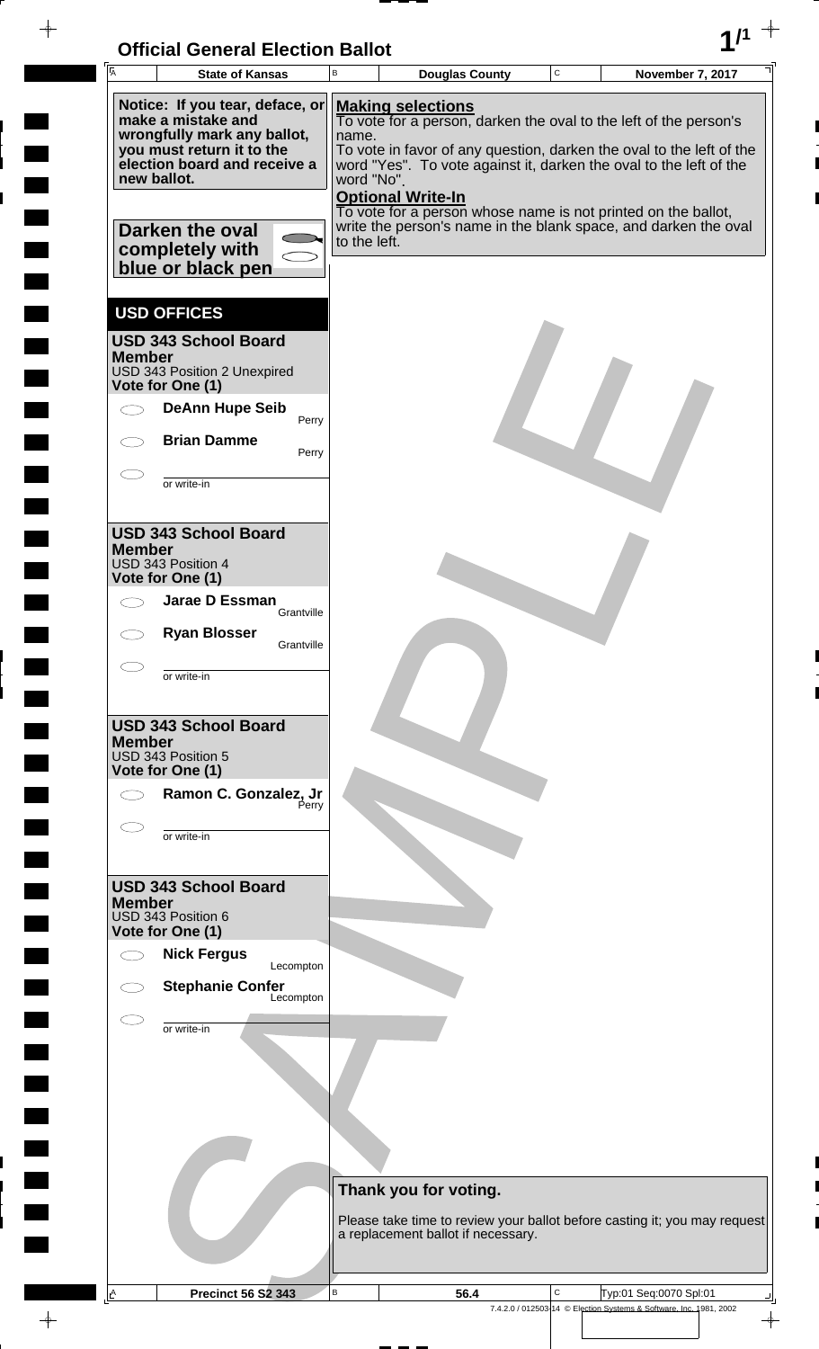# Official General Election Ballot

| State of Kansas | Douglas County | November 7, 2017 |
|---|---|---|

**Notice: If you tear, deface, or make a mistake and wrongfully mark any ballot, you must return it to the election board and receive a new ballot.**

**Darken the oval completely with blue or black pen**

**Making selections**
To vote for a person, darken the oval to the left of the person's name.
To vote in favor of any question, darken the oval to the left of the word "Yes". To vote against it, darken the oval to the left of the word "No".

**Optional Write-In**
To vote for a person whose name is not printed on the ballot, write the person's name in the blank space, and darken the oval to the left.

## USD OFFICES

### USD 343 School Board Member
USD 343 Position 2 Unexpired
**Vote for One (1)**

- ⬭ **DeAnn Hupe Seib** — Perry
- ⬭ **Brian Damme** — Perry
- ⬭ ______ or write-in

### USD 343 School Board Member
USD 343 Position 4
**Vote for One (1)**

- ⬭ **Jarae D Essman** — Grantville
- ⬭ **Ryan Blosser** — Grantville
- ⬭ ______ or write-in

### USD 343 School Board Member
USD 343 Position 5
**Vote for One (1)**

- ⬭ **Ramon C. Gonzalez, Jr** — Perry
- ⬭ ______ or write-in

### USD 343 School Board Member
USD 343 Position 6
**Vote for One (1)**

- ⬭ **Nick Fergus** — Lecompton
- ⬭ **Stephanie Confer** — Lecompton
- ⬭ ______ or write-in

**Thank you for voting.**

Please take time to review your ballot before casting it; you may request a replacement ballot if necessary.

| Precinct 56 S2 343 | 56.4 | Typ:01 Seq:0070 Spl:01 |
|---|---|---|

7.4.2.0 / 012503-14 © Election Systems & Software, Inc. 1981, 2002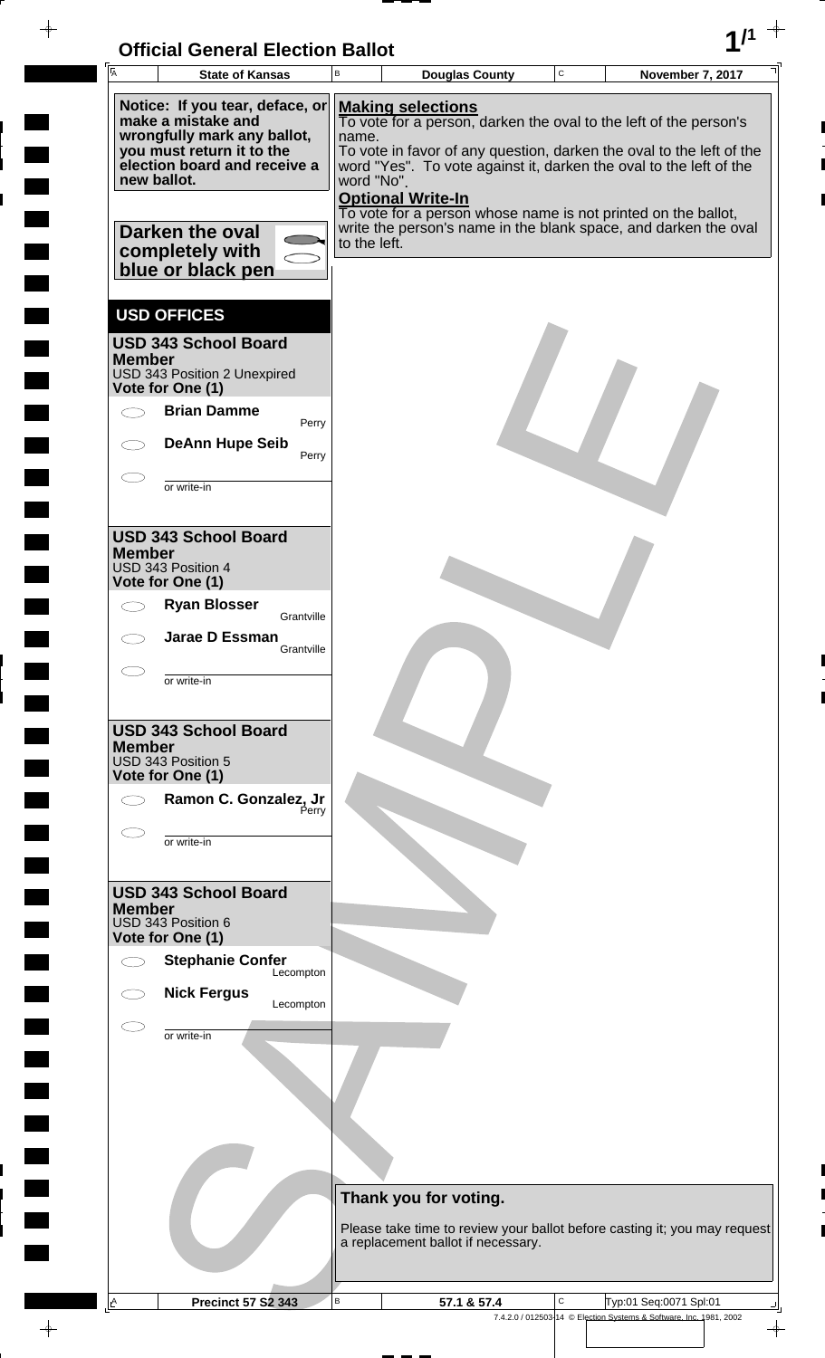# Official General Election Ballot

| State of Kansas | Douglas County | November 7, 2017 |
| --- | --- | --- |

**Notice: If you tear, deface, or make a mistake and wrongfully mark any ballot, you must return it to the election board and receive a new ballot.**

**Darken the oval completely with blue or black pen**

**Making selections**
To vote for a person, darken the oval to the left of the person's name.
To vote in favor of any question, darken the oval to the left of the word "Yes". To vote against it, darken the oval to the left of the word "No".

**Optional Write-In**
To vote for a person whose name is not printed on the ballot, write the person's name in the blank space, and darken the oval to the left.

## USD OFFICES

### USD 343 School Board Member
USD 343 Position 2 Unexpired
**Vote for One (1)**

- ⬭ **Brian Damme** — Perry
- ⬭ **DeAnn Hupe Seib** — Perry
- ⬭ ____________ or write-in

### USD 343 School Board Member
USD 343 Position 4
**Vote for One (1)**

- ⬭ **Ryan Blosser** — Grantville
- ⬭ **Jarae D Essman** — Grantville
- ⬭ ____________ or write-in

### USD 343 School Board Member
USD 343 Position 5
**Vote for One (1)**

- ⬭ **Ramon C. Gonzalez, Jr** — Perry
- ⬭ ____________ or write-in

### USD 343 School Board Member
USD 343 Position 6
**Vote for One (1)**

- ⬭ **Stephanie Confer** — Lecompton
- ⬭ **Nick Fergus** — Lecompton
- ⬭ ____________ or write-in

**Thank you for voting.**

Please take time to review your ballot before casting it; you may request a replacement ballot if necessary.

| Precinct 57 S2 343 | 57.1 & 57.4 | Typ:01 Seq:0071 Spl:01 |
| --- | --- | --- |

7.4.2.0 / 012503-14 © Election Systems & Software, Inc. 1981, 2002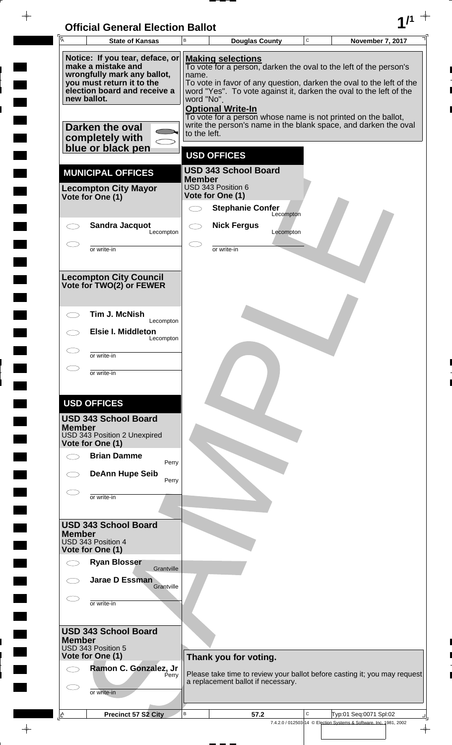# Official General Election Ballot

| State of Kansas | Douglas County | November 7, 2017 |
| --- | --- | --- |

**Notice: If you tear, deface, or make a mistake and wrongfully mark any ballot, you must return it to the election board and receive a new ballot.**

**Darken the oval completely with blue or black pen**

**Making selections**
To vote for a person, darken the oval to the left of the person's name.
To vote in favor of any question, darken the oval to the left of the word "Yes". To vote against it, darken the oval to the left of the word "No".

**Optional Write-In**
To vote for a person whose name is not printed on the ballot, write the person's name in the blank space, and darken the oval to the left.

## MUNICIPAL OFFICES

### Lecompton City Mayor
Vote for One (1)

- ◯ **Sandra Jacquot** — Lecompton
- ◯ ______ or write-in

### Lecompton City Council
Vote for TWO(2) or FEWER

- ◯ **Tim J. McNish** — Lecompton
- ◯ **Elsie I. Middleton** — Lecompton
- ◯ ______ or write-in
- ◯ ______ or write-in

## USD OFFICES

### USD 343 School Board Member
USD 343 Position 2 Unexpired
Vote for One (1)

- ◯ **Brian Damme** — Perry
- ◯ **DeAnn Hupe Seib** — Perry
- ◯ ______ or write-in

### USD 343 School Board Member
USD 343 Position 4
Vote for One (1)

- ◯ **Ryan Blosser** — Grantville
- ◯ **Jarae D Essman** — Grantville
- ◯ ______ or write-in

### USD 343 School Board Member
USD 343 Position 5
Vote for One (1)

- ◯ **Ramon C. Gonzalez, Jr** — Perry
- ◯ ______ or write-in

## USD OFFICES

### USD 343 School Board Member
USD 343 Position 6
Vote for One (1)

- ◯ **Stephanie Confer** — Lecompton
- ◯ **Nick Fergus** — Lecompton
- ◯ ______ or write-in

**Thank you for voting.**

Please take time to review your ballot before casting it; you may request a replacement ballot if necessary.

| Precinct 57 S2 City | 57.2 | Typ:01 Seq:0071 Spl:02 |
| --- | --- | --- |

7.4.2.0 / 012503-14 © Election Systems & Software, Inc. 1981, 2002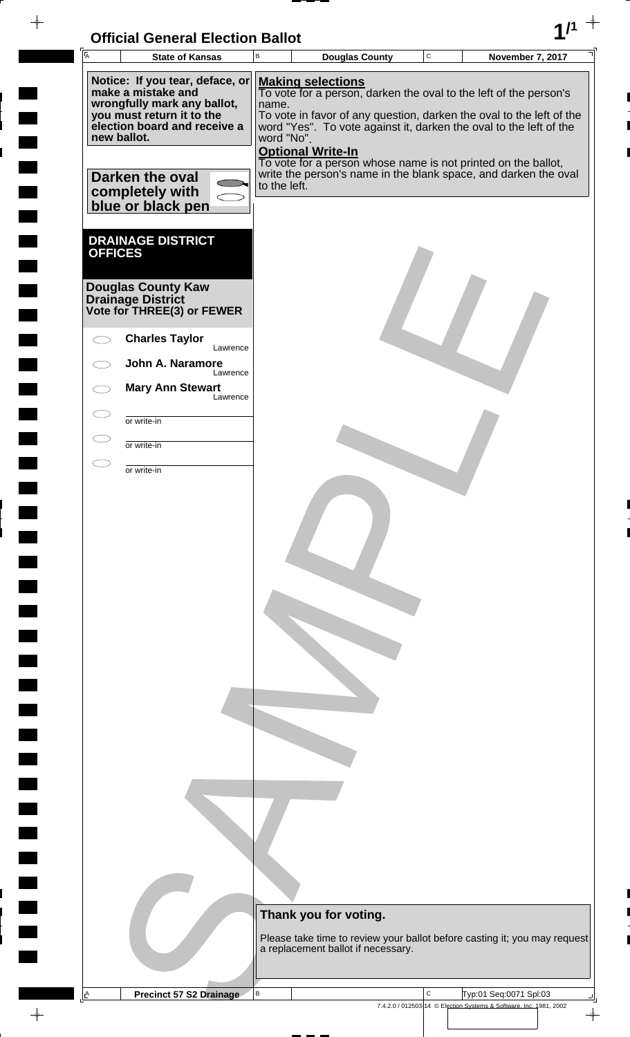# Official General Election Ballot

| A State of Kansas | B Douglas County | C November 7, 2017 |
|---|---|---|

**Notice: If you tear, deface, or make a mistake and wrongfully mark any ballot, you must return it to the election board and receive a new ballot.**

**Darken the oval completely with blue or black pen**

**Making selections**
To vote for a person, darken the oval to the left of the person's name.
To vote in favor of any question, darken the oval to the left of the word "Yes". To vote against it, darken the oval to the left of the word "No".

**Optional Write-In**
To vote for a person whose name is not printed on the ballot, write the person's name in the blank space, and darken the oval to the left.

## DRAINAGE DISTRICT OFFICES

### Douglas County Kaw Drainage District
**Vote for THREE(3) or FEWER**

- ⬭ **Charles Taylor** — Lawrence
- ⬭ **John A. Naramore** — Lawrence
- ⬭ **Mary Ann Stewart** — Lawrence
- ⬭ ______ or write-in
- ⬭ ______ or write-in
- ⬭ ______ or write-in

**Thank you for voting.**

Please take time to review your ballot before casting it; you may request a replacement ballot if necessary.

| A Precinct 57 S2 Drainage | B | C Typ:01 Seq:0071 Spl:03 |
|---|---|---|

7.4.2.0 / 012503-14 © Election Systems & Software, Inc. 1981, 2002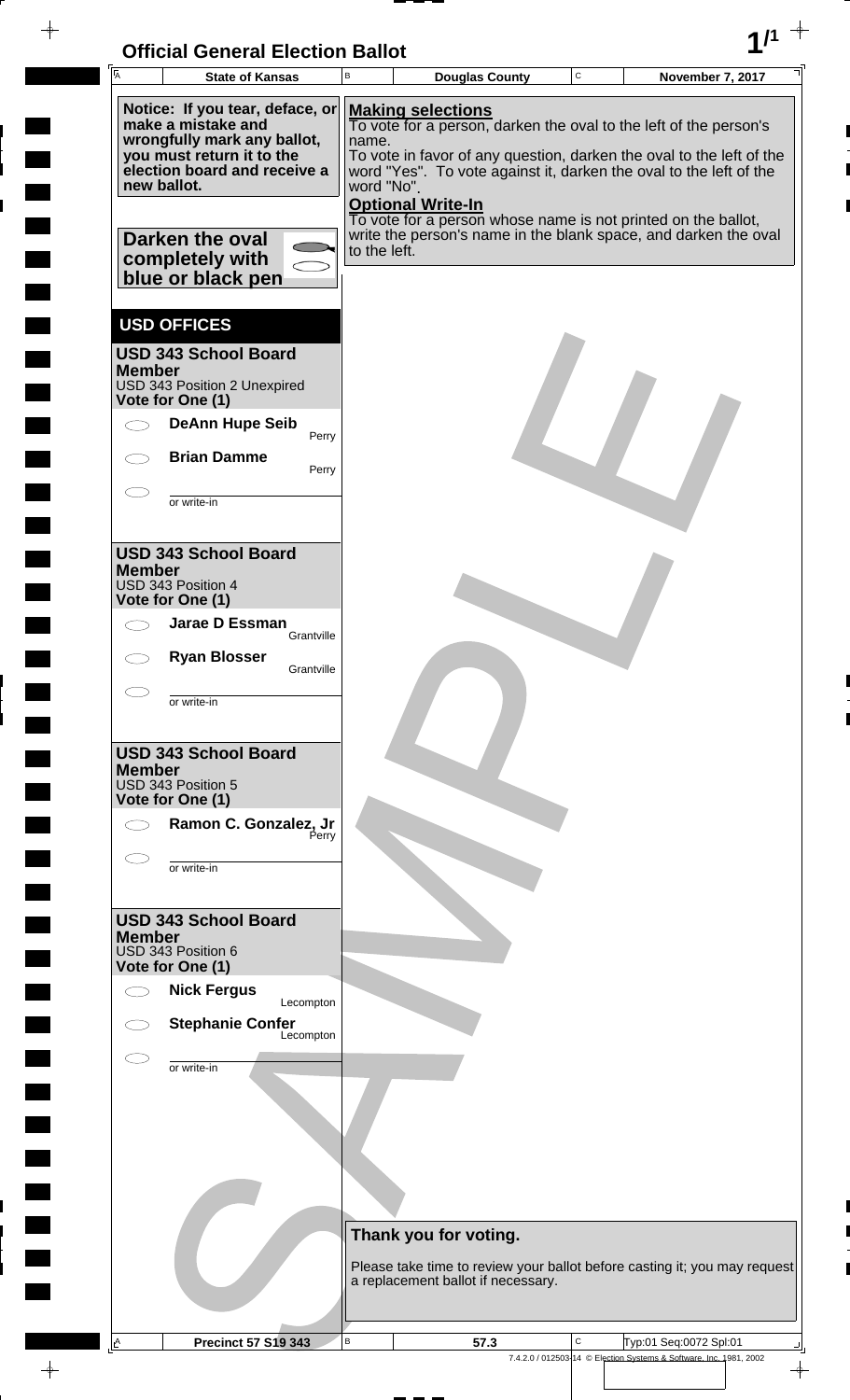# Official General Election Ballot

| State of Kansas | Douglas County | November 7, 2017 |
|---|---|---|

**Notice: If you tear, deface, or make a mistake and wrongfully mark any ballot, you must return it to the election board and receive a new ballot.**

**Darken the oval completely with blue or black pen**

**Making selections**
To vote for a person, darken the oval to the left of the person's name.
To vote in favor of any question, darken the oval to the left of the word "Yes". To vote against it, darken the oval to the left of the word "No".

**Optional Write-In**
To vote for a person whose name is not printed on the ballot, write the person's name in the blank space, and darken the oval to the left.

## USD OFFICES

### USD 343 School Board Member
USD 343 Position 2 Unexpired
**Vote for One (1)**

- **DeAnn Hupe Seib** — Perry
- **Brian Damme** — Perry
- ______ or write-in

### USD 343 School Board Member
USD 343 Position 4
**Vote for One (1)**

- **Jarae D Essman** — Grantville
- **Ryan Blosser** — Grantville
- ______ or write-in

### USD 343 School Board Member
USD 343 Position 5
**Vote for One (1)**

- **Ramon C. Gonzalez, Jr** — Perry
- ______ or write-in

### USD 343 School Board Member
USD 343 Position 6
**Vote for One (1)**

- **Nick Fergus** — Lecompton
- **Stephanie Confer** — Lecompton
- ______ or write-in

**Thank you for voting.**

Please take time to review your ballot before casting it; you may request a replacement ballot if necessary.

| Precinct 57 S19 343 | 57.3 | Typ:01 Seq:0072 Spl:01 |
|---|---|---|

7.4.2.0 / 012503-14 © Election Systems & Software, Inc. 1981, 2002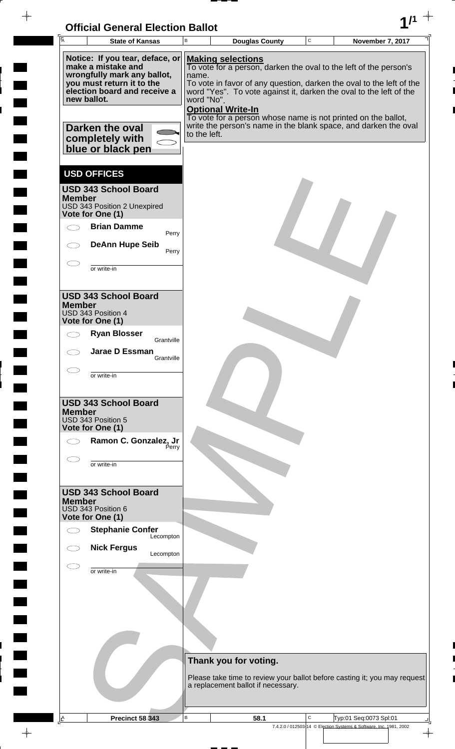# Official General Election Ballot

| State of Kansas | Douglas County | November 7, 2017 |
|---|---|---|

**Notice: If you tear, deface, or make a mistake and wrongfully mark any ballot, you must return it to the election board and receive a new ballot.**

**Darken the oval completely with blue or black pen**

**Making selections**
To vote for a person, darken the oval to the left of the person's name.
To vote in favor of any question, darken the oval to the left of the word "Yes". To vote against it, darken the oval to the left of the word "No".

**Optional Write-In**
To vote for a person whose name is not printed on the ballot, write the person's name in the blank space, and darken the oval to the left.

## USD OFFICES

### USD 343 School Board Member
USD 343 Position 2 Unexpired
**Vote for One (1)**

- ⬭ **Brian Damme** — Perry
- ⬭ **DeAnn Hupe Seib** — Perry
- ⬭ ________ or write-in

### USD 343 School Board Member
USD 343 Position 4
**Vote for One (1)**

- ⬭ **Ryan Blosser** — Grantville
- ⬭ **Jarae D Essman** — Grantville
- ⬭ ________ or write-in

### USD 343 School Board Member
USD 343 Position 5
**Vote for One (1)**

- ⬭ **Ramon C. Gonzalez, Jr** — Perry
- ⬭ ________ or write-in

### USD 343 School Board Member
USD 343 Position 6
**Vote for One (1)**

- ⬭ **Stephanie Confer** — Lecompton
- ⬭ **Nick Fergus** — Lecompton
- ⬭ ________ or write-in

**Thank you for voting.**

Please take time to review your ballot before casting it; you may request a replacement ballot if necessary.

| Precinct 58 343 | 58.1 | Typ:01 Seq:0073 Spl:01 |
|---|---|---|

7.4.2.0 / 012503-14 © Election Systems & Software, Inc. 1981, 2002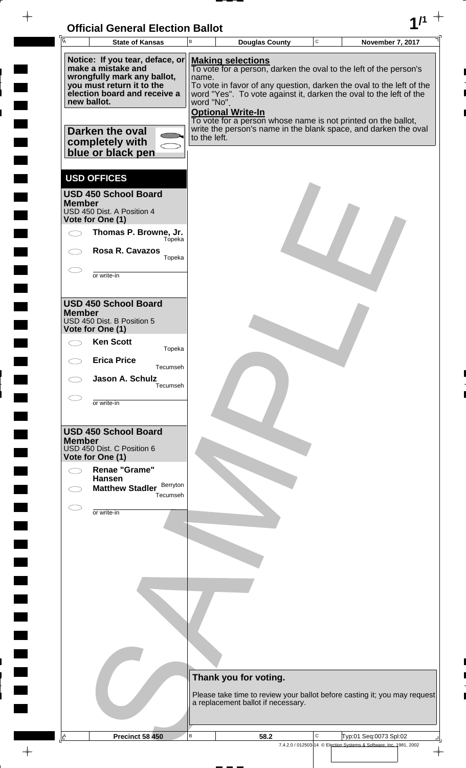# Official General Election Ballot

| A State of Kansas | B Douglas County | C November 7, 2017 |
| --- | --- | --- |

**Notice: If you tear, deface, or make a mistake and wrongfully mark any ballot, you must return it to the election board and receive a new ballot.**

**Darken the oval completely with blue or black pen**

**Making selections**
To vote for a person, darken the oval to the left of the person's name.
To vote in favor of any question, darken the oval to the left of the word "Yes". To vote against it, darken the oval to the left of the word "No".

**Optional Write-In**
To vote for a person whose name is not printed on the ballot, write the person's name in the blank space, and darken the oval to the left.

## USD OFFICES

### USD 450 School Board Member
USD 450 Dist. A Position 4
**Vote for One (1)**

- ⬭ **Thomas P. Browne, Jr.** Topeka
- ⬭ **Rosa R. Cavazos** Topeka
- ⬭ ____________ or write-in

### USD 450 School Board Member
USD 450 Dist. B Position 5
**Vote for One (1)**

- ⬭ **Ken Scott** Topeka
- ⬭ **Erica Price** Tecumseh
- ⬭ **Jason A. Schulz** Tecumseh
- ⬭ ____________ or write-in

### USD 450 School Board Member
USD 450 Dist. C Position 6
**Vote for One (1)**

- ⬭ **Renae "Grame" Hansen** Berryton
- ⬭ **Matthew Stadler** Tecumseh
- ⬭ ____________ or write-in

**Thank you for voting.**

Please take time to review your ballot before casting it; you may request a replacement ballot if necessary.

| A Precinct 58 450 | B 58.2 | C Typ:01 Seq:0073 Spl:02 |
| --- | --- | --- |

7.4.2.0 / 012503-14 © Election Systems & Software, Inc. 1981, 2002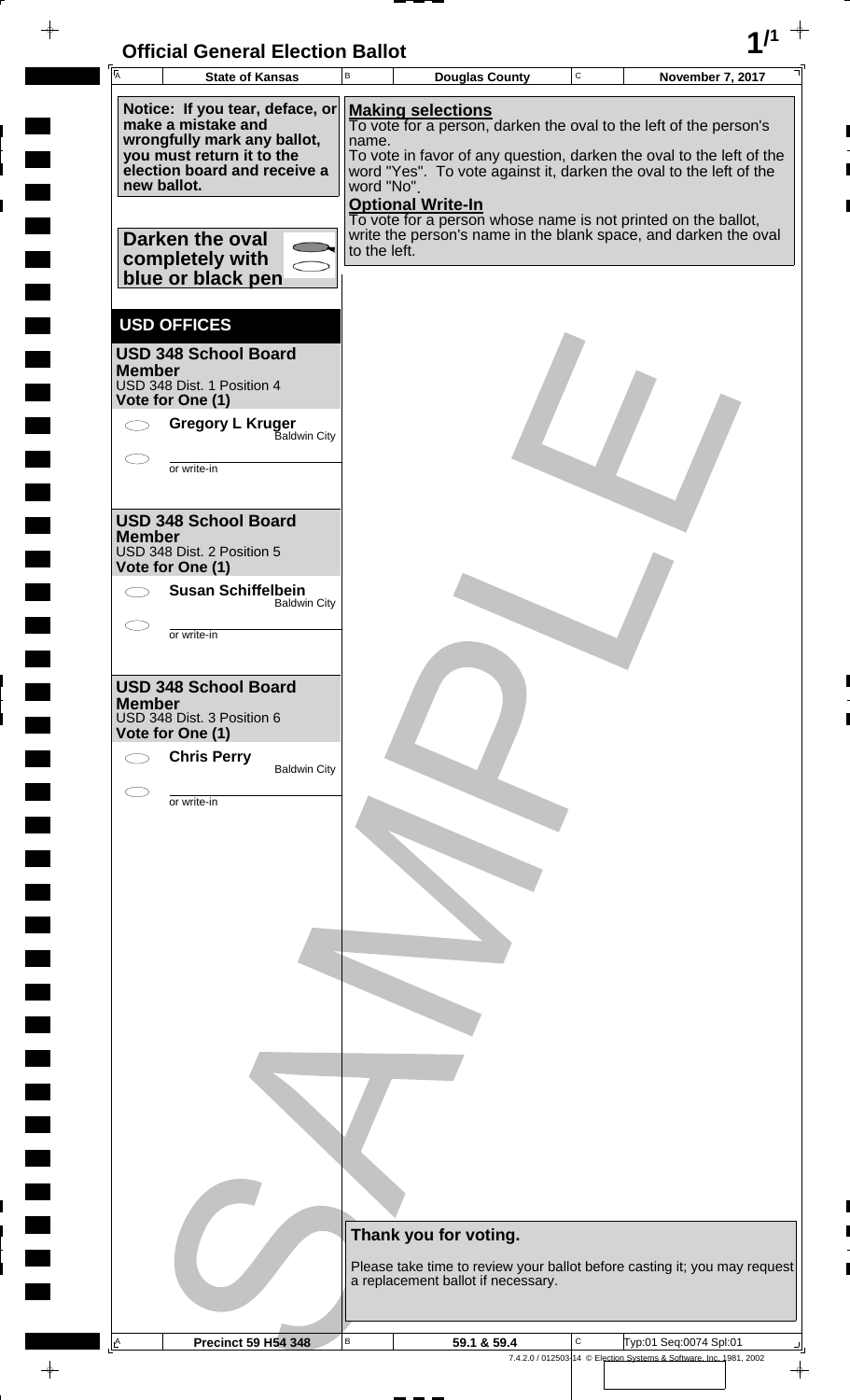# Official General Election Ballot

| State of Kansas | Douglas County | November 7, 2017 |
|---|---|---|

**Notice: If you tear, deface, or make a mistake and wrongfully mark any ballot, you must return it to the election board and receive a new ballot.**

**Darken the oval completely with blue or black pen**

**Making selections**

To vote for a person, darken the oval to the left of the person's name.

To vote in favor of any question, darken the oval to the left of the word "Yes". To vote against it, darken the oval to the left of the word "No".

**Optional Write-In**

To vote for a person whose name is not printed on the ballot, write the person's name in the blank space, and darken the oval to the left.

## USD OFFICES

### USD 348 School Board Member
USD 348 Dist. 1 Position 4
**Vote for One (1)**

- ⬭ **Gregory L Kruger** — Baldwin City
- ⬭ ________ or write-in

### USD 348 School Board Member
USD 348 Dist. 2 Position 5
**Vote for One (1)**

- ⬭ **Susan Schiffelbein** — Baldwin City
- ⬭ ________ or write-in

### USD 348 School Board Member
USD 348 Dist. 3 Position 6
**Vote for One (1)**

- ⬭ **Chris Perry** — Baldwin City
- ⬭ ________ or write-in

**Thank you for voting.**

Please take time to review your ballot before casting it; you may request a replacement ballot if necessary.

| Precinct 59 H54 348 | 59.1 & 59.4 | Typ:01 Seq:0074 Spl:01 |
|---|---|---|

7.4.2.0 / 012503-14 © Election Systems & Software, Inc. 1981, 2002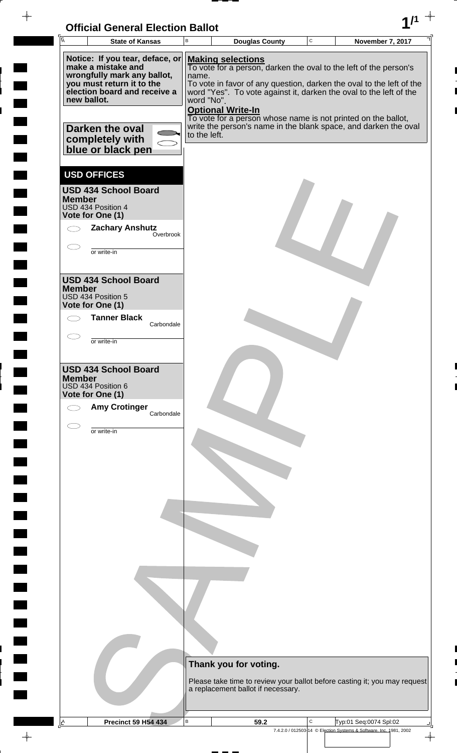# Official General Election Ballot

| State of Kansas | Douglas County | November 7, 2017 |
|---|---|---|

**Notice: If you tear, deface, or make a mistake and wrongfully mark any ballot, you must return it to the election board and receive a new ballot.**

**Darken the oval completely with blue or black pen**

**Making selections**
To vote for a person, darken the oval to the left of the person's name.
To vote in favor of any question, darken the oval to the left of the word "Yes". To vote against it, darken the oval to the left of the word "No".

**Optional Write-In**
To vote for a person whose name is not printed on the ballot, write the person's name in the blank space, and darken the oval to the left.

## USD OFFICES

### USD 434 School Board Member
USD 434 Position 4
**Vote for One (1)**

- ⬭ **Zachary Anshutz** — Overbrook
- ⬭ ______ or write-in

### USD 434 School Board Member
USD 434 Position 5
**Vote for One (1)**

- ⬭ **Tanner Black** — Carbondale
- ⬭ ______ or write-in

### USD 434 School Board Member
USD 434 Position 6
**Vote for One (1)**

- ⬭ **Amy Crotinger** — Carbondale
- ⬭ ______ or write-in

**Thank you for voting.**

Please take time to review your ballot before casting it; you may request a replacement ballot if necessary.

SAMPLE

| Precinct 59 H54 434 | 59.2 | Typ:01 Seq:0074 Spl:02 |
|---|---|---|

7.4.2.0 / 012503-14 © Election Systems & Software, Inc. 1981, 2002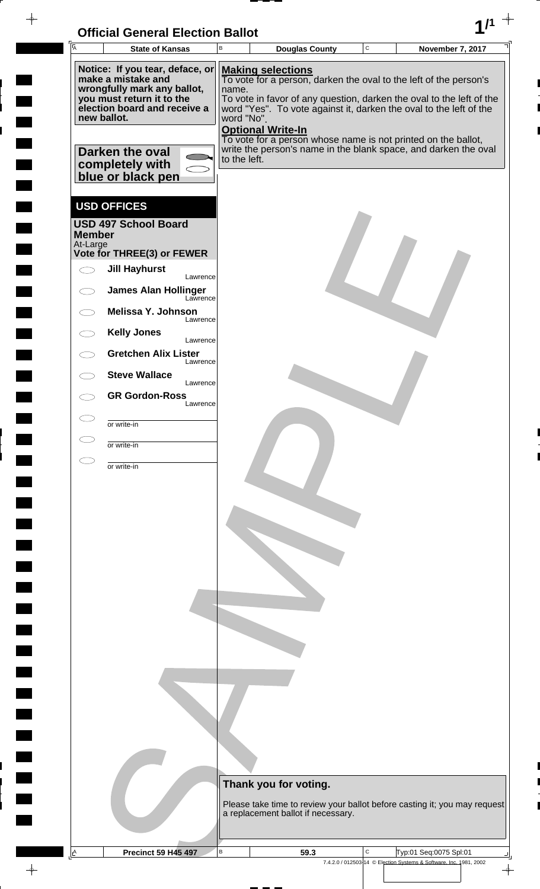# Official General Election Ballot

| State of Kansas | Douglas County | November 7, 2017 |
|---|---|---|

**Notice: If you tear, deface, or make a mistake and wrongfully mark any ballot, you must return it to the election board and receive a new ballot.**

**Darken the oval completely with blue or black pen**

**Making selections**
To vote for a person, darken the oval to the left of the person's name.
To vote in favor of any question, darken the oval to the left of the word "Yes". To vote against it, darken the oval to the left of the word "No".

**Optional Write-In**
To vote for a person whose name is not printed on the ballot, write the person's name in the blank space, and darken the oval to the left.

## USD OFFICES

### USD 497 School Board Member
At-Large
**Vote for THREE(3) or FEWER**

- **Jill Hayhurst** — Lawrence
- **James Alan Hollinger** — Lawrence
- **Melissa Y. Johnson** — Lawrence
- **Kelly Jones** — Lawrence
- **Gretchen Alix Lister** — Lawrence
- **Steve Wallace** — Lawrence
- **GR Gordon-Ross** — Lawrence
- ______ or write-in
- ______ or write-in
- ______ or write-in

SAMPLE

**Thank you for voting.**

Please take time to review your ballot before casting it; you may request a replacement ballot if necessary.

| Precinct 59 H45 497 | 59.3 | Typ:01 Seq:0075 Spl:01 |
|---|---|---|

7.4.2.0 / 012503-14 © Election Systems & Software, Inc. 1981, 2002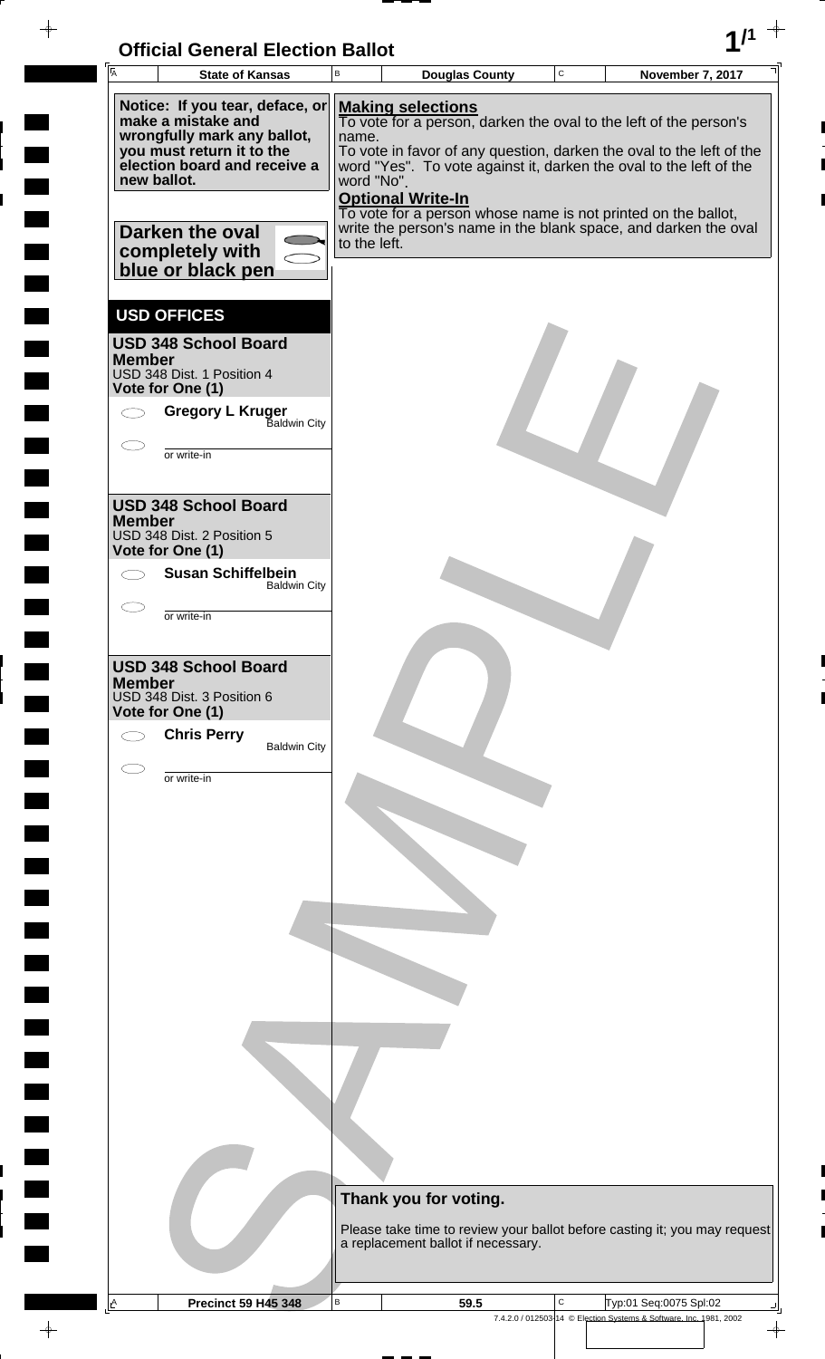# Official General Election Ballot

| State of Kansas | Douglas County | November 7, 2017 |
|---|---|---|

**Notice: If you tear, deface, or make a mistake and wrongfully mark any ballot, you must return it to the election board and receive a new ballot.**

**Darken the oval completely with blue or black pen**

**Making selections**
To vote for a person, darken the oval to the left of the person's name.
To vote in favor of any question, darken the oval to the left of the word "Yes". To vote against it, darken the oval to the left of the word "No".

**Optional Write-In**
To vote for a person whose name is not printed on the ballot, write the person's name in the blank space, and darken the oval to the left.

## USD OFFICES

### USD 348 School Board Member
USD 348 Dist. 1 Position 4
**Vote for One (1)**

- ◯ **Gregory L Kruger** — Baldwin City
- ◯ ________ or write-in

### USD 348 School Board Member
USD 348 Dist. 2 Position 5
**Vote for One (1)**

- ◯ **Susan Schiffelbein** — Baldwin City
- ◯ ________ or write-in

### USD 348 School Board Member
USD 348 Dist. 3 Position 6
**Vote for One (1)**

- ◯ **Chris Perry** — Baldwin City
- ◯ ________ or write-in

**Thank you for voting.**

Please take time to review your ballot before casting it; you may request a replacement ballot if necessary.

| Precinct 59 H45 348 | 59.5 | Typ:01 Seq:0075 Spl:02 |
|---|---|---|

7.4.2.0 / 012503-14 © Election Systems & Software, Inc. 1981, 2002

SAMPLE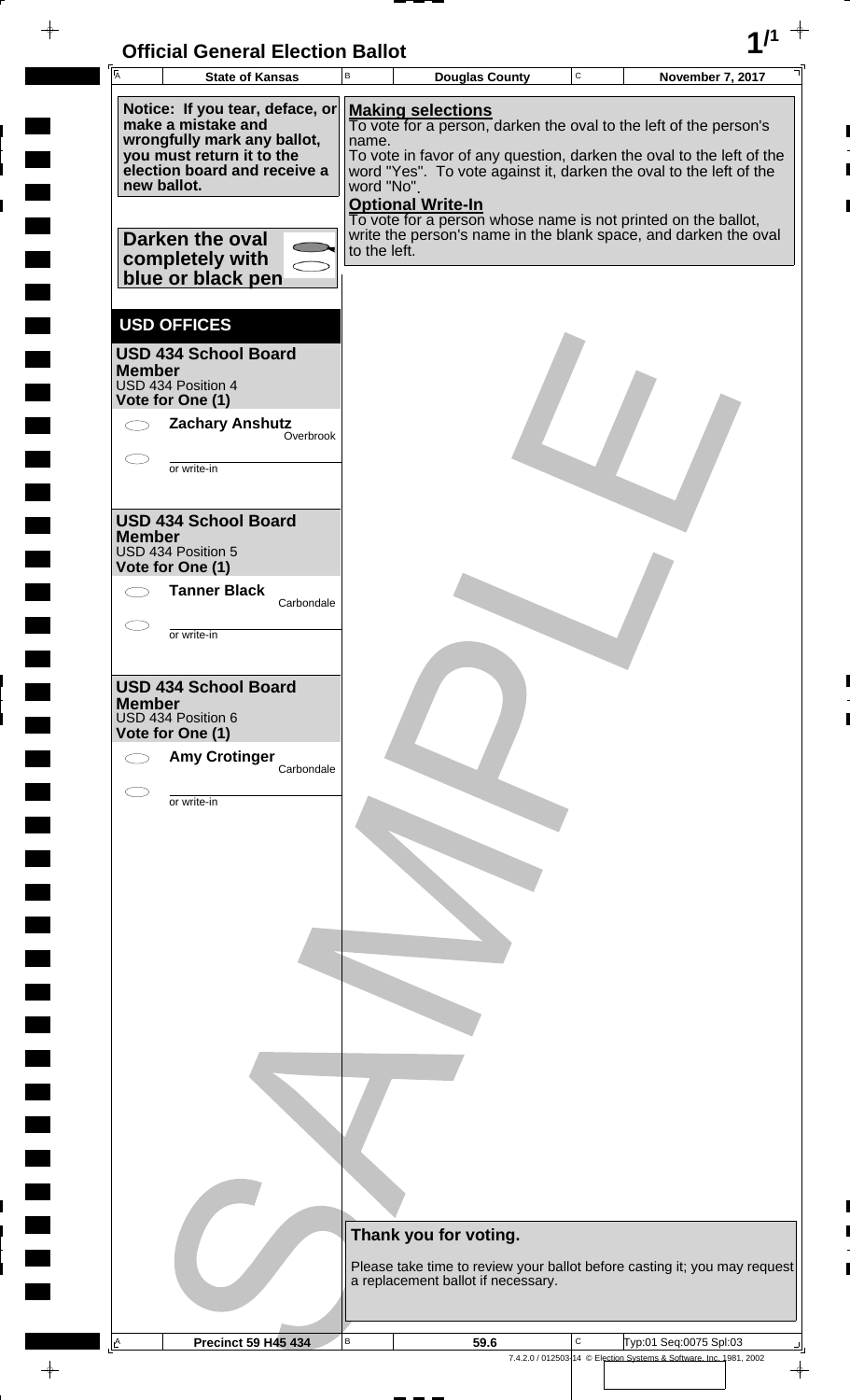# Official General Election Ballot

| State of Kansas | Douglas County | November 7, 2017 |
|---|---|---|

**Notice: If you tear, deface, or make a mistake and wrongfully mark any ballot, you must return it to the election board and receive a new ballot.**

**Darken the oval completely with blue or black pen**

**Making selections**
To vote for a person, darken the oval to the left of the person's name.
To vote in favor of any question, darken the oval to the left of the word "Yes". To vote against it, darken the oval to the left of the word "No".

**Optional Write-In**
To vote for a person whose name is not printed on the ballot, write the person's name in the blank space, and darken the oval to the left.

## USD OFFICES

### USD 434 School Board Member
USD 434 Position 4
**Vote for One (1)**

- **Zachary Anshutz** Overbrook
- ____________ or write-in

### USD 434 School Board Member
USD 434 Position 5
**Vote for One (1)**

- **Tanner Black** Carbondale
- ____________ or write-in

### USD 434 School Board Member
USD 434 Position 6
**Vote for One (1)**

- **Amy Crotinger** Carbondale
- ____________ or write-in

SAMPLE

**Thank you for voting.**

Please take time to review your ballot before casting it; you may request a replacement ballot if necessary.

| Precinct 59 H45 434 | 59.6 | Typ:01 Seq:0075 Spl:03 |
|---|---|---|

7.4.2.0 / 012503-14 © Election Systems & Software, Inc. 1981, 2002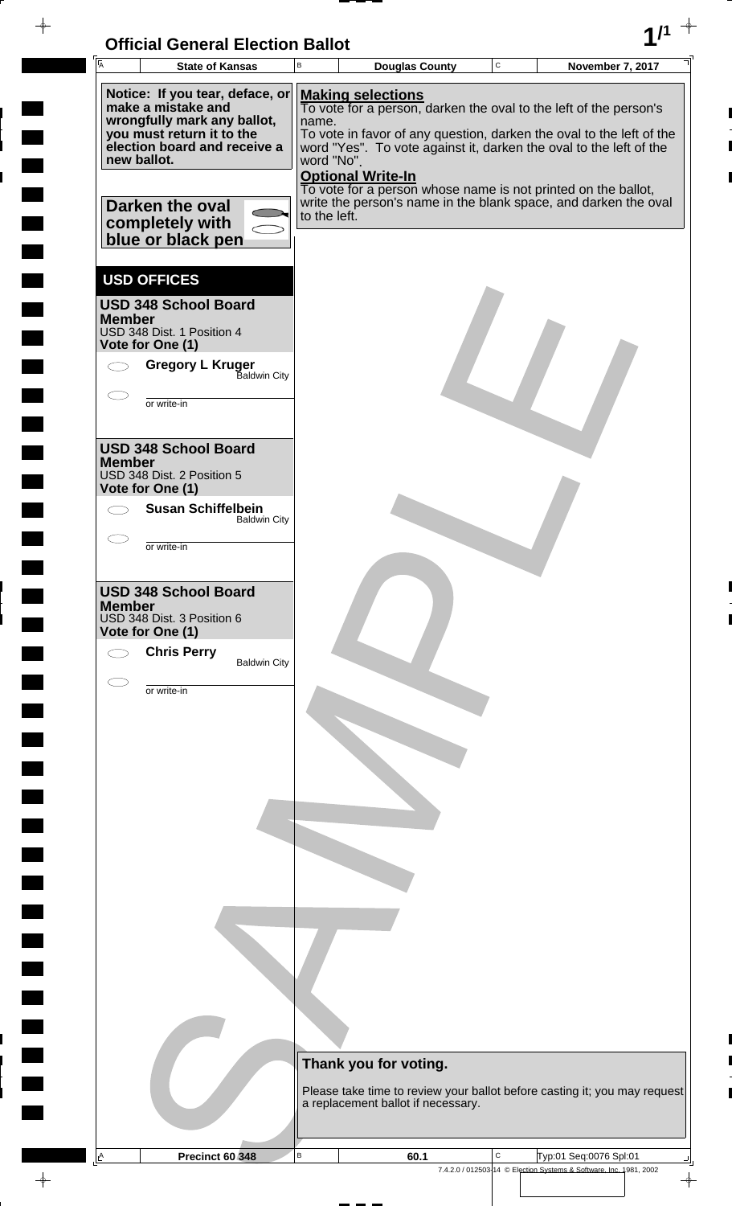# Official General Election Ballot

| State of Kansas | Douglas County | November 7, 2017 |
|---|---|---|

**Notice: If you tear, deface, or make a mistake and wrongfully mark any ballot, you must return it to the election board and receive a new ballot.**

**Darken the oval completely with blue or black pen**

**Making selections**
To vote for a person, darken the oval to the left of the person's name.
To vote in favor of any question, darken the oval to the left of the word "Yes". To vote against it, darken the oval to the left of the word "No".

**Optional Write-In**
To vote for a person whose name is not printed on the ballot, write the person's name in the blank space, and darken the oval to the left.

## USD OFFICES

### USD 348 School Board Member
USD 348 Dist. 1 Position 4
**Vote for One (1)**

- ◯ **Gregory L Kruger** Baldwin City
- ◯ ________ or write-in

### USD 348 School Board Member
USD 348 Dist. 2 Position 5
**Vote for One (1)**

- ◯ **Susan Schiffelbein** Baldwin City
- ◯ ________ or write-in

### USD 348 School Board Member
USD 348 Dist. 3 Position 6
**Vote for One (1)**

- ◯ **Chris Perry** Baldwin City
- ◯ ________ or write-in

**Thank you for voting.**

Please take time to review your ballot before casting it; you may request a replacement ballot if necessary.

| Precinct 60 348 | 60.1 | Typ:01 Seq:0076 Spl:01 |
|---|---|---|

7.4.2.0 / 012503-14 © Election Systems & Software, Inc. 1981, 2002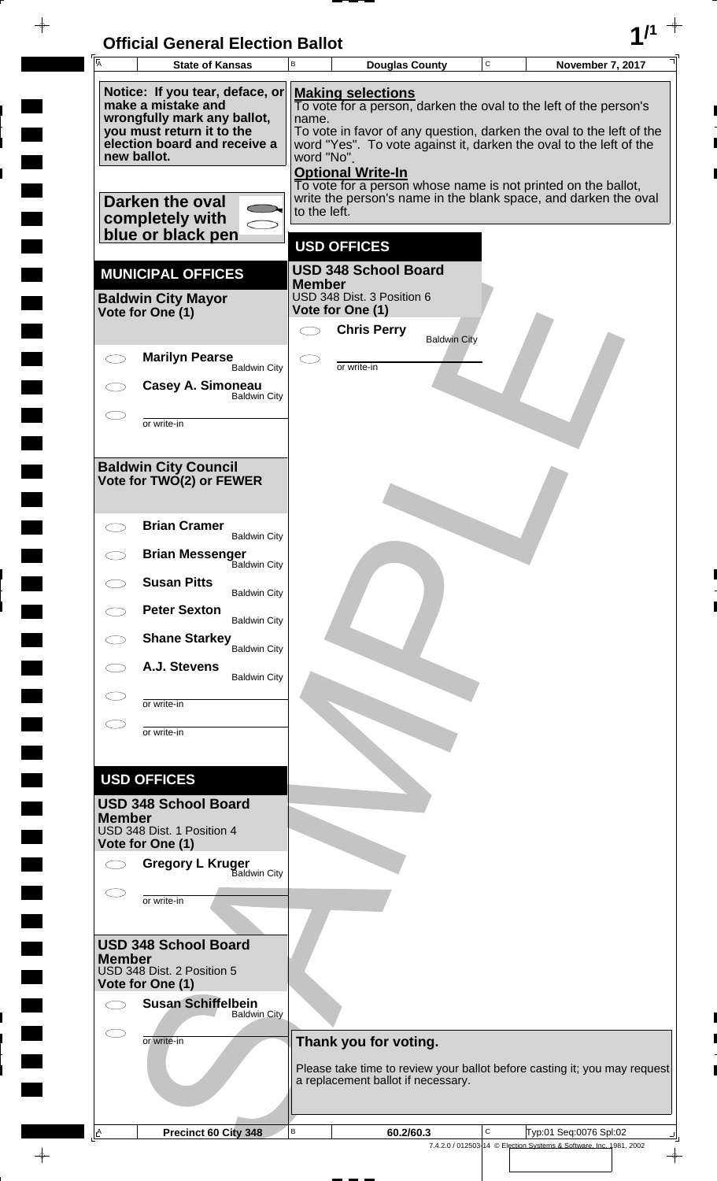# Official General Election Ballot

| A State of Kansas | B Douglas County | C November 7, 2017 |
|---|---|---|

**Notice: If you tear, deface, or make a mistake and wrongfully mark any ballot, you must return it to the election board and receive a new ballot.**

**Darken the oval completely with blue or black pen**

**Making selections**
To vote for a person, darken the oval to the left of the person's name.
To vote in favor of any question, darken the oval to the left of the word "Yes". To vote against it, darken the oval to the left of the word "No".

**Optional Write-In**
To vote for a person whose name is not printed on the ballot, write the person's name in the blank space, and darken the oval to the left.

## MUNICIPAL OFFICES

### Baldwin City Mayor
**Vote for One (1)**

- ⬭ **Marilyn Pearse** Baldwin City
- ⬭ **Casey A. Simoneau** Baldwin City
- ⬭ ________ or write-in

### Baldwin City Council
**Vote for TWO(2) or FEWER**

- ⬭ **Brian Cramer** Baldwin City
- ⬭ **Brian Messenger** Baldwin City
- ⬭ **Susan Pitts** Baldwin City
- ⬭ **Peter Sexton** Baldwin City
- ⬭ **Shane Starkey** Baldwin City
- ⬭ **A.J. Stevens** Baldwin City
- ⬭ ________ or write-in
- ⬭ ________ or write-in

## USD OFFICES

### USD 348 School Board Member
USD 348 Dist. 1 Position 4
**Vote for One (1)**

- ⬭ **Gregory L Kruger** Baldwin City
- ⬭ ________ or write-in

### USD 348 School Board Member
USD 348 Dist. 2 Position 5
**Vote for One (1)**

- ⬭ **Susan Schiffelbein** Baldwin City
- ⬭ ________ or write-in

## USD OFFICES

### USD 348 School Board Member
USD 348 Dist. 3 Position 6
**Vote for One (1)**

- ⬭ **Chris Perry** Baldwin City
- ⬭ ________ or write-in

**Thank you for voting.**

Please take time to review your ballot before casting it; you may request a replacement ballot if necessary.

SAMPLE

| A Precinct 60 City 348 | B 60.2/60.3 | C Typ:01 Seq:0076 Spl:02 |
|---|---|---|

7.4.2.0 / 012503-14 © Election Systems & Software, Inc. 1981, 2002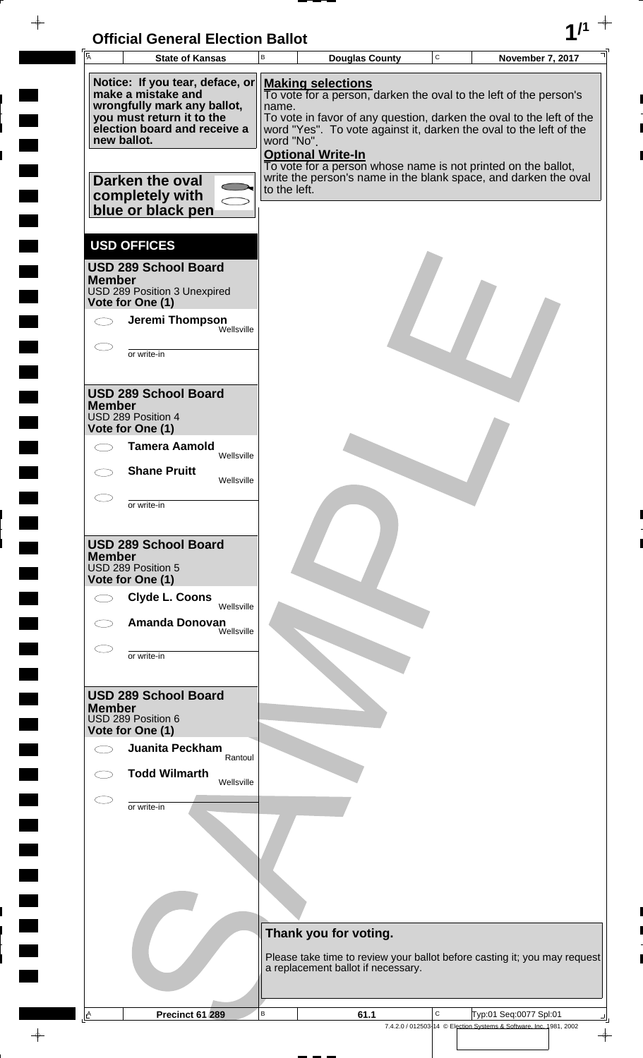# Official General Election Ballot

| State of Kansas | Douglas County | November 7, 2017 |
|---|---|---|

**Notice: If you tear, deface, or make a mistake and wrongfully mark any ballot, you must return it to the election board and receive a new ballot.**

**Darken the oval completely with blue or black pen**

**Making selections**
To vote for a person, darken the oval to the left of the person's name.
To vote in favor of any question, darken the oval to the left of the word "Yes". To vote against it, darken the oval to the left of the word "No".

**Optional Write-In**
To vote for a person whose name is not printed on the ballot, write the person's name in the blank space, and darken the oval to the left.

## USD OFFICES

### USD 289 School Board Member
USD 289 Position 3 Unexpired
**Vote for One (1)**

- ⬭ **Jeremi Thompson** Wellsville
- ⬭ ____________ or write-in

### USD 289 School Board Member
USD 289 Position 4
**Vote for One (1)**

- ⬭ **Tamera Aamold** Wellsville
- ⬭ **Shane Pruitt** Wellsville
- ⬭ ____________ or write-in

### USD 289 School Board Member
USD 289 Position 5
**Vote for One (1)**

- ⬭ **Clyde L. Coons** Wellsville
- ⬭ **Amanda Donovan** Wellsville
- ⬭ ____________ or write-in

### USD 289 School Board Member
USD 289 Position 6
**Vote for One (1)**

- ⬭ **Juanita Peckham** Rantoul
- ⬭ **Todd Wilmarth** Wellsville
- ⬭ ____________ or write-in

**Thank you for voting.**

Please take time to review your ballot before casting it; you may request a replacement ballot if necessary.

SAMPLE

| Precinct 61 289 | 61.1 | Typ:01 Seq:0077 Spl:01 |
|---|---|---|

7.4.2.0 / 012503-14 © Election Systems & Software, Inc. 1981, 2002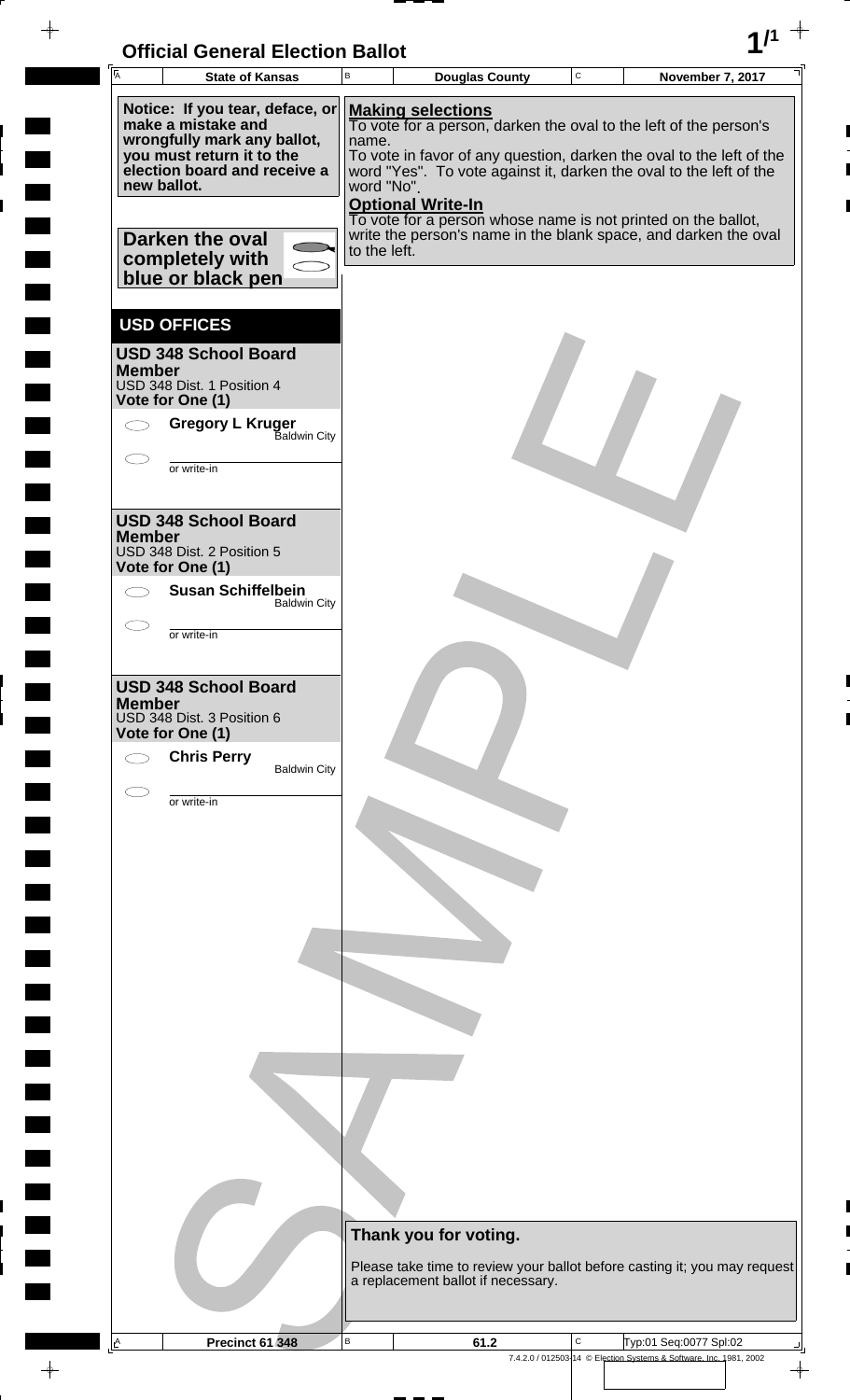# Official General Election Ballot

| State of Kansas | Douglas County | November 7, 2017 |
|---|---|---|

**Notice: If you tear, deface, or make a mistake and wrongfully mark any ballot, you must return it to the election board and receive a new ballot.**

**Darken the oval completely with blue or black pen**

**Making selections**
To vote for a person, darken the oval to the left of the person's name.
To vote in favor of any question, darken the oval to the left of the word "Yes". To vote against it, darken the oval to the left of the word "No".

**Optional Write-In**
To vote for a person whose name is not printed on the ballot, write the person's name in the blank space, and darken the oval to the left.

## USD OFFICES

### USD 348 School Board Member
USD 348 Dist. 1 Position 4
**Vote for One (1)**

- ⬭ **Gregory L Kruger** — Baldwin City
- ⬭ ____________ or write-in

### USD 348 School Board Member
USD 348 Dist. 2 Position 5
**Vote for One (1)**

- ⬭ **Susan Schiffelbein** — Baldwin City
- ⬭ ____________ or write-in

### USD 348 School Board Member
USD 348 Dist. 3 Position 6
**Vote for One (1)**

- ⬭ **Chris Perry** — Baldwin City
- ⬭ ____________ or write-in

**Thank you for voting.**

Please take time to review your ballot before casting it; you may request a replacement ballot if necessary.

SAMPLE

| Precinct 61 348 | 61.2 | Typ:01 Seq:0077 Spl:02 |
|---|---|---|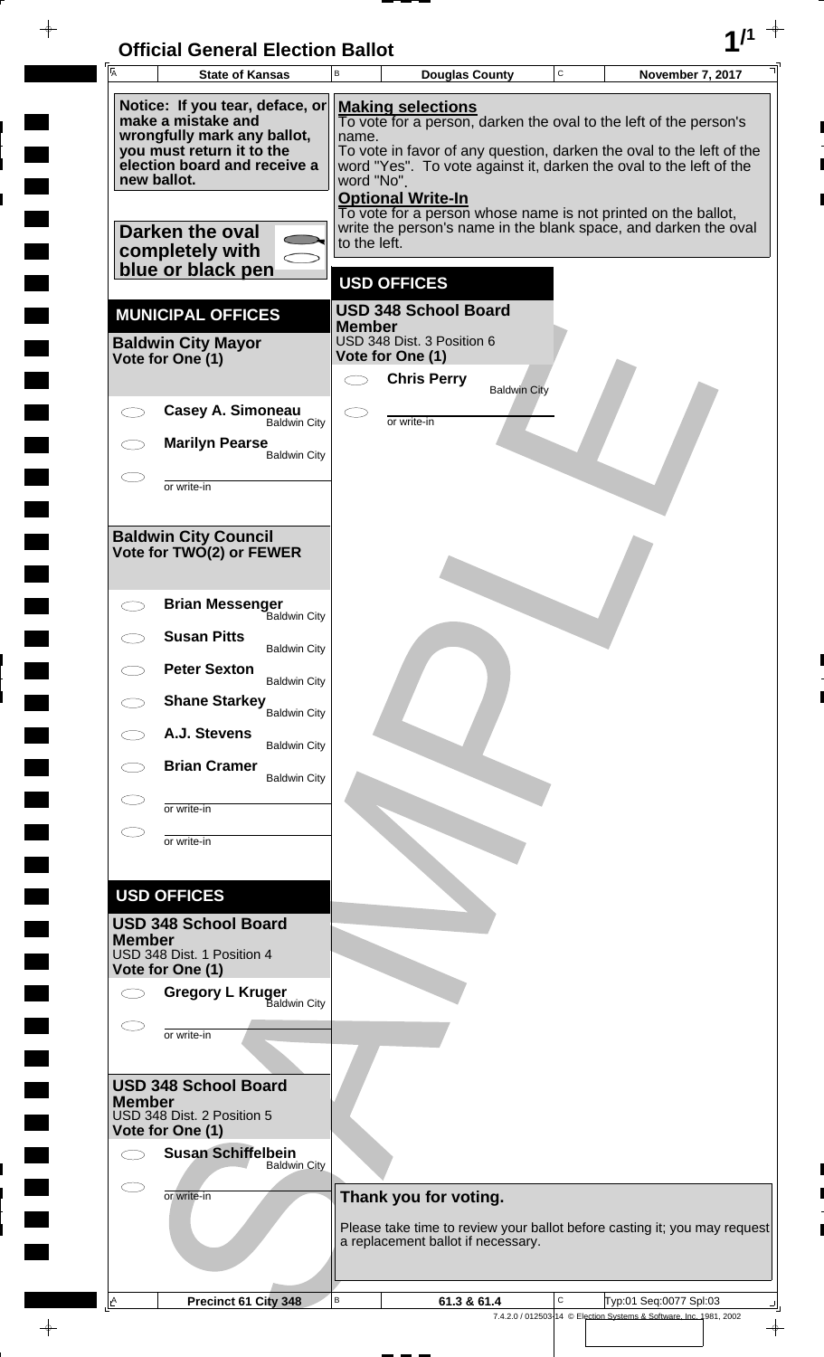# Official General Election Ballot

| State of Kansas | Douglas County | November 7, 2017 |
|---|---|---|

**Notice: If you tear, deface, or make a mistake and wrongfully mark any ballot, you must return it to the election board and receive a new ballot.**

**Darken the oval completely with blue or black pen**

**Making selections**
To vote for a person, darken the oval to the left of the person's name.
To vote in favor of any question, darken the oval to the left of the word "Yes". To vote against it, darken the oval to the left of the word "No".

**Optional Write-In**
To vote for a person whose name is not printed on the ballot, write the person's name in the blank space, and darken the oval to the left.

## MUNICIPAL OFFICES

### Baldwin City Mayor
**Vote for One (1)**

- Casey A. Simoneau — Baldwin City
- Marilyn Pearse — Baldwin City
- ______ or write-in

### Baldwin City Council
**Vote for TWO(2) or FEWER**

- Brian Messenger — Baldwin City
- Susan Pitts — Baldwin City
- Peter Sexton — Baldwin City
- Shane Starkey — Baldwin City
- A.J. Stevens — Baldwin City
- Brian Cramer — Baldwin City
- ______ or write-in
- ______ or write-in

## USD OFFICES

### USD 348 School Board Member
USD 348 Dist. 1 Position 4
**Vote for One (1)**

- Gregory L Kruger — Baldwin City
- ______ or write-in

### USD 348 School Board Member
USD 348 Dist. 2 Position 5
**Vote for One (1)**

- Susan Schiffelbein — Baldwin City
- ______ or write-in

## USD OFFICES

### USD 348 School Board Member
USD 348 Dist. 3 Position 6
**Vote for One (1)**

- Chris Perry — Baldwin City
- ______ or write-in

**Thank you for voting.**

Please take time to review your ballot before casting it; you may request a replacement ballot if necessary.

| Precinct 61 City 348 | 61.3 & 61.4 | Typ:01 Seq:0077 Spl:03 |
|---|---|---|

7.4.2.0 / 012503-14 © Election Systems & Software, Inc. 1981, 2002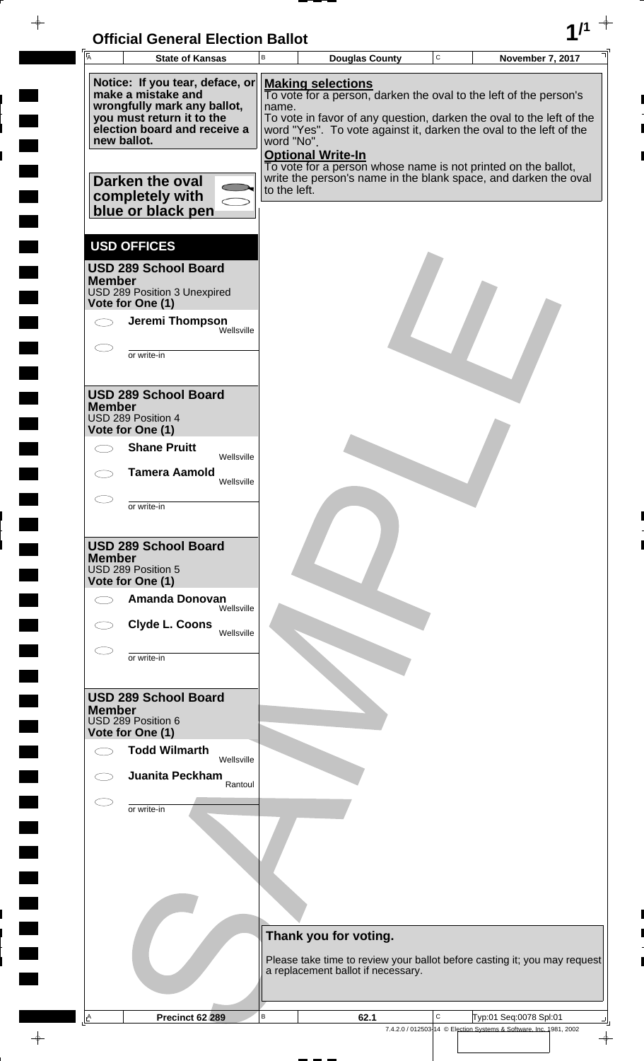# Official General Election Ballot

| State of Kansas | Douglas County | November 7, 2017 |
|---|---|---|

**Notice: If you tear, deface, or make a mistake and wrongfully mark any ballot, you must return it to the election board and receive a new ballot.**

**Darken the oval completely with blue or black pen**

**Making selections**
To vote for a person, darken the oval to the left of the person's name.
To vote in favor of any question, darken the oval to the left of the word "Yes". To vote against it, darken the oval to the left of the word "No".

**Optional Write-In**
To vote for a person whose name is not printed on the ballot, write the person's name in the blank space, and darken the oval to the left.

## USD OFFICES

### USD 289 School Board Member
USD 289 Position 3 Unexpired
**Vote for One (1)**

- **Jeremi Thompson** Wellsville
- ________ or write-in

### USD 289 School Board Member
USD 289 Position 4
**Vote for One (1)**

- **Shane Pruitt** Wellsville
- **Tamera Aamold** Wellsville
- ________ or write-in

### USD 289 School Board Member
USD 289 Position 5
**Vote for One (1)**

- **Amanda Donovan** Wellsville
- **Clyde L. Coons** Wellsville
- ________ or write-in

### USD 289 School Board Member
USD 289 Position 6
**Vote for One (1)**

- **Todd Wilmarth** Wellsville
- **Juanita Peckham** Rantoul
- ________ or write-in

**Thank you for voting.**

Please take time to review your ballot before casting it; you may request a replacement ballot if necessary.

| Precinct 62 289 | 62.1 | Typ:01 Seq:0078 Spl:01 |
|---|---|---|

7.4.2.0 / 012503-14 © Election Systems & Software, Inc. 1981, 2002

SAMPLE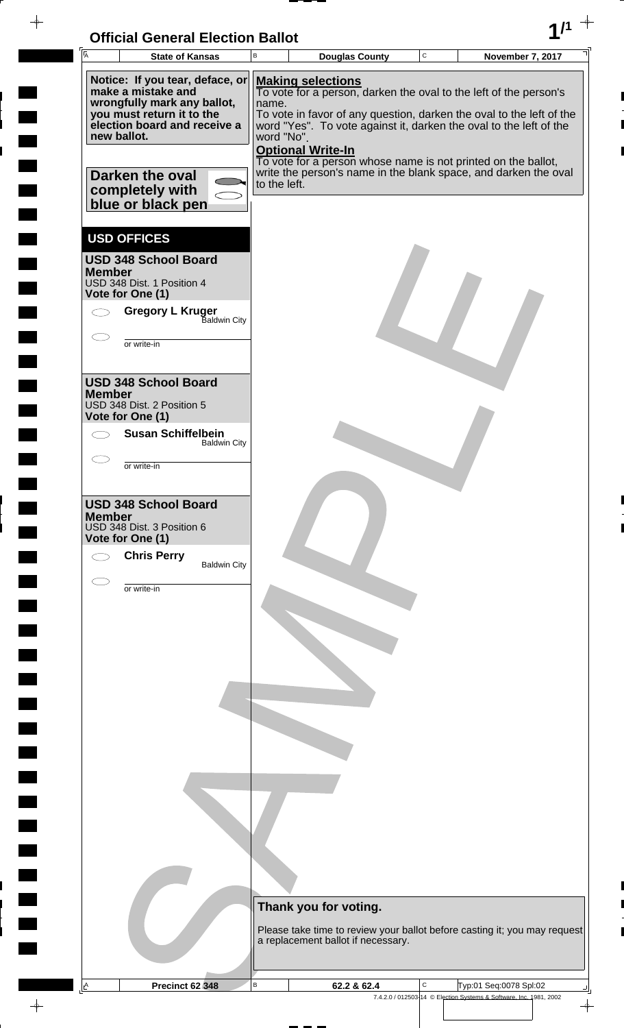# Official General Election Ballot

| State of Kansas | Douglas County | November 7, 2017 |
| --- | --- | --- |

**Notice: If you tear, deface, or make a mistake and wrongfully mark any ballot, you must return it to the election board and receive a new ballot.**

**Darken the oval completely with blue or black pen**

**Making selections**
To vote for a person, darken the oval to the left of the person's name.
To vote in favor of any question, darken the oval to the left of the word "Yes". To vote against it, darken the oval to the left of the word "No".

**Optional Write-In**
To vote for a person whose name is not printed on the ballot, write the person's name in the blank space, and darken the oval to the left.

## USD OFFICES

### USD 348 School Board Member
USD 348 Dist. 1 Position 4
**Vote for One (1)**

- **Gregory L Kruger** — Baldwin City
- ______ or write-in

### USD 348 School Board Member
USD 348 Dist. 2 Position 5
**Vote for One (1)**

- **Susan Schiffelbein** — Baldwin City
- ______ or write-in

### USD 348 School Board Member
USD 348 Dist. 3 Position 6
**Vote for One (1)**

- **Chris Perry** — Baldwin City
- ______ or write-in

**Thank you for voting.**

Please take time to review your ballot before casting it; you may request a replacement ballot if necessary.

| Precinct 62 348 | 62.2 & 62.4 | Typ:01 Seq:0078 Spl:02 |
| --- | --- | --- |

7.4.2.0 / 012503-14 © Election Systems & Software, Inc. 1981, 2002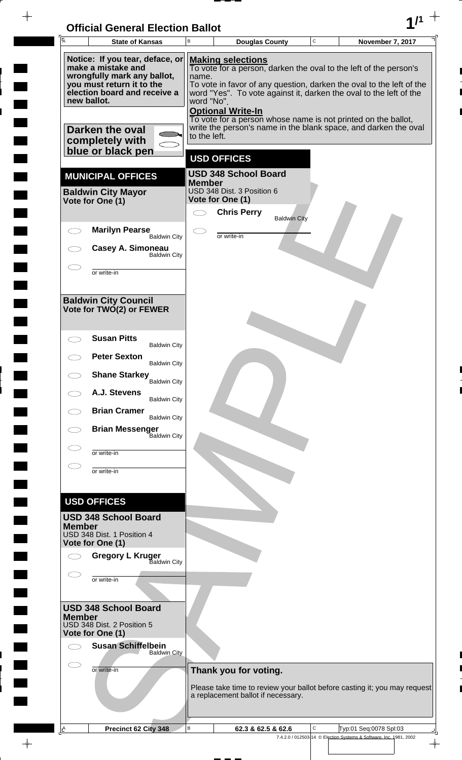# Official General Election Ballot

| State of Kansas | Douglas County | November 7, 2017 |
|---|---|---|

**Notice: If you tear, deface, or make a mistake and wrongfully mark any ballot, you must return it to the election board and receive a new ballot.**

**Darken the oval completely with blue or black pen**

**Making selections**
To vote for a person, darken the oval to the left of the person's name.
To vote in favor of any question, darken the oval to the left of the word "Yes". To vote against it, darken the oval to the left of the word "No".

**Optional Write-In**
To vote for a person whose name is not printed on the ballot, write the person's name in the blank space, and darken the oval to the left.

## MUNICIPAL OFFICES

### Baldwin City Mayor
**Vote for One (1)**

- ◯ **Marilyn Pearse** — Baldwin City
- ◯ **Casey A. Simoneau** — Baldwin City
- ◯ ____________ or write-in

### Baldwin City Council
**Vote for TWO(2) or FEWER**

- ◯ **Susan Pitts** — Baldwin City
- ◯ **Peter Sexton** — Baldwin City
- ◯ **Shane Starkey** — Baldwin City
- ◯ **A.J. Stevens** — Baldwin City
- ◯ **Brian Cramer** — Baldwin City
- ◯ **Brian Messenger** — Baldwin City
- ◯ ____________ or write-in
- ◯ ____________ or write-in

## USD OFFICES

### USD 348 School Board Member
USD 348 Dist. 1 Position 4
**Vote for One (1)**

- ◯ **Gregory L Kruger** — Baldwin City
- ◯ ____________ or write-in

### USD 348 School Board Member
USD 348 Dist. 2 Position 5
**Vote for One (1)**

- ◯ **Susan Schiffelbein** — Baldwin City
- ◯ ____________ or write-in

## USD OFFICES

### USD 348 School Board Member
USD 348 Dist. 3 Position 6
**Vote for One (1)**

- ◯ **Chris Perry** — Baldwin City
- ◯ ____________ or write-in

**Thank you for voting.**

Please take time to review your ballot before casting it; you may request a replacement ballot if necessary.

| Precinct 62 City 348 | 62.3 & 62.5 & 62.6 | Typ:01 Seq:0078 Spl:03 |
|---|---|---|

7.4.2.0 / 012503-14 © Election Systems & Software, Inc. 1981, 2002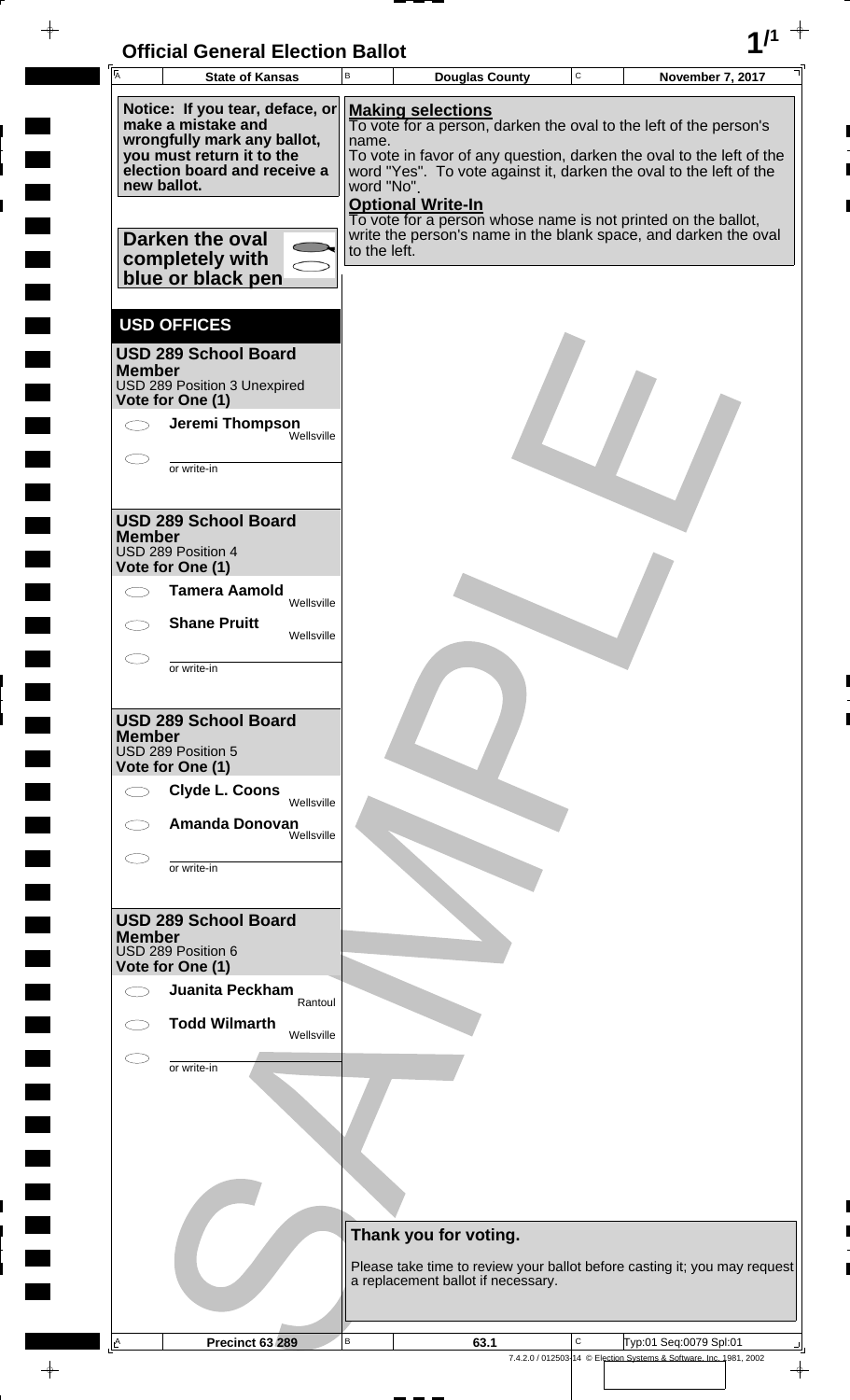# Official General Election Ballot

| State of Kansas | Douglas County | November 7, 2017 |
|---|---|---|

**Notice: If you tear, deface, or make a mistake and wrongfully mark any ballot, you must return it to the election board and receive a new ballot.**

**Darken the oval completely with blue or black pen**

**Making selections**
To vote for a person, darken the oval to the left of the person's name.
To vote in favor of any question, darken the oval to the left of the word "Yes". To vote against it, darken the oval to the left of the word "No".

**Optional Write-In**
To vote for a person whose name is not printed on the ballot, write the person's name in the blank space, and darken the oval to the left.

## USD OFFICES

### USD 289 School Board Member
USD 289 Position 3 Unexpired
**Vote for One (1)**

- **Jeremi Thompson** — Wellsville
- ______ or write-in

### USD 289 School Board Member
USD 289 Position 4
**Vote for One (1)**

- **Tamera Aamold** — Wellsville
- **Shane Pruitt** — Wellsville
- ______ or write-in

### USD 289 School Board Member
USD 289 Position 5
**Vote for One (1)**

- **Clyde L. Coons** — Wellsville
- **Amanda Donovan** — Wellsville
- ______ or write-in

### USD 289 School Board Member
USD 289 Position 6
**Vote for One (1)**

- **Juanita Peckham** — Rantoul
- **Todd Wilmarth** — Wellsville
- ______ or write-in

**Thank you for voting.**

Please take time to review your ballot before casting it; you may request a replacement ballot if necessary.

| Precinct 63 289 | 63.1 | Typ:01 Seq:0079 Spl:01 |
|---|---|---|

7.4.2.0 / 012503-14 © Election Systems & Software, Inc. 1981, 2002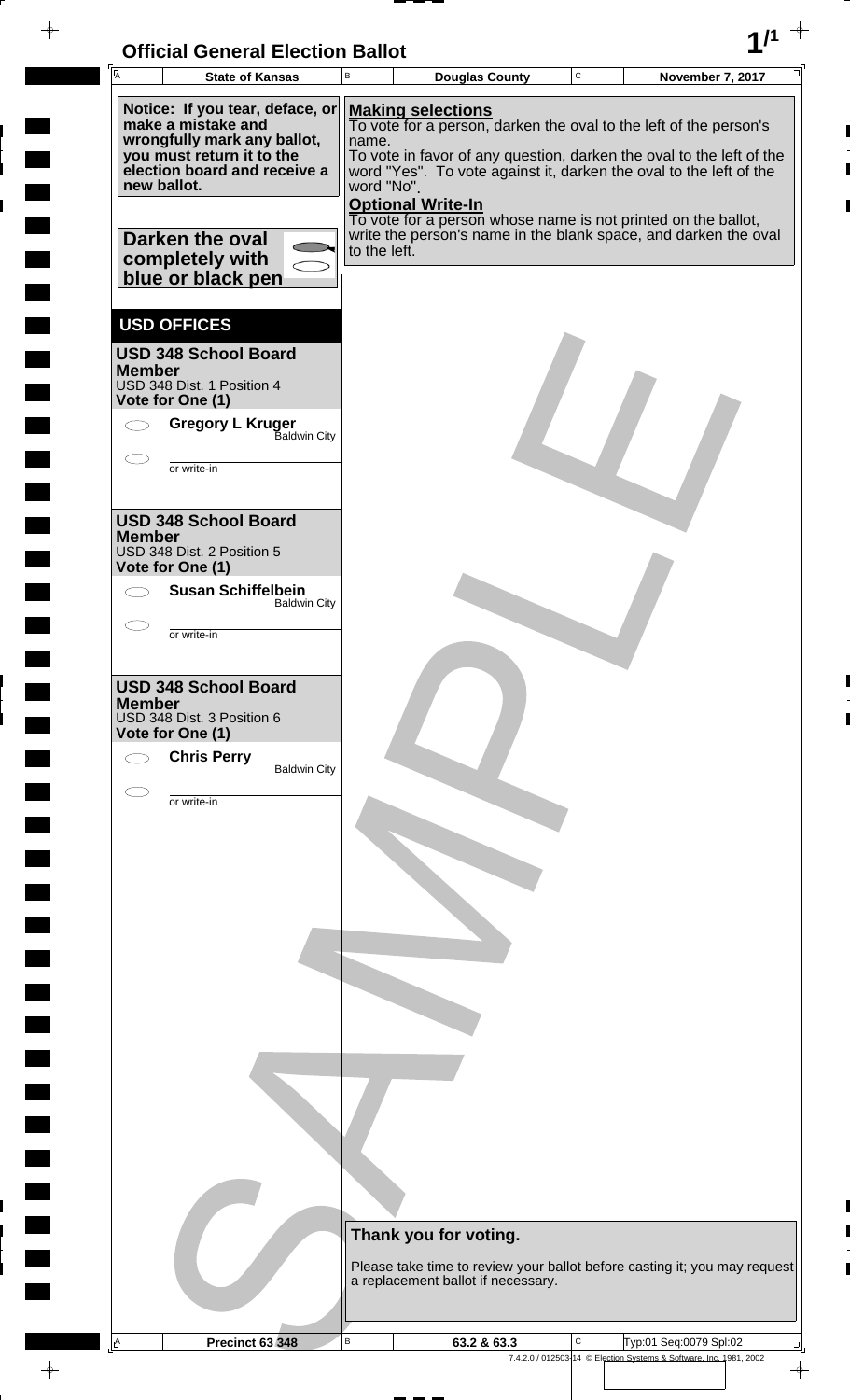# Official General Election Ballot

| State of Kansas | Douglas County | November 7, 2017 |
|---|---|---|

**Notice: If you tear, deface, or make a mistake and wrongfully mark any ballot, you must return it to the election board and receive a new ballot.**

**Darken the oval completely with blue or black pen**

**Making selections**
To vote for a person, darken the oval to the left of the person's name.
To vote in favor of any question, darken the oval to the left of the word "Yes". To vote against it, darken the oval to the left of the word "No".

**Optional Write-In**
To vote for a person whose name is not printed on the ballot, write the person's name in the blank space, and darken the oval to the left.

## USD OFFICES

### USD 348 School Board Member
USD 348 Dist. 1 Position 4
**Vote for One (1)**

- **Gregory L Kruger** — Baldwin City
- ______ or write-in

### USD 348 School Board Member
USD 348 Dist. 2 Position 5
**Vote for One (1)**

- **Susan Schiffelbein** — Baldwin City
- ______ or write-in

### USD 348 School Board Member
USD 348 Dist. 3 Position 6
**Vote for One (1)**

- **Chris Perry** — Baldwin City
- ______ or write-in

**Thank you for voting.**

Please take time to review your ballot before casting it; you may request a replacement ballot if necessary.

| Precinct 63 348 | 63.2 & 63.3 | Typ:01 Seq:0079 Spl:02 |
|---|---|---|

SAMPLE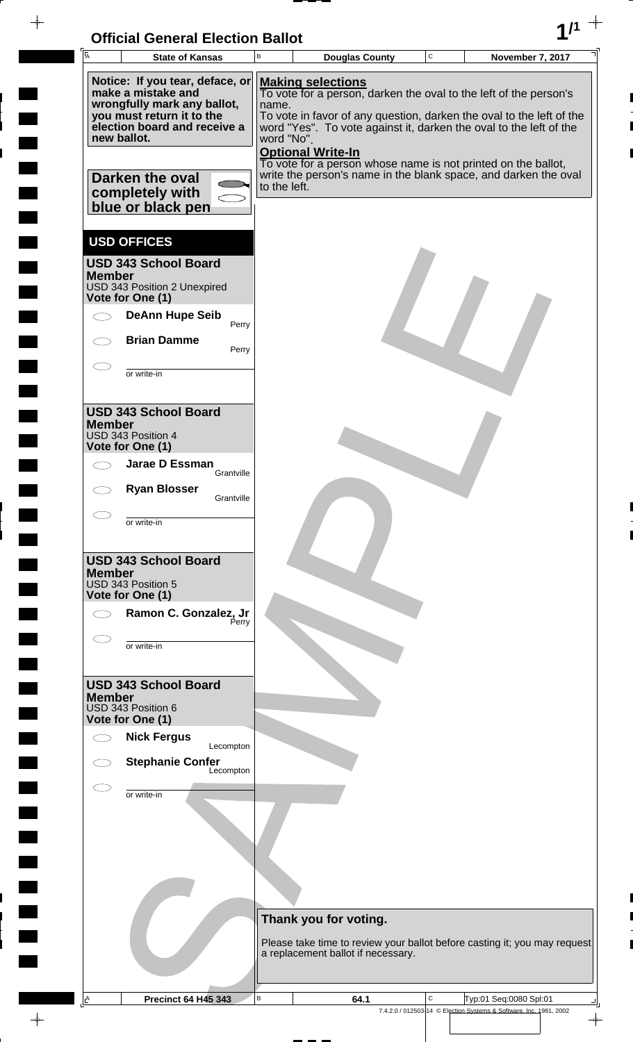# Official General Election Ballot

| State of Kansas | Douglas County | November 7, 2017 |
|---|---|---|

**Notice: If you tear, deface, or make a mistake and wrongfully mark any ballot, you must return it to the election board and receive a new ballot.**

**Darken the oval completely with blue or black pen**

**Making selections**
To vote for a person, darken the oval to the left of the person's name.
To vote in favor of any question, darken the oval to the left of the word "Yes". To vote against it, darken the oval to the left of the word "No".

**Optional Write-In**
To vote for a person whose name is not printed on the ballot, write the person's name in the blank space, and darken the oval to the left.

## USD OFFICES

### USD 343 School Board Member
USD 343 Position 2 Unexpired
**Vote for One (1)**

- ⬭ **DeAnn Hupe Seib** — Perry
- ⬭ **Brian Damme** — Perry
- ⬭ ________ or write-in

### USD 343 School Board Member
USD 343 Position 4
**Vote for One (1)**

- ⬭ **Jarae D Essman** — Grantville
- ⬭ **Ryan Blosser** — Grantville
- ⬭ ________ or write-in

### USD 343 School Board Member
USD 343 Position 5
**Vote for One (1)**

- ⬭ **Ramon C. Gonzalez, Jr** — Perry
- ⬭ ________ or write-in

### USD 343 School Board Member
USD 343 Position 6
**Vote for One (1)**

- ⬭ **Nick Fergus** — Lecompton
- ⬭ **Stephanie Confer** — Lecompton
- ⬭ ________ or write-in

**Thank you for voting.**

Please take time to review your ballot before casting it; you may request a replacement ballot if necessary.

| Precinct 64 H45 343 | 64.1 | Typ:01 Seq:0080 Spl:01 |
|---|---|---|

7.4.2.0 / 012503-14 © Election Systems & Software, Inc. 1981, 2002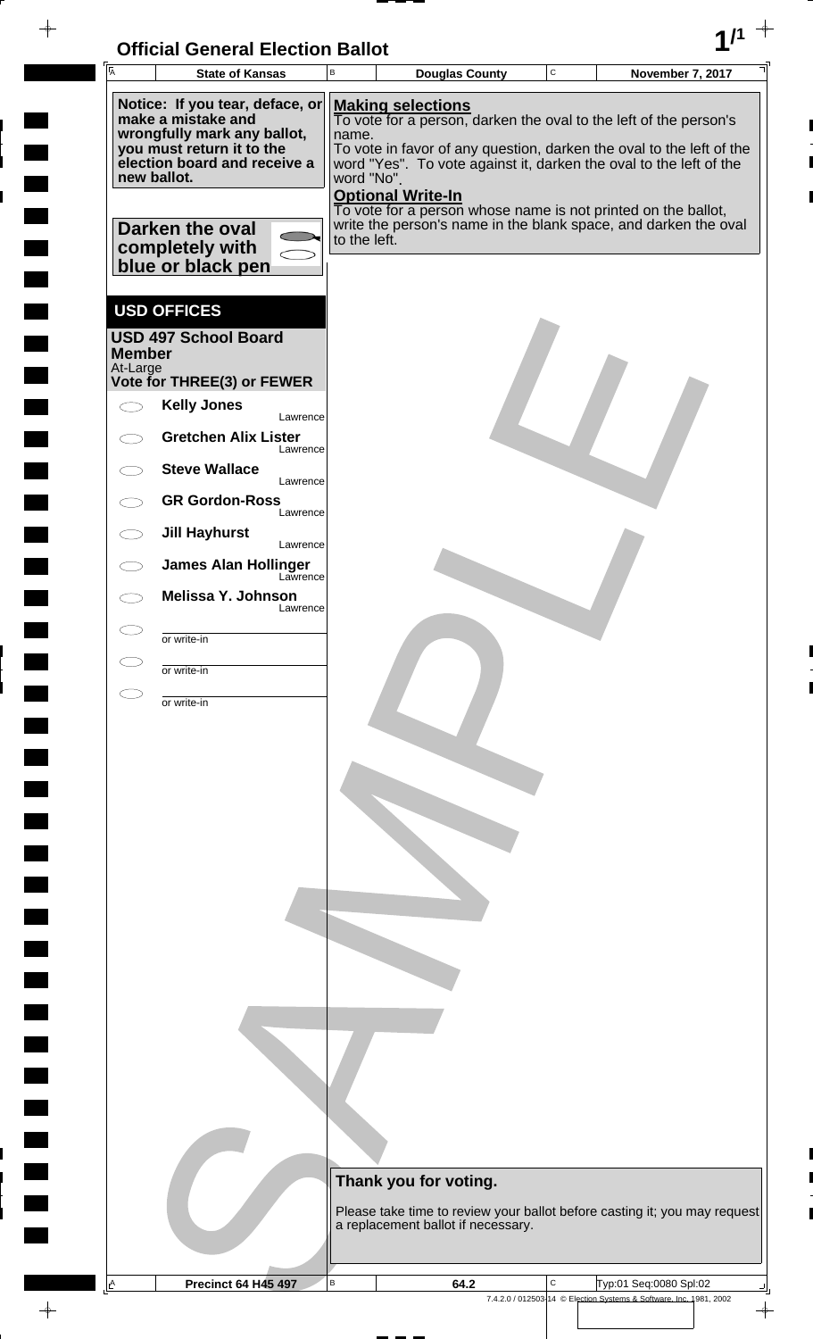# Official General Election Ballot

| State of Kansas | Douglas County | November 7, 2017 |
|---|---|---|

**Notice: If you tear, deface, or make a mistake and wrongfully mark any ballot, you must return it to the election board and receive a new ballot.**

**Darken the oval completely with blue or black pen**

**Making selections**

To vote for a person, darken the oval to the left of the person's name.

To vote in favor of any question, darken the oval to the left of the word "Yes". To vote against it, darken the oval to the left of the word "No".

**Optional Write-In**

To vote for a person whose name is not printed on the ballot, write the person's name in the blank space, and darken the oval to the left.

## USD OFFICES

### USD 497 School Board Member

At-Large

**Vote for THREE(3) or FEWER**

- **Kelly Jones** — Lawrence
- **Gretchen Alix Lister** — Lawrence
- **Steve Wallace** — Lawrence
- **GR Gordon-Ross** — Lawrence
- **Jill Hayhurst** — Lawrence
- **James Alan Hollinger** — Lawrence
- **Melissa Y. Johnson** — Lawrence
- ______ or write-in
- ______ or write-in
- ______ or write-in

**Thank you for voting.**

Please take time to review your ballot before casting it; you may request a replacement ballot if necessary.

| Precinct 64 H45 497 | 64.2 | Typ:01 Seq:0080 Spl:02 |
|---|---|---|

7.4.2.0 / 012503-14 © Election Systems & Software, Inc. 1981, 2002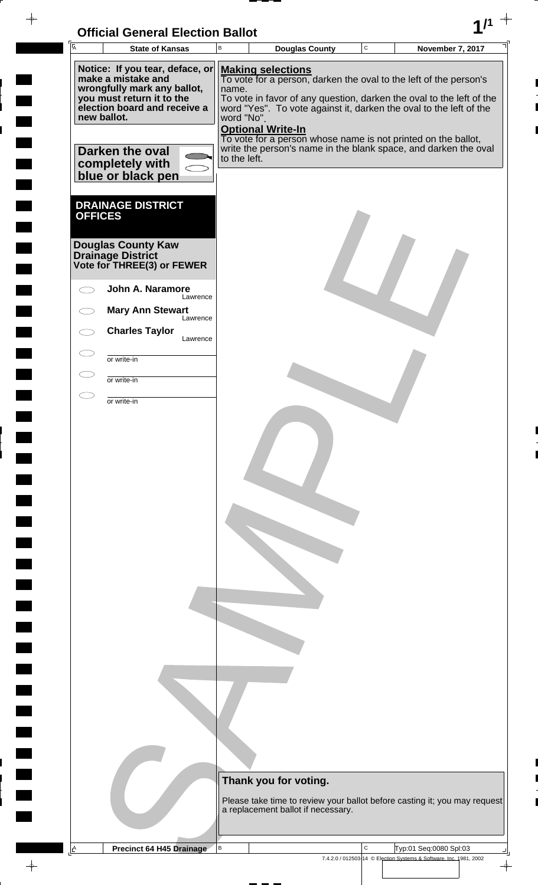# Official General Election Ballot

| A State of Kansas | B Douglas County | C November 7, 2017 |
|---|---|---|

**Notice: If you tear, deface, or make a mistake and wrongfully mark any ballot, you must return it to the election board and receive a new ballot.**

**Darken the oval completely with blue or black pen**

**Making selections**
To vote for a person, darken the oval to the left of the person's name.
To vote in favor of any question, darken the oval to the left of the word "Yes". To vote against it, darken the oval to the left of the word "No".

**Optional Write-In**
To vote for a person whose name is not printed on the ballot, write the person's name in the blank space, and darken the oval to the left.

## DRAINAGE DISTRICT OFFICES

### Douglas County Kaw Drainage District
**Vote for THREE(3) or FEWER**

- ⬭ **John A. Naramore** — Lawrence
- ⬭ **Mary Ann Stewart** — Lawrence
- ⬭ **Charles Taylor** — Lawrence
- ⬭ ________ or write-in
- ⬭ ________ or write-in
- ⬭ ________ or write-in

**Thank you for voting.**

Please take time to review your ballot before casting it; you may request a replacement ballot if necessary.

| A Precinct 64 H45 Drainage | B | C Typ:01 Seq:0080 Spl:03 |
|---|---|---|

SAMPLE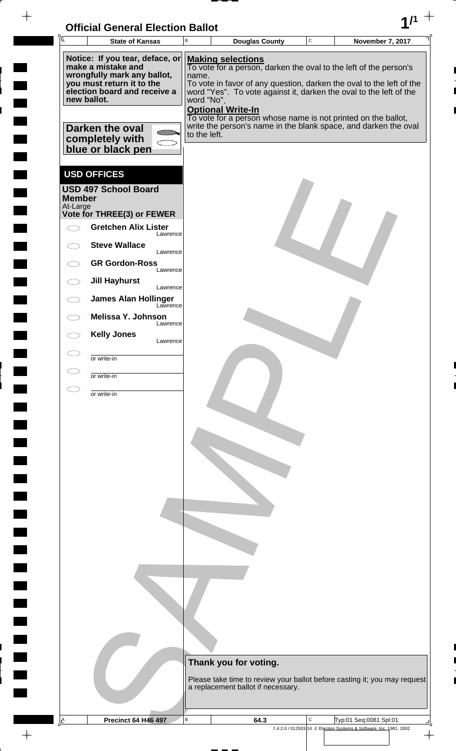# Official General Election Ballot

| State of Kansas | Douglas County | November 7, 2017 |
| --- | --- | --- |

**Notice: If you tear, deface, or make a mistake and wrongfully mark any ballot, you must return it to the election board and receive a new ballot.**

**Darken the oval completely with blue or black pen**

**Making selections**
To vote for a person, darken the oval to the left of the person's name.
To vote in favor of any question, darken the oval to the left of the word "Yes". To vote against it, darken the oval to the left of the word "No".

**Optional Write-In**
To vote for a person whose name is not printed on the ballot, write the person's name in the blank space, and darken the oval to the left.

## USD OFFICES

### USD 497 School Board Member

At-Large
**Vote for THREE(3) or FEWER**

- ◯ **Gretchen Alix Lister** — Lawrence
- ◯ **Steve Wallace** — Lawrence
- ◯ **GR Gordon-Ross** — Lawrence
- ◯ **Jill Hayhurst** — Lawrence
- ◯ **James Alan Hollinger** — Lawrence
- ◯ **Melissa Y. Johnson** — Lawrence
- ◯ **Kelly Jones** — Lawrence
- ◯ ____________ or write-in
- ◯ ____________ or write-in
- ◯ ____________ or write-in

**Thank you for voting.**

Please take time to review your ballot before casting it; you may request a replacement ballot if necessary.

SAMPLE

| Precinct 64 H46 497 | 64.3 | Typ:01 Seq:0081 Spl:01 |
| --- | --- | --- |

7.4.2.0 / 012503-14 © Election Systems & Software, Inc. 1981, 2002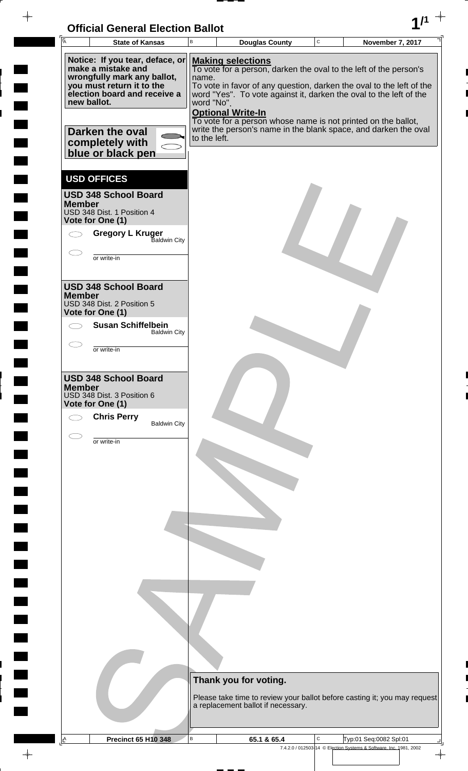# Official General Election Ballot

| State of Kansas | Douglas County | November 7, 2017 |
| --- | --- | --- |

**Notice: If you tear, deface, or make a mistake and wrongfully mark any ballot, you must return it to the election board and receive a new ballot.**

**Darken the oval completely with blue or black pen**

**Making selections**
To vote for a person, darken the oval to the left of the person's name.
To vote in favor of any question, darken the oval to the left of the word "Yes". To vote against it, darken the oval to the left of the word "No".

**Optional Write-In**
To vote for a person whose name is not printed on the ballot, write the person's name in the blank space, and darken the oval to the left.

## USD OFFICES

### USD 348 School Board Member
USD 348 Dist. 1 Position 4
**Vote for One (1)**

- ○ **Gregory L Kruger** — Baldwin City
- ○ ____________ or write-in

### USD 348 School Board Member
USD 348 Dist. 2 Position 5
**Vote for One (1)**

- ○ **Susan Schiffelbein** — Baldwin City
- ○ ____________ or write-in

### USD 348 School Board Member
USD 348 Dist. 3 Position 6
**Vote for One (1)**

- ○ **Chris Perry** — Baldwin City
- ○ ____________ or write-in

**Thank you for voting.**

Please take time to review your ballot before casting it; you may request a replacement ballot if necessary.

| Precinct 65 H10 348 | 65.1 & 65.4 | Typ:01 Seq:0082 Spl:01 |
| --- | --- | --- |

7.4.2.0 / 012503-14 © Election Systems & Software, Inc. 1981, 2002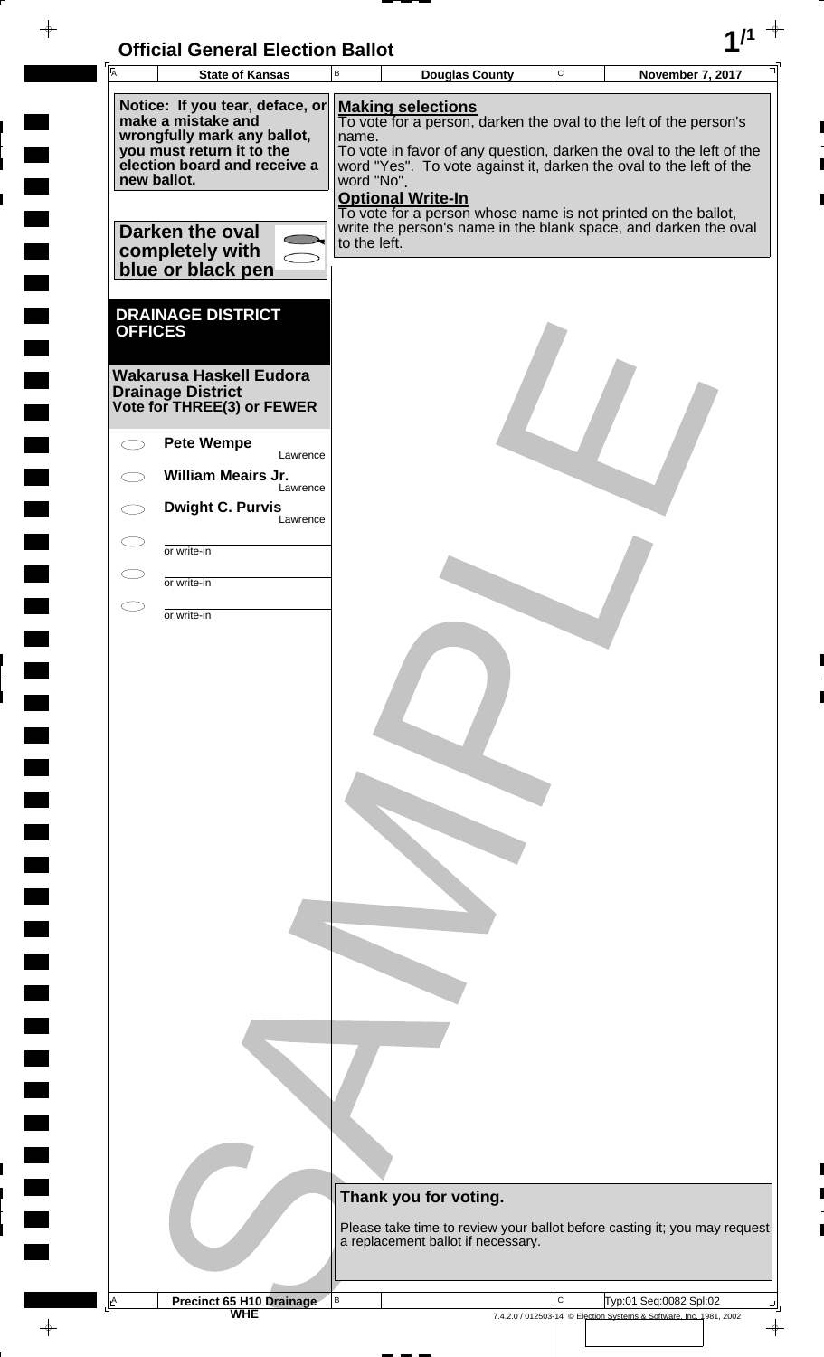# Official General Election Ballot

| State of Kansas | Douglas County | November 7, 2017 |
|---|---|---|

**Notice: If you tear, deface, or make a mistake and wrongfully mark any ballot, you must return it to the election board and receive a new ballot.**

**Darken the oval completely with blue or black pen**

**Making selections**
To vote for a person, darken the oval to the left of the person's name.
To vote in favor of any question, darken the oval to the left of the word "Yes". To vote against it, darken the oval to the left of the word "No".

**Optional Write-In**
To vote for a person whose name is not printed on the ballot, write the person's name in the blank space, and darken the oval to the left.

## DRAINAGE DISTRICT OFFICES

### Wakarusa Haskell Eudora Drainage District
**Vote for THREE(3) or FEWER**

- ◯ **Pete Wempe** — Lawrence
- ◯ **William Meairs Jr.** — Lawrence
- ◯ **Dwight C. Purvis** — Lawrence
- ◯ ________ or write-in
- ◯ ________ or write-in
- ◯ ________ or write-in

**Thank you for voting.**

Please take time to review your ballot before casting it; you may request a replacement ballot if necessary.

Precinct 65 H10 Drainage WHE

Typ:01 Seq:0082 Spl:02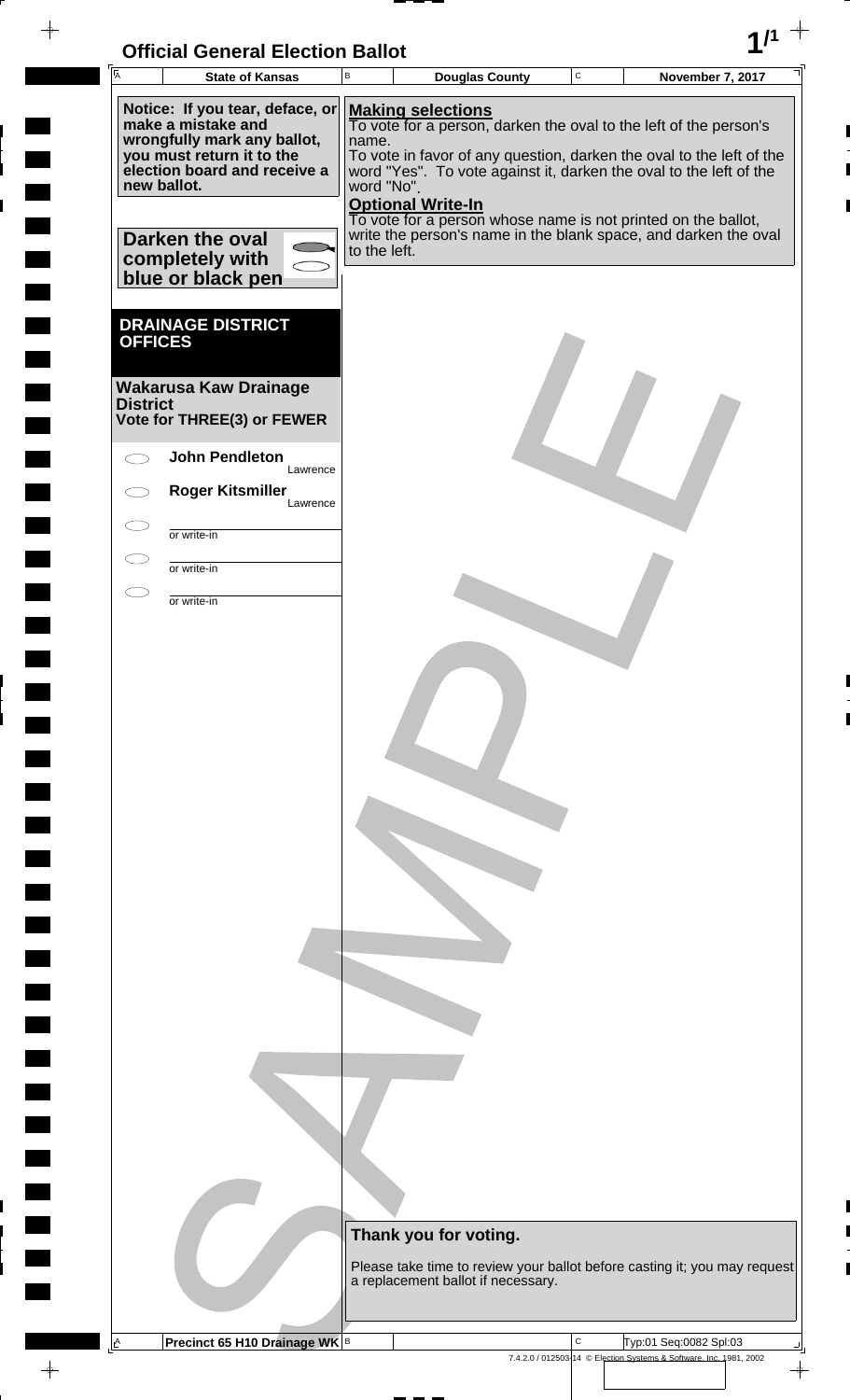# Official General Election Ballot

| State of Kansas | Douglas County | November 7, 2017 |
| --- | --- | --- |

**Notice: If you tear, deface, or make a mistake and wrongfully mark any ballot, you must return it to the election board and receive a new ballot.**

**Darken the oval completely with blue or black pen**

**Making selections**
To vote for a person, darken the oval to the left of the person's name.
To vote in favor of any question, darken the oval to the left of the word "Yes". To vote against it, darken the oval to the left of the word "No".

**Optional Write-In**
To vote for a person whose name is not printed on the ballot, write the person's name in the blank space, and darken the oval to the left.

## DRAINAGE DISTRICT OFFICES

### Wakarusa Kaw Drainage District
**Vote for THREE(3) or FEWER**

- ⬭ **John Pendleton** — Lawrence
- ⬭ **Roger Kitsmiller** — Lawrence
- ⬭ ________ or write-in
- ⬭ ________ or write-in
- ⬭ ________ or write-in

**Thank you for voting.**

Please take time to review your ballot before casting it; you may request a replacement ballot if necessary.

Precinct 65 H10 Drainage WK — Typ:01 Seq:0082 Spl:03

7.4.2.0 / 012503-14 © Election Systems & Software, Inc. 1981, 2002

SAMPLE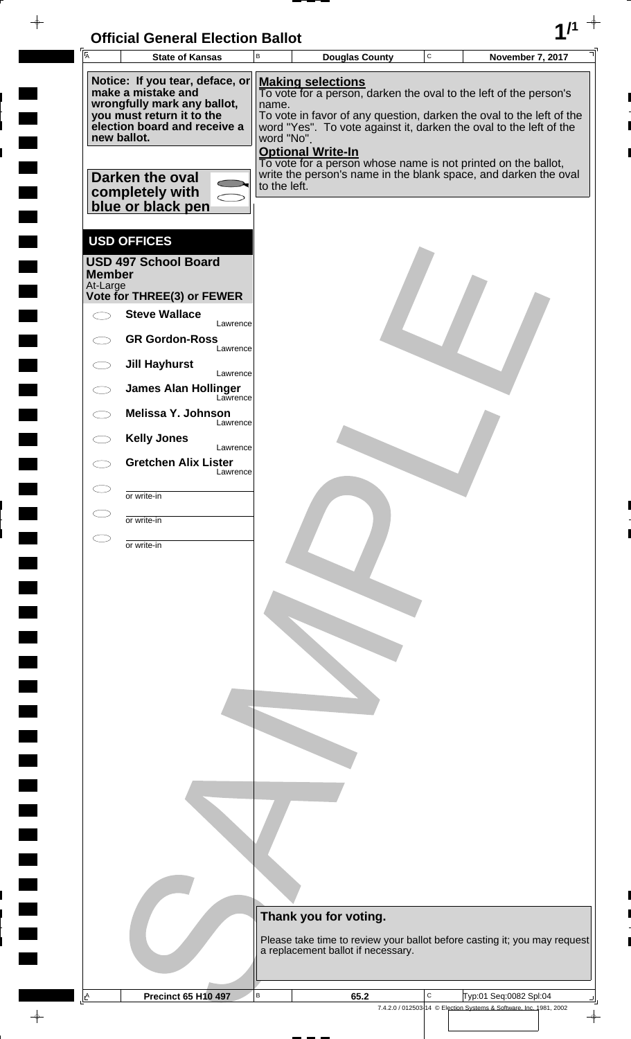# Official General Election Ballot

| State of Kansas | Douglas County | November 7, 2017 |
|---|---|---|

**Notice: If you tear, deface, or make a mistake and wrongfully mark any ballot, you must return it to the election board and receive a new ballot.**

**Darken the oval completely with blue or black pen**

**Making selections**
To vote for a person, darken the oval to the left of the person's name.
To vote in favor of any question, darken the oval to the left of the word "Yes". To vote against it, darken the oval to the left of the word "No".

**Optional Write-In**
To vote for a person whose name is not printed on the ballot, write the person's name in the blank space, and darken the oval to the left.

## USD OFFICES

### USD 497 School Board Member
At-Large
**Vote for THREE(3) or FEWER**

- **Steve Wallace** — Lawrence
- **GR Gordon-Ross** — Lawrence
- **Jill Hayhurst** — Lawrence
- **James Alan Hollinger** — Lawrence
- **Melissa Y. Johnson** — Lawrence
- **Kelly Jones** — Lawrence
- **Gretchen Alix Lister** — Lawrence
- ______ or write-in
- ______ or write-in
- ______ or write-in

**Thank you for voting.**

Please take time to review your ballot before casting it; you may request a replacement ballot if necessary.

SAMPLE

| Precinct 65 H10 497 | 65.2 | Typ:01 Seq:0082 Spl:04 |
|---|---|---|

7.4.2.0 / 012503-14 © Election Systems & Software, Inc. 1981, 2002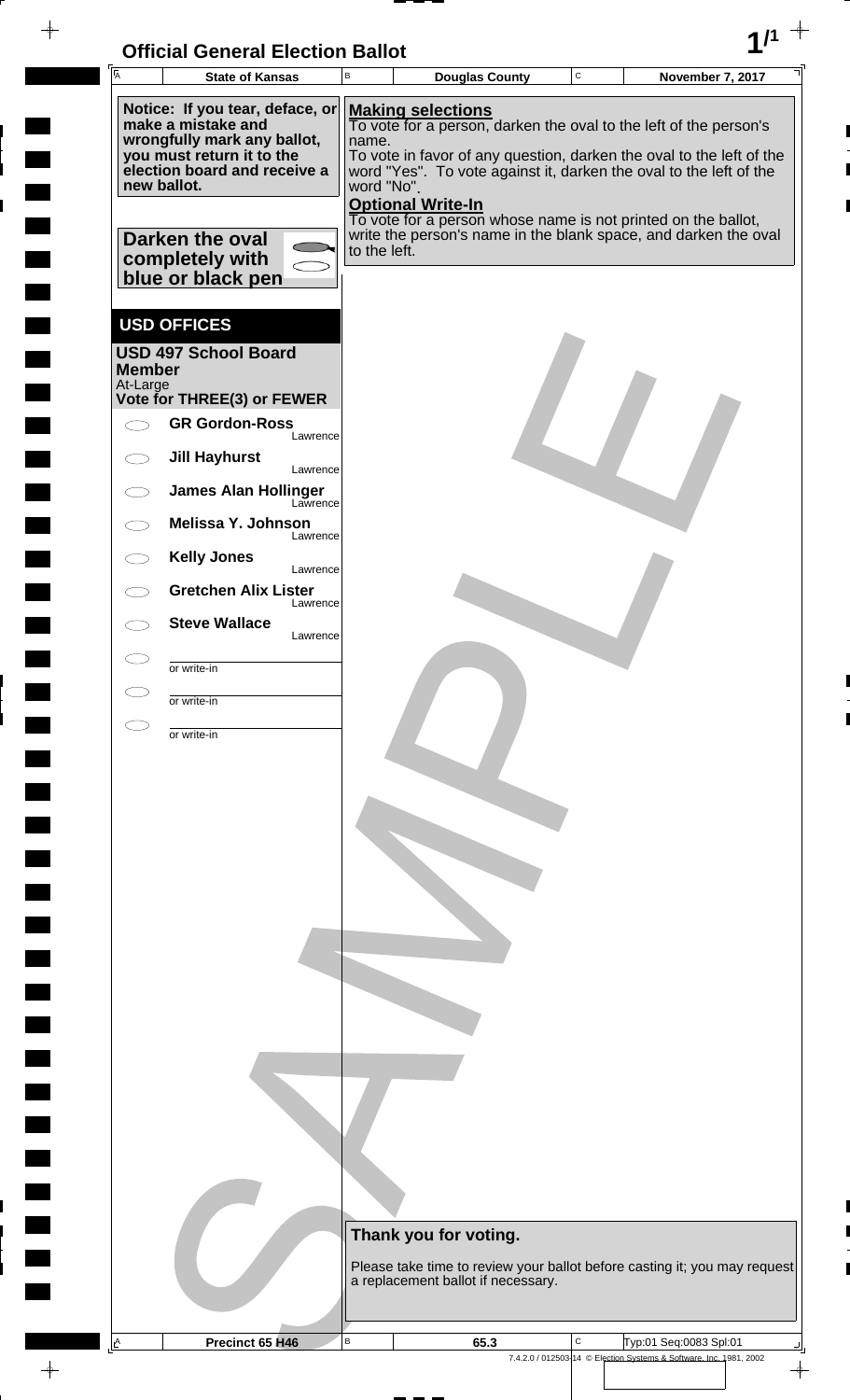# Official General Election Ballot

| State of Kansas | Douglas County | November 7, 2017 |
|---|---|---|

**Notice: If you tear, deface, or make a mistake and wrongfully mark any ballot, you must return it to the election board and receive a new ballot.**

**Darken the oval completely with blue or black pen**

**Making selections**
To vote for a person, darken the oval to the left of the person's name.
To vote in favor of any question, darken the oval to the left of the word "Yes". To vote against it, darken the oval to the left of the word "No".

**Optional Write-In**
To vote for a person whose name is not printed on the ballot, write the person's name in the blank space, and darken the oval to the left.

## USD OFFICES

**USD 497 School Board Member**
At-Large
**Vote for THREE(3) or FEWER**

- **GR Gordon-Ross** — Lawrence
- **Jill Hayhurst** — Lawrence
- **James Alan Hollinger** — Lawrence
- **Melissa Y. Johnson** — Lawrence
- **Kelly Jones** — Lawrence
- **Gretchen Alix Lister** — Lawrence
- **Steve Wallace** — Lawrence
- ______ or write-in
- ______ or write-in
- ______ or write-in

**Thank you for voting.**

Please take time to review your ballot before casting it; you may request a replacement ballot if necessary.

SAMPLE

| Precinct 65 H46 | 65.3 | Typ:01 Seq:0083 Spl:01 |
|---|---|---|

7.4.2.0 / 012503-14 © Election Systems & Software, Inc. 1981, 2002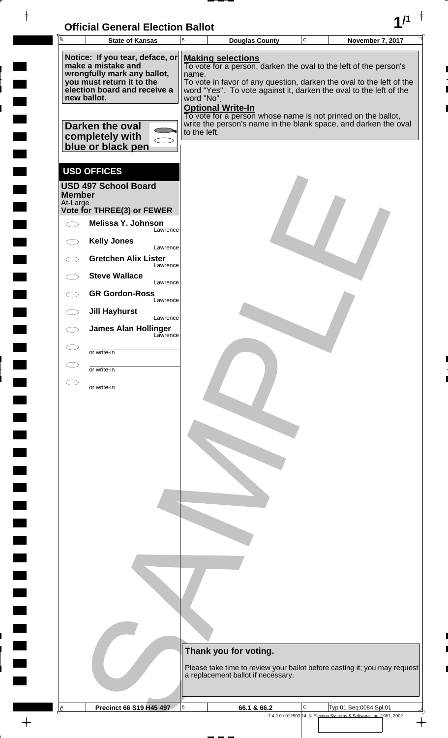# Official General Election Ballot

| State of Kansas | Douglas County | November 7, 2017 |
|---|---|---|

**Notice: If you tear, deface, or make a mistake and wrongfully mark any ballot, you must return it to the election board and receive a new ballot.**

**Darken the oval completely with blue or black pen**

**Making selections**
To vote for a person, darken the oval to the left of the person's name.
To vote in favor of any question, darken the oval to the left of the word "Yes". To vote against it, darken the oval to the left of the word "No".

**Optional Write-In**
To vote for a person whose name is not printed on the ballot, write the person's name in the blank space, and darken the oval to the left.

## USD OFFICES

### USD 497 School Board Member
At-Large
**Vote for THREE(3) or FEWER**

- ◯ **Melissa Y. Johnson** — Lawrence
- ◯ **Kelly Jones** — Lawrence
- ◯ **Gretchen Alix Lister** — Lawrence
- ◯ **Steve Wallace** — Lawrence
- ◯ **GR Gordon-Ross** — Lawrence
- ◯ **Jill Hayhurst** — Lawrence
- ◯ **James Alan Hollinger** — Lawrence
- ◯ ________ or write-in
- ◯ ________ or write-in
- ◯ ________ or write-in

**Thank you for voting.**

Please take time to review your ballot before casting it; you may request a replacement ballot if necessary.

| Precinct 66 S19 H45 497 | 66.1 & 66.2 | Typ:01 Seq:0084 Spl:01 |
|---|---|---|

7.4.2.0 / 012503-14 © Election Systems & Software, Inc. 1981, 2002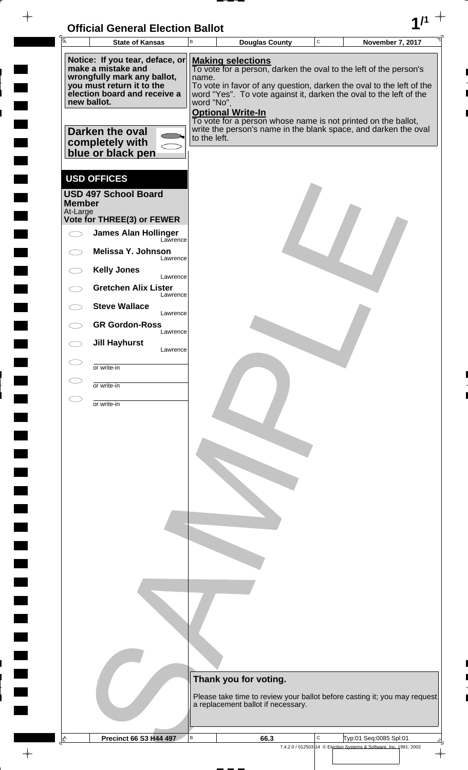# Official General Election Ballot

| State of Kansas | Douglas County | November 7, 2017 |
|---|---|---|

**Notice: If you tear, deface, or make a mistake and wrongfully mark any ballot, you must return it to the election board and receive a new ballot.**

**Darken the oval completely with blue or black pen**

**Making selections**
To vote for a person, darken the oval to the left of the person's name.
To vote in favor of any question, darken the oval to the left of the word "Yes". To vote against it, darken the oval to the left of the word "No".

**Optional Write-In**
To vote for a person whose name is not printed on the ballot, write the person's name in the blank space, and darken the oval to the left.

## USD OFFICES

### USD 497 School Board Member
At-Large
**Vote for THREE(3) or FEWER**

- ○ **James Alan Hollinger** — Lawrence
- ○ **Melissa Y. Johnson** — Lawrence
- ○ **Kelly Jones** — Lawrence
- ○ **Gretchen Alix Lister** — Lawrence
- ○ **Steve Wallace** — Lawrence
- ○ **GR Gordon-Ross** — Lawrence
- ○ **Jill Hayhurst** — Lawrence
- ○ ________ or write-in
- ○ ________ or write-in
- ○ ________ or write-in

**Thank you for voting.**

Please take time to review your ballot before casting it; you may request a replacement ballot if necessary.

| Precinct 66 S3 H44 497 | 66.3 | Typ:01 Seq:0085 Spl:01 |
|---|---|---|

7.4.2.0 / 012503-14 © Election Systems & Software, Inc. 1981, 2002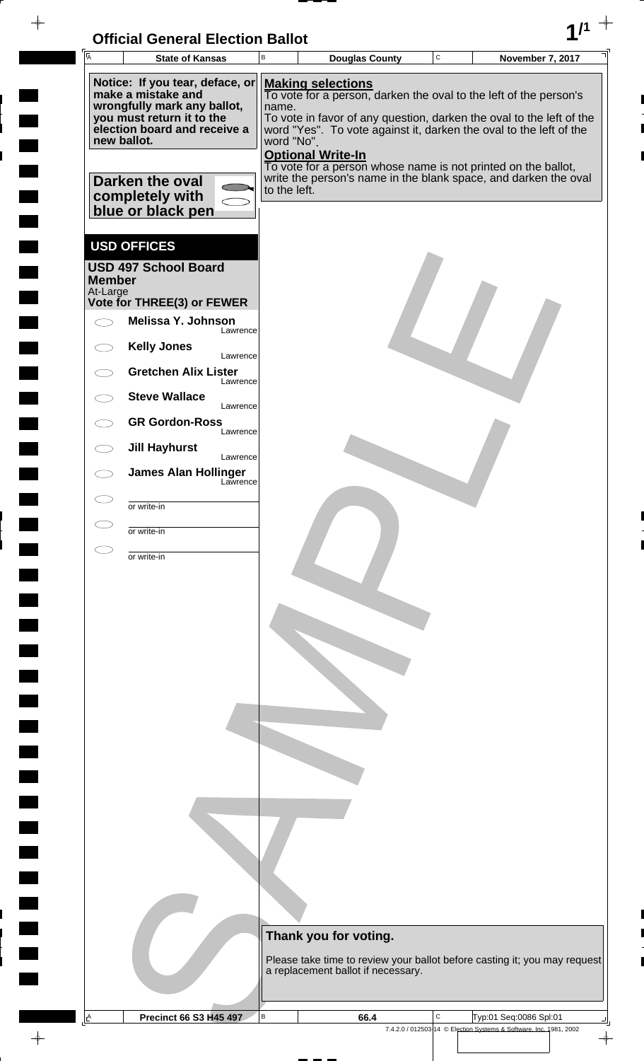# Official General Election Ballot

| State of Kansas | Douglas County | November 7, 2017 |
|---|---|---|

**Notice: If you tear, deface, or make a mistake and wrongfully mark any ballot, you must return it to the election board and receive a new ballot.**

**Darken the oval completely with blue or black pen**

**Making selections**
To vote for a person, darken the oval to the left of the person's name.
To vote in favor of any question, darken the oval to the left of the word "Yes". To vote against it, darken the oval to the left of the word "No".

**Optional Write-In**
To vote for a person whose name is not printed on the ballot, write the person's name in the blank space, and darken the oval to the left.

## USD OFFICES

### USD 497 School Board Member
At-Large
**Vote for THREE(3) or FEWER**

- **Melissa Y. Johnson** — Lawrence
- **Kelly Jones** — Lawrence
- **Gretchen Alix Lister** — Lawrence
- **Steve Wallace** — Lawrence
- **GR Gordon-Ross** — Lawrence
- **Jill Hayhurst** — Lawrence
- **James Alan Hollinger** — Lawrence
- ______ or write-in
- ______ or write-in
- ______ or write-in

**Thank you for voting.**

Please take time to review your ballot before casting it; you may request a replacement ballot if necessary.

| Precinct 66 S3 H45 497 | 66.4 | Typ:01 Seq:0086 Spl:01 |
|---|---|---|

7.4.2.0 / 012503-14 © Election Systems & Software, Inc. 1981, 2002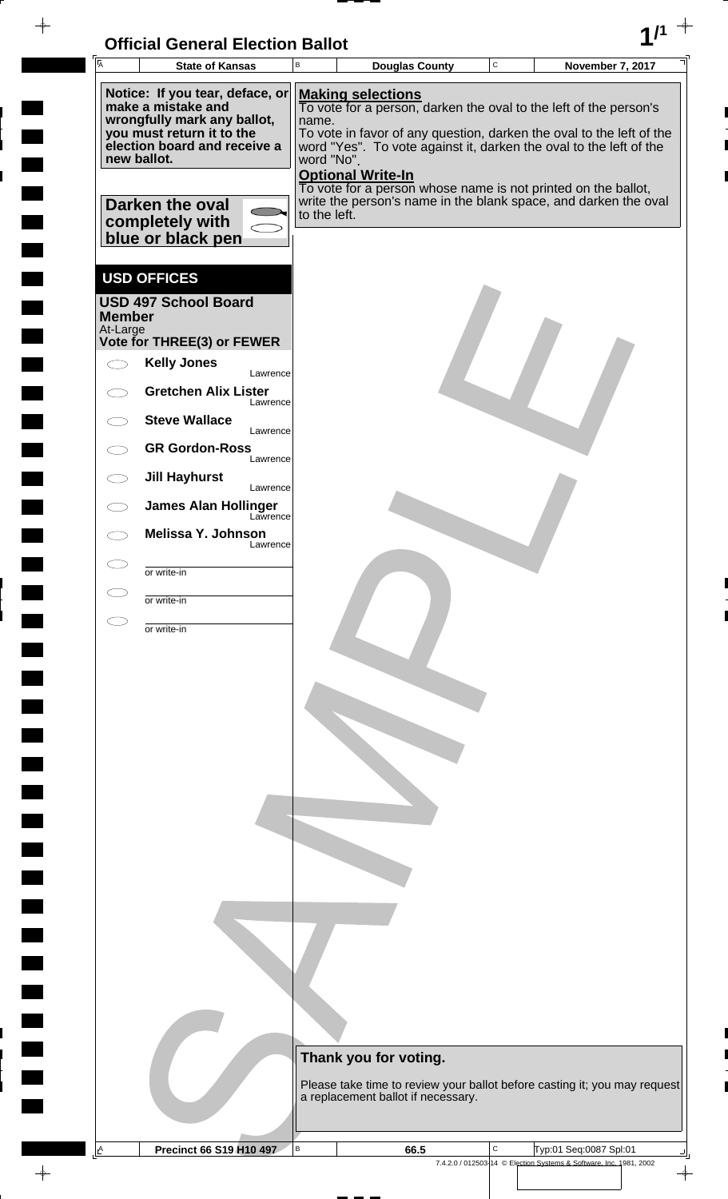# Official General Election Ballot

| State of Kansas | Douglas County | November 7, 2017 |
|---|---|---|

**Notice: If you tear, deface, or make a mistake and wrongfully mark any ballot, you must return it to the election board and receive a new ballot.**

**Making selections**
To vote for a person, darken the oval to the left of the person's name.
To vote in favor of any question, darken the oval to the left of the word "Yes". To vote against it, darken the oval to the left of the word "No".

**Optional Write-In**
To vote for a person whose name is not printed on the ballot, write the person's name in the blank space, and darken the oval to the left.

**Darken the oval completely with blue or black pen**

## USD OFFICES

### USD 497 School Board Member
At-Large
**Vote for THREE(3) or FEWER**

- ⬭ **Kelly Jones** — Lawrence
- ⬭ **Gretchen Alix Lister** — Lawrence
- ⬭ **Steve Wallace** — Lawrence
- ⬭ **GR Gordon-Ross** — Lawrence
- ⬭ **Jill Hayhurst** — Lawrence
- ⬭ **James Alan Hollinger** — Lawrence
- ⬭ **Melissa Y. Johnson** — Lawrence
- ⬭ ________ or write-in
- ⬭ ________ or write-in
- ⬭ ________ or write-in

**Thank you for voting.**

Please take time to review your ballot before casting it; you may request a replacement ballot if necessary.

| Precinct 66 S19 H10 497 | 66.5 | Typ:01 Seq:0087 Spl:01 |
|---|---|---|

7.4.2.0 / 012503-14 © Election Systems & Software, Inc. 1981, 2002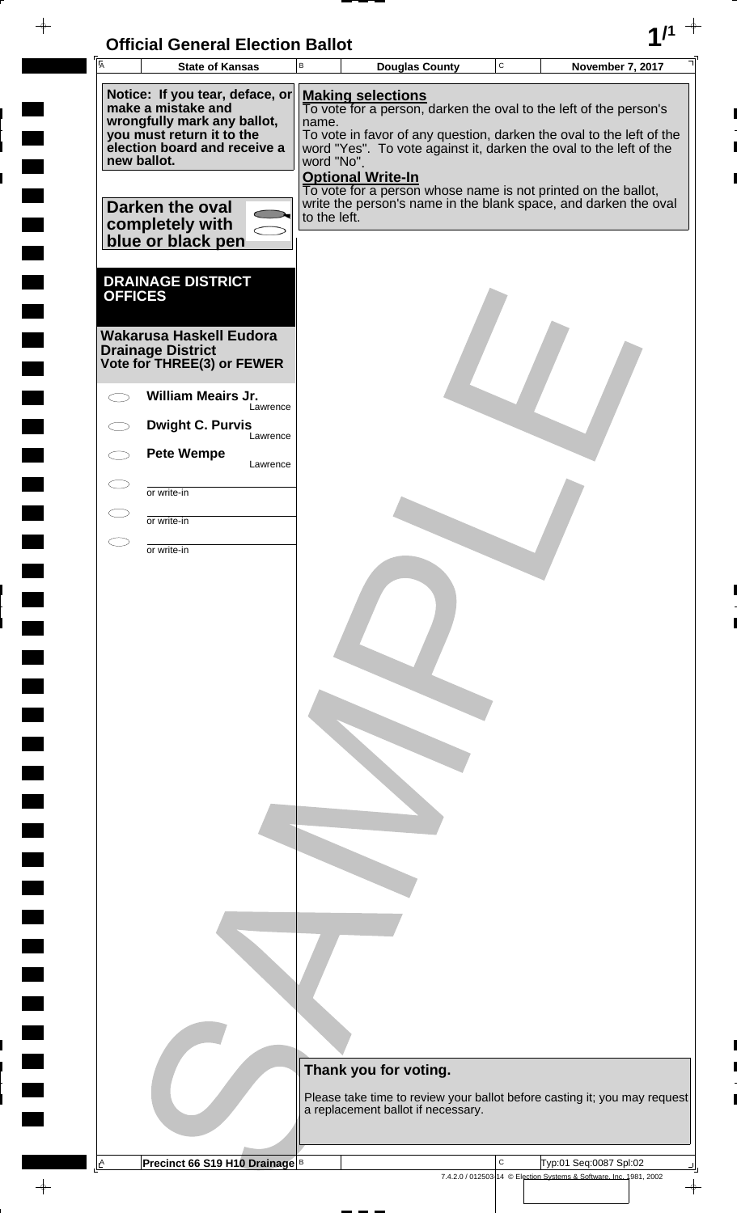# Official General Election Ballot

| State of Kansas | Douglas County | November 7, 2017 |
|---|---|---|

**Notice: If you tear, deface, or make a mistake and wrongfully mark any ballot, you must return it to the election board and receive a new ballot.**

**Making selections**
To vote for a person, darken the oval to the left of the person's name.
To vote in favor of any question, darken the oval to the left of the word "Yes". To vote against it, darken the oval to the left of the word "No".

**Optional Write-In**
To vote for a person whose name is not printed on the ballot, write the person's name in the blank space, and darken the oval to the left.

**Darken the oval completely with blue or black pen**

## DRAINAGE DISTRICT OFFICES

### Wakarusa Haskell Eudora Drainage District
**Vote for THREE(3) or FEWER**

- ◯ **William Meairs Jr.** Lawrence
- ◯ **Dwight C. Purvis** Lawrence
- ◯ **Pete Wempe** Lawrence
- ◯ ________ or write-in
- ◯ ________ or write-in
- ◯ ________ or write-in

**Thank you for voting.**

Please take time to review your ballot before casting it; you may request a replacement ballot if necessary.

Precinct 66 S19 H10 Drainage | Typ:01 Seq:0087 Spl:02

7.4.2.0 / 012503-14 © Election Systems & Software, Inc. 1981, 2002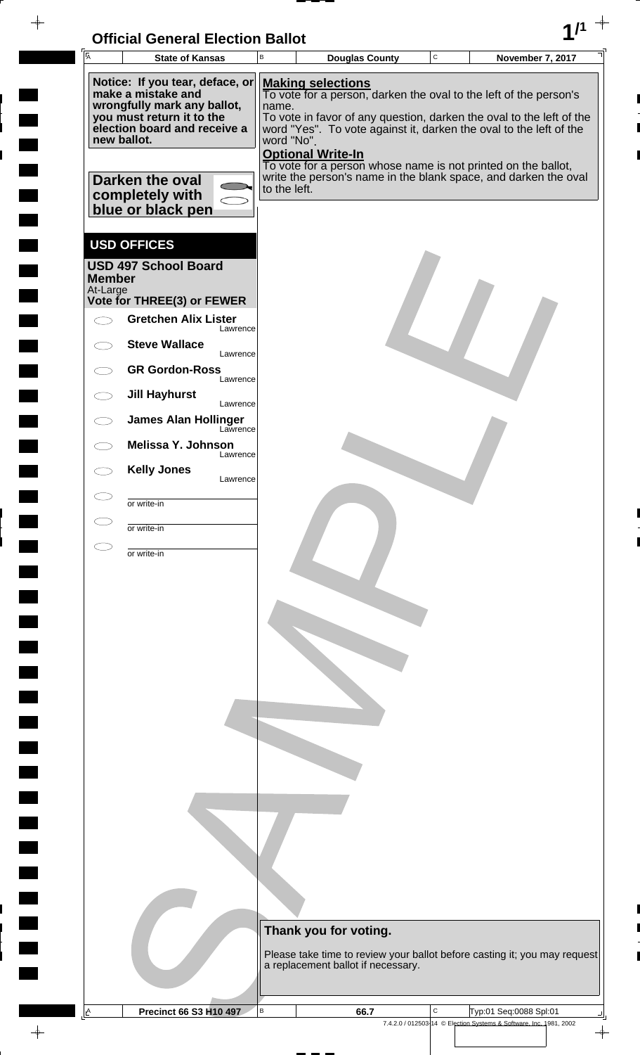# Official General Election Ballot

| State of Kansas | Douglas County | November 7, 2017 |
|---|---|---|

**Notice: If you tear, deface, or make a mistake and wrongfully mark any ballot, you must return it to the election board and receive a new ballot.**

**Darken the oval completely with blue or black pen**

**Making selections**
To vote for a person, darken the oval to the left of the person's name.
To vote in favor of any question, darken the oval to the left of the word "Yes". To vote against it, darken the oval to the left of the word "No".

**Optional Write-In**
To vote for a person whose name is not printed on the ballot, write the person's name in the blank space, and darken the oval to the left.

## USD OFFICES

### USD 497 School Board Member
At-Large
**Vote for THREE(3) or FEWER**

- ⬭ **Gretchen Alix Lister** — Lawrence
- ⬭ **Steve Wallace** — Lawrence
- ⬭ **GR Gordon-Ross** — Lawrence
- ⬭ **Jill Hayhurst** — Lawrence
- ⬭ **James Alan Hollinger** — Lawrence
- ⬭ **Melissa Y. Johnson** — Lawrence
- ⬭ **Kelly Jones** — Lawrence
- ⬭ ________ or write-in
- ⬭ ________ or write-in
- ⬭ ________ or write-in

**Thank you for voting.**

Please take time to review your ballot before casting it; you may request a replacement ballot if necessary.

| Precinct 66 S3 H10 497 | 66.7 | Typ:01 Seq:0088 Spl:01 |
|---|---|---|

7.4.2.0 / 012503-14 © Election Systems & Software, Inc. 1981, 2002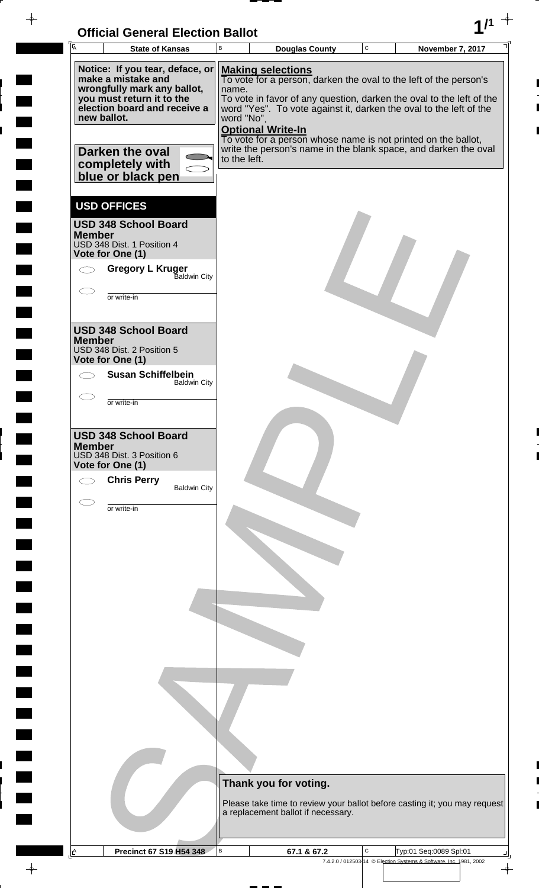# Official General Election Ballot

| A State of Kansas | B Douglas County | C November 7, 2017 |
|---|---|---|

**Notice: If you tear, deface, or make a mistake and wrongfully mark any ballot, you must return it to the election board and receive a new ballot.**

**Darken the oval completely with blue or black pen**

**Making selections**

To vote for a person, darken the oval to the left of the person's name.

To vote in favor of any question, darken the oval to the left of the word "Yes". To vote against it, darken the oval to the left of the word "No".

**Optional Write-In**

To vote for a person whose name is not printed on the ballot, write the person's name in the blank space, and darken the oval to the left.

## USD OFFICES

### USD 348 School Board Member

USD 348 Dist. 1 Position 4

**Vote for One (1)**

- ⬭ **Gregory L Kruger** — Baldwin City
- ⬭ ________ or write-in

### USD 348 School Board Member

USD 348 Dist. 2 Position 5

**Vote for One (1)**

- ⬭ **Susan Schiffelbein** — Baldwin City
- ⬭ ________ or write-in

### USD 348 School Board Member

USD 348 Dist. 3 Position 6

**Vote for One (1)**

- ⬭ **Chris Perry** — Baldwin City
- ⬭ ________ or write-in

**Thank you for voting.**

Please take time to review your ballot before casting it; you may request a replacement ballot if necessary.

| A Precinct 67 S19 H54 348 | B 67.1 & 67.2 | C Typ:01 Seq:0089 Spl:01 |
|---|---|---|

7.4.2.0 / 012503-14 © Election Systems & Software, Inc. 1981, 2002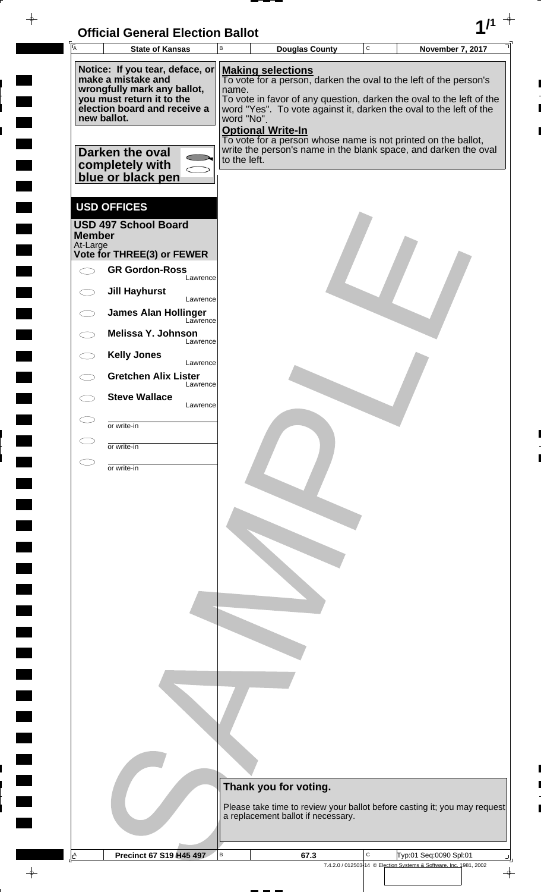# Official General Election Ballot

| State of Kansas | Douglas County | November 7, 2017 |
|---|---|---|

**Notice: If you tear, deface, or make a mistake and wrongfully mark any ballot, you must return it to the election board and receive a new ballot.**

**Darken the oval completely with blue or black pen**

**Making selections**

To vote for a person, darken the oval to the left of the person's name.

To vote in favor of any question, darken the oval to the left of the word "Yes". To vote against it, darken the oval to the left of the word "No".

**Optional Write-In**

To vote for a person whose name is not printed on the ballot, write the person's name in the blank space, and darken the oval to the left.

## USD OFFICES

### USD 497 School Board Member

At-Large

**Vote for THREE(3) or FEWER**

- **GR Gordon-Ross** — Lawrence
- **Jill Hayhurst** — Lawrence
- **James Alan Hollinger** — Lawrence
- **Melissa Y. Johnson** — Lawrence
- **Kelly Jones** — Lawrence
- **Gretchen Alix Lister** — Lawrence
- **Steve Wallace** — Lawrence
- ______ or write-in
- ______ or write-in
- ______ or write-in

**Thank you for voting.**

Please take time to review your ballot before casting it; you may request a replacement ballot if necessary.

| Precinct 67 S19 H45 497 | 67.3 | Typ:01 Seq:0090 Spl:01 |
|---|---|---|

7.4.2.0 / 012503-14 © Election Systems & Software, Inc. 1981, 2002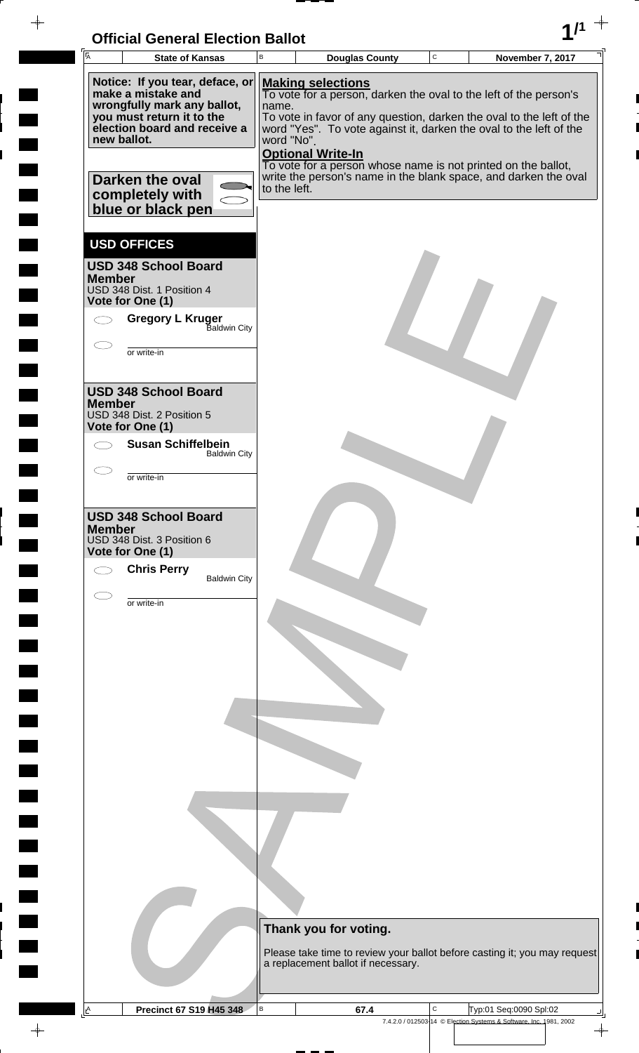# Official General Election Ballot

| State of Kansas | Douglas County | November 7, 2017 |
|---|---|---|

**Notice: If you tear, deface, or make a mistake and wrongfully mark any ballot, you must return it to the election board and receive a new ballot.**

**Darken the oval completely with blue or black pen**

**Making selections**
To vote for a person, darken the oval to the left of the person's name.
To vote in favor of any question, darken the oval to the left of the word "Yes". To vote against it, darken the oval to the left of the word "No".

**Optional Write-In**
To vote for a person whose name is not printed on the ballot, write the person's name in the blank space, and darken the oval to the left.

## USD OFFICES

### USD 348 School Board Member
USD 348 Dist. 1 Position 4
**Vote for One (1)**

- **Gregory L Kruger** Baldwin City
- ______ or write-in

### USD 348 School Board Member
USD 348 Dist. 2 Position 5
**Vote for One (1)**

- **Susan Schiffelbein** Baldwin City
- ______ or write-in

### USD 348 School Board Member
USD 348 Dist. 3 Position 6
**Vote for One (1)**

- **Chris Perry** Baldwin City
- ______ or write-in

**Thank you for voting.**

Please take time to review your ballot before casting it; you may request a replacement ballot if necessary.

SAMPLE

| Precinct 67 S19 H45 348 | 67.4 | Typ:01 Seq:0090 Spl:02 |
|---|---|---|

7.4.2.0 / 012503-14 © Election Systems & Software, Inc. 1981, 2002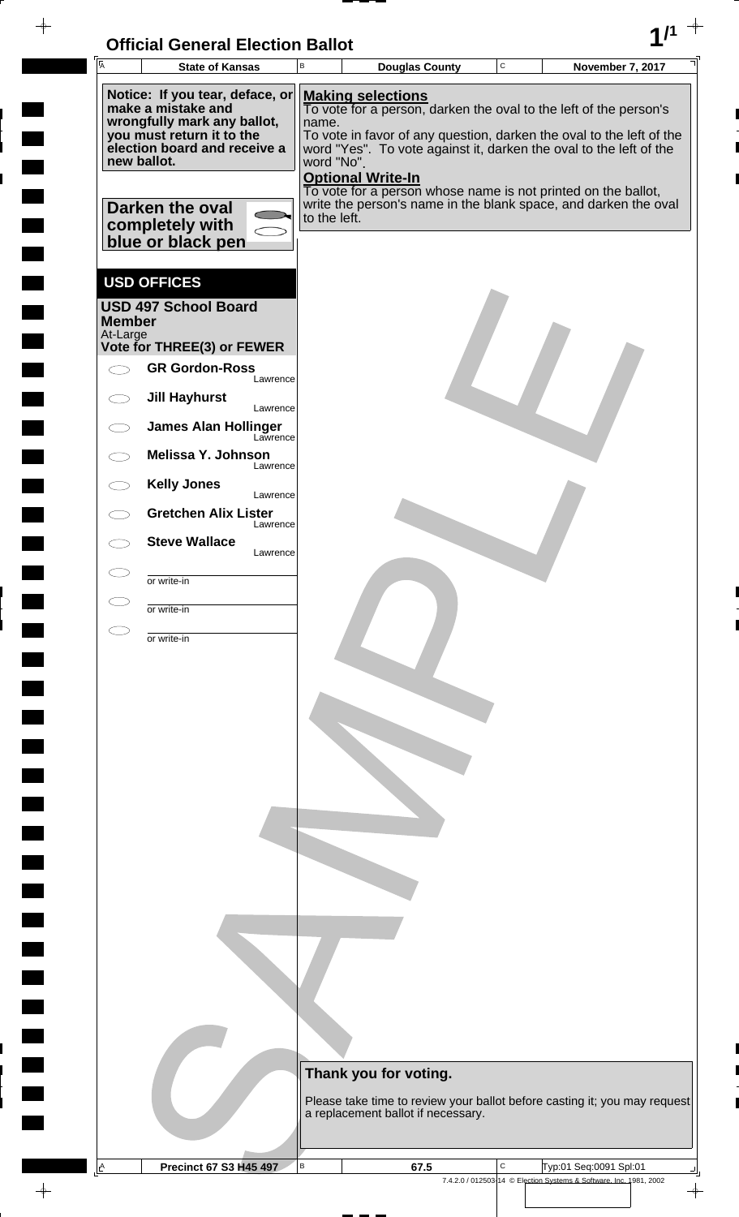# Official General Election Ballot

| State of Kansas | Douglas County | November 7, 2017 |
|---|---|---|

**Notice: If you tear, deface, or make a mistake and wrongfully mark any ballot, you must return it to the election board and receive a new ballot.**

**Darken the oval completely with blue or black pen**

**Making selections**
To vote for a person, darken the oval to the left of the person's name.
To vote in favor of any question, darken the oval to the left of the word "Yes". To vote against it, darken the oval to the left of the word "No".

**Optional Write-In**
To vote for a person whose name is not printed on the ballot, write the person's name in the blank space, and darken the oval to the left.

## USD OFFICES

### USD 497 School Board Member
At-Large
**Vote for THREE(3) or FEWER**

- ⬭ **GR Gordon-Ross** — Lawrence
- ⬭ **Jill Hayhurst** — Lawrence
- ⬭ **James Alan Hollinger** — Lawrence
- ⬭ **Melissa Y. Johnson** — Lawrence
- ⬭ **Kelly Jones** — Lawrence
- ⬭ **Gretchen Alix Lister** — Lawrence
- ⬭ **Steve Wallace** — Lawrence
- ⬭ ________ or write-in
- ⬭ ________ or write-in
- ⬭ ________ or write-in

**Thank you for voting.**

Please take time to review your ballot before casting it; you may request a replacement ballot if necessary.

| Precinct 67 S3 H45 497 | 67.5 | Typ:01 Seq:0091 Spl:01 |
|---|---|---|

7.4.2.0 / 012503-14 © Election Systems & Software, Inc. 1981, 2002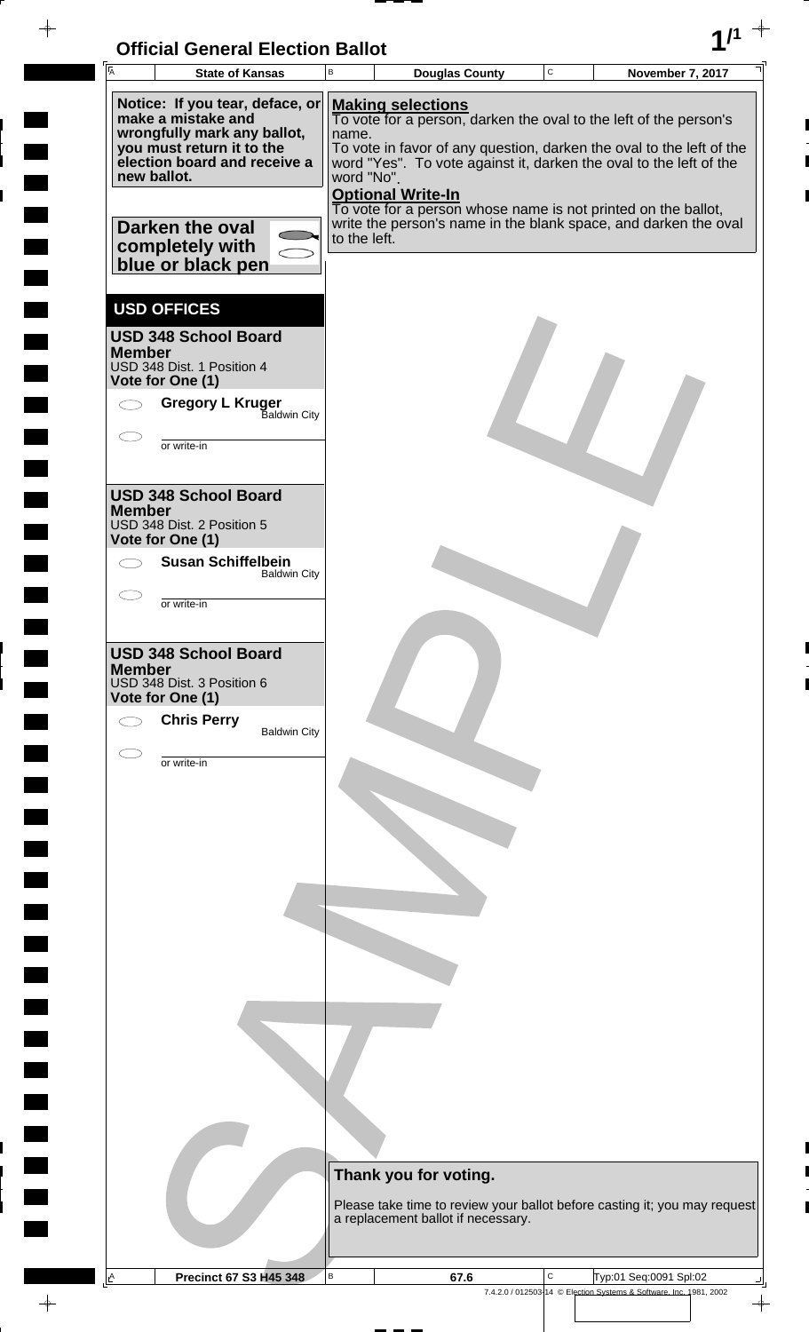# Official General Election Ballot

| State of Kansas | Douglas County | November 7, 2017 |
|---|---|---|

**Notice: If you tear, deface, or make a mistake and wrongfully mark any ballot, you must return it to the election board and receive a new ballot.**

**Darken the oval completely with blue or black pen**

**Making selections**
To vote for a person, darken the oval to the left of the person's name.
To vote in favor of any question, darken the oval to the left of the word "Yes". To vote against it, darken the oval to the left of the word "No".

**Optional Write-In**
To vote for a person whose name is not printed on the ballot, write the person's name in the blank space, and darken the oval to the left.

## USD OFFICES

### USD 348 School Board Member
USD 348 Dist. 1 Position 4
**Vote for One (1)**

- ⬭ **Gregory L Kruger** — Baldwin City
- ⬭ ________ or write-in

### USD 348 School Board Member
USD 348 Dist. 2 Position 5
**Vote for One (1)**

- ⬭ **Susan Schiffelbein** — Baldwin City
- ⬭ ________ or write-in

### USD 348 School Board Member
USD 348 Dist. 3 Position 6
**Vote for One (1)**

- ⬭ **Chris Perry** — Baldwin City
- ⬭ ________ or write-in

**Thank you for voting.**

Please take time to review your ballot before casting it; you may request a replacement ballot if necessary.

| Precinct 67 S3 H45 348 | 67.6 | Typ:01 Seq:0091 Spl:02 |
|---|---|---|

7.4.2.0 / 012503-14 © Election Systems & Software, Inc. 1981, 2002

SAMPLE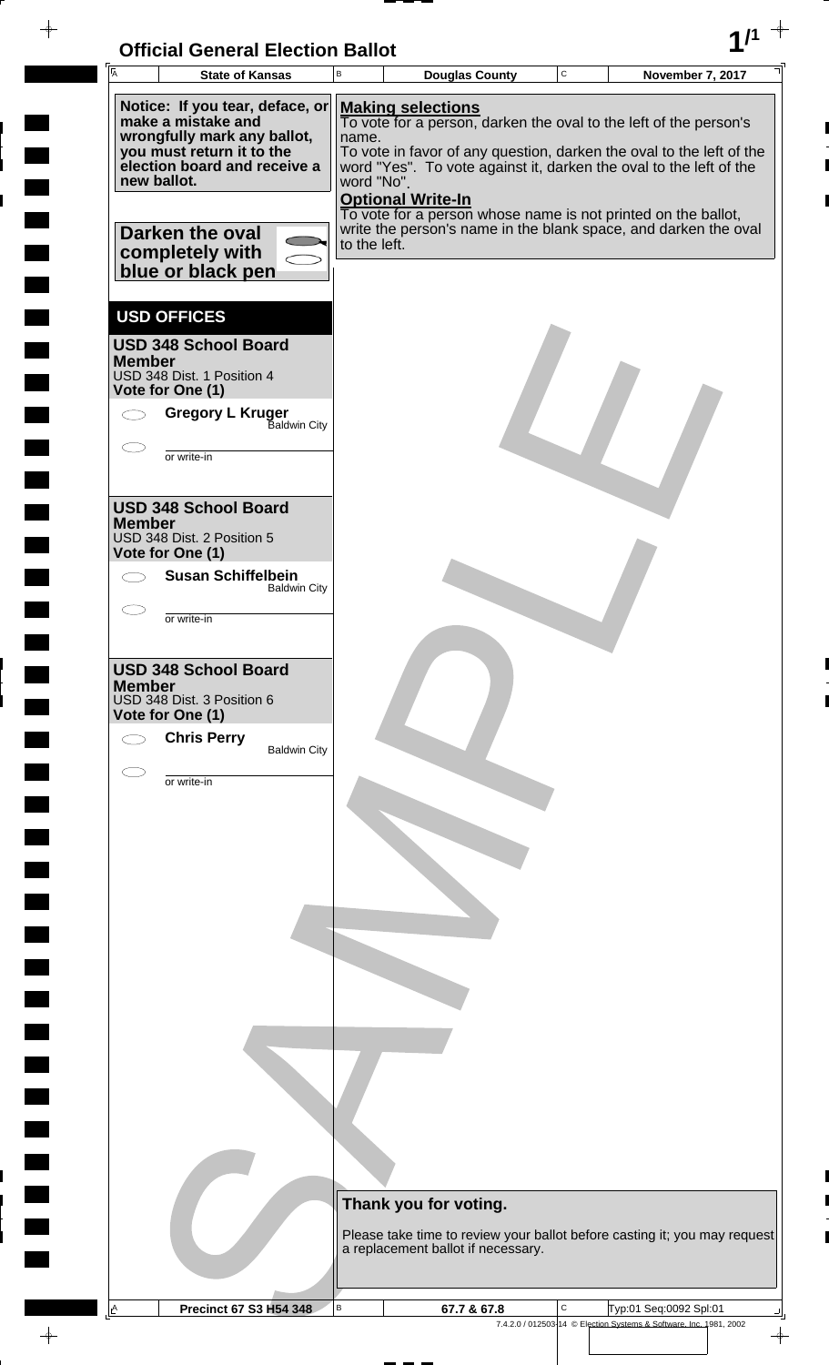# Official General Election Ballot

| State of Kansas | Douglas County | November 7, 2017 |
|---|---|---|

**Notice: If you tear, deface, or make a mistake and wrongfully mark any ballot, you must return it to the election board and receive a new ballot.**

**Darken the oval completely with blue or black pen**

**Making selections**
To vote for a person, darken the oval to the left of the person's name.
To vote in favor of any question, darken the oval to the left of the word "Yes". To vote against it, darken the oval to the left of the word "No".

**Optional Write-In**
To vote for a person whose name is not printed on the ballot, write the person's name in the blank space, and darken the oval to the left.

## USD OFFICES

### USD 348 School Board Member
USD 348 Dist. 1 Position 4
**Vote for One (1)**

- **Gregory L Kruger** — Baldwin City
- or write-in

### USD 348 School Board Member
USD 348 Dist. 2 Position 5
**Vote for One (1)**

- **Susan Schiffelbein** — Baldwin City
- or write-in

### USD 348 School Board Member
USD 348 Dist. 3 Position 6
**Vote for One (1)**

- **Chris Perry** — Baldwin City
- or write-in

**Thank you for voting.**

Please take time to review your ballot before casting it; you may request a replacement ballot if necessary.

SAMPLE

| Precinct 67 S3 H54 348 | 67.7 & 67.8 | Typ:01 Seq:0092 Spl:01 |
|---|---|---|

7.4.2.0 / 012503-14 © Election Systems & Software, Inc. 1981, 2002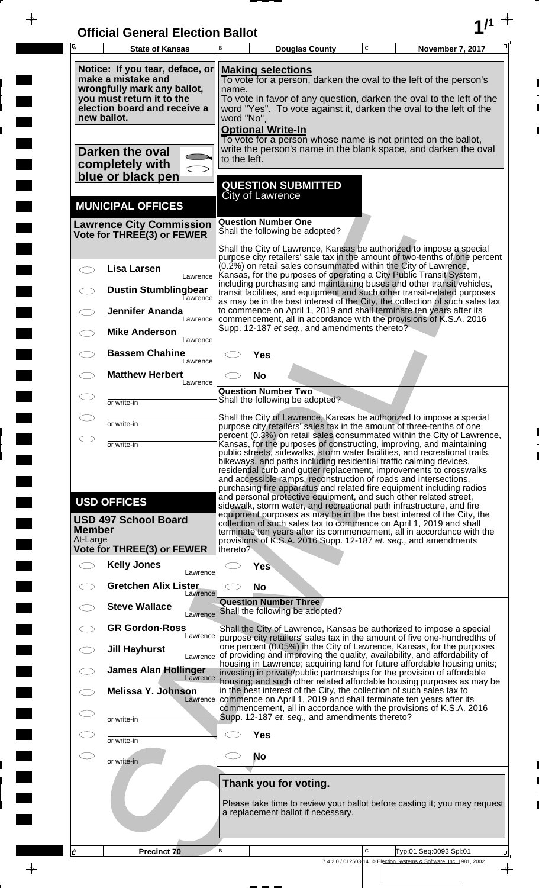# Official General Election Ballot

**State of Kansas** | **Douglas County** | **November 7, 2017**

**Notice: If you tear, deface, or make a mistake and wrongfully mark any ballot, you must return it to the election board and receive a new ballot.**

**Darken the oval completely with blue or black pen**

**Making selections**
To vote for a person, darken the oval to the left of the person's name.
To vote in favor of any question, darken the oval to the left of the word "Yes". To vote against it, darken the oval to the left of the word "No".

**Optional Write-In**
To vote for a person whose name is not printed on the ballot, write the person's name in the blank space, and darken the oval to the left.

## MUNICIPAL OFFICES

### Lawrence City Commission
**Vote for THREE(3) or FEWER**

- ◯ Lisa Larsen — Lawrence
- ◯ Dustin Stumblingbear — Lawrence
- ◯ Jennifer Ananda — Lawrence
- ◯ Mike Anderson — Lawrence
- ◯ Bassem Chahine — Lawrence
- ◯ Matthew Herbert — Lawrence
- ◯ ______ or write-in
- ◯ ______ or write-in
- ◯ ______ or write-in

## USD OFFICES

### USD 497 School Board Member
At-Large
**Vote for THREE(3) or FEWER**

- ◯ Kelly Jones — Lawrence
- ◯ Gretchen Alix Lister — Lawrence
- ◯ Steve Wallace — Lawrence
- ◯ GR Gordon-Ross — Lawrence
- ◯ Jill Hayhurst — Lawrence
- ◯ James Alan Hollinger — Lawrence
- ◯ Melissa Y. Johnson — Lawrence
- ◯ ______ or write-in
- ◯ ______ or write-in
- ◯ ______ or write-in

## QUESTION SUBMITTED
City of Lawrence

### Question Number One
Shall the following be adopted?

Shall the City of Lawrence, Kansas be authorized to impose a special purpose city retailers' sale tax in the amount of two-tenths of one percent (0.2%) on retail sales consummated within the City of Lawrence, Kansas, for the purposes of operating a City Public Transit System, including purchasing and maintaining buses and other transit vehicles, transit facilities, and equipment and such other transit-related purposes as may be in the best interest of the City, the collection of such sales tax to commence on April 1, 2019 and shall terminate ten years after its commencement, all in accordance with the provisions of K.S.A. 2016 Supp. 12-187 *et seq.,* and amendments thereto?

- ◯ Yes
- ◯ No

### Question Number Two
Shall the following be adopted?

Shall the City of Lawrence, Kansas be authorized to impose a special purpose city retailers' sales tax in the amount of three-tenths of one percent (0.3%) on retail sales consummated within the City of Lawrence, Kansas, for the purposes of constructing, improving, and maintaining public streets, sidewalks, storm water facilities, and recreational trails, bikeways, and paths including residential traffic calming devices, residential curb and gutter replacement, improvements to crosswalks and accessible ramps, reconstruction of roads and intersections, purchasing fire apparatus and related fire equipment including radios and personal protective equipment, and such other related street, sidewalk, storm water, and recreational path infrastructure, and fire equipment purposes as may be in the the best interest of the City, the collection of such sales tax to commence on April 1, 2019 and shall terminate ten years after its commencement, all in accordance with the provisions of K.S.A. 2016 Supp. 12-187 *et. seq.,* and amendments thereto?

- ◯ Yes
- ◯ No

### Question Number Three
Shall the following be adopted?

Shall the City of Lawrence, Kansas be authorized to impose a special purpose city retailers' sales tax in the amount of five one-hundredths of one percent (0.05%) in the City of Lawrence, Kansas, for the purposes of providing and improving the quality, availability, and affordability of housing in Lawrence; acquiring land for future affordable housing units; investing in private/public partnerships for the provision of affordable housing; and such other related affordable housing purposes as may be in the best interest of the City, the collection of such sales tax to commence on April 1, 2019 and shall terminate ten years after its commencement, all in accordance with the provisions of K.S.A. 2016 Supp. 12-187 *et. seq.,* and amendments thereto?

- ◯ Yes
- ◯ No

**Thank you for voting.**

Please take time to review your ballot before casting it; you may request a replacement ballot if necessary.

Precinct 70 | Typ:01 Seq:0093 Spl:01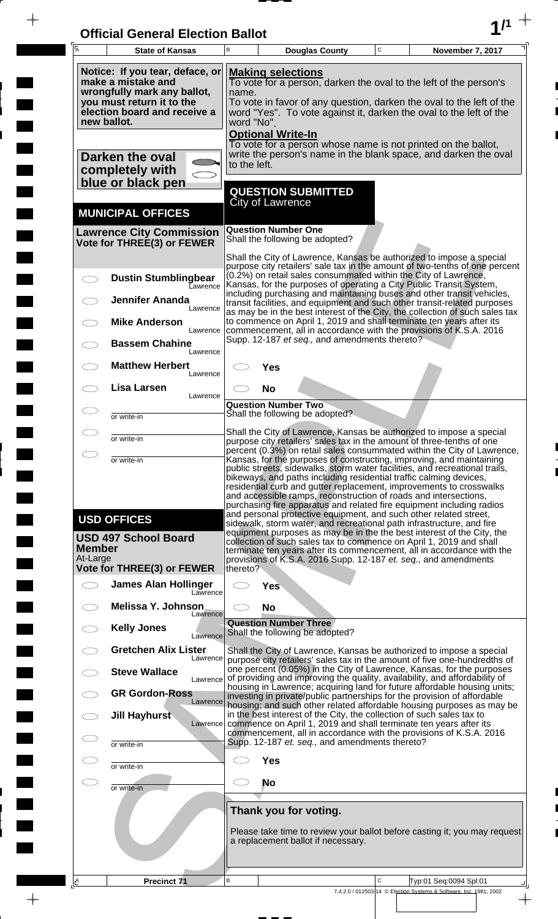# Official General Election Ballot

**1/1**

| A State of Kansas | B Douglas County | C November 7, 2017 |
|---|---|---|

**Notice: If you tear, deface, or make a mistake and wrongfully mark any ballot, you must return it to the election board and receive a new ballot.**

**Darken the oval completely with blue or black pen**

**Making selections**
To vote for a person, darken the oval to the left of the person's name.
To vote in favor of any question, darken the oval to the left of the word "Yes". To vote against it, darken the oval to the left of the word "No".

**Optional Write-In**
To vote for a person whose name is not printed on the ballot, write the person's name in the blank space, and darken the oval to the left.

## MUNICIPAL OFFICES

### Lawrence City Commission
**Vote for THREE(3) or FEWER**

- ◯ **Dustin Stumblingbear** — Lawrence
- ◯ **Jennifer Ananda** — Lawrence
- ◯ **Mike Anderson** — Lawrence
- ◯ **Bassem Chahine** — Lawrence
- ◯ **Matthew Herbert** — Lawrence
- ◯ **Lisa Larsen** — Lawrence
- ◯ ________ or write-in
- ◯ ________ or write-in
- ◯ ________ or write-in

## USD OFFICES

### USD 497 School Board Member
At-Large
**Vote for THREE(3) or FEWER**

- ◯ **James Alan Hollinger** — Lawrence
- ◯ **Melissa Y. Johnson** — Lawrence
- ◯ **Kelly Jones** — Lawrence
- ◯ **Gretchen Alix Lister** — Lawrence
- ◯ **Steve Wallace** — Lawrence
- ◯ **GR Gordon-Ross** — Lawrence
- ◯ **Jill Hayhurst** — Lawrence
- ◯ ________ or write-in
- ◯ ________ or write-in
- ◯ ________ or write-in

## QUESTION SUBMITTED
City of Lawrence

### Question Number One
Shall the following be adopted?

Shall the City of Lawrence, Kansas be authorized to impose a special purpose city retailers' sale tax in the amount of two-tenths of one percent (0.2%) on retail sales consummated within the City of Lawrence, Kansas, for the purposes of operating a City Public Transit System, including purchasing and maintaining buses and other transit vehicles, transit facilities, and equipment and such other transit-related purposes as may be in the best interest of the City, the collection of such sales tax to commence on April 1, 2019 and shall terminate ten years after its commencement, all in accordance with the provisions of K.S.A. 2016 Supp. 12-187 *et seq.,* and amendments thereto?

- ◯ **Yes**
- ◯ **No**

### Question Number Two
Shall the following be adopted?

Shall the City of Lawrence, Kansas be authorized to impose a special purpose city retailers' sales tax in the amount of three-tenths of one percent (0.3%) on retail sales consummated within the City of Lawrence, Kansas, for the purposes of constructing, improving, and maintaining public streets, sidewalks, storm water facilities, and recreational trails, bikeways, and paths including residential traffic calming devices, residential curb and gutter replacement, improvements to crosswalks and accessible ramps, reconstruction of roads and intersections, purchasing fire apparatus and related fire equipment including radios and personal protective equipment, and such other related street, sidewalk, storm water, and recreational path infrastructure, and fire equipment purposes as may be in the best interest of the City, the collection of such sales tax to commence on April 1, 2019 and shall terminate ten years after its commencement, all in accordance with the provisions of K.S.A. 2016 Supp. 12-187 *et. seq.,* and amendments thereto?

- ◯ **Yes**
- ◯ **No**

### Question Number Three
Shall the following be adopted?

Shall the City of Lawrence, Kansas be authorized to impose a special purpose city retailers' sales tax in the amount of five one-hundredths of one percent (0.05%) in the City of Lawrence, Kansas, for the purposes of providing and improving the quality, availability, and affordability of housing in Lawrence; acquiring land for future affordable housing units; investing in private/public partnerships for the provision of affordable housing; and such other related affordable housing purposes as may be in the best interest of the City, the collection of such sales tax to commence on April 1, 2019 and shall terminate ten years after its commencement, all in accordance with the provisions of K.S.A. 2016 Supp. 12-187 *et. seq.,* and amendments thereto?

- ◯ **Yes**
- ◯ **No**

**Thank you for voting.**

Please take time to review your ballot before casting it; you may request a replacement ballot if necessary.

| A Precinct 71 | B | C Typ:01 Seq:0094 Spl:01 |
|---|---|---|

7.4.2.0 / 012503-14 © Election Systems & Software, Inc. 1981, 2002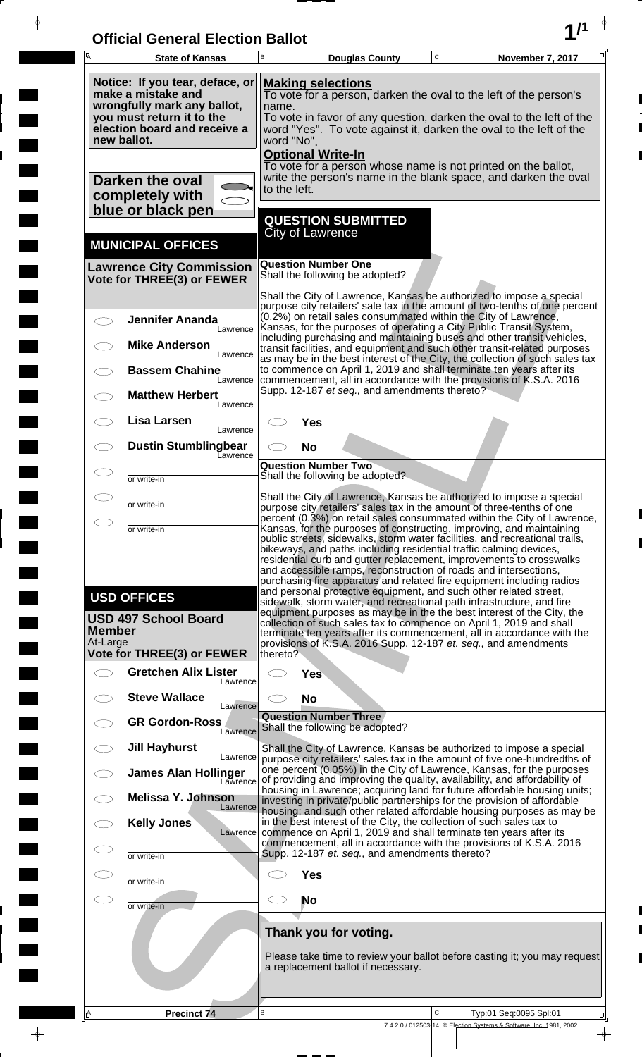# Official General Election Ballot

**State of Kansas** | **Douglas County** | **November 7, 2017**

Notice: If you tear, deface, or make a mistake and wrongfully mark any ballot, you must return it to the election board and receive a new ballot.

**Darken the oval completely with blue or black pen**

**Making selections**
To vote for a person, darken the oval to the left of the person's name.
To vote in favor of any question, darken the oval to the left of the word "Yes". To vote against it, darken the oval to the left of the word "No".

**Optional Write-In**
To vote for a person whose name is not printed on the ballot, write the person's name in the blank space, and darken the oval to the left.

## MUNICIPAL OFFICES

### Lawrence City Commission
**Vote for THREE(3) or FEWER**

- Jennifer Ananda — Lawrence
- Mike Anderson — Lawrence
- Bassem Chahine — Lawrence
- Matthew Herbert — Lawrence
- Lisa Larsen — Lawrence
- Dustin Stumblingbear — Lawrence
- ______ or write-in
- ______ or write-in
- ______ or write-in

## USD OFFICES

### USD 497 School Board Member
At-Large
**Vote for THREE(3) or FEWER**

- Gretchen Alix Lister — Lawrence
- Steve Wallace — Lawrence
- GR Gordon-Ross — Lawrence
- Jill Hayhurst — Lawrence
- James Alan Hollinger — Lawrence
- Melissa Y. Johnson — Lawrence
- Kelly Jones — Lawrence
- ______ or write-in
- ______ or write-in
- ______ or write-in

## QUESTION SUBMITTED
City of Lawrence

### Question Number One
Shall the following be adopted?

Shall the City of Lawrence, Kansas be authorized to impose a special purpose city retailers' sale tax in the amount of two-tenths of one percent (0.2%) on retail sales consummated within the City of Lawrence, Kansas, for the purposes of operating a City Public Transit System, including purchasing and maintaining buses and other transit vehicles, transit facilities, and equipment and such other transit-related purposes as may be in the best interest of the City, the collection of such sales tax to commence on April 1, 2019 and shall terminate ten years after its commencement, all in accordance with the provisions of K.S.A. 2016 Supp. 12-187 *et seq.,* and amendments thereto?

- Yes
- No

### Question Number Two
Shall the following be adopted?

Shall the City of Lawrence, Kansas be authorized to impose a special purpose city retailers' sales tax in the amount of three-tenths of one percent (0.3%) on retail sales consummated within the City of Lawrence, Kansas, for the purposes of constructing, improving, and maintaining public streets, sidewalks, storm water facilities, and recreational trails, bikeways, and paths including residential traffic calming devices, residential curb and gutter replacement, improvements to crosswalks and accessible ramps, reconstruction of roads and intersections, purchasing fire apparatus and related fire equipment including radios and personal protective equipment, and such other related street, sidewalk, storm water, and recreational path infrastructure, and fire equipment purposes as may be in the best interest of the City, the collection of such sales tax to commence on April 1, 2019 and shall terminate ten years after its commencement, all in accordance with the provisions of K.S.A. 2016 Supp. 12-187 *et. seq.,* and amendments thereto?

- Yes
- No

### Question Number Three
Shall the following be adopted?

Shall the City of Lawrence, Kansas be authorized to impose a special purpose city retailers' sales tax in the amount of five one-hundredths of one percent (0.05%) in the City of Lawrence, Kansas, for the purposes of providing and improving the quality, availability, and affordability of housing in Lawrence; acquiring land for future affordable housing units; investing in private/public partnerships for the provision of affordable housing; and such other related affordable housing purposes as may be in the best interest of the City, the collection of such sales tax to commence on April 1, 2019 and shall terminate ten years after its commencement, all in accordance with the provisions of K.S.A. 2016 Supp. 12-187 *et. seq.,* and amendments thereto?

- Yes
- No

**Thank you for voting.**

Please take time to review your ballot before casting it; you may request a replacement ballot if necessary.

**Precinct 74** | Typ:01 Seq:0095 Spl:01

7.4.2.0 / 012503-14 © Election Systems & Software, Inc. 1981, 2002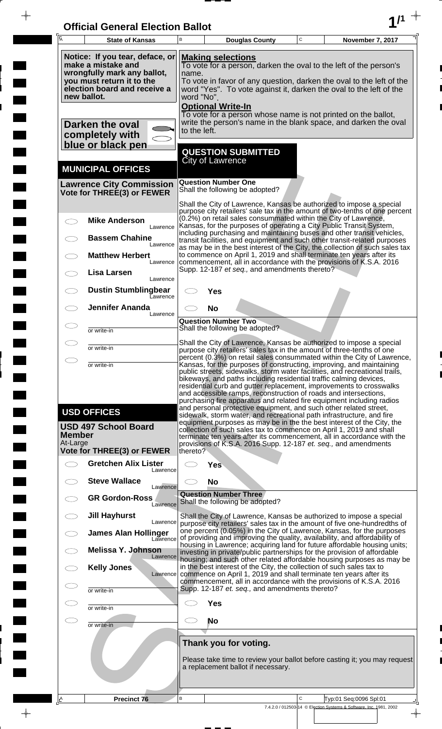# Official General Election Ballot

**1/1**

| A State of Kansas | B Douglas County | C November 7, 2017 |
|---|---|---|

**Notice: If you tear, deface, or make a mistake and wrongfully mark any ballot, you must return it to the election board and receive a new ballot.**

**Darken the oval completely with blue or black pen**

**Making selections**
To vote for a person, darken the oval to the left of the person's name.
To vote in favor of any question, darken the oval to the left of the word "Yes". To vote against it, darken the oval to the left of the word "No".

**Optional Write-In**
To vote for a person whose name is not printed on the ballot, write the person's name in the blank space, and darken the oval to the left.

## MUNICIPAL OFFICES

### Lawrence City Commission
**Vote for THREE(3) or FEWER**

- Mike Anderson — Lawrence
- Bassem Chahine — Lawrence
- Matthew Herbert — Lawrence
- Lisa Larsen — Lawrence
- Dustin Stumblingbear — Lawrence
- Jennifer Ananda — Lawrence
- ________ or write-in
- ________ or write-in
- ________ or write-in

## USD OFFICES

### USD 497 School Board Member
At-Large
**Vote for THREE(3) or FEWER**

- Gretchen Alix Lister — Lawrence
- Steve Wallace — Lawrence
- GR Gordon-Ross — Lawrence
- Jill Hayhurst — Lawrence
- James Alan Hollinger — Lawrence
- Melissa Y. Johnson — Lawrence
- Kelly Jones — Lawrence
- ________ or write-in
- ________ or write-in
- ________ or write-in

## QUESTION SUBMITTED
City of Lawrence

### Question Number One
Shall the following be adopted?

Shall the City of Lawrence, Kansas be authorized to impose a special purpose city retailers' sale tax in the amount of two-tenths of one percent (0.2%) on retail sales consummated within the City of Lawrence, Kansas, for the purposes of operating a City Public Transit System, including purchasing and maintaining buses and other transit vehicles, transit facilities, and equipment and such other transit-related purposes as may be in the best interest of the City, the collection of such sales tax to commence on April 1, 2019 and shall terminate ten years after its commencement, all in accordance with the provisions of K.S.A. 2016 Supp. 12-187 *et seq.,* and amendments thereto?

- Yes
- No

### Question Number Two
Shall the following be adopted?

Shall the City of Lawrence, Kansas be authorized to impose a special purpose city retailers' sales tax in the amount of three-tenths of one percent (0.3%) on retail sales consummated within the City of Lawrence, Kansas, for the purposes of constructing, improving, and maintaining public streets, sidewalks, storm water facilities, and recreational trails, bikeways, and paths including residential traffic calming devices, residential curb and gutter replacement, improvements to crosswalks and accessible ramps, reconstruction of roads and intersections, purchasing fire apparatus and related fire equipment including radios and personal protective equipment, and such other related street, sidewalk, storm water, and recreational path infrastructure, and fire equipment purposes as may be in the the best interest of the City, the collection of such sales tax to commence on April 1, 2019 and shall terminate ten years after its commencement, all in accordance with the provisions of K.S.A. 2016 Supp. 12-187 *et. seq.,* and amendments thereto?

- Yes
- No

### Question Number Three
Shall the following be adopted?

Shall the City of Lawrence, Kansas be authorized to impose a special purpose city retailers' sales tax in the amount of five one-hundredths of one percent (0.05%) in the City of Lawrence, Kansas, for the purposes of providing and improving the quality, availability, and affordability of housing in Lawrence; acquiring land for future affordable housing units; investing in private/public partnerships for the provision of affordable housing; and such other related affordable housing purposes as may be in the best interest of the City, the collection of such sales tax to commence on April 1, 2019 and shall terminate ten years after its commencement, all in accordance with the provisions of K.S.A. 2016 Supp. 12-187 *et. seq.,* and amendments thereto?

- Yes
- No

**Thank you for voting.**

Please take time to review your ballot before casting it; you may request a replacement ballot if necessary.

| A Precinct 76 | B | C Typ:01 Seq:0096 Spl:01 |
|---|---|---|

7.4.2.0 / 012503-14 © Election Systems & Software, Inc. 1981, 2002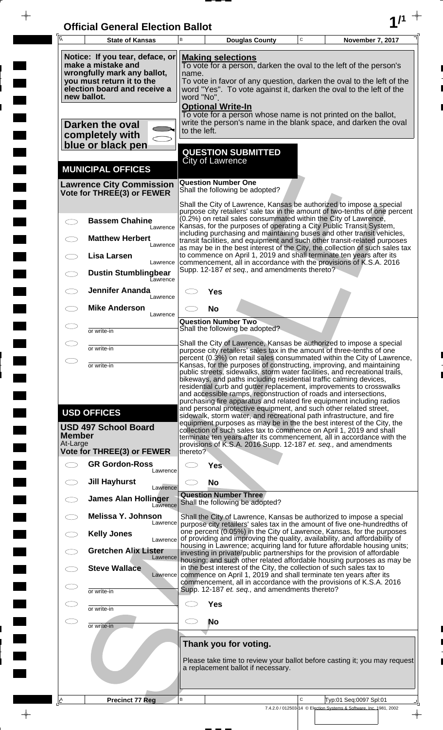# Official General Election Ballot

| State of Kansas | Douglas County | November 7, 2017 |
|---|---|---|

**Notice: If you tear, deface, or make a mistake and wrongfully mark any ballot, you must return it to the election board and receive a new ballot.**

**Darken the oval completely with blue or black pen**

**Making selections**
To vote for a person, darken the oval to the left of the person's name.
To vote in favor of any question, darken the oval to the left of the word "Yes". To vote against it, darken the oval to the left of the word "No".

**Optional Write-In**
To vote for a person whose name is not printed on the ballot, write the person's name in the blank space, and darken the oval to the left.

## MUNICIPAL OFFICES

### Lawrence City Commission
**Vote for THREE(3) or FEWER**

- ◯ **Bassem Chahine** Lawrence
- ◯ **Matthew Herbert** Lawrence
- ◯ **Lisa Larsen** Lawrence
- ◯ **Dustin Stumblingbear** Lawrence
- ◯ **Jennifer Ananda** Lawrence
- ◯ **Mike Anderson** Lawrence
- ◯ ________ or write-in
- ◯ ________ or write-in
- ◯ ________ or write-in

## USD OFFICES

### USD 497 School Board Member
At-Large
**Vote for THREE(3) or FEWER**

- ◯ **GR Gordon-Ross** Lawrence
- ◯ **Jill Hayhurst** Lawrence
- ◯ **James Alan Hollinger** Lawrence
- ◯ **Melissa Y. Johnson** Lawrence
- ◯ **Kelly Jones** Lawrence
- ◯ **Gretchen Alix Lister** Lawrence
- ◯ **Steve Wallace** Lawrence
- ◯ ________ or write-in
- ◯ ________ or write-in
- ◯ ________ or write-in

## QUESTION SUBMITTED
City of Lawrence

### Question Number One
Shall the following be adopted?

Shall the City of Lawrence, Kansas be authorized to impose a special purpose city retailers' sale tax in the amount of two-tenths of one percent (0.2%) on retail sales consummated within the City of Lawrence, Kansas, for the purposes of operating a City Public Transit System, including purchasing and maintaining buses and other transit vehicles, transit facilities, and equipment and such other transit-related purposes as may be in the best interest of the City, the collection of such sales tax to commence on April 1, 2019 and shall terminate ten years after its commencement, all in accordance with the provisions of K.S.A. 2016 Supp. 12-187 *et seq.,* and amendments thereto?

- ◯ **Yes**
- ◯ **No**

### Question Number Two
Shall the following be adopted?

Shall the City of Lawrence, Kansas be authorized to impose a special purpose city retailers' sales tax in the amount of three-tenths of one percent (0.3%) on retail sales consummated within the City of Lawrence, Kansas, for the purposes of constructing, improving, and maintaining public streets, sidewalks, storm water facilities, and recreational trails, bikeways, and paths including residential traffic calming devices, residential curb and gutter replacement, improvements to crosswalks and accessible ramps, reconstruction of roads and intersections, purchasing fire apparatus and related fire equipment including radios and personal protective equipment, and such other related street, sidewalk, storm water, and recreational path infrastructure, and fire equipment purposes as may be in the best interest of the City, the collection of such sales tax to commence on April 1, 2019 and shall terminate ten years after its commencement, all in accordance with the provisions of K.S.A. 2016 Supp. 12-187 *et. seq.,* and amendments thereto?

- ◯ **Yes**
- ◯ **No**

### Question Number Three
Shall the following be adopted?

Shall the City of Lawrence, Kansas be authorized to impose a special purpose city retailers' sales tax in the amount of five one-hundredths of one percent (0.05%) in the City of Lawrence, Kansas, for the purposes of providing and improving the quality, availability, and affordability of housing in Lawrence; acquiring land for future affordable housing units; investing in private/public partnerships for the provision of affordable housing; and such other related affordable housing purposes as may be in the best interest of the City, the collection of such sales tax to commence on April 1, 2019 and shall terminate ten years after its commencement, all in accordance with the provisions of K.S.A. 2016 Supp. 12-187 *et. seq.,* and amendments thereto?

- ◯ **Yes**
- ◯ **No**

**Thank you for voting.**

Please take time to review your ballot before casting it; you may request a replacement ballot if necessary.

Precinct 77 Reg — Typ:01 Seq:0097 Spl:01

7.4.2.0 / 012503-14 © Election Systems & Software, Inc. 1981, 2002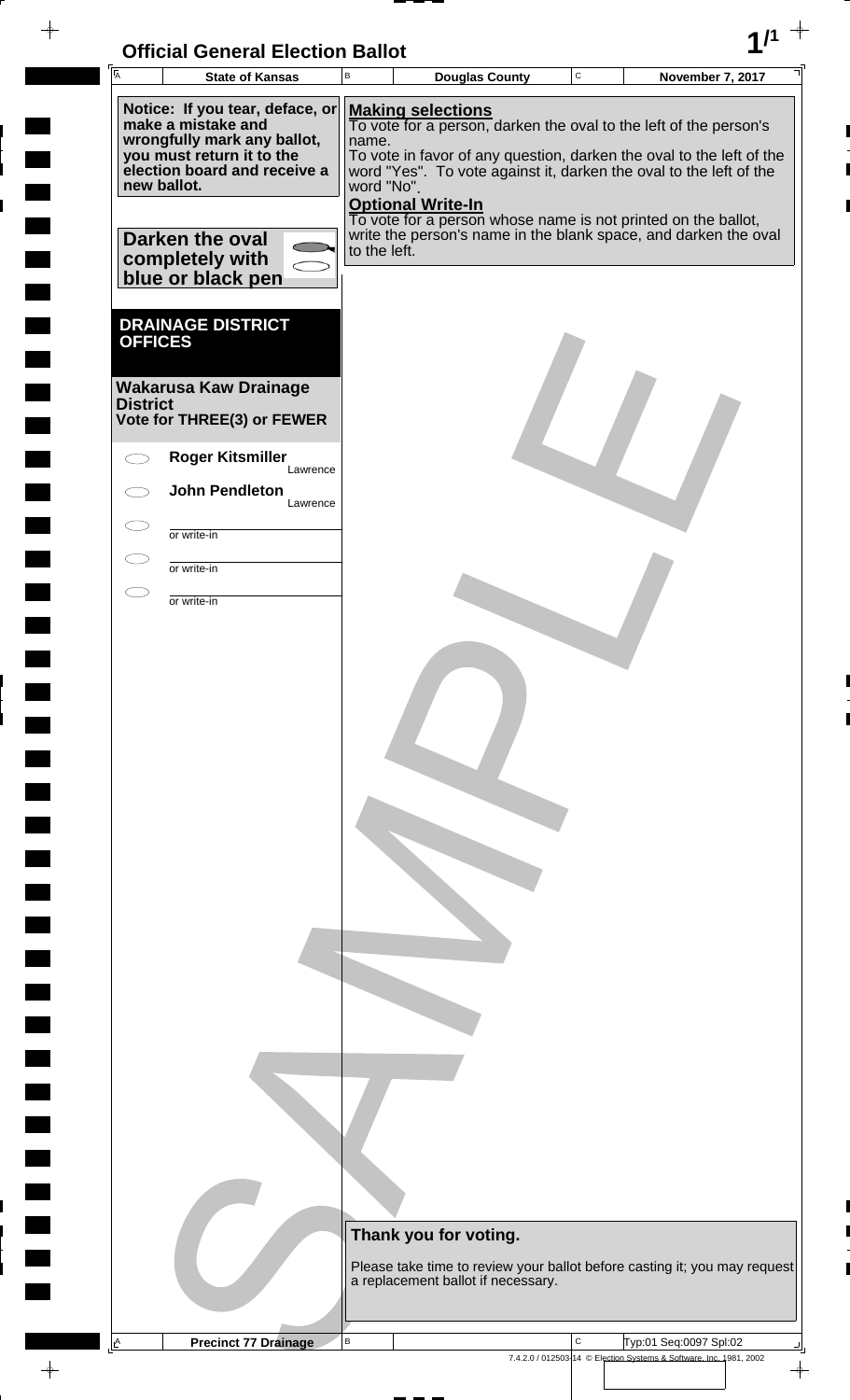# Official General Election Ballot

| State of Kansas | Douglas County | November 7, 2017 |
|---|---|---|

**Notice: If you tear, deface, or make a mistake and wrongfully mark any ballot, you must return it to the election board and receive a new ballot.**

**Darken the oval completely with blue or black pen**

**Making selections**
To vote for a person, darken the oval to the left of the person's name.
To vote in favor of any question, darken the oval to the left of the word "Yes". To vote against it, darken the oval to the left of the word "No".

**Optional Write-In**
To vote for a person whose name is not printed on the ballot, write the person's name in the blank space, and darken the oval to the left.

## DRAINAGE DISTRICT OFFICES

### Wakarusa Kaw Drainage District
**Vote for THREE(3) or FEWER**

- ⬭ **Roger Kitsmiller** — Lawrence
- ⬭ **John Pendleton** — Lawrence
- ⬭ ________ or write-in
- ⬭ ________ or write-in
- ⬭ ________ or write-in

**Thank you for voting.**

Please take time to review your ballot before casting it; you may request a replacement ballot if necessary.

SAMPLE

Precinct 77 Drainage — Typ:01 Seq:0097 Spl:02

7.4.2.0 / 012503-14 © Election Systems & Software, Inc. 1981, 2002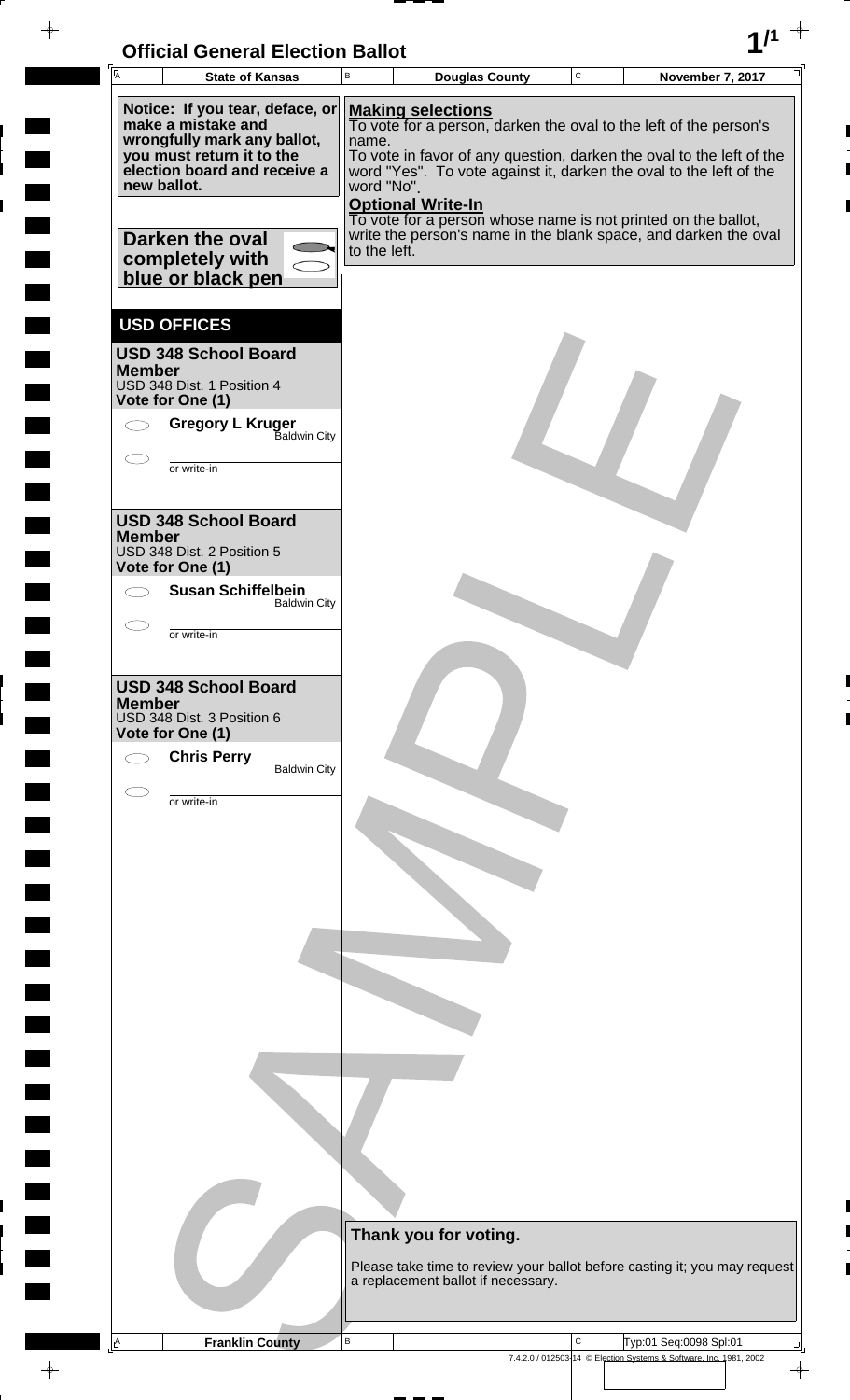# Official General Election Ballot

| State of Kansas | Douglas County | November 7, 2017 |
|---|---|---|

**Notice: If you tear, deface, or make a mistake and wrongfully mark any ballot, you must return it to the election board and receive a new ballot.**

**Darken the oval completely with blue or black pen**

**Making selections**
To vote for a person, darken the oval to the left of the person's name.
To vote in favor of any question, darken the oval to the left of the word "Yes". To vote against it, darken the oval to the left of the word "No".

**Optional Write-In**
To vote for a person whose name is not printed on the ballot, write the person's name in the blank space, and darken the oval to the left.

## USD OFFICES

### USD 348 School Board Member
USD 348 Dist. 1 Position 4
**Vote for One (1)**

- ⬭ **Gregory L Kruger** — Baldwin City
- ⬭ ________ or write-in

### USD 348 School Board Member
USD 348 Dist. 2 Position 5
**Vote for One (1)**

- ⬭ **Susan Schiffelbein** — Baldwin City
- ⬭ ________ or write-in

### USD 348 School Board Member
USD 348 Dist. 3 Position 6
**Vote for One (1)**

- ⬭ **Chris Perry** — Baldwin City
- ⬭ ________ or write-in

**Thank you for voting.**

Please take time to review your ballot before casting it; you may request a replacement ballot if necessary.

SAMPLE

| Franklin County | | Typ:01 Seq:0098 Spl:01 |
|---|---|---|

7.4.2.0 / 012503-14 © Election Systems & Software, Inc. 1981, 2002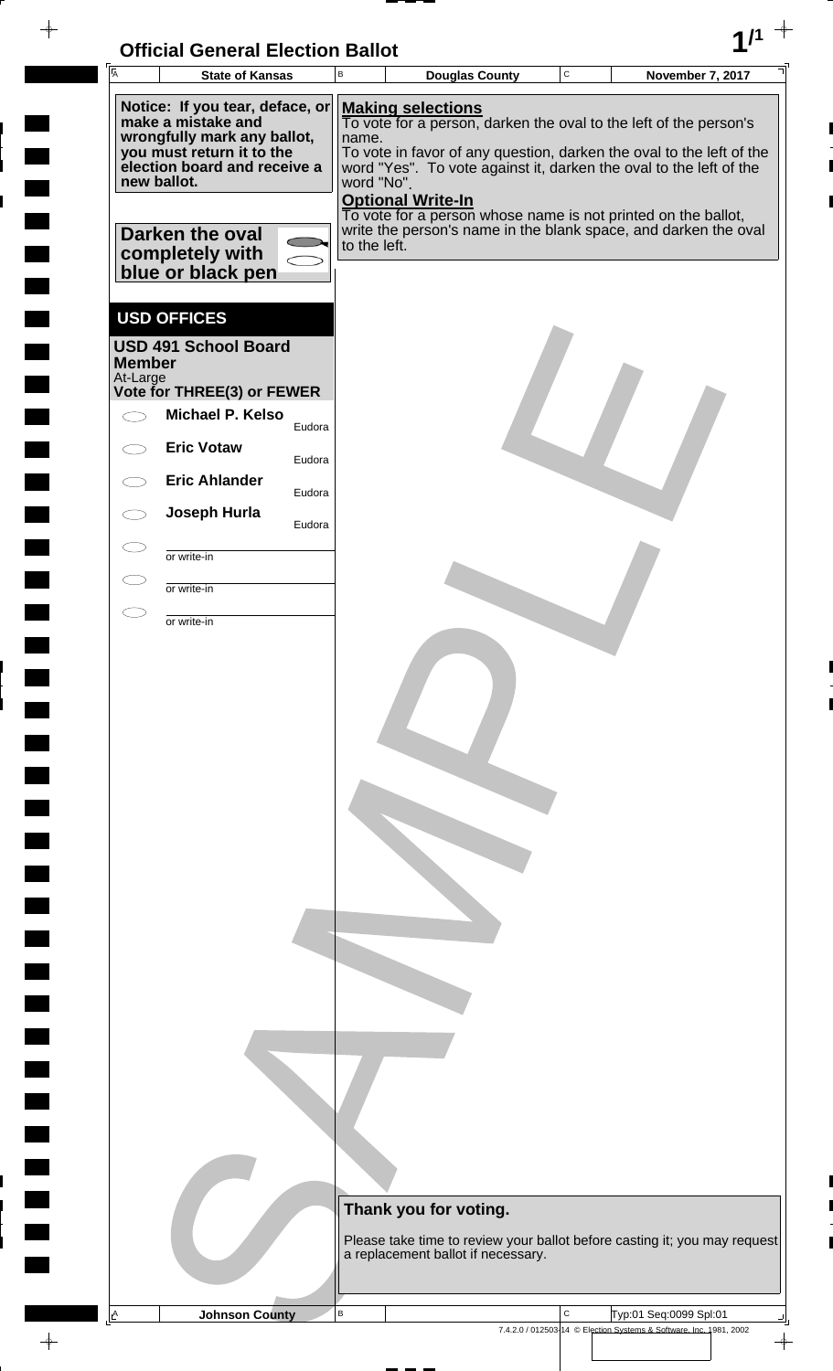# Official General Election Ballot

| State of Kansas | Douglas County | November 7, 2017 |
|---|---|---|

**Notice: If you tear, deface, or make a mistake and wrongfully mark any ballot, you must return it to the election board and receive a new ballot.**

**Darken the oval completely with blue or black pen**

**Making selections**
To vote for a person, darken the oval to the left of the person's name.
To vote in favor of any question, darken the oval to the left of the word "Yes". To vote against it, darken the oval to the left of the word "No".

**Optional Write-In**
To vote for a person whose name is not printed on the ballot, write the person's name in the blank space, and darken the oval to the left.

## USD OFFICES

**USD 491 School Board Member**
At-Large
**Vote for THREE(3) or FEWER**

- ⬭ **Michael P. Kelso** Eudora
- ⬭ **Eric Votaw** Eudora
- ⬭ **Eric Ahlander** Eudora
- ⬭ **Joseph Hurla** Eudora
- ⬭ ____________ or write-in
- ⬭ ____________ or write-in
- ⬭ ____________ or write-in

**Thank you for voting.**

Please take time to review your ballot before casting it; you may request a replacement ballot if necessary.

SAMPLE

Johnson County | Typ:01 Seq:0099 Spl:01

7.4.2.0 / 012503-14 © Election Systems & Software, Inc. 1981, 2002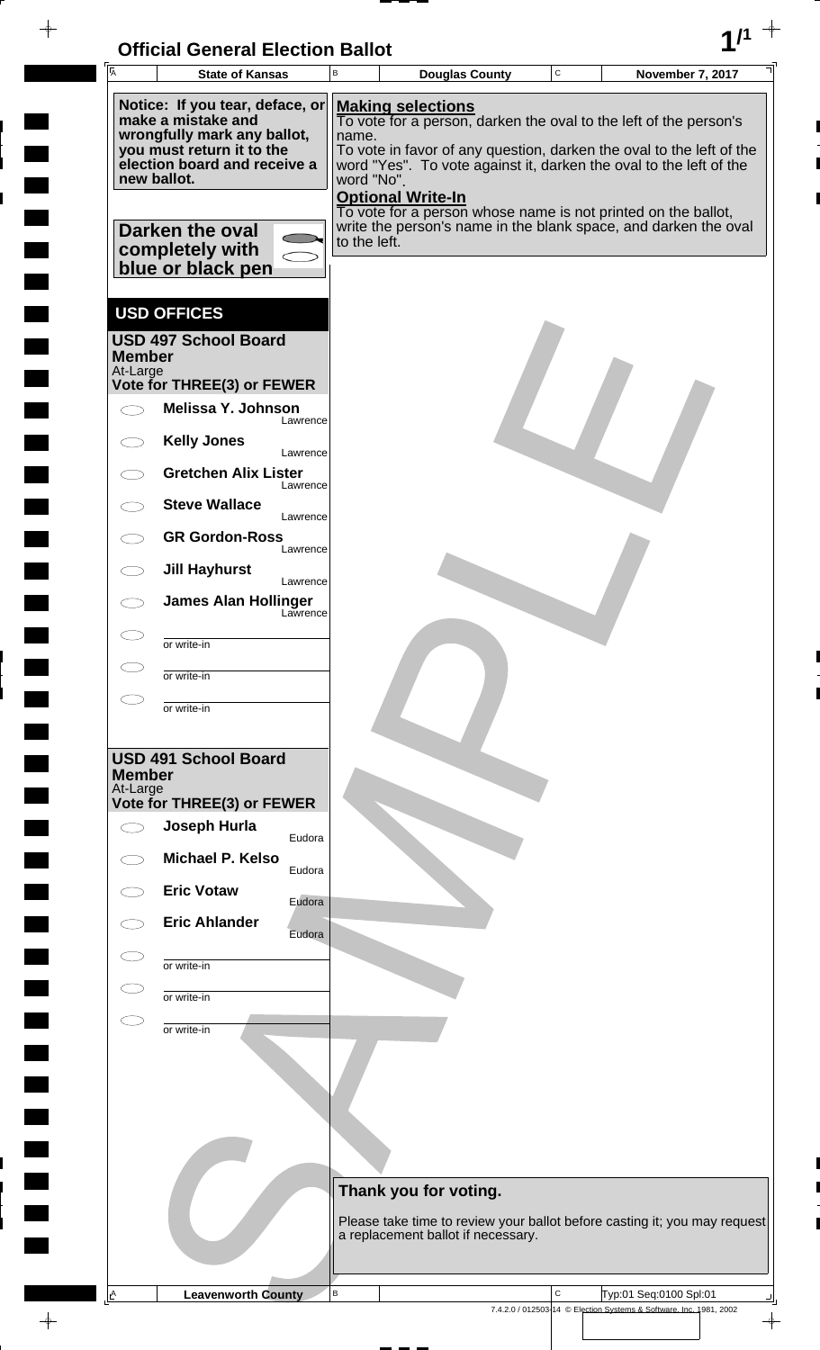# Official General Election Ballot

| State of Kansas | Douglas County | November 7, 2017 |
| --- | --- | --- |

**Notice: If you tear, deface, or make a mistake and wrongfully mark any ballot, you must return it to the election board and receive a new ballot.**

**Darken the oval completely with blue or black pen**

**Making selections**

To vote for a person, darken the oval to the left of the person's name.

To vote in favor of any question, darken the oval to the left of the word "Yes". To vote against it, darken the oval to the left of the word "No".

**Optional Write-In**

To vote for a person whose name is not printed on the ballot, write the person's name in the blank space, and darken the oval to the left.

## USD OFFICES

### USD 497 School Board Member

At-Large

**Vote for THREE(3) or FEWER**

- ⬭ **Melissa Y. Johnson** — Lawrence
- ⬭ **Kelly Jones** — Lawrence
- ⬭ **Gretchen Alix Lister** — Lawrence
- ⬭ **Steve Wallace** — Lawrence
- ⬭ **GR Gordon-Ross** — Lawrence
- ⬭ **Jill Hayhurst** — Lawrence
- ⬭ **James Alan Hollinger** — Lawrence
- ⬭ ________ or write-in
- ⬭ ________ or write-in
- ⬭ ________ or write-in

### USD 491 School Board Member

At-Large

**Vote for THREE(3) or FEWER**

- ⬭ **Joseph Hurla** — Eudora
- ⬭ **Michael P. Kelso** — Eudora
- ⬭ **Eric Votaw** — Eudora
- ⬭ **Eric Ahlander** — Eudora
- ⬭ ________ or write-in
- ⬭ ________ or write-in
- ⬭ ________ or write-in

**Thank you for voting.**

Please take time to review your ballot before casting it; you may request a replacement ballot if necessary.

SAMPLE

Leavenworth County

Typ:01 Seq:0100 Spl:01

7.4.2.0 / 012503-14 © Election Systems & Software, Inc. 1981, 2002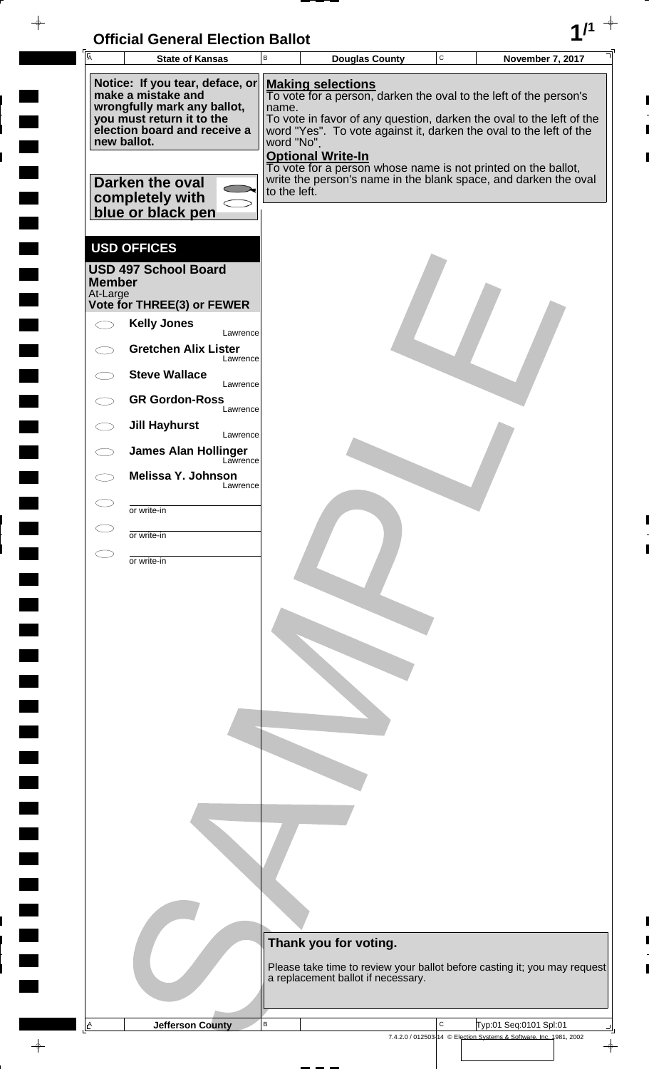# Official General Election Ballot

| State of Kansas | Douglas County | November 7, 2017 |
|---|---|---|

**Notice: If you tear, deface, or make a mistake and wrongfully mark any ballot, you must return it to the election board and receive a new ballot.**

**Darken the oval completely with blue or black pen**

**Making selections**
To vote for a person, darken the oval to the left of the person's name.
To vote in favor of any question, darken the oval to the left of the word "Yes". To vote against it, darken the oval to the left of the word "No".

**Optional Write-In**
To vote for a person whose name is not printed on the ballot, write the person's name in the blank space, and darken the oval to the left.

## USD OFFICES

**USD 497 School Board Member**
At-Large
**Vote for THREE(3) or FEWER**

- **Kelly Jones** Lawrence
- **Gretchen Alix Lister** Lawrence
- **Steve Wallace** Lawrence
- **GR Gordon-Ross** Lawrence
- **Jill Hayhurst** Lawrence
- **James Alan Hollinger** Lawrence
- **Melissa Y. Johnson** Lawrence
- ________ or write-in
- ________ or write-in
- ________ or write-in

SAMPLE

**Thank you for voting.**

Please take time to review your ballot before casting it; you may request a replacement ballot if necessary.

Jefferson County

Typ:01 Seq:0101 Spl:01

7.4.2.0 / 012503-14 © Election Systems & Software, Inc. 1981, 2002